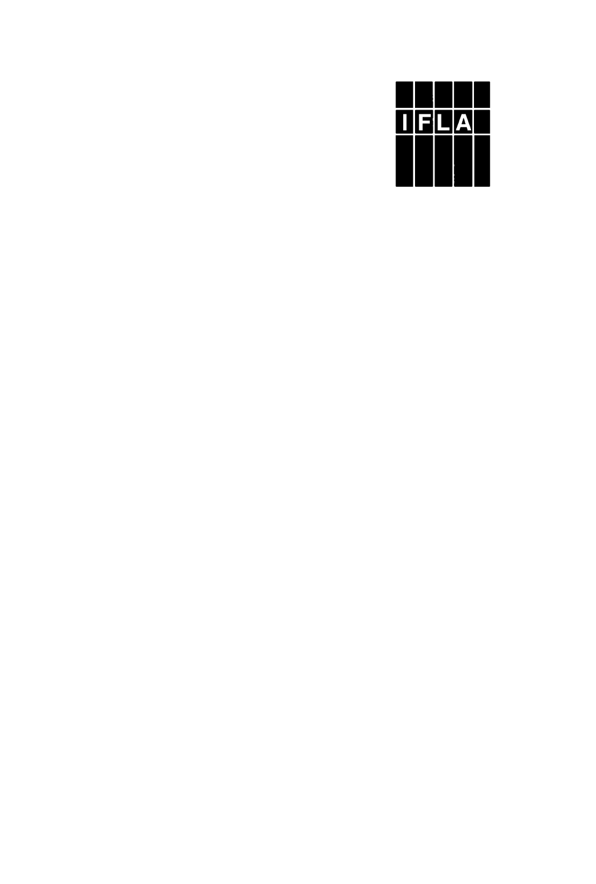IFLA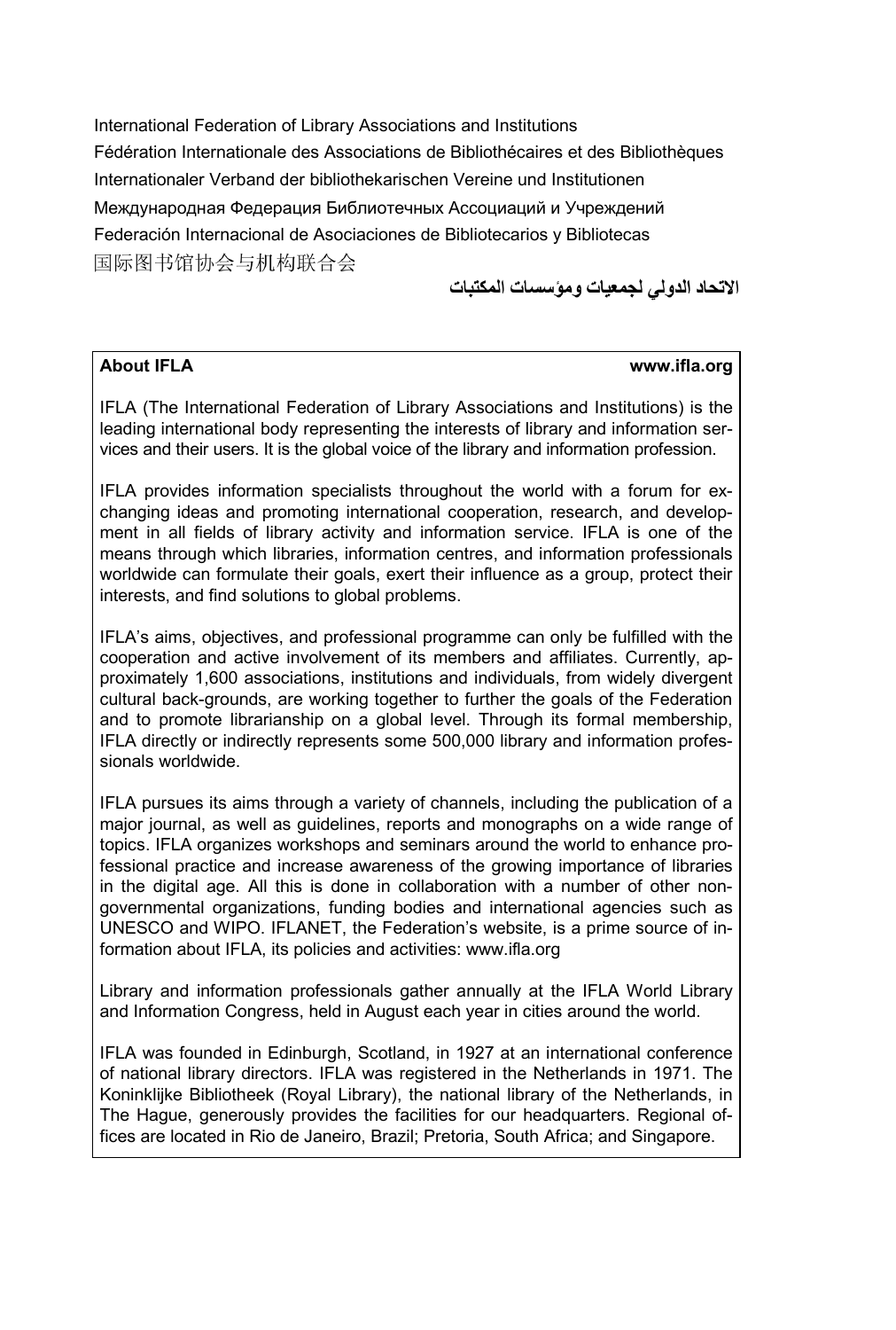International Federation of Library Associations and Institutions

Fédération Internationale des Associations de Bibliothécaires et des Bibliothèques

Internationaler Verband der bibliothekarischen Vereine und Institutionen

Международная Федерация Библиотечных Ассоциаций и Учреждений

Federación Internacional de Asociaciones de Bibliotecarios y Bibliotecas

国际图书馆协会与机构联合会

الاتحاد الدولي لجمعيات ومؤسسات المكتبات

**About IFLA** **www.ifla.org**

IFLA (The International Federation of Library Associations and Institutions) is the leading international body representing the interests of library and information services and their users. It is the global voice of the library and information profession.

IFLA provides information specialists throughout the world with a forum for exchanging ideas and promoting international cooperation, research, and development in all fields of library activity and information service. IFLA is one of the means through which libraries, information centres, and information professionals worldwide can formulate their goals, exert their influence as a group, protect their interests, and find solutions to global problems.

IFLA's aims, objectives, and professional programme can only be fulfilled with the cooperation and active involvement of its members and affiliates. Currently, approximately 1,600 associations, institutions and individuals, from widely divergent cultural back-grounds, are working together to further the goals of the Federation and to promote librarianship on a global level. Through its formal membership, IFLA directly or indirectly represents some 500,000 library and information professionals worldwide.

IFLA pursues its aims through a variety of channels, including the publication of a major journal, as well as guidelines, reports and monographs on a wide range of topics. IFLA organizes workshops and seminars around the world to enhance professional practice and increase awareness of the growing importance of libraries in the digital age. All this is done in collaboration with a number of other non-governmental organizations, funding bodies and international agencies such as UNESCO and WIPO. IFLANET, the Federation's website, is a prime source of information about IFLA, its policies and activities: www.ifla.org

Library and information professionals gather annually at the IFLA World Library and Information Congress, held in August each year in cities around the world.

IFLA was founded in Edinburgh, Scotland, in 1927 at an international conference of national library directors. IFLA was registered in the Netherlands in 1971. The Koninklijke Bibliotheek (Royal Library), the national library of the Netherlands, in The Hague, generously provides the facilities for our headquarters. Regional offices are located in Rio de Janeiro, Brazil; Pretoria, South Africa; and Singapore.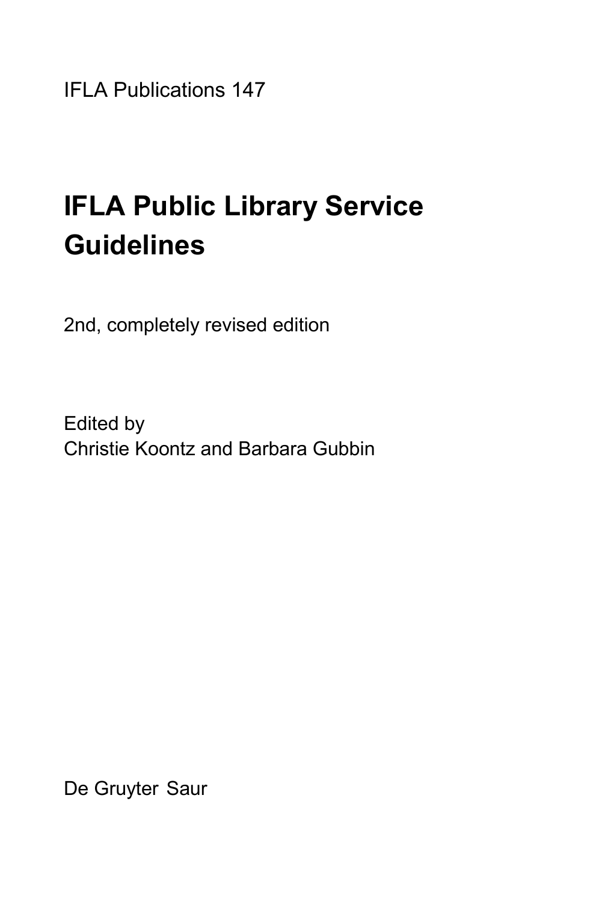IFLA Publications 147

# IFLA Public Library Service Guidelines

2nd, completely revised edition

Edited by
Christie Koontz and Barbara Gubbin

De Gruyter Saur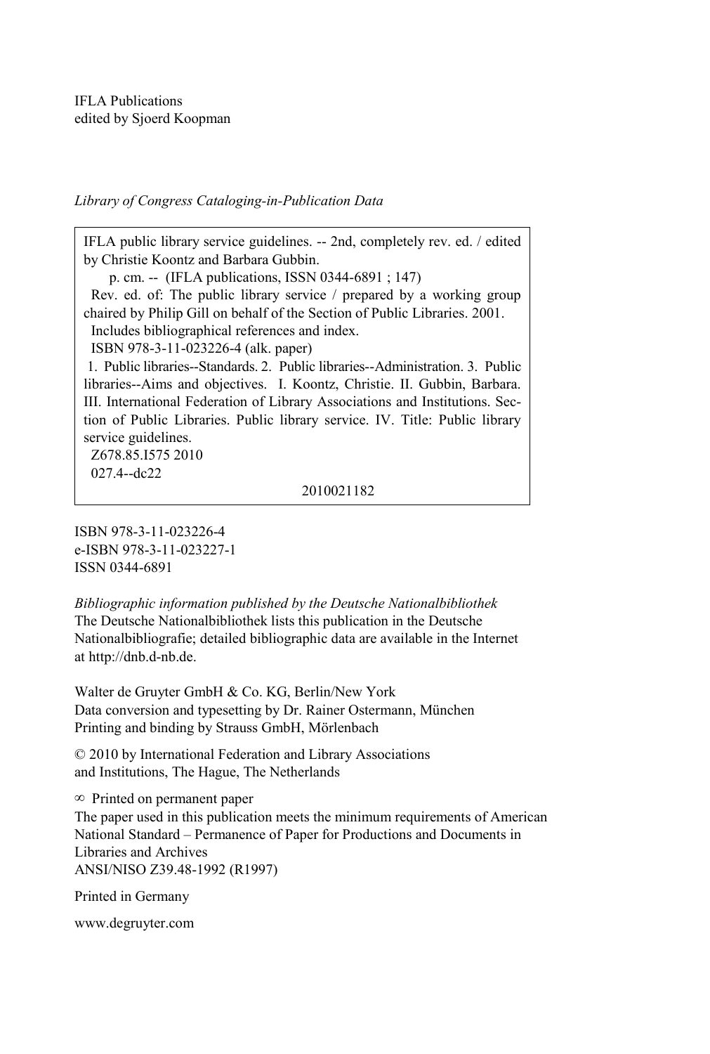IFLA Publications
edited by Sjoerd Koopman

*Library of Congress Cataloging-in-Publication Data*

IFLA public library service guidelines. -- 2nd, completely rev. ed. / edited by Christie Koontz and Barbara Gubbin.
p. cm. -- (IFLA publications, ISSN 0344-6891 ; 147)
Rev. ed. of: The public library service / prepared by a working group chaired by Philip Gill on behalf of the Section of Public Libraries. 2001.
Includes bibliographical references and index.
ISBN 978-3-11-023226-4 (alk. paper)
1. Public libraries--Standards. 2. Public libraries--Administration. 3. Public libraries--Aims and objectives. I. Koontz, Christie. II. Gubbin, Barbara. III. International Federation of Library Associations and Institutions. Section of Public Libraries. Public library service. IV. Title: Public library service guidelines.
Z678.85.I575 2010
027.4--dc22
2010021182

ISBN 978-3-11-023226-4
e-ISBN 978-3-11-023227-1
ISSN 0344-6891

*Bibliographic information published by the Deutsche Nationalbibliothek*
The Deutsche Nationalbibliothek lists this publication in the Deutsche Nationalbibliografie; detailed bibliographic data are available in the Internet at http://dnb.d-nb.de.

Walter de Gruyter GmbH & Co. KG, Berlin/New York
Data conversion and typesetting by Dr. Rainer Ostermann, München
Printing and binding by Strauss GmbH, Mörlenbach

© 2010 by International Federation and Library Associations and Institutions, The Hague, The Netherlands

∞ Printed on permanent paper
The paper used in this publication meets the minimum requirements of American National Standard – Permanence of Paper for Productions and Documents in Libraries and Archives
ANSI/NISO Z39.48-1992 (R1997)

Printed in Germany

www.degruyter.com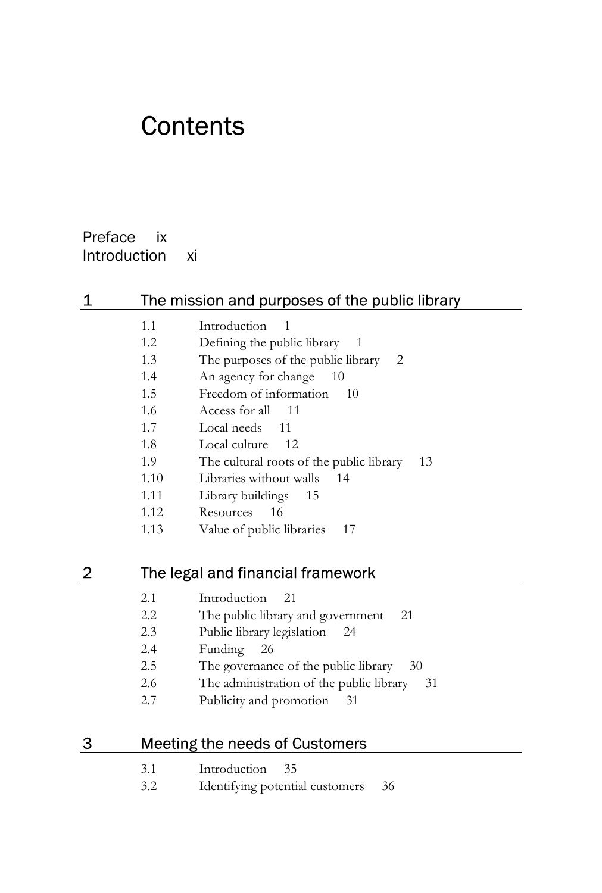# Contents

Preface ix
Introduction xi

## 1 The mission and purposes of the public library

1.1 Introduction 1
1.2 Defining the public library 1
1.3 The purposes of the public library 2
1.4 An agency for change 10
1.5 Freedom of information 10
1.6 Access for all 11
1.7 Local needs 11
1.8 Local culture 12
1.9 The cultural roots of the public library 13
1.10 Libraries without walls 14
1.11 Library buildings 15
1.12 Resources 16
1.13 Value of public libraries 17

## 2 The legal and financial framework

2.1 Introduction 21
2.2 The public library and government 21
2.3 Public library legislation 24
2.4 Funding 26
2.5 The governance of the public library 30
2.6 The administration of the public library 31
2.7 Publicity and promotion 31

## 3 Meeting the needs of Customers

3.1 Introduction 35
3.2 Identifying potential customers 36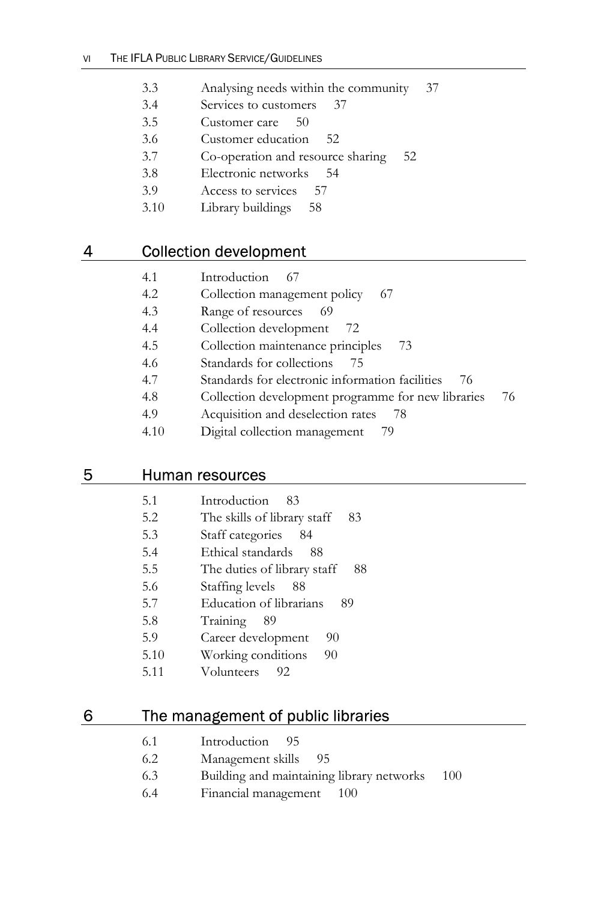3.3 Analysing needs within the community 37
3.4 Services to customers 37
3.5 Customer care 50
3.6 Customer education 52
3.7 Co-operation and resource sharing 52
3.8 Electronic networks 54
3.9 Access to services 57
3.10 Library buildings 58

## 4 Collection development

4.1 Introduction 67
4.2 Collection management policy 67
4.3 Range of resources 69
4.4 Collection development 72
4.5 Collection maintenance principles 73
4.6 Standards for collections 75
4.7 Standards for electronic information facilities 76
4.8 Collection development programme for new libraries 76
4.9 Acquisition and deselection rates 78
4.10 Digital collection management 79

## 5 Human resources

5.1 Introduction 83
5.2 The skills of library staff 83
5.3 Staff categories 84
5.4 Ethical standards 88
5.5 The duties of library staff 88
5.6 Staffing levels 88
5.7 Education of librarians 89
5.8 Training 89
5.9 Career development 90
5.10 Working conditions 90
5.11 Volunteers 92

## 6 The management of public libraries

6.1 Introduction 95
6.2 Management skills 95
6.3 Building and maintaining library networks 100
6.4 Financial management 100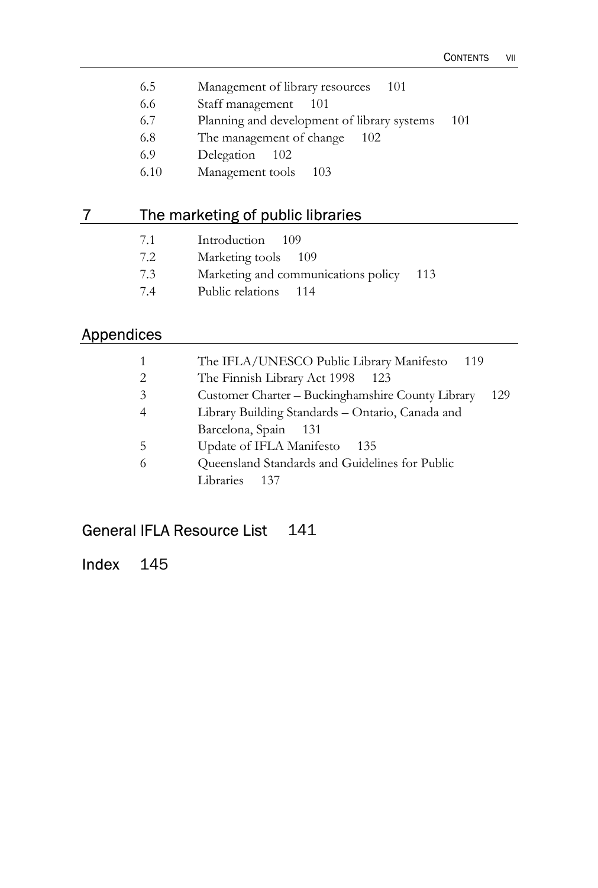6.5 Management of library resources 101
6.6 Staff management 101
6.7 Planning and development of library systems 101
6.8 The management of change 102
6.9 Delegation 102
6.10 Management tools 103

## 7 The marketing of public libraries

7.1 Introduction 109
7.2 Marketing tools 109
7.3 Marketing and communications policy 113
7.4 Public relations 114

## Appendices

1 The IFLA/UNESCO Public Library Manifesto 119
2 The Finnish Library Act 1998 123
3 Customer Charter – Buckinghamshire County Library 129
4 Library Building Standards – Ontario, Canada and Barcelona, Spain 131
5 Update of IFLA Manifesto 135
6 Queensland Standards and Guidelines for Public Libraries 137

## General IFLA Resource List 141

## Index 145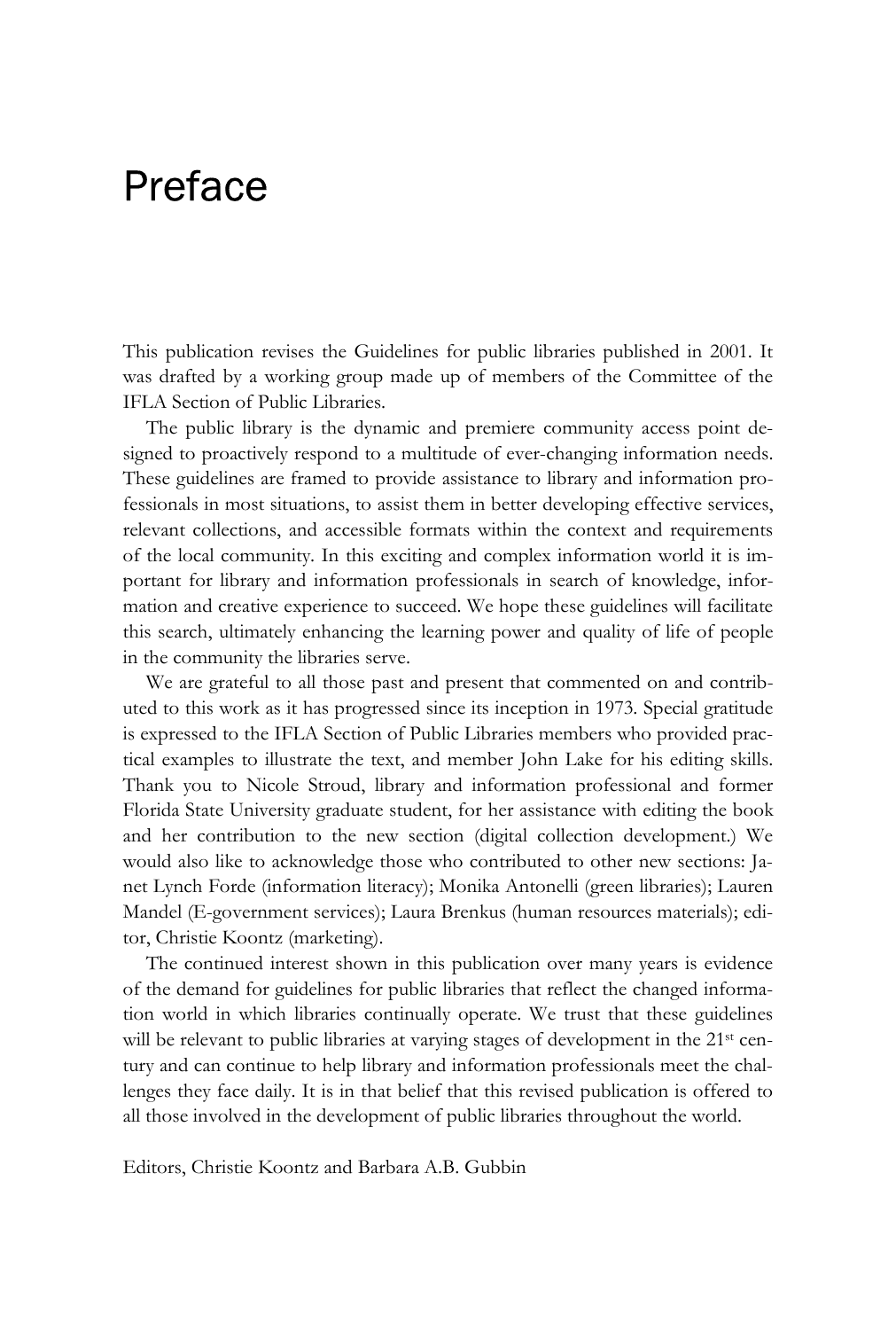# Preface

This publication revises the Guidelines for public libraries published in 2001. It was drafted by a working group made up of members of the Committee of the IFLA Section of Public Libraries.

The public library is the dynamic and premiere community access point designed to proactively respond to a multitude of ever-changing information needs. These guidelines are framed to provide assistance to library and information professionals in most situations, to assist them in better developing effective services, relevant collections, and accessible formats within the context and requirements of the local community. In this exciting and complex information world it is important for library and information professionals in search of knowledge, information and creative experience to succeed. We hope these guidelines will facilitate this search, ultimately enhancing the learning power and quality of life of people in the community the libraries serve.

We are grateful to all those past and present that commented on and contributed to this work as it has progressed since its inception in 1973. Special gratitude is expressed to the IFLA Section of Public Libraries members who provided practical examples to illustrate the text, and member John Lake for his editing skills. Thank you to Nicole Stroud, library and information professional and former Florida State University graduate student, for her assistance with editing the book and her contribution to the new section (digital collection development.) We would also like to acknowledge those who contributed to other new sections: Janet Lynch Forde (information literacy); Monika Antonelli (green libraries); Lauren Mandel (E-government services); Laura Brenkus (human resources materials); editor, Christie Koontz (marketing).

The continued interest shown in this publication over many years is evidence of the demand for guidelines for public libraries that reflect the changed information world in which libraries continually operate. We trust that these guidelines will be relevant to public libraries at varying stages of development in the 21st century and can continue to help library and information professionals meet the challenges they face daily. It is in that belief that this revised publication is offered to all those involved in the development of public libraries throughout the world.

Editors, Christie Koontz and Barbara A.B. Gubbin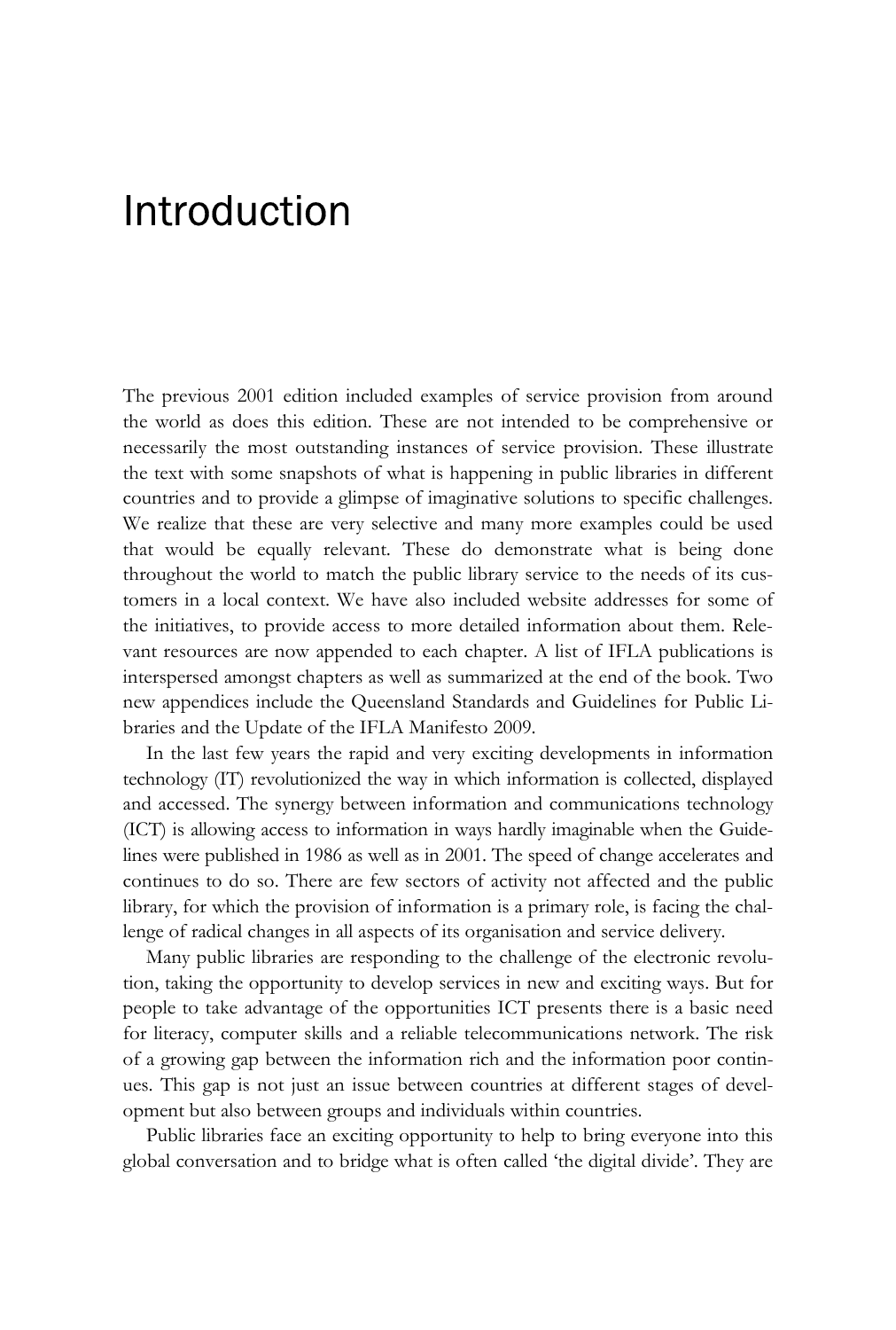# Introduction

The previous 2001 edition included examples of service provision from around the world as does this edition. These are not intended to be comprehensive or necessarily the most outstanding instances of service provision. These illustrate the text with some snapshots of what is happening in public libraries in different countries and to provide a glimpse of imaginative solutions to specific challenges. We realize that these are very selective and many more examples could be used that would be equally relevant. These do demonstrate what is being done throughout the world to match the public library service to the needs of its customers in a local context. We have also included website addresses for some of the initiatives, to provide access to more detailed information about them. Relevant resources are now appended to each chapter. A list of IFLA publications is interspersed amongst chapters as well as summarized at the end of the book. Two new appendices include the Queensland Standards and Guidelines for Public Libraries and the Update of the IFLA Manifesto 2009.

In the last few years the rapid and very exciting developments in information technology (IT) revolutionized the way in which information is collected, displayed and accessed. The synergy between information and communications technology (ICT) is allowing access to information in ways hardly imaginable when the Guidelines were published in 1986 as well as in 2001. The speed of change accelerates and continues to do so. There are few sectors of activity not affected and the public library, for which the provision of information is a primary role, is facing the challenge of radical changes in all aspects of its organisation and service delivery.

Many public libraries are responding to the challenge of the electronic revolution, taking the opportunity to develop services in new and exciting ways. But for people to take advantage of the opportunities ICT presents there is a basic need for literacy, computer skills and a reliable telecommunications network. The risk of a growing gap between the information rich and the information poor continues. This gap is not just an issue between countries at different stages of development but also between groups and individuals within countries.

Public libraries face an exciting opportunity to help to bring everyone into this global conversation and to bridge what is often called 'the digital divide'. They are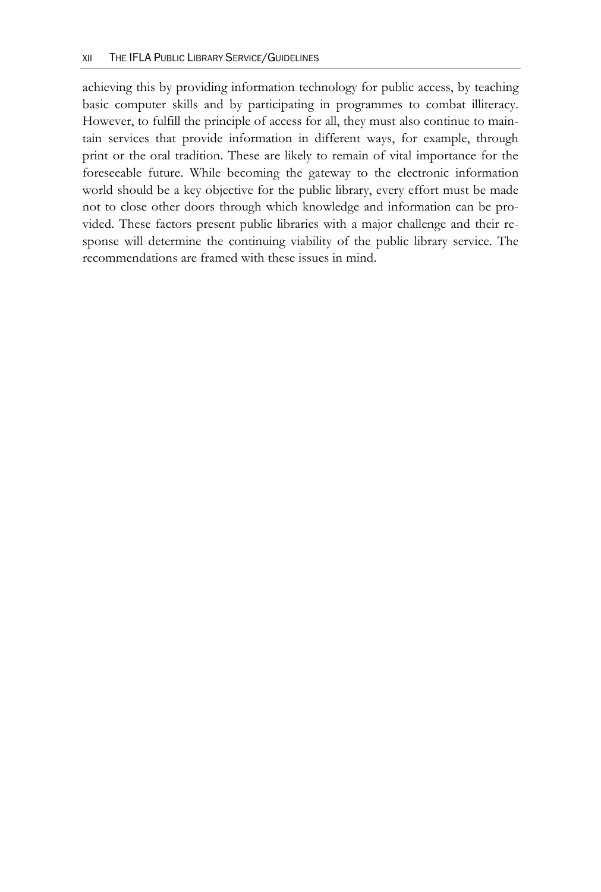achieving this by providing information technology for public access, by teaching basic computer skills and by participating in programmes to combat illiteracy. However, to fulfill the principle of access for all, they must also continue to maintain services that provide information in different ways, for example, through print or the oral tradition. These are likely to remain of vital importance for the foreseeable future. While becoming the gateway to the electronic information world should be a key objective for the public library, every effort must be made not to close other doors through which knowledge and information can be provided. These factors present public libraries with a major challenge and their response will determine the continuing viability of the public library service. The recommendations are framed with these issues in mind.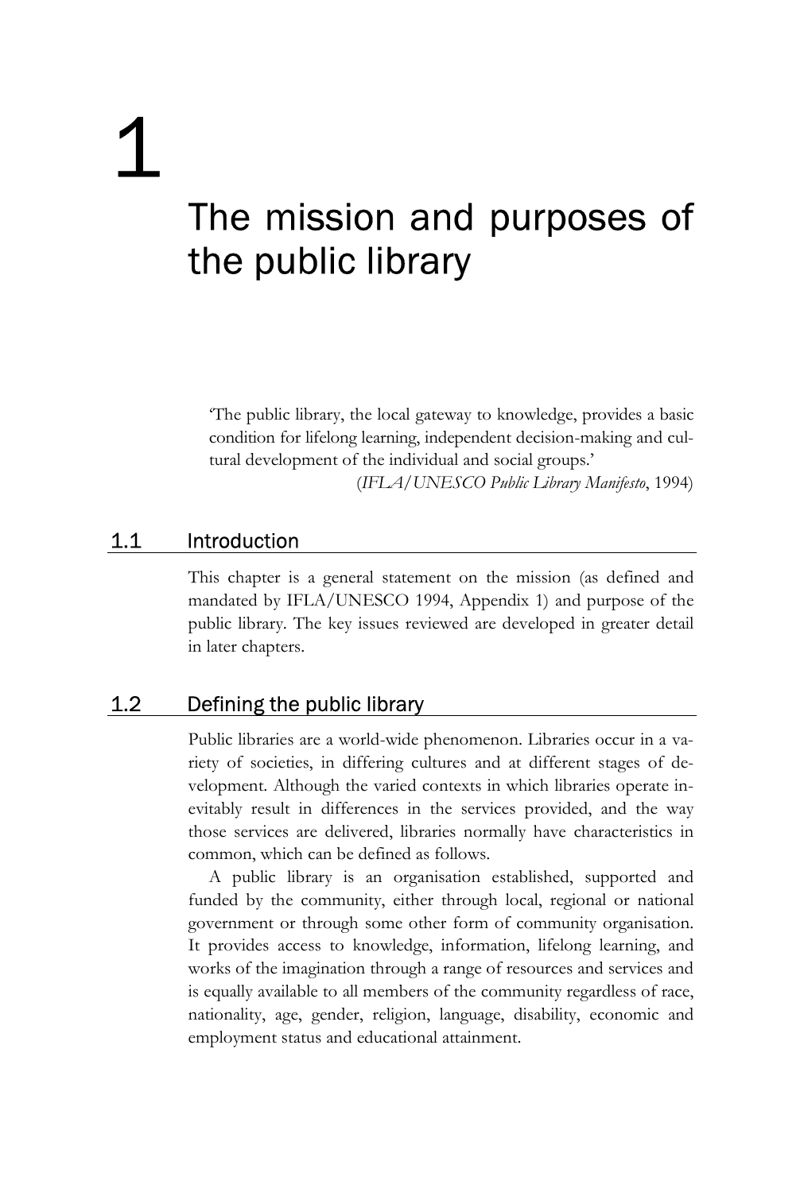# 1 The mission and purposes of the public library

> 'The public library, the local gateway to knowledge, provides a basic condition for lifelong learning, independent decision-making and cultural development of the individual and social groups.'
>
> (*IFLA/UNESCO Public Library Manifesto*, 1994)

## 1.1 Introduction

This chapter is a general statement on the mission (as defined and mandated by IFLA/UNESCO 1994, Appendix 1) and purpose of the public library. The key issues reviewed are developed in greater detail in later chapters.

## 1.2 Defining the public library

Public libraries are a world-wide phenomenon. Libraries occur in a variety of societies, in differing cultures and at different stages of development. Although the varied contexts in which libraries operate inevitably result in differences in the services provided, and the way those services are delivered, libraries normally have characteristics in common, which can be defined as follows.

A public library is an organisation established, supported and funded by the community, either through local, regional or national government or through some other form of community organisation. It provides access to knowledge, information, lifelong learning, and works of the imagination through a range of resources and services and is equally available to all members of the community regardless of race, nationality, age, gender, religion, language, disability, economic and employment status and educational attainment.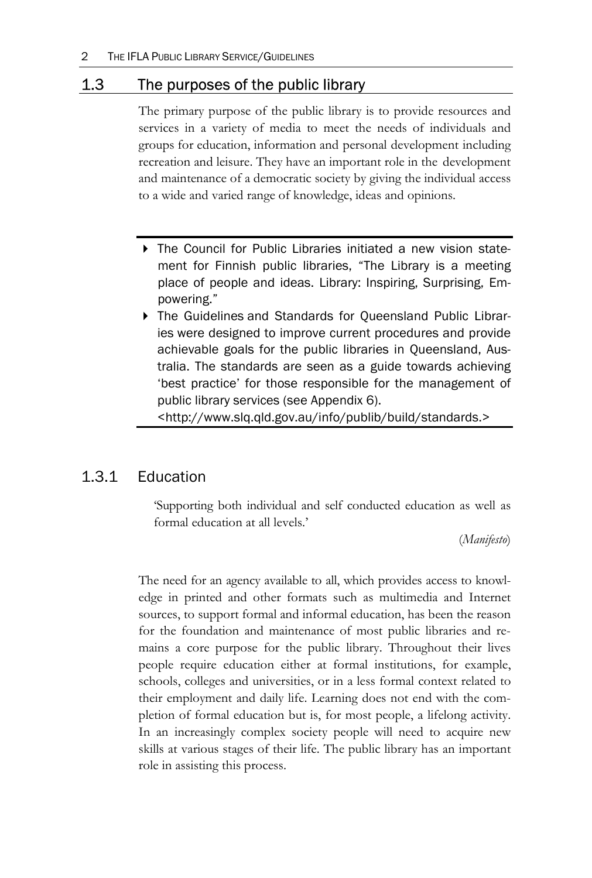## 1.3 The purposes of the public library

The primary purpose of the public library is to provide resources and services in a variety of media to meet the needs of individuals and groups for education, information and personal development including recreation and leisure. They have an important role in the development and maintenance of a democratic society by giving the individual access to a wide and varied range of knowledge, ideas and opinions.

- The Council for Public Libraries initiated a new vision statement for Finnish public libraries, "The Library is a meeting place of people and ideas. Library: Inspiring, Surprising, Empowering."
- The Guidelines and Standards for Queensland Public Libraries were designed to improve current procedures and provide achievable goals for the public libraries in Queensland, Australia. The standards are seen as a guide towards achieving 'best practice' for those responsible for the management of public library services (see Appendix 6). <http://www.slq.qld.gov.au/info/publib/build/standards.>

### 1.3.1 Education

'Supporting both individual and self conducted education as well as formal education at all levels.'

(*Manifesto*)

The need for an agency available to all, which provides access to knowledge in printed and other formats such as multimedia and Internet sources, to support formal and informal education, has been the reason for the foundation and maintenance of most public libraries and remains a core purpose for the public library. Throughout their lives people require education either at formal institutions, for example, schools, colleges and universities, or in a less formal context related to their employment and daily life. Learning does not end with the completion of formal education but is, for most people, a lifelong activity. In an increasingly complex society people will need to acquire new skills at various stages of their life. The public library has an important role in assisting this process.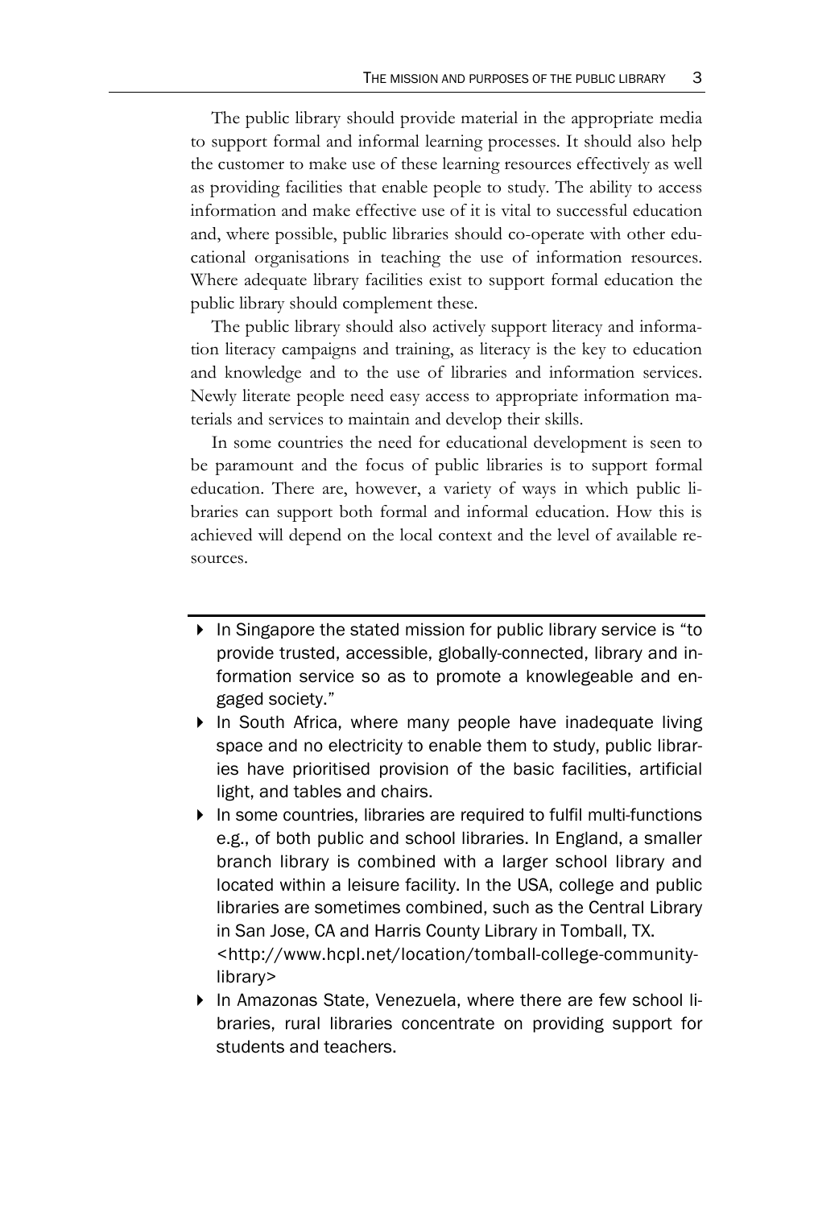The public library should provide material in the appropriate media to support formal and informal learning processes. It should also help the customer to make use of these learning resources effectively as well as providing facilities that enable people to study. The ability to access information and make effective use of it is vital to successful education and, where possible, public libraries should co-operate with other educational organisations in teaching the use of information resources. Where adequate library facilities exist to support formal education the public library should complement these.

The public library should also actively support literacy and information literacy campaigns and training, as literacy is the key to education and knowledge and to the use of libraries and information services. Newly literate people need easy access to appropriate information materials and services to maintain and develop their skills.

In some countries the need for educational development is seen to be paramount and the focus of public libraries is to support formal education. There are, however, a variety of ways in which public libraries can support both formal and informal education. How this is achieved will depend on the local context and the level of available resources.

---

- In Singapore the stated mission for public library service is "to provide trusted, accessible, globally-connected, library and information service so as to promote a knowlegeable and engaged society."
- In South Africa, where many people have inadequate living space and no electricity to enable them to study, public libraries have prioritised provision of the basic facilities, artificial light, and tables and chairs.
- In some countries, libraries are required to fulfil multi-functions e.g., of both public and school libraries. In England, a smaller branch library is combined with a larger school library and located within a leisure facility. In the USA, college and public libraries are sometimes combined, such as the Central Library in San Jose, CA and Harris County Library in Tomball, TX. <http://www.hcpl.net/location/tomball-college-community-library>
- In Amazonas State, Venezuela, where there are few school libraries, rural libraries concentrate on providing support for students and teachers.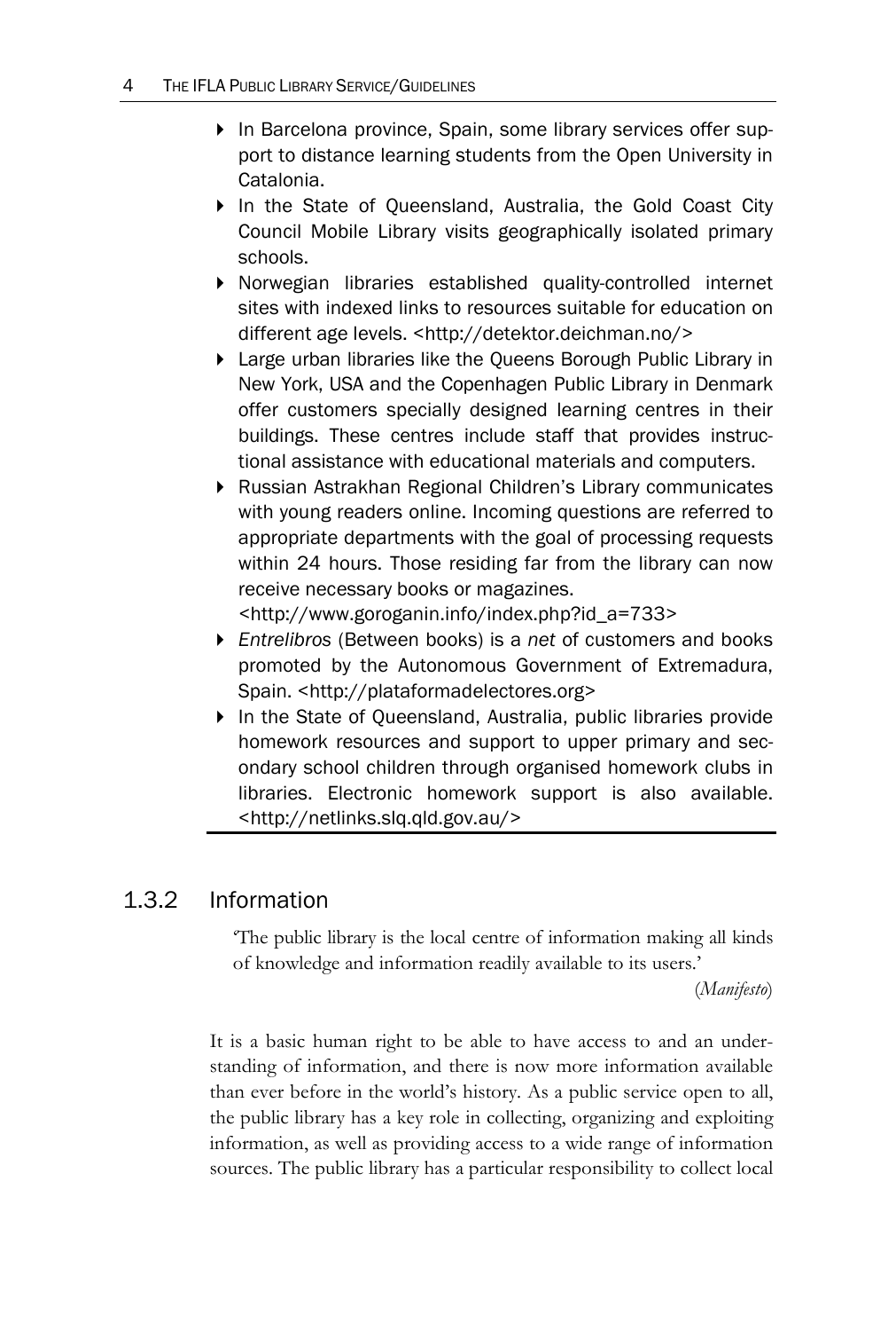- In Barcelona province, Spain, some library services offer support to distance learning students from the Open University in Catalonia.
- In the State of Queensland, Australia, the Gold Coast City Council Mobile Library visits geographically isolated primary schools.
- Norwegian libraries established quality-controlled internet sites with indexed links to resources suitable for education on different age levels. <http://detektor.deichman.no/>
- Large urban libraries like the Queens Borough Public Library in New York, USA and the Copenhagen Public Library in Denmark offer customers specially designed learning centres in their buildings. These centres include staff that provides instructional assistance with educational materials and computers.
- Russian Astrakhan Regional Children's Library communicates with young readers online. Incoming questions are referred to appropriate departments with the goal of processing requests within 24 hours. Those residing far from the library can now receive necessary books or magazines. <http://www.goroganin.info/index.php?id_a=733>
- *Entrelibros* (Between books) is a *net* of customers and books promoted by the Autonomous Government of Extremadura, Spain. <http://plataformadelectores.org>
- In the State of Queensland, Australia, public libraries provide homework resources and support to upper primary and secondary school children through organised homework clubs in libraries. Electronic homework support is also available. <http://netlinks.slq.qld.gov.au/>

### 1.3.2 Information

'The public library is the local centre of information making all kinds of knowledge and information readily available to its users.'

(*Manifesto*)

It is a basic human right to be able to have access to and an understanding of information, and there is now more information available than ever before in the world's history. As a public service open to all, the public library has a key role in collecting, organizing and exploiting information, as well as providing access to a wide range of information sources. The public library has a particular responsibility to collect local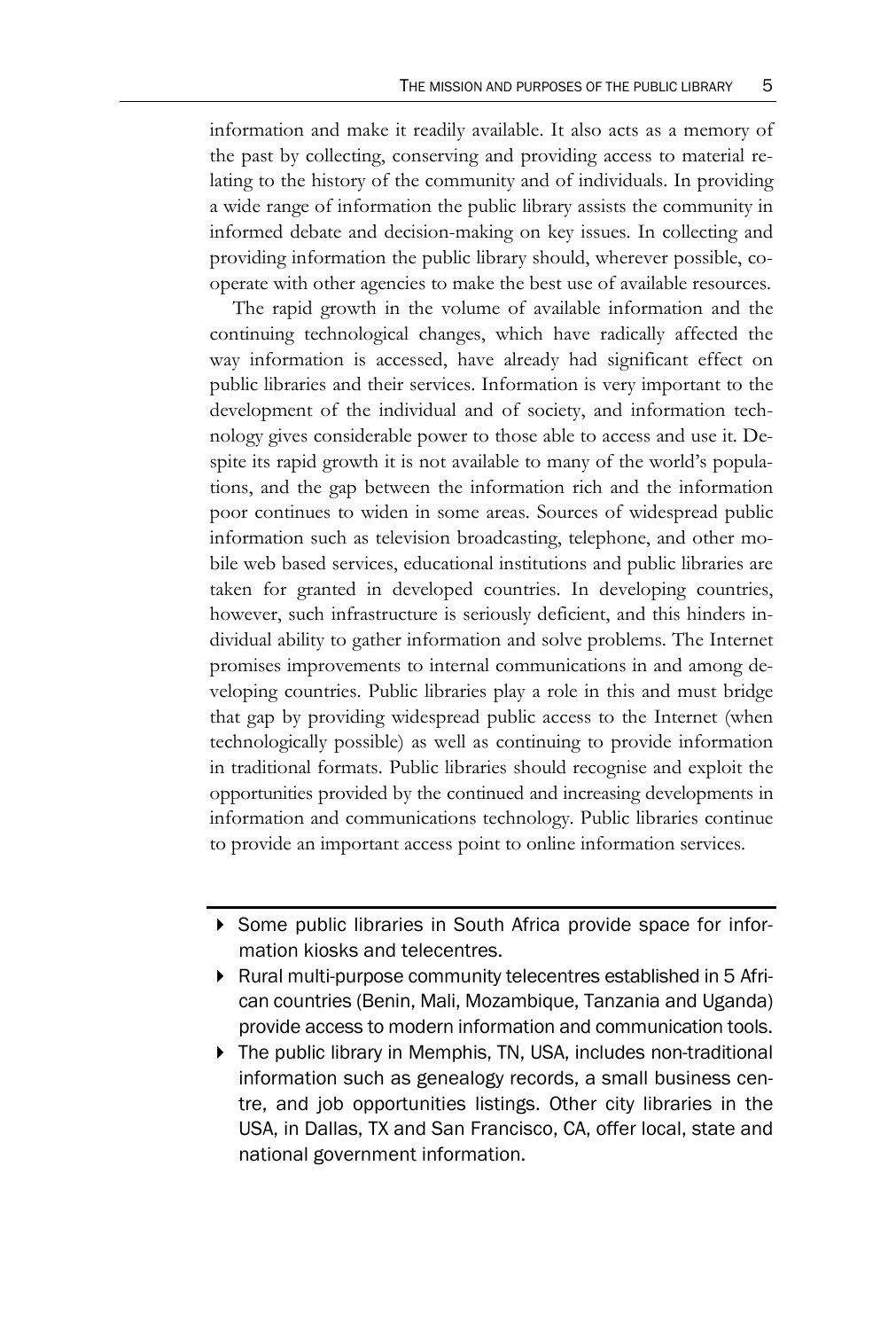information and make it readily available. It also acts as a memory of the past by collecting, conserving and providing access to material relating to the history of the community and of individuals. In providing a wide range of information the public library assists the community in informed debate and decision-making on key issues. In collecting and providing information the public library should, wherever possible, co-operate with other agencies to make the best use of available resources.

The rapid growth in the volume of available information and the continuing technological changes, which have radically affected the way information is accessed, have already had significant effect on public libraries and their services. Information is very important to the development of the individual and of society, and information technology gives considerable power to those able to access and use it. Despite its rapid growth it is not available to many of the world's populations, and the gap between the information rich and the information poor continues to widen in some areas. Sources of widespread public information such as television broadcasting, telephone, and other mobile web based services, educational institutions and public libraries are taken for granted in developed countries. In developing countries, however, such infrastructure is seriously deficient, and this hinders individual ability to gather information and solve problems. The Internet promises improvements to internal communications in and among developing countries. Public libraries play a role in this and must bridge that gap by providing widespread public access to the Internet (when technologically possible) as well as continuing to provide information in traditional formats. Public libraries should recognise and exploit the opportunities provided by the continued and increasing developments in information and communications technology. Public libraries continue to provide an important access point to online information services.

- Some public libraries in South Africa provide space for information kiosks and telecentres.
- Rural multi-purpose community telecentres established in 5 African countries (Benin, Mali, Mozambique, Tanzania and Uganda) provide access to modern information and communication tools.
- The public library in Memphis, TN, USA, includes non-traditional information such as genealogy records, a small business centre, and job opportunities listings. Other city libraries in the USA, in Dallas, TX and San Francisco, CA, offer local, state and national government information.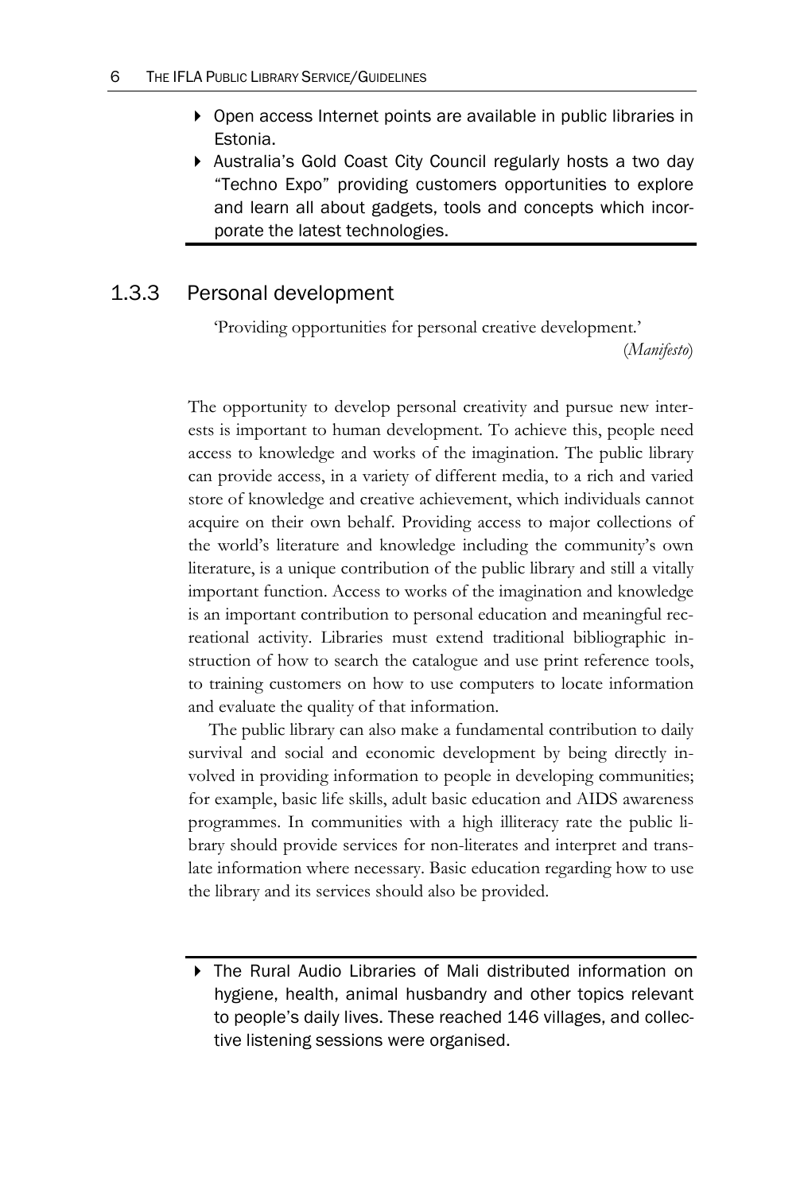- Open access Internet points are available in public libraries in Estonia.
- Australia's Gold Coast City Council regularly hosts a two day "Techno Expo" providing customers opportunities to explore and learn all about gadgets, tools and concepts which incorporate the latest technologies.

### 1.3.3 Personal development

'Providing opportunities for personal creative development.'
(*Manifesto*)

The opportunity to develop personal creativity and pursue new interests is important to human development. To achieve this, people need access to knowledge and works of the imagination. The public library can provide access, in a variety of different media, to a rich and varied store of knowledge and creative achievement, which individuals cannot acquire on their own behalf. Providing access to major collections of the world's literature and knowledge including the community's own literature, is a unique contribution of the public library and still a vitally important function. Access to works of the imagination and knowledge is an important contribution to personal education and meaningful recreational activity. Libraries must extend traditional bibliographic instruction of how to search the catalogue and use print reference tools, to training customers on how to use computers to locate information and evaluate the quality of that information.

The public library can also make a fundamental contribution to daily survival and social and economic development by being directly involved in providing information to people in developing communities; for example, basic life skills, adult basic education and AIDS awareness programmes. In communities with a high illiteracy rate the public library should provide services for non-literates and interpret and translate information where necessary. Basic education regarding how to use the library and its services should also be provided.

- The Rural Audio Libraries of Mali distributed information on hygiene, health, animal husbandry and other topics relevant to people's daily lives. These reached 146 villages, and collective listening sessions were organised.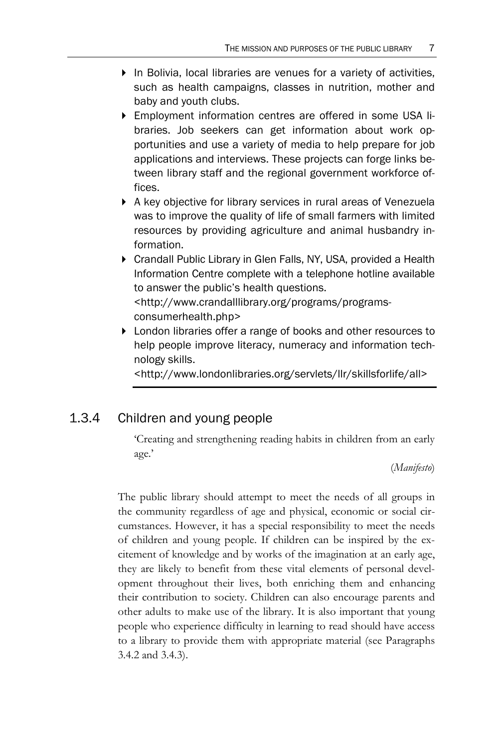- In Bolivia, local libraries are venues for a variety of activities, such as health campaigns, classes in nutrition, mother and baby and youth clubs.
- Employment information centres are offered in some USA libraries. Job seekers can get information about work opportunities and use a variety of media to help prepare for job applications and interviews. These projects can forge links between library staff and the regional government workforce offices.
- A key objective for library services in rural areas of Venezuela was to improve the quality of life of small farmers with limited resources by providing agriculture and animal husbandry information.
- Crandall Public Library in Glen Falls, NY, USA, provided a Health Information Centre complete with a telephone hotline available to answer the public's health questions. <http://www.crandalllibrary.org/programs/programs-consumerhealth.php>
- London libraries offer a range of books and other resources to help people improve literacy, numeracy and information technology skills. <http://www.londonlibraries.org/servlets/llr/skillsforlife/all>

### 1.3.4 Children and young people

'Creating and strengthening reading habits in children from an early age.'

(*Manifesto*)

The public library should attempt to meet the needs of all groups in the community regardless of age and physical, economic or social circumstances. However, it has a special responsibility to meet the needs of children and young people. If children can be inspired by the excitement of knowledge and by works of the imagination at an early age, they are likely to benefit from these vital elements of personal development throughout their lives, both enriching them and enhancing their contribution to society. Children can also encourage parents and other adults to make use of the library. It is also important that young people who experience difficulty in learning to read should have access to a library to provide them with appropriate material (see Paragraphs 3.4.2 and 3.4.3).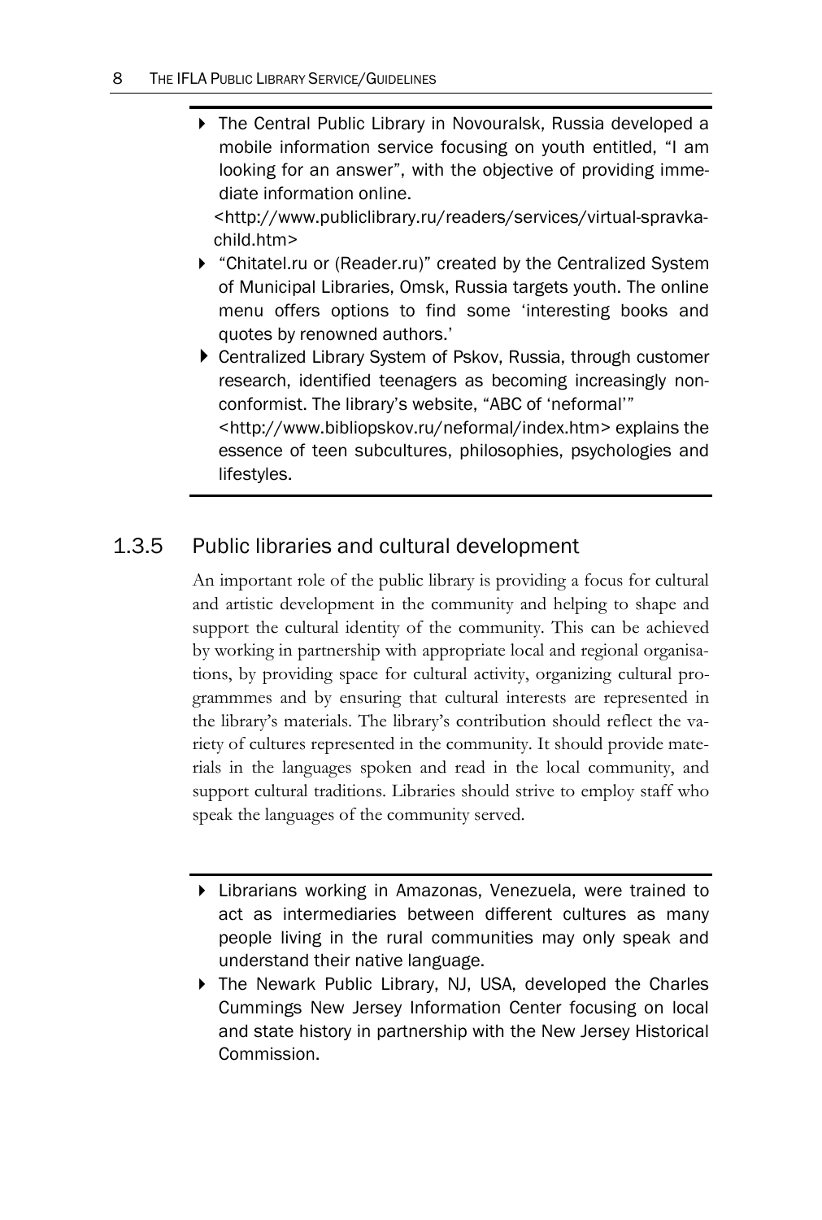- The Central Public Library in Novouralsk, Russia developed a mobile information service focusing on youth entitled, "I am looking for an answer", with the objective of providing immediate information online. <http://www.publiclibrary.ru/readers/services/virtual-spravka-child.htm>
- "Chitatel.ru or (Reader.ru)" created by the Centralized System of Municipal Libraries, Omsk, Russia targets youth. The online menu offers options to find some 'interesting books and quotes by renowned authors.'
- Centralized Library System of Pskov, Russia, through customer research, identified teenagers as becoming increasingly nonconformist. The library's website, "ABC of 'neformal'" <http://www.bibliopskov.ru/neformal/index.htm> explains the essence of teen subcultures, philosophies, psychologies and lifestyles.

### 1.3.5 Public libraries and cultural development

An important role of the public library is providing a focus for cultural and artistic development in the community and helping to shape and support the cultural identity of the community. This can be achieved by working in partnership with appropriate local and regional organisations, by providing space for cultural activity, organizing cultural programmes and by ensuring that cultural interests are represented in the library's materials. The library's contribution should reflect the variety of cultures represented in the community. It should provide materials in the languages spoken and read in the local community, and support cultural traditions. Libraries should strive to employ staff who speak the languages of the community served.

- Librarians working in Amazonas, Venezuela, were trained to act as intermediaries between different cultures as many people living in the rural communities may only speak and understand their native language.
- The Newark Public Library, NJ, USA, developed the Charles Cummings New Jersey Information Center focusing on local and state history in partnership with the New Jersey Historical Commission.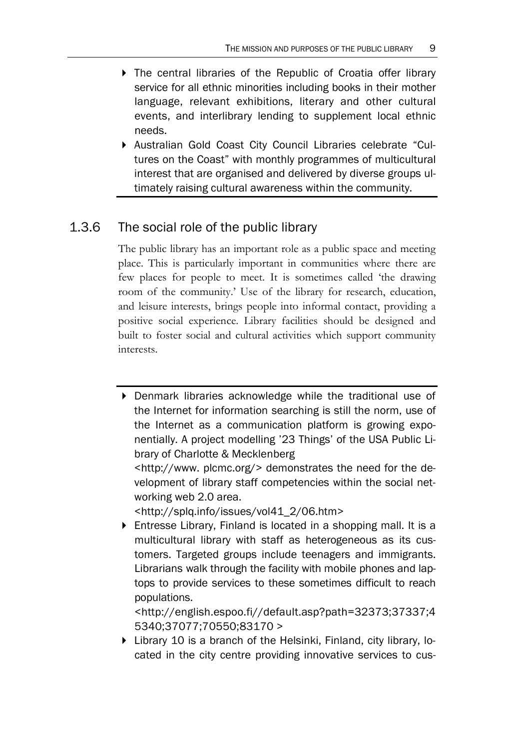- The central libraries of the Republic of Croatia offer library service for all ethnic minorities including books in their mother language, relevant exhibitions, literary and other cultural events, and interlibrary lending to supplement local ethnic needs.
- Australian Gold Coast City Council Libraries celebrate "Cultures on the Coast" with monthly programmes of multicultural interest that are organised and delivered by diverse groups ultimately raising cultural awareness within the community.

### 1.3.6 The social role of the public library

The public library has an important role as a public space and meeting place. This is particularly important in communities where there are few places for people to meet. It is sometimes called 'the drawing room of the community.' Use of the library for research, education, and leisure interests, brings people into informal contact, providing a positive social experience. Library facilities should be designed and built to foster social and cultural activities which support community interests.

- Denmark libraries acknowledge while the traditional use of the Internet for information searching is still the norm, use of the Internet as a communication platform is growing exponentially. A project modelling '23 Things' of the USA Public Library of Charlotte & Mecklenberg <http://www. plcmc.org/> demonstrates the need for the development of library staff competencies within the social networking web 2.0 area. <http://splq.info/issues/vol41_2/06.htm>
- Entresse Library, Finland is located in a shopping mall. It is a multicultural library with staff as heterogeneous as its customers. Targeted groups include teenagers and immigrants. Librarians walk through the facility with mobile phones and laptops to provide services to these sometimes difficult to reach populations. <http://english.espoo.fi//default.asp?path=32373;37337;45340;37077;70550;83170 >
- Library 10 is a branch of the Helsinki, Finland, city library, located in the city centre providing innovative services to cus-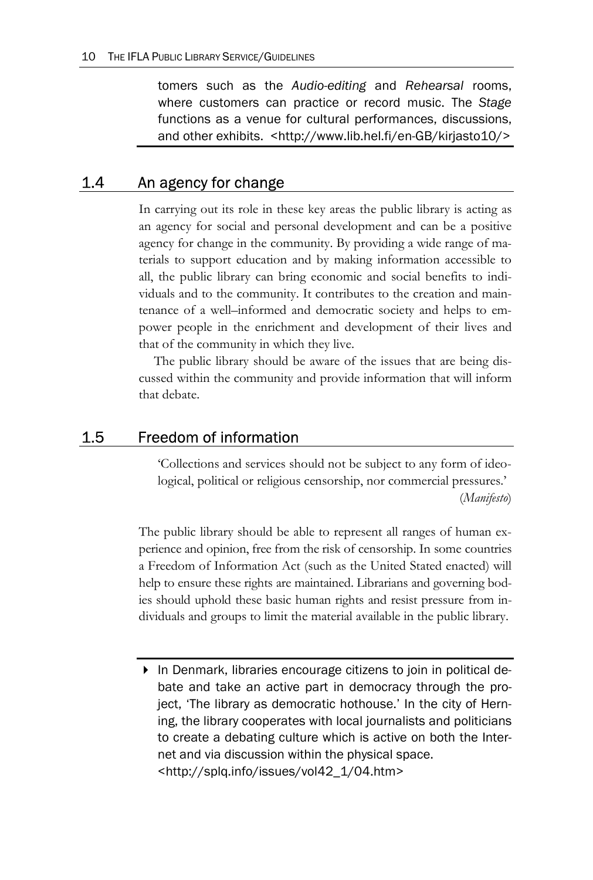tomers such as the *Audio-editing* and *Rehearsal* rooms, where customers can practice or record music. The *Stage* functions as a venue for cultural performances, discussions, and other exhibits. <http://www.lib.hel.fi/en-GB/kirjasto10/>

## 1.4 An agency for change

In carrying out its role in these key areas the public library is acting as an agency for social and personal development and can be a positive agency for change in the community. By providing a wide range of materials to support education and by making information accessible to all, the public library can bring economic and social benefits to individuals and to the community. It contributes to the creation and maintenance of a well–informed and democratic society and helps to empower people in the enrichment and development of their lives and that of the community in which they live.

The public library should be aware of the issues that are being discussed within the community and provide information that will inform that debate.

## 1.5 Freedom of information

> 'Collections and services should not be subject to any form of ideological, political or religious censorship, nor commercial pressures.'
>
> (*Manifesto*)

The public library should be able to represent all ranges of human experience and opinion, free from the risk of censorship. In some countries a Freedom of Information Act (such as the United Stated enacted) will help to ensure these rights are maintained. Librarians and governing bodies should uphold these basic human rights and resist pressure from individuals and groups to limit the material available in the public library.

- In Denmark, libraries encourage citizens to join in political debate and take an active part in democracy through the project, 'The library as democratic hothouse.' In the city of Herning, the library cooperates with local journalists and politicians to create a debating culture which is active on both the Internet and via discussion within the physical space. <http://splq.info/issues/vol42_1/04.htm>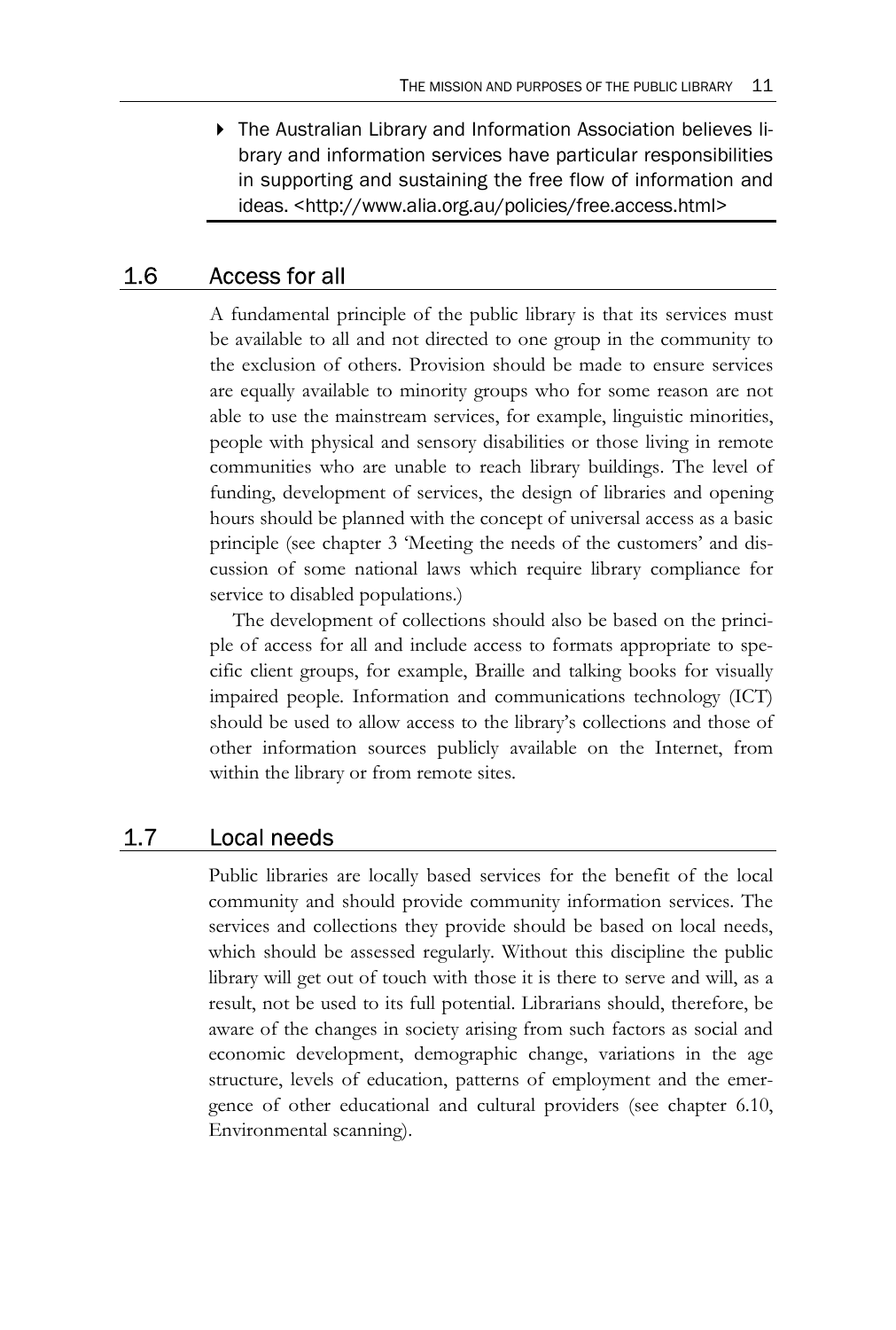- The Australian Library and Information Association believes library and information services have particular responsibilities in supporting and sustaining the free flow of information and ideas. <http://www.alia.org.au/policies/free.access.html>

## 1.6 Access for all

A fundamental principle of the public library is that its services must be available to all and not directed to one group in the community to the exclusion of others. Provision should be made to ensure services are equally available to minority groups who for some reason are not able to use the mainstream services, for example, linguistic minorities, people with physical and sensory disabilities or those living in remote communities who are unable to reach library buildings. The level of funding, development of services, the design of libraries and opening hours should be planned with the concept of universal access as a basic principle (see chapter 3 'Meeting the needs of the customers' and discussion of some national laws which require library compliance for service to disabled populations.)

The development of collections should also be based on the principle of access for all and include access to formats appropriate to specific client groups, for example, Braille and talking books for visually impaired people. Information and communications technology (ICT) should be used to allow access to the library's collections and those of other information sources publicly available on the Internet, from within the library or from remote sites.

## 1.7 Local needs

Public libraries are locally based services for the benefit of the local community and should provide community information services. The services and collections they provide should be based on local needs, which should be assessed regularly. Without this discipline the public library will get out of touch with those it is there to serve and will, as a result, not be used to its full potential. Librarians should, therefore, be aware of the changes in society arising from such factors as social and economic development, demographic change, variations in the age structure, levels of education, patterns of employment and the emergence of other educational and cultural providers (see chapter 6.10, Environmental scanning).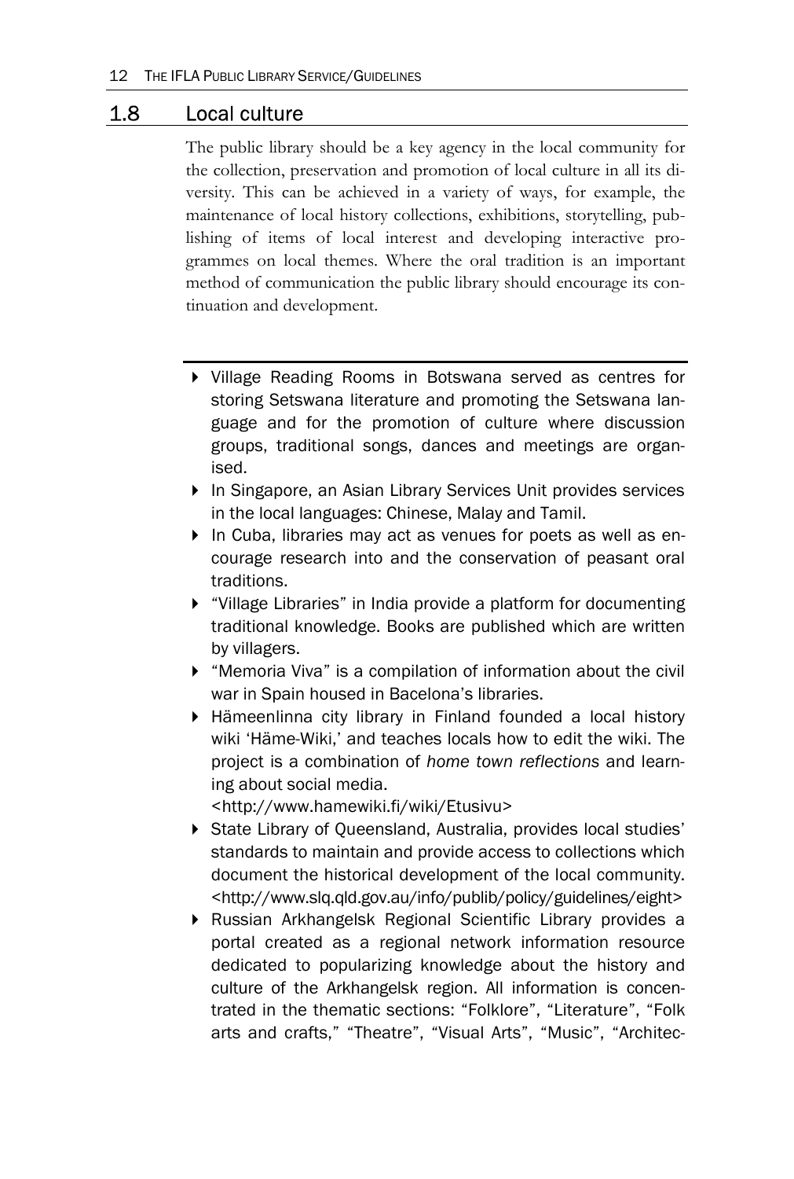## 1.8 Local culture

The public library should be a key agency in the local community for the collection, preservation and promotion of local culture in all its diversity. This can be achieved in a variety of ways, for example, the maintenance of local history collections, exhibitions, storytelling, publishing of items of local interest and developing interactive programmes on local themes. Where the oral tradition is an important method of communication the public library should encourage its continuation and development.

- Village Reading Rooms in Botswana served as centres for storing Setswana literature and promoting the Setswana language and for the promotion of culture where discussion groups, traditional songs, dances and meetings are organised.
- In Singapore, an Asian Library Services Unit provides services in the local languages: Chinese, Malay and Tamil.
- In Cuba, libraries may act as venues for poets as well as encourage research into and the conservation of peasant oral traditions.
- "Village Libraries" in India provide a platform for documenting traditional knowledge. Books are published which are written by villagers.
- "Memoria Viva" is a compilation of information about the civil war in Spain housed in Bacelona's libraries.
- Hämeenlinna city library in Finland founded a local history wiki 'Häme-Wiki,' and teaches locals how to edit the wiki. The project is a combination of *home town reflections* and learning about social media.
  <http://www.hamewiki.fi/wiki/Etusivu>
- State Library of Queensland, Australia, provides local studies' standards to maintain and provide access to collections which document the historical development of the local community.
  <http://www.slq.qld.gov.au/info/publib/policy/guidelines/eight>
- Russian Arkhangelsk Regional Scientific Library provides a portal created as a regional network information resource dedicated to popularizing knowledge about the history and culture of the Arkhangelsk region. All information is concentrated in the thematic sections: "Folklore", "Literature", "Folk arts and crafts," "Theatre", "Visual Arts", "Music", "Architec-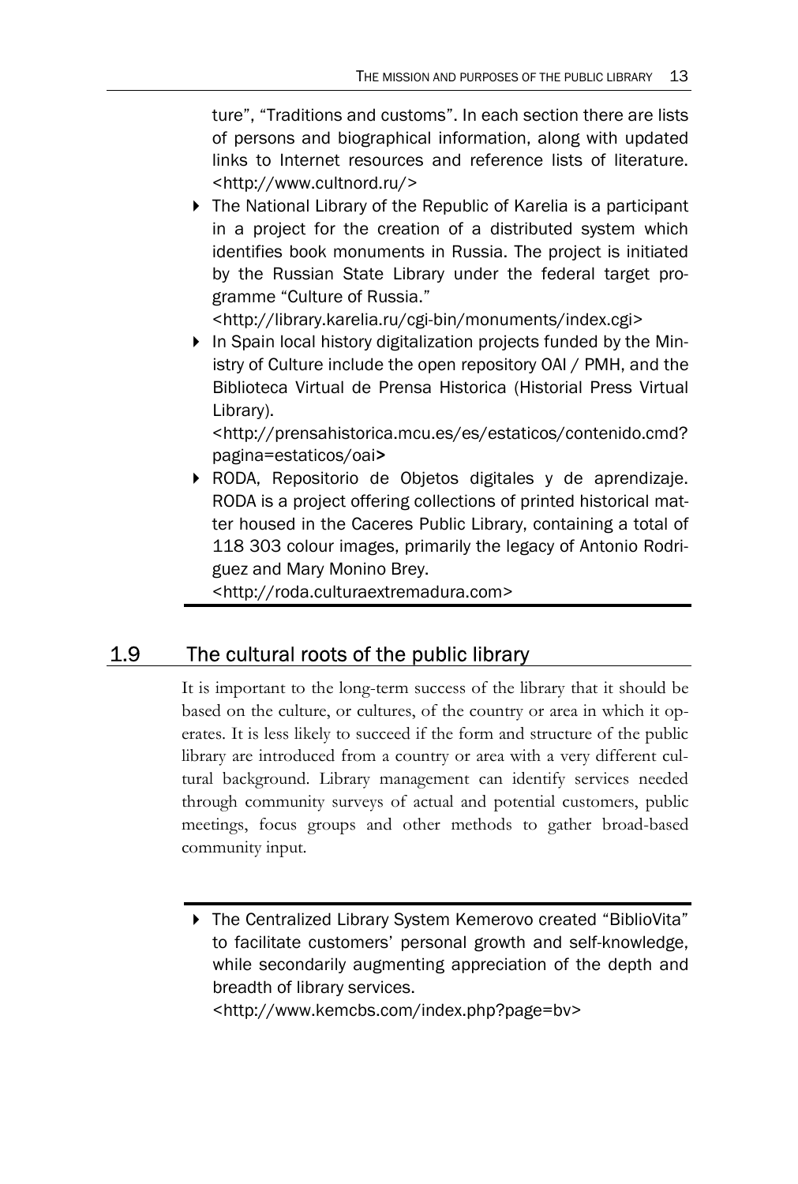ture", "Traditions and customs". In each section there are lists of persons and biographical information, along with updated links to Internet resources and reference lists of literature. <http://www.cultnord.ru/>

- The National Library of the Republic of Karelia is a participant in a project for the creation of a distributed system which identifies book monuments in Russia. The project is initiated by the Russian State Library under the federal target programme "Culture of Russia."
  <http://library.karelia.ru/cgi-bin/monuments/index.cgi>
- In Spain local history digitalization projects funded by the Ministry of Culture include the open repository OAI / PMH, and the Biblioteca Virtual de Prensa Historica (Historial Press Virtual Library).
  <http://prensahistorica.mcu.es/es/estaticos/contenido.cmd?pagina=estaticos/oai>
- RODA, Repositorio de Objetos digitales y de aprendizaje. RODA is a project offering collections of printed historical matter housed in the Caceres Public Library, containing a total of 118 303 colour images, primarily the legacy of Antonio Rodriguez and Mary Monino Brey.
  <http://roda.culturaextremadura.com>

## 1.9 The cultural roots of the public library

It is important to the long-term success of the library that it should be based on the culture, or cultures, of the country or area in which it operates. It is less likely to succeed if the form and structure of the public library are introduced from a country or area with a very different cultural background. Library management can identify services needed through community surveys of actual and potential customers, public meetings, focus groups and other methods to gather broad-based community input.

- The Centralized Library System Kemerovo created "BiblioVita" to facilitate customers' personal growth and self-knowledge, while secondarily augmenting appreciation of the depth and breadth of library services.
  <http://www.kemcbs.com/index.php?page=bv>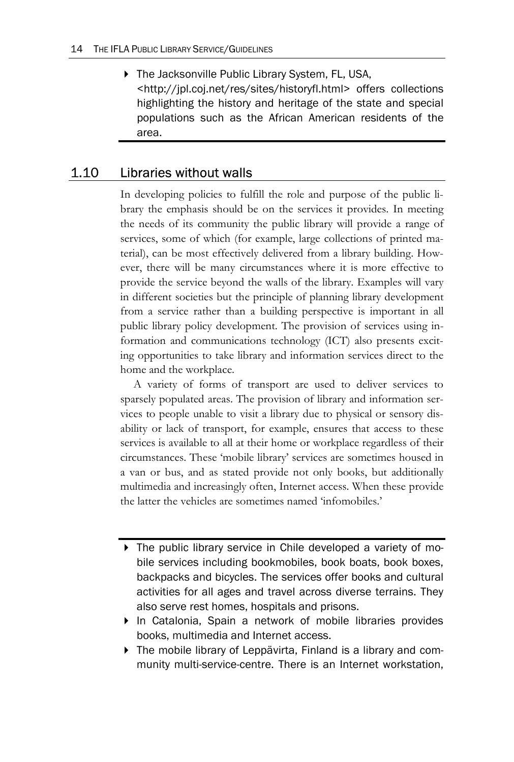- The Jacksonville Public Library System, FL, USA, <http://jpl.coj.net/res/sites/historyfl.html> offers collections highlighting the history and heritage of the state and special populations such as the African American residents of the area.

## 1.10 Libraries without walls

In developing policies to fulfill the role and purpose of the public library the emphasis should be on the services it provides. In meeting the needs of its community the public library will provide a range of services, some of which (for example, large collections of printed material), can be most effectively delivered from a library building. However, there will be many circumstances where it is more effective to provide the service beyond the walls of the library. Examples will vary in different societies but the principle of planning library development from a service rather than a building perspective is important in all public library policy development. The provision of services using information and communications technology (ICT) also presents exciting opportunities to take library and information services direct to the home and the workplace.

A variety of forms of transport are used to deliver services to sparsely populated areas. The provision of library and information services to people unable to visit a library due to physical or sensory disability or lack of transport, for example, ensures that access to these services is available to all at their home or workplace regardless of their circumstances. These 'mobile library' services are sometimes housed in a van or bus, and as stated provide not only books, but additionally multimedia and increasingly often, Internet access. When these provide the latter the vehicles are sometimes named 'infomobiles.'

- The public library service in Chile developed a variety of mobile services including bookmobiles, book boats, book boxes, backpacks and bicycles. The services offer books and cultural activities for all ages and travel across diverse terrains. They also serve rest homes, hospitals and prisons.
- In Catalonia, Spain a network of mobile libraries provides books, multimedia and Internet access.
- The mobile library of Leppävirta, Finland is a library and community multi-service-centre. There is an Internet workstation,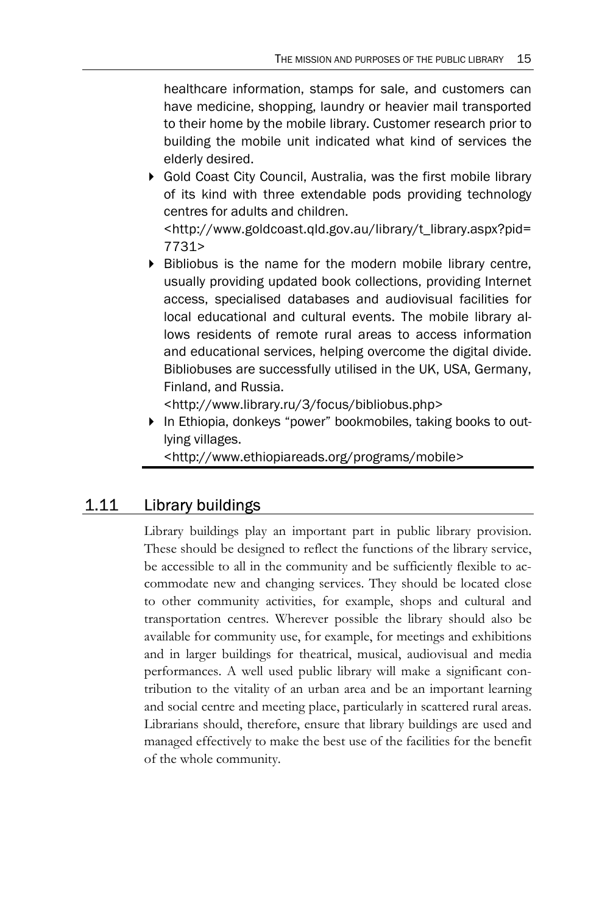healthcare information, stamps for sale, and customers can have medicine, shopping, laundry or heavier mail transported to their home by the mobile library. Customer research prior to building the mobile unit indicated what kind of services the elderly desired.

- Gold Coast City Council, Australia, was the first mobile library of its kind with three extendable pods providing technology centres for adults and children.
  <http://www.goldcoast.qld.gov.au/library/t_library.aspx?pid=7731>
- Bibliobus is the name for the modern mobile library centre, usually providing updated book collections, providing Internet access, specialised databases and audiovisual facilities for local educational and cultural events. The mobile library allows residents of remote rural areas to access information and educational services, helping overcome the digital divide. Bibliobuses are successfully utilised in the UK, USA, Germany, Finland, and Russia.
  <http://www.library.ru/3/focus/bibliobus.php>
- In Ethiopia, donkeys "power" bookmobiles, taking books to outlying villages.
  <http://www.ethiopiareads.org/programs/mobile>

## 1.11 Library buildings

Library buildings play an important part in public library provision. These should be designed to reflect the functions of the library service, be accessible to all in the community and be sufficiently flexible to accommodate new and changing services. They should be located close to other community activities, for example, shops and cultural and transportation centres. Wherever possible the library should also be available for community use, for example, for meetings and exhibitions and in larger buildings for theatrical, musical, audiovisual and media performances. A well used public library will make a significant contribution to the vitality of an urban area and be an important learning and social centre and meeting place, particularly in scattered rural areas. Librarians should, therefore, ensure that library buildings are used and managed effectively to make the best use of the facilities for the benefit of the whole community.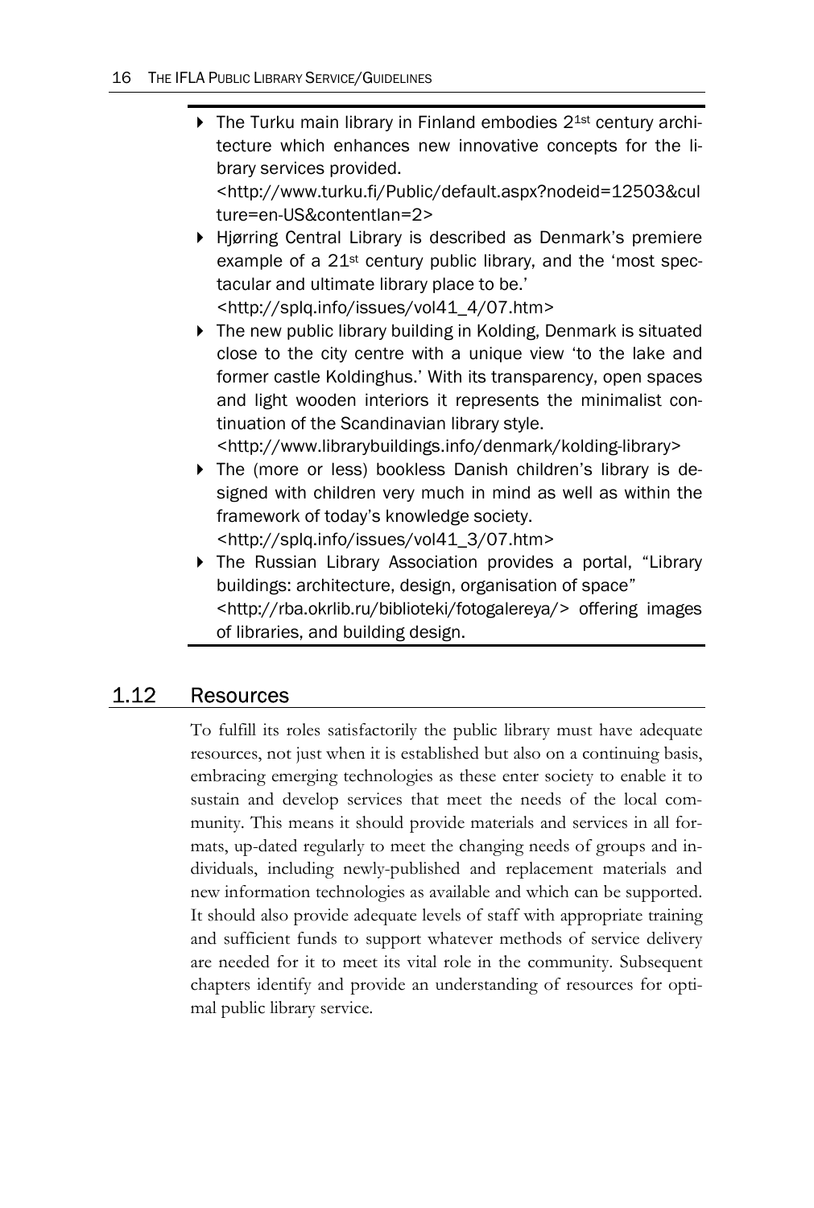- The Turku main library in Finland embodies 21st century architecture which enhances new innovative concepts for the library services provided. <http://www.turku.fi/Public/default.aspx?nodeid=12503&culture=en-US&contentlan=2>
- Hjørring Central Library is described as Denmark's premiere example of a 21st century public library, and the 'most spectacular and ultimate library place to be.' <http://splq.info/issues/vol41_4/07.htm>
- The new public library building in Kolding, Denmark is situated close to the city centre with a unique view 'to the lake and former castle Koldinghus.' With its transparency, open spaces and light wooden interiors it represents the minimalist continuation of the Scandinavian library style. <http://www.librarybuildings.info/denmark/kolding-library>
- The (more or less) bookless Danish children's library is designed with children very much in mind as well as within the framework of today's knowledge society. <http://splq.info/issues/vol41_3/07.htm>
- The Russian Library Association provides a portal, "Library buildings: architecture, design, organisation of space" <http://rba.okrlib.ru/biblioteki/fotogalereya/> offering images of libraries, and building design.

## 1.12 Resources

To fulfill its roles satisfactorily the public library must have adequate resources, not just when it is established but also on a continuing basis, embracing emerging technologies as these enter society to enable it to sustain and develop services that meet the needs of the local community. This means it should provide materials and services in all formats, up-dated regularly to meet the changing needs of groups and individuals, including newly-published and replacement materials and new information technologies as available and which can be supported. It should also provide adequate levels of staff with appropriate training and sufficient funds to support whatever methods of service delivery are needed for it to meet its vital role in the community. Subsequent chapters identify and provide an understanding of resources for optimal public library service.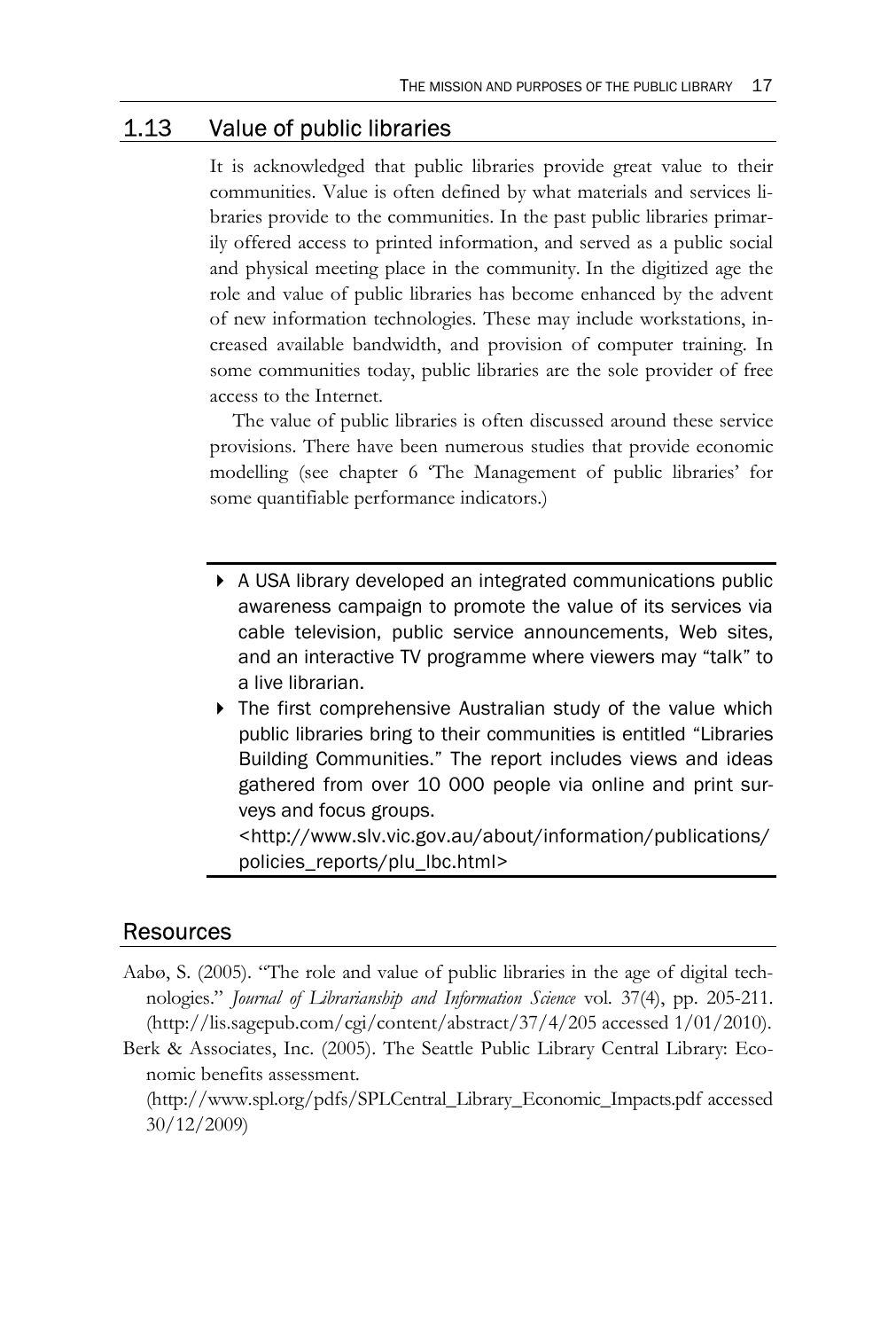## 1.13 Value of public libraries

It is acknowledged that public libraries provide great value to their communities. Value is often defined by what materials and services libraries provide to the communities. In the past public libraries primarily offered access to printed information, and served as a public social and physical meeting place in the community. In the digitized age the role and value of public libraries has become enhanced by the advent of new information technologies. These may include workstations, increased available bandwidth, and provision of computer training. In some communities today, public libraries are the sole provider of free access to the Internet.

The value of public libraries is often discussed around these service provisions. There have been numerous studies that provide economic modelling (see chapter 6 'The Management of public libraries' for some quantifiable performance indicators.)

---

- A USA library developed an integrated communications public awareness campaign to promote the value of its services via cable television, public service announcements, Web sites, and an interactive TV programme where viewers may "talk" to a live librarian.
- The first comprehensive Australian study of the value which public libraries bring to their communities is entitled "Libraries Building Communities." The report includes views and ideas gathered from over 10 000 people via online and print surveys and focus groups.
  <http://www.slv.vic.gov.au/about/information/publications/policies_reports/plu_lbc.html>

---

## Resources

Aabø, S. (2005). "The role and value of public libraries in the age of digital technologies." *Journal of Librarianship and Information Science* vol. 37(4), pp. 205-211. (http://lis.sagepub.com/cgi/content/abstract/37/4/205 accessed 1/01/2010).

Berk & Associates, Inc. (2005). The Seattle Public Library Central Library: Economic benefits assessment.
(http://www.spl.org/pdfs/SPLCentral_Library_Economic_Impacts.pdf accessed 30/12/2009)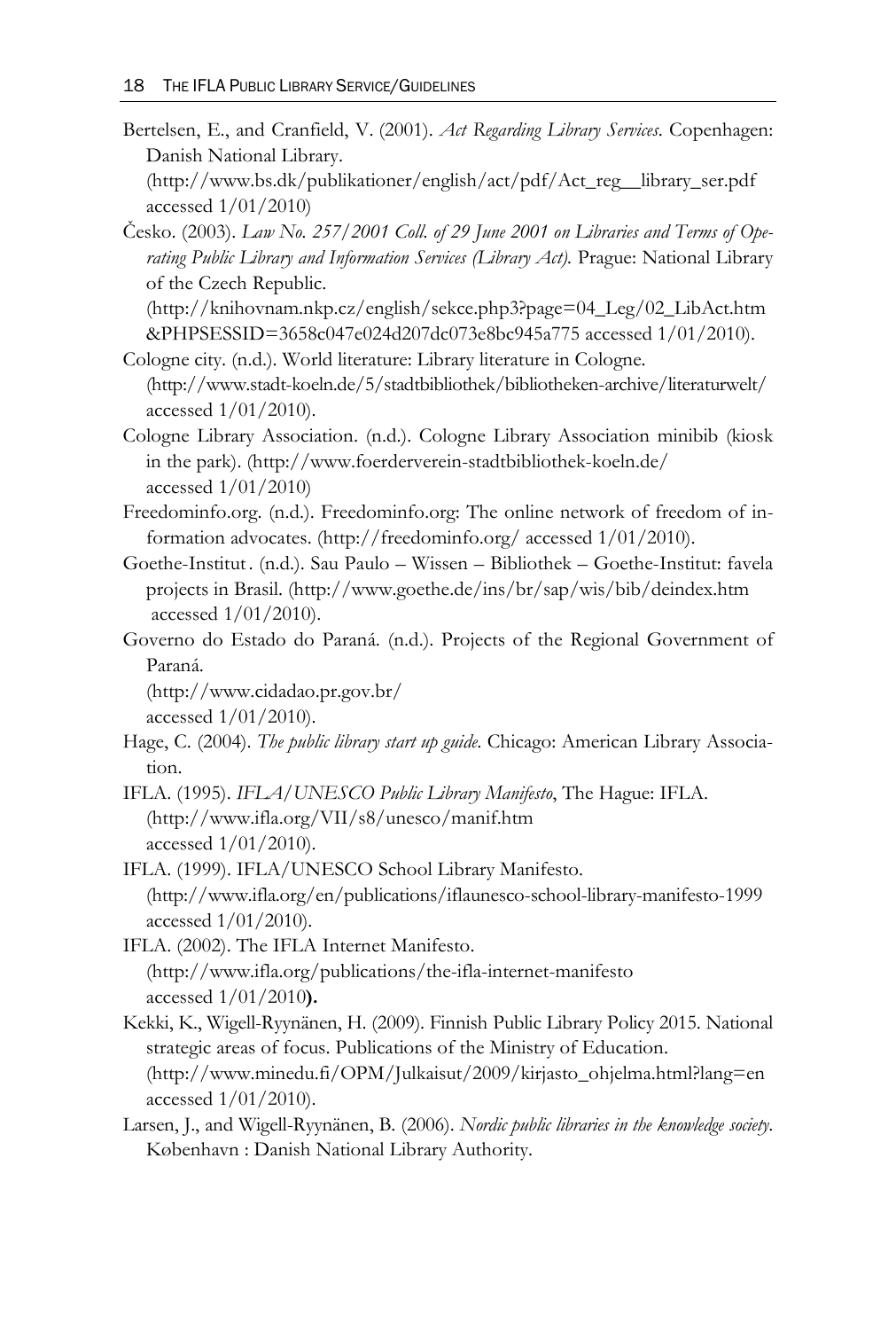Bertelsen, E., and Cranfield, V. (2001). *Act Regarding Library Services*. Copenhagen: Danish National Library. (http://www.bs.dk/publikationer/english/act/pdf/Act_reg__library_ser.pdf accessed 1/01/2010)

Česko. (2003). *Law No. 257/2001 Coll. of 29 June 2001 on Libraries and Terms of Operating Public Library and Information Services (Library Act)*. Prague: National Library of the Czech Republic. (http://knihovnam.nkp.cz/english/sekce.php3?page=04_Leg/02_LibAct.htm &PHPSESSID=3658c047e024d207dc073e8bc945a775 accessed 1/01/2010).

Cologne city. (n.d.). World literature: Library literature in Cologne. (http://www.stadt-koeln.de/5/stadtbibliothek/bibliotheken-archive/literaturwelt/ accessed 1/01/2010).

Cologne Library Association. (n.d.). Cologne Library Association minibib (kiosk in the park). (http://www.foerderverein-stadtbibliothek-koeln.de/ accessed 1/01/2010)

Freedominfo.org. (n.d.). Freedominfo.org: The online network of freedom of information advocates. (http://freedominfo.org/ accessed 1/01/2010).

Goethe-Institut. (n.d.). Sau Paulo – Wissen – Bibliothek – Goethe-Institut: favela projects in Brasil. (http://www.goethe.de/ins/br/sap/wis/bib/deindex.htm accessed 1/01/2010).

Governo do Estado do Paraná. (n.d.). Projects of the Regional Government of Paraná. (http://www.cidadao.pr.gov.br/ accessed 1/01/2010).

Hage, C. (2004). *The public library start up guide*. Chicago: American Library Association.

IFLA. (1995). *IFLA/UNESCO Public Library Manifesto*, The Hague: IFLA. (http://www.ifla.org/VII/s8/unesco/manif.htm accessed 1/01/2010).

IFLA. (1999). IFLA/UNESCO School Library Manifesto. (http://www.ifla.org/en/publications/iflaunesco-school-library-manifesto-1999 accessed 1/01/2010).

IFLA. (2002). The IFLA Internet Manifesto. (http://www.ifla.org/publications/the-ifla-internet-manifesto accessed 1/01/2010**).**

Kekki, K., Wigell-Ryynänen, H. (2009). Finnish Public Library Policy 2015. National strategic areas of focus. Publications of the Ministry of Education. (http://www.minedu.fi/OPM/Julkaisut/2009/kirjasto_ohjelma.html?lang=en accessed 1/01/2010).

Larsen, J., and Wigell-Ryynänen, B. (2006). *Nordic public libraries in the knowledge society*. København : Danish National Library Authority.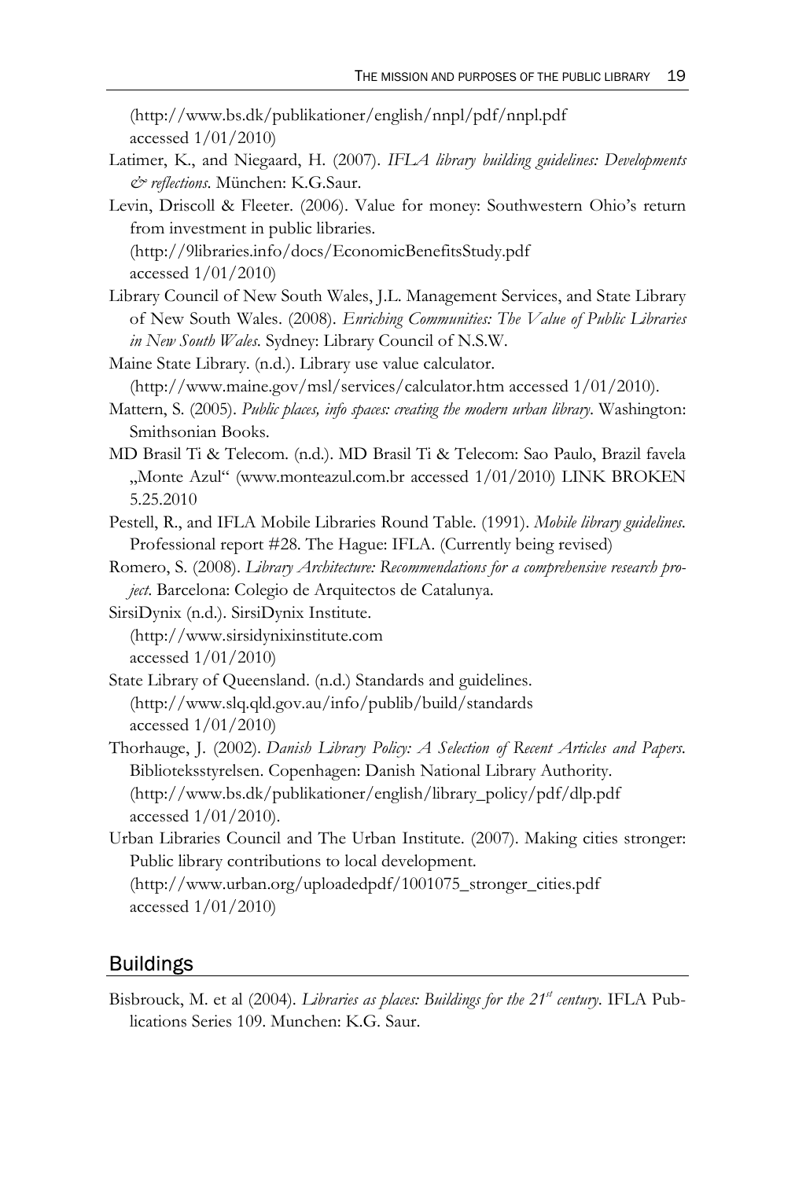(http://www.bs.dk/publikationer/english/nnpl/pdf/nnpl.pdf accessed 1/01/2010)

Latimer, K., and Niegaard, H. (2007). *IFLA library building guidelines: Developments & reflections*. München: K.G.Saur.

Levin, Driscoll & Fleeter. (2006). Value for money: Southwestern Ohio's return from investment in public libraries. (http://9libraries.info/docs/EconomicBenefitsStudy.pdf accessed 1/01/2010)

Library Council of New South Wales, J.L. Management Services, and State Library of New South Wales. (2008). *Enriching Communities: The Value of Public Libraries in New South Wales*. Sydney: Library Council of N.S.W.

Maine State Library. (n.d.). Library use value calculator. (http://www.maine.gov/msl/services/calculator.htm accessed 1/01/2010).

Mattern, S. (2005). *Public places, info spaces: creating the modern urban library*. Washington: Smithsonian Books.

MD Brasil Ti & Telecom. (n.d.). MD Brasil Ti & Telecom: Sao Paulo, Brazil favela „Monte Azul" (www.monteazul.com.br accessed 1/01/2010) LINK BROKEN 5.25.2010

Pestell, R., and IFLA Mobile Libraries Round Table. (1991). *Mobile library guidelines*. Professional report #28. The Hague: IFLA. (Currently being revised)

Romero, S. (2008). *Library Architecture: Recommendations for a comprehensive research project*. Barcelona: Colegio de Arquitectos de Catalunya.

SirsiDynix (n.d.). SirsiDynix Institute. (http://www.sirsidynixinstitute.com accessed 1/01/2010)

State Library of Queensland. (n.d.) Standards and guidelines. (http://www.slq.qld.gov.au/info/publib/build/standards accessed 1/01/2010)

Thorhauge, J. (2002). *Danish Library Policy: A Selection of Recent Articles and Papers*. Biblioteksstyrelsen. Copenhagen: Danish National Library Authority. (http://www.bs.dk/publikationer/english/library_policy/pdf/dlp.pdf accessed 1/01/2010).

Urban Libraries Council and The Urban Institute. (2007). Making cities stronger: Public library contributions to local development. (http://www.urban.org/uploadedpdf/1001075_stronger_cities.pdf accessed 1/01/2010)

## Buildings

Bisbrouck, M. et al (2004). *Libraries as places: Buildings for the 21st century*. IFLA Publications Series 109. Munchen: K.G. Saur.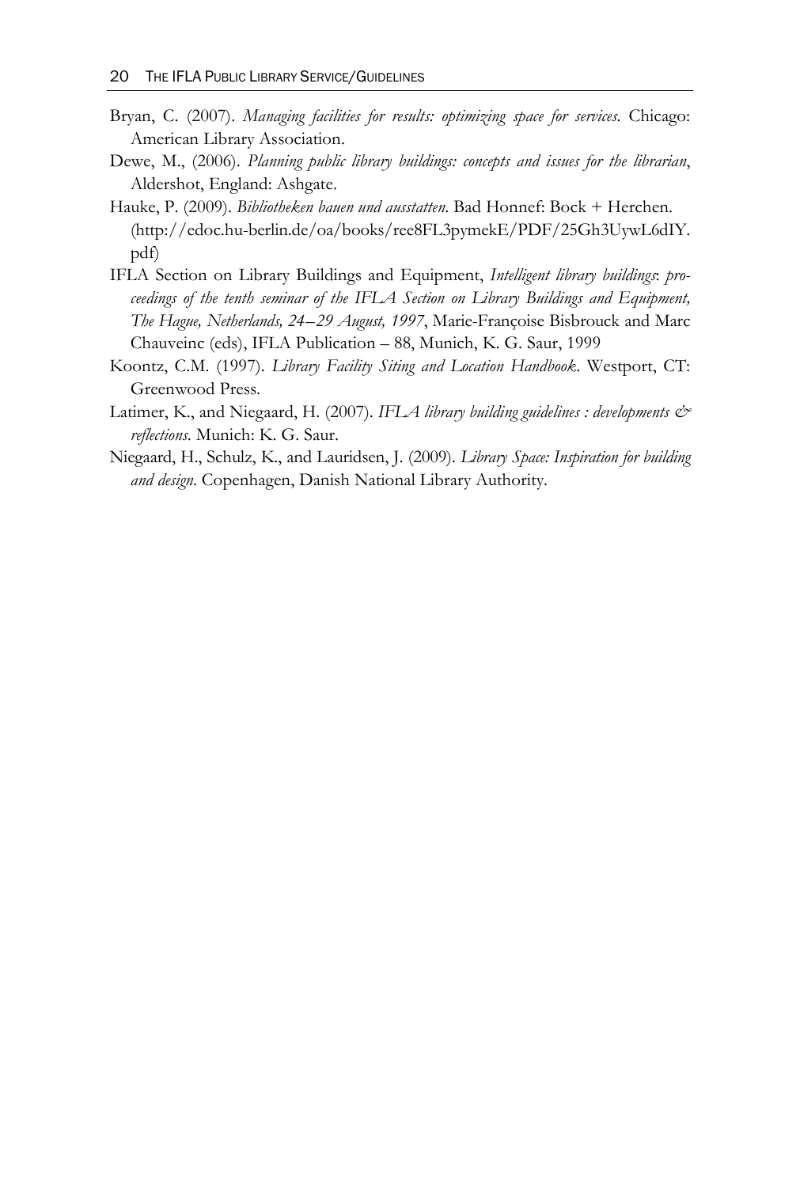Bryan, C. (2007). *Managing facilities for results: optimizing space for services.* Chicago: American Library Association.

Dewe, M., (2006). *Planning public library buildings: concepts and issues for the librarian*, Aldershot, England: Ashgate.

Hauke, P. (2009). *Bibliotheken bauen und ausstatten.* Bad Honnef: Bock + Herchen. (http://edoc.hu-berlin.de/oa/books/ree8FL3pymekE/PDF/25Gh3UywL6dIY.pdf)

IFLA Section on Library Buildings and Equipment, *Intelligent library buildings: proceedings of the tenth seminar of the IFLA Section on Library Buildings and Equipment, The Hague, Netherlands, 24–29 August, 1997*, Marie-Françoise Bisbrouck and Marc Chauveinc (eds), IFLA Publication – 88, Munich, K. G. Saur, 1999

Koontz, C.M. (1997). *Library Facility Siting and Location Handbook*. Westport, CT: Greenwood Press.

Latimer, K., and Niegaard, H. (2007). *IFLA library building guidelines : developments & reflections*. Munich: K. G. Saur.

Niegaard, H., Schulz, K., and Lauridsen, J. (2009). *Library Space: Inspiration for building and design*. Copenhagen, Danish National Library Authority.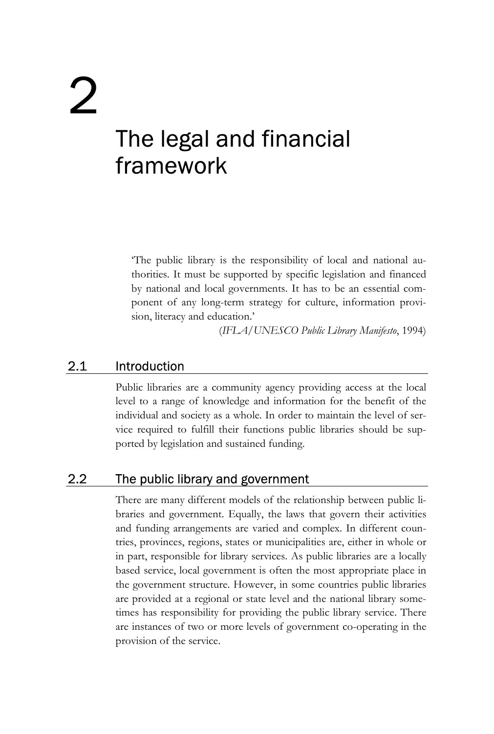# 2 The legal and financial framework

> 'The public library is the responsibility of local and national authorities. It must be supported by specific legislation and financed by national and local governments. It has to be an essential component of any long-term strategy for culture, information provision, literacy and education.'
>
> (*IFLA/UNESCO Public Library Manifesto*, 1994)

## 2.1 Introduction

Public libraries are a community agency providing access at the local level to a range of knowledge and information for the benefit of the individual and society as a whole. In order to maintain the level of service required to fulfill their functions public libraries should be supported by legislation and sustained funding.

## 2.2 The public library and government

There are many different models of the relationship between public libraries and government. Equally, the laws that govern their activities and funding arrangements are varied and complex. In different countries, provinces, regions, states or municipalities are, either in whole or in part, responsible for library services. As public libraries are a locally based service, local government is often the most appropriate place in the government structure. However, in some countries public libraries are provided at a regional or state level and the national library sometimes has responsibility for providing the public library service. There are instances of two or more levels of government co-operating in the provision of the service.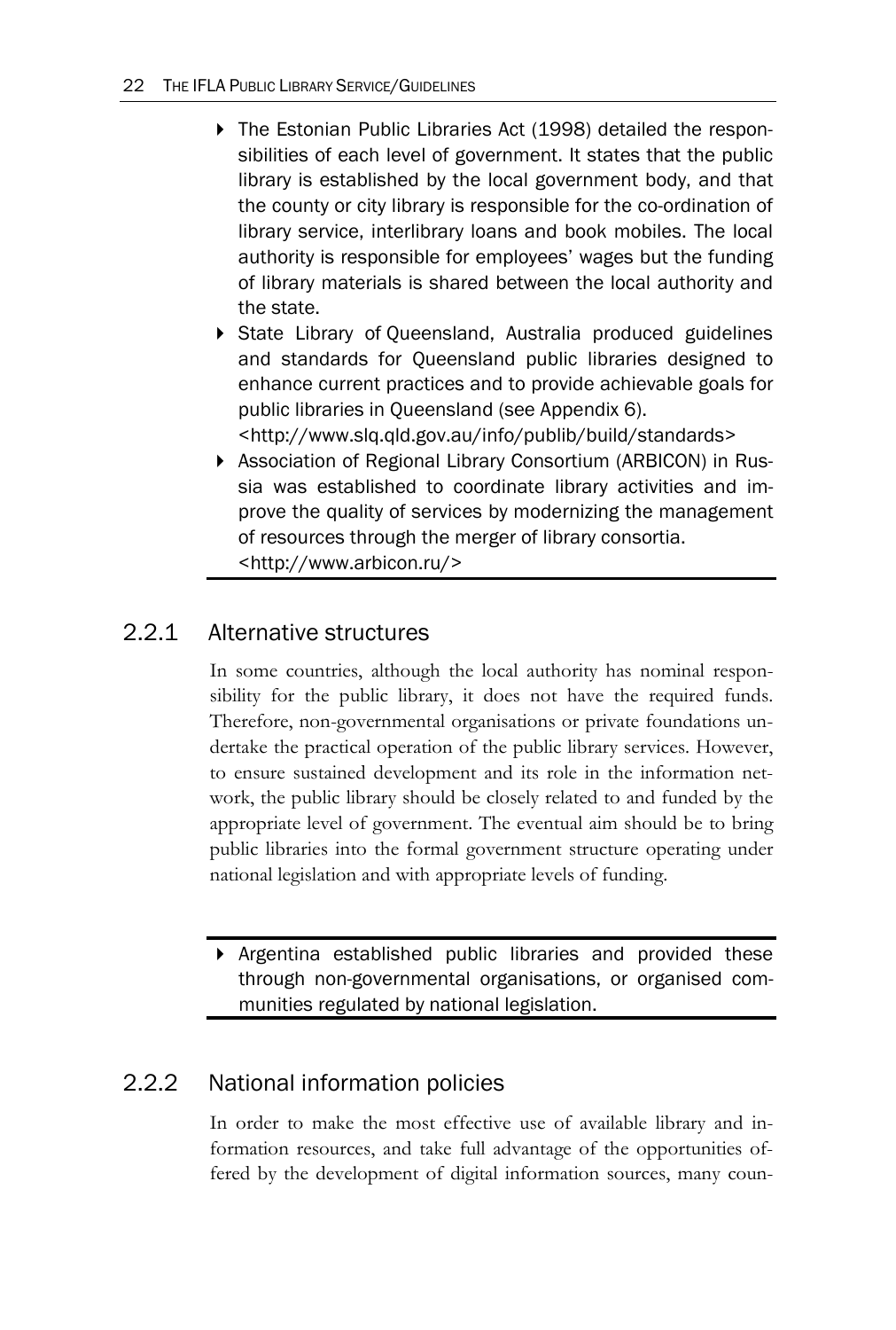- The Estonian Public Libraries Act (1998) detailed the responsibilities of each level of government. It states that the public library is established by the local government body, and that the county or city library is responsible for the co-ordination of library service, interlibrary loans and book mobiles. The local authority is responsible for employees' wages but the funding of library materials is shared between the local authority and the state.
- State Library of Queensland, Australia produced guidelines and standards for Queensland public libraries designed to enhance current practices and to provide achievable goals for public libraries in Queensland (see Appendix 6).
<http://www.slq.qld.gov.au/info/publib/build/standards>
- Association of Regional Library Consortium (ARBICON) in Russia was established to coordinate library activities and improve the quality of services by modernizing the management of resources through the merger of library consortia.
<http://www.arbicon.ru/>

### 2.2.1 Alternative structures

In some countries, although the local authority has nominal responsibility for the public library, it does not have the required funds. Therefore, non-governmental organisations or private foundations undertake the practical operation of the public library services. However, to ensure sustained development and its role in the information network, the public library should be closely related to and funded by the appropriate level of government. The eventual aim should be to bring public libraries into the formal government structure operating under national legislation and with appropriate levels of funding.

- Argentina established public libraries and provided these through non-governmental organisations, or organised communities regulated by national legislation.

### 2.2.2 National information policies

In order to make the most effective use of available library and information resources, and take full advantage of the opportunities offered by the development of digital information sources, many coun-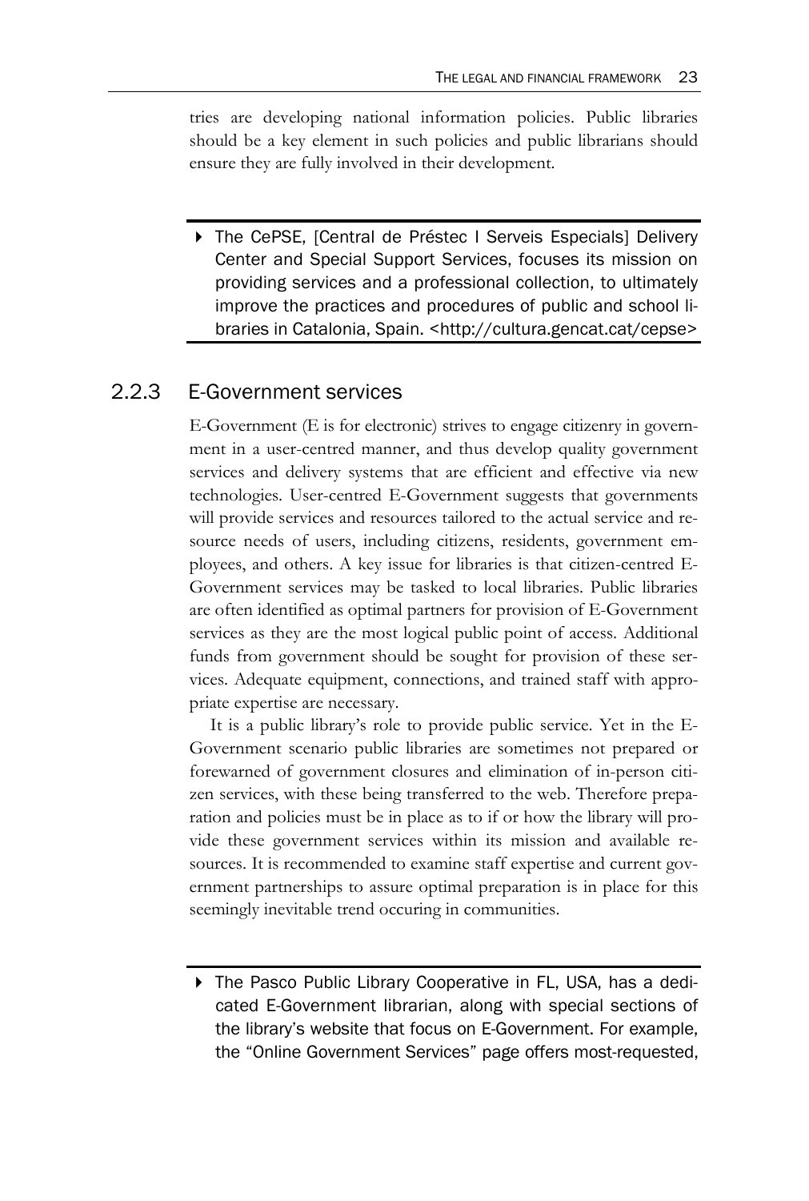tries are developing national information policies. Public libraries should be a key element in such policies and public librarians should ensure they are fully involved in their development.

---

- The CePSE, [Central de Préstec I Serveis Especials] Delivery Center and Special Support Services, focuses its mission on providing services and a professional collection, to ultimately improve the practices and procedures of public and school libraries in Catalonia, Spain. <http://cultura.gencat.cat/cepse>

---

### 2.2.3 E-Government services

E-Government (E is for electronic) strives to engage citizenry in government in a user-centred manner, and thus develop quality government services and delivery systems that are efficient and effective via new technologies. User-centred E-Government suggests that governments will provide services and resources tailored to the actual service and resource needs of users, including citizens, residents, government employees, and others. A key issue for libraries is that citizen-centred E-Government services may be tasked to local libraries. Public libraries are often identified as optimal partners for provision of E-Government services as they are the most logical public point of access. Additional funds from government should be sought for provision of these services. Adequate equipment, connections, and trained staff with appropriate expertise are necessary.

It is a public library's role to provide public service. Yet in the E-Government scenario public libraries are sometimes not prepared or forewarned of government closures and elimination of in-person citizen services, with these being transferred to the web. Therefore preparation and policies must be in place as to if or how the library will provide these government services within its mission and available resources. It is recommended to examine staff expertise and current government partnerships to assure optimal preparation is in place for this seemingly inevitable trend occuring in communities.

---

- The Pasco Public Library Cooperative in FL, USA, has a dedicated E-Government librarian, along with special sections of the library's website that focus on E-Government. For example, the "Online Government Services" page offers most-requested,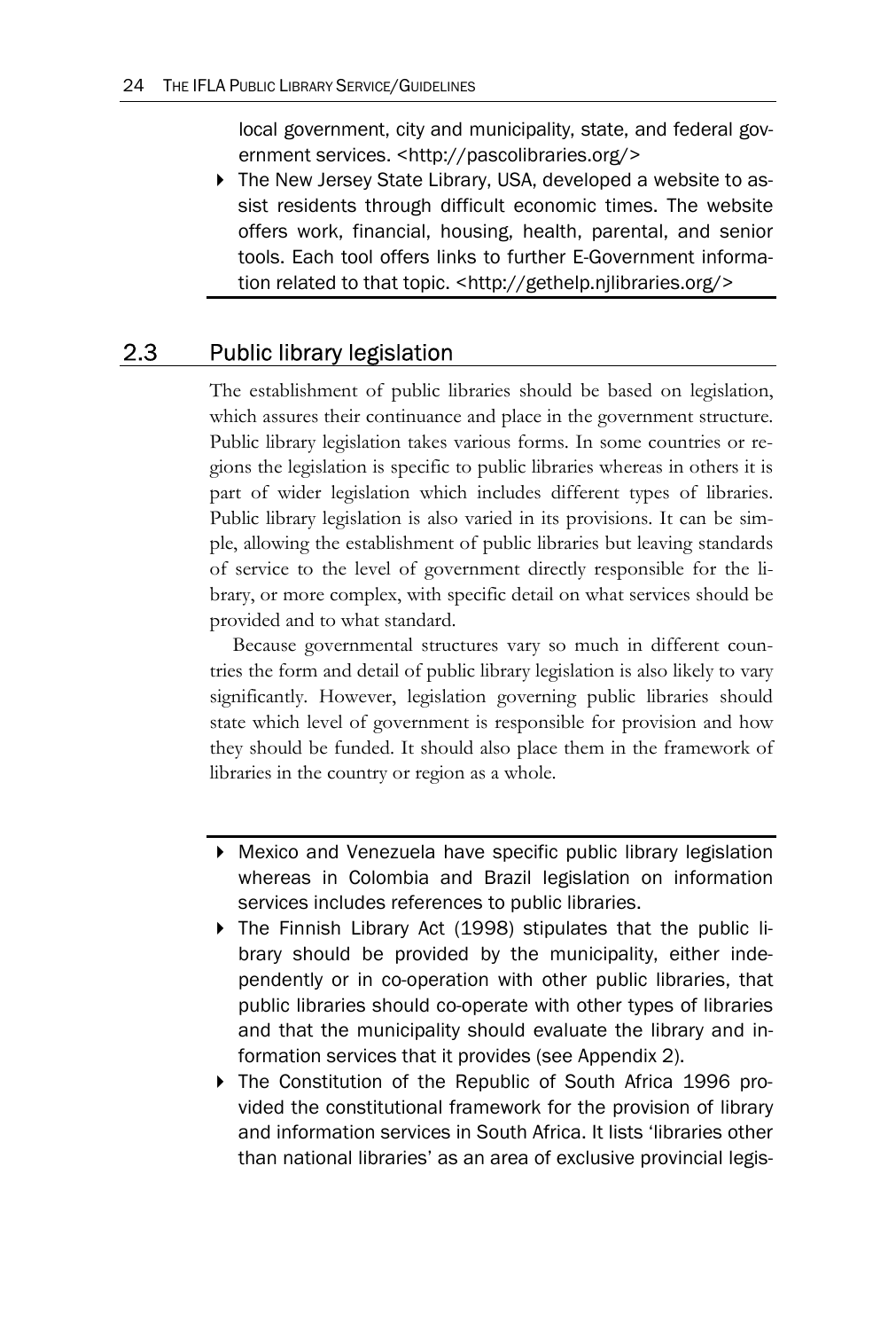local government, city and municipality, state, and federal government services. <http://pascolibraries.org/>

- The New Jersey State Library, USA, developed a website to assist residents through difficult economic times. The website offers work, financial, housing, health, parental, and senior tools. Each tool offers links to further E-Government information related to that topic. <http://gethelp.njlibraries.org/>

## 2.3 Public library legislation

The establishment of public libraries should be based on legislation, which assures their continuance and place in the government structure. Public library legislation takes various forms. In some countries or regions the legislation is specific to public libraries whereas in others it is part of wider legislation which includes different types of libraries. Public library legislation is also varied in its provisions. It can be simple, allowing the establishment of public libraries but leaving standards of service to the level of government directly responsible for the library, or more complex, with specific detail on what services should be provided and to what standard.

Because governmental structures vary so much in different countries the form and detail of public library legislation is also likely to vary significantly. However, legislation governing public libraries should state which level of government is responsible for provision and how they should be funded. It should also place them in the framework of libraries in the country or region as a whole.

- Mexico and Venezuela have specific public library legislation whereas in Colombia and Brazil legislation on information services includes references to public libraries.
- The Finnish Library Act (1998) stipulates that the public library should be provided by the municipality, either independently or in co-operation with other public libraries, that public libraries should co-operate with other types of libraries and that the municipality should evaluate the library and information services that it provides (see Appendix 2).
- The Constitution of the Republic of South Africa 1996 provided the constitutional framework for the provision of library and information services in South Africa. It lists 'libraries other than national libraries' as an area of exclusive provincial legis-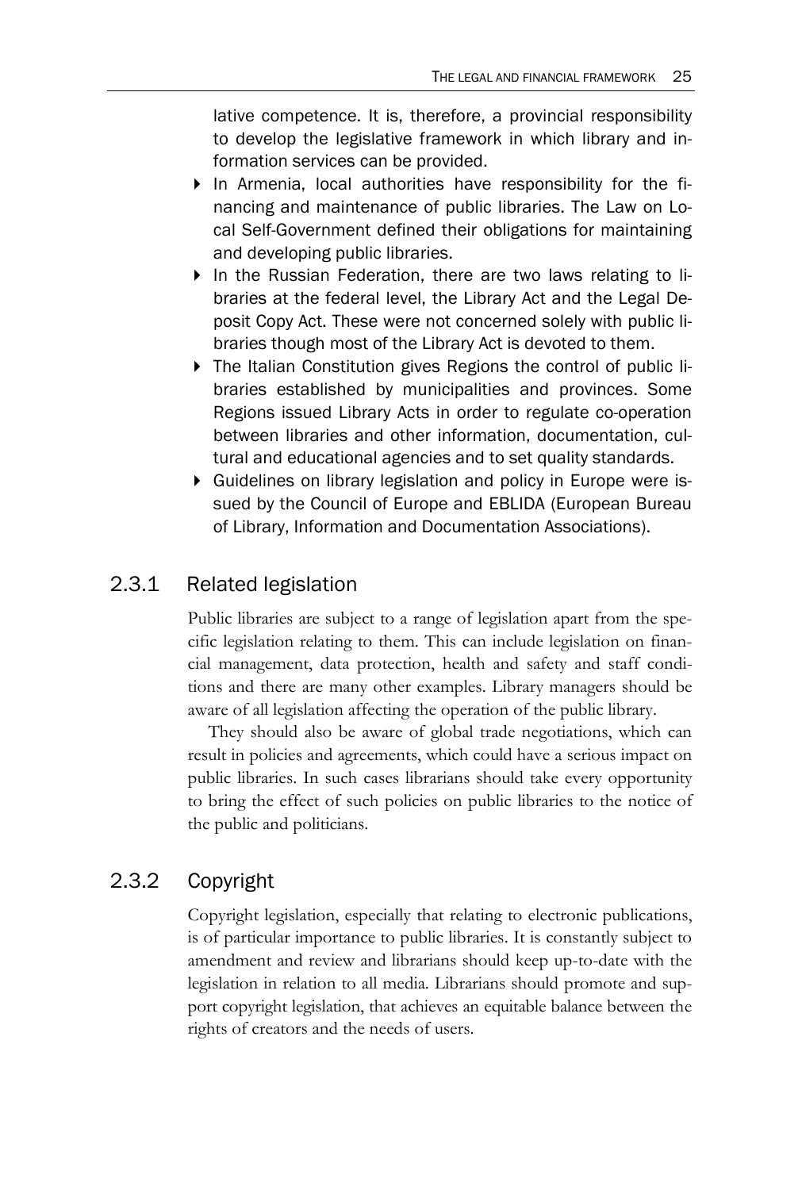lative competence. It is, therefore, a provincial responsibility to develop the legislative framework in which library and information services can be provided.

- In Armenia, local authorities have responsibility for the financing and maintenance of public libraries. The Law on Local Self-Government defined their obligations for maintaining and developing public libraries.
- In the Russian Federation, there are two laws relating to libraries at the federal level, the Library Act and the Legal Deposit Copy Act. These were not concerned solely with public libraries though most of the Library Act is devoted to them.
- The Italian Constitution gives Regions the control of public libraries established by municipalities and provinces. Some Regions issued Library Acts in order to regulate co-operation between libraries and other information, documentation, cultural and educational agencies and to set quality standards.
- Guidelines on library legislation and policy in Europe were issued by the Council of Europe and EBLIDA (European Bureau of Library, Information and Documentation Associations).

### 2.3.1 Related legislation

Public libraries are subject to a range of legislation apart from the specific legislation relating to them. This can include legislation on financial management, data protection, health and safety and staff conditions and there are many other examples. Library managers should be aware of all legislation affecting the operation of the public library.

They should also be aware of global trade negotiations, which can result in policies and agreements, which could have a serious impact on public libraries. In such cases librarians should take every opportunity to bring the effect of such policies on public libraries to the notice of the public and politicians.

### 2.3.2 Copyright

Copyright legislation, especially that relating to electronic publications, is of particular importance to public libraries. It is constantly subject to amendment and review and librarians should keep up-to-date with the legislation in relation to all media. Librarians should promote and support copyright legislation, that achieves an equitable balance between the rights of creators and the needs of users.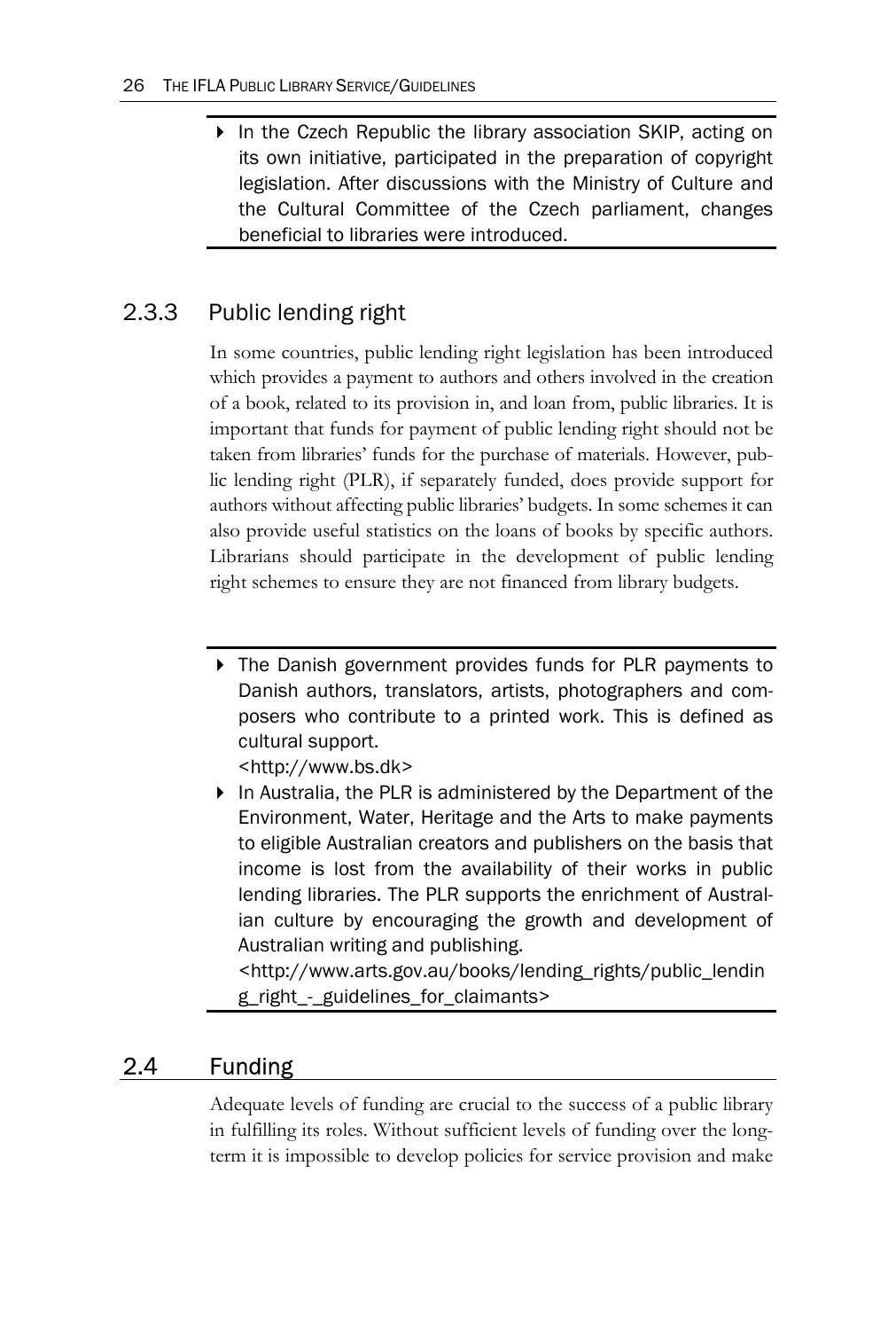- In the Czech Republic the library association SKIP, acting on its own initiative, participated in the preparation of copyright legislation. After discussions with the Ministry of Culture and the Cultural Committee of the Czech parliament, changes beneficial to libraries were introduced.

### 2.3.3 Public lending right

In some countries, public lending right legislation has been introduced which provides a payment to authors and others involved in the creation of a book, related to its provision in, and loan from, public libraries. It is important that funds for payment of public lending right should not be taken from libraries' funds for the purchase of materials. However, public lending right (PLR), if separately funded, does provide support for authors without affecting public libraries' budgets. In some schemes it can also provide useful statistics on the loans of books by specific authors. Librarians should participate in the development of public lending right schemes to ensure they are not financed from library budgets.

- The Danish government provides funds for PLR payments to Danish authors, translators, artists, photographers and composers who contribute to a printed work. This is defined as cultural support.
  <http://www.bs.dk>
- In Australia, the PLR is administered by the Department of the Environment, Water, Heritage and the Arts to make payments to eligible Australian creators and publishers on the basis that income is lost from the availability of their works in public lending libraries. The PLR supports the enrichment of Australian culture by encouraging the growth and development of Australian writing and publishing.
  <http://www.arts.gov.au/books/lending_rights/public_lending_right_-_guidelines_for_claimants>

## 2.4 Funding

Adequate levels of funding are crucial to the success of a public library in fulfilling its roles. Without sufficient levels of funding over the long-term it is impossible to develop policies for service provision and make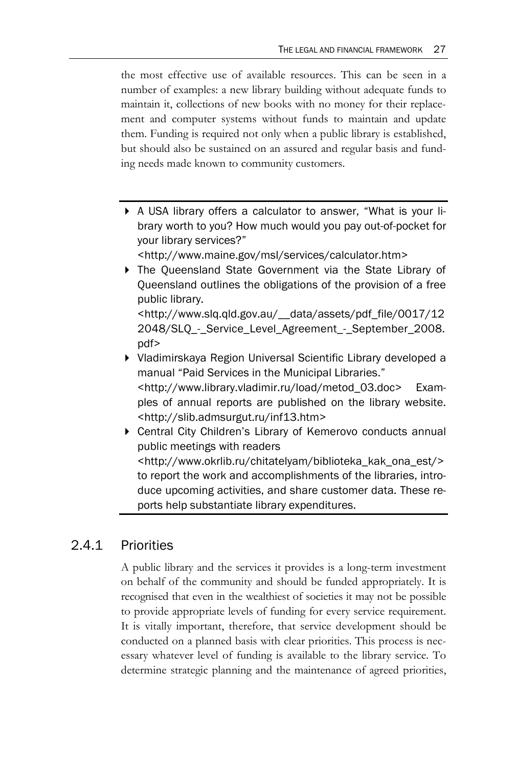the most effective use of available resources. This can be seen in a number of examples: a new library building without adequate funds to maintain it, collections of new books with no money for their replacement and computer systems without funds to maintain and update them. Funding is required not only when a public library is established, but should also be sustained on an assured and regular basis and funding needs made known to community customers.

- A USA library offers a calculator to answer, "What is your library worth to you? How much would you pay out-of-pocket for your library services?" <http://www.maine.gov/msl/services/calculator.htm>
- The Queensland State Government via the State Library of Queensland outlines the obligations of the provision of a free public library. <http://www.slq.qld.gov.au/__data/assets/pdf_file/0017/122048/SLQ_-_Service_Level_Agreement_-_September_2008.pdf>
- Vladimirskaya Region Universal Scientific Library developed a manual "Paid Services in the Municipal Libraries." <http://www.library.vladimir.ru/load/metod_03.doc> Examples of annual reports are published on the library website. <http://slib.admsurgut.ru/inf13.htm>
- Central City Children's Library of Kemerovo conducts annual public meetings with readers <http://www.okrlib.ru/chitatelyam/biblioteka_kak_ona_est/> to report the work and accomplishments of the libraries, introduce upcoming activities, and share customer data. These reports help substantiate library expenditures.

### 2.4.1 Priorities

A public library and the services it provides is a long-term investment on behalf of the community and should be funded appropriately. It is recognised that even in the wealthiest of societies it may not be possible to provide appropriate levels of funding for every service requirement. It is vitally important, therefore, that service development should be conducted on a planned basis with clear priorities. This process is necessary whatever level of funding is available to the library service. To determine strategic planning and the maintenance of agreed priorities,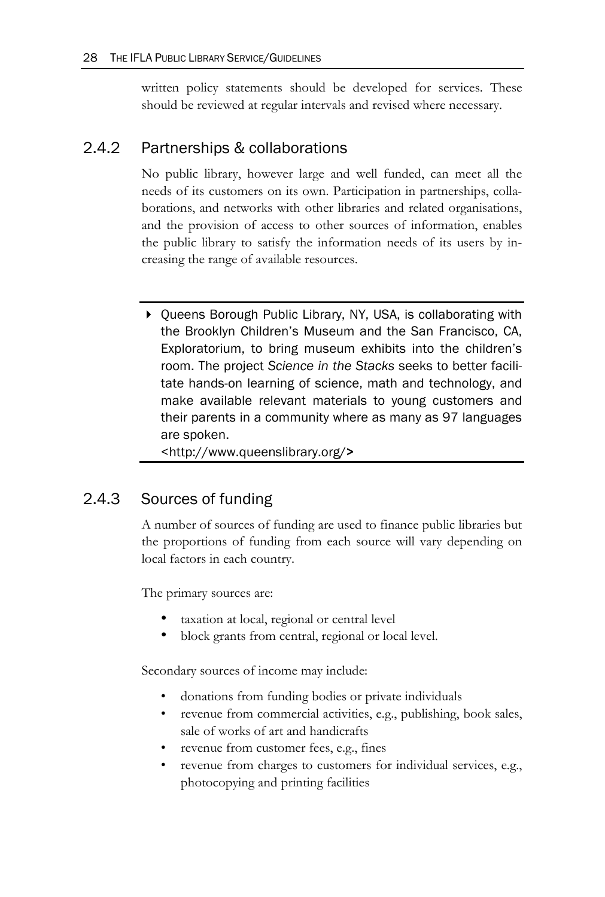written policy statements should be developed for services. These should be reviewed at regular intervals and revised where necessary.

### 2.4.2 Partnerships & collaborations

No public library, however large and well funded, can meet all the needs of its customers on its own. Participation in partnerships, collaborations, and networks with other libraries and related organisations, and the provision of access to other sources of information, enables the public library to satisfy the information needs of its users by increasing the range of available resources.

---

- Queens Borough Public Library, NY, USA, is collaborating with the Brooklyn Children's Museum and the San Francisco, CA, Exploratorium, to bring museum exhibits into the children's room. The project *Science in the Stacks* seeks to better facilitate hands-on learning of science, math and technology, and make available relevant materials to young customers and their parents in a community where as many as 97 languages are spoken.
<http://www.queenslibrary.org/>

---

### 2.4.3 Sources of funding

A number of sources of funding are used to finance public libraries but the proportions of funding from each source will vary depending on local factors in each country.

The primary sources are:

- taxation at local, regional or central level
- block grants from central, regional or local level.

Secondary sources of income may include:

- donations from funding bodies or private individuals
- revenue from commercial activities, e.g., publishing, book sales, sale of works of art and handicrafts
- revenue from customer fees, e.g., fines
- revenue from charges to customers for individual services, e.g., photocopying and printing facilities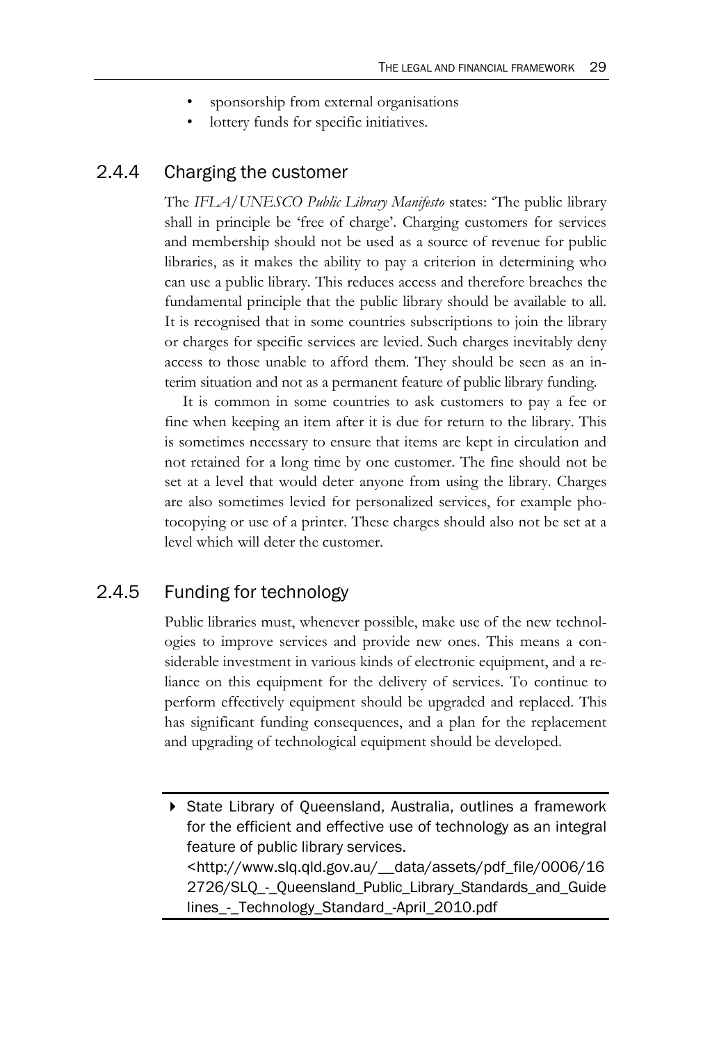- sponsorship from external organisations
- lottery funds for specific initiatives.

### 2.4.4 Charging the customer

The *IFLA/UNESCO Public Library Manifesto* states: 'The public library shall in principle be 'free of charge'. Charging customers for services and membership should not be used as a source of revenue for public libraries, as it makes the ability to pay a criterion in determining who can use a public library. This reduces access and therefore breaches the fundamental principle that the public library should be available to all. It is recognised that in some countries subscriptions to join the library or charges for specific services are levied. Such charges inevitably deny access to those unable to afford them. They should be seen as an interim situation and not as a permanent feature of public library funding.

It is common in some countries to ask customers to pay a fee or fine when keeping an item after it is due for return to the library. This is sometimes necessary to ensure that items are kept in circulation and not retained for a long time by one customer. The fine should not be set at a level that would deter anyone from using the library. Charges are also sometimes levied for personalized services, for example photocopying or use of a printer. These charges should also not be set at a level which will deter the customer.

### 2.4.5 Funding for technology

Public libraries must, whenever possible, make use of the new technologies to improve services and provide new ones. This means a considerable investment in various kinds of electronic equipment, and a reliance on this equipment for the delivery of services. To continue to perform effectively equipment should be upgraded and replaced. This has significant funding consequences, and a plan for the replacement and upgrading of technological equipment should be developed.

---

▸ State Library of Queensland, Australia, outlines a framework for the efficient and effective use of technology as an integral feature of public library services.
<http://www.slq.qld.gov.au/__data/assets/pdf_file/0006/162726/SLQ_-_Queensland_Public_Library_Standards_and_Guidelines_-_Technology_Standard_-April_2010.pdf

---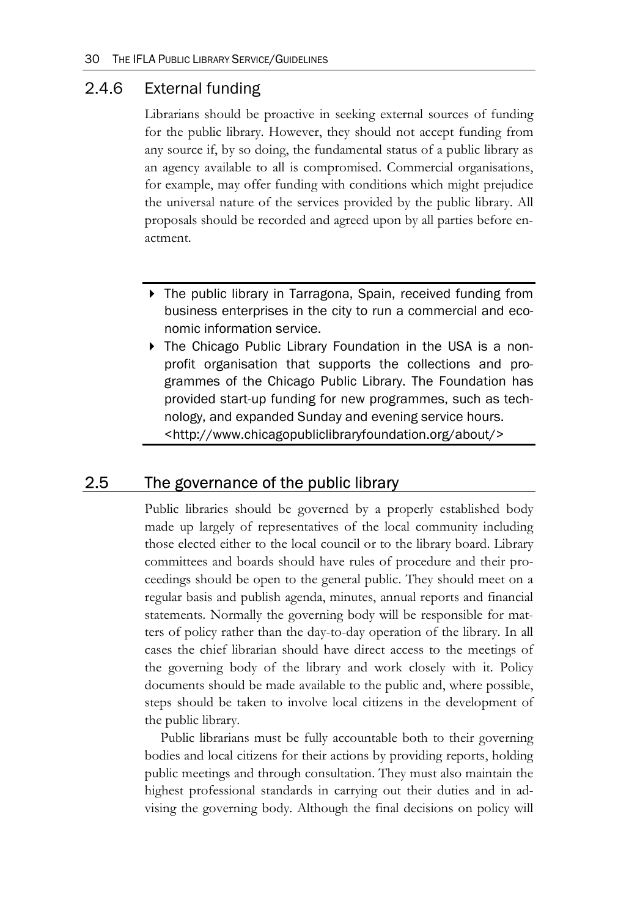### 2.4.6 External funding

Librarians should be proactive in seeking external sources of funding for the public library. However, they should not accept funding from any source if, by so doing, the fundamental status of a public library as an agency available to all is compromised. Commercial organisations, for example, may offer funding with conditions which might prejudice the universal nature of the services provided by the public library. All proposals should be recorded and agreed upon by all parties before enactment.

- The public library in Tarragona, Spain, received funding from business enterprises in the city to run a commercial and economic information service.
- The Chicago Public Library Foundation in the USA is a non-profit organisation that supports the collections and programmes of the Chicago Public Library. The Foundation has provided start-up funding for new programmes, such as technology, and expanded Sunday and evening service hours. <http://www.chicagopubliclibraryfoundation.org/about/>

## 2.5 The governance of the public library

Public libraries should be governed by a properly established body made up largely of representatives of the local community including those elected either to the local council or to the library board. Library committees and boards should have rules of procedure and their proceedings should be open to the general public. They should meet on a regular basis and publish agenda, minutes, annual reports and financial statements. Normally the governing body will be responsible for matters of policy rather than the day-to-day operation of the library. In all cases the chief librarian should have direct access to the meetings of the governing body of the library and work closely with it. Policy documents should be made available to the public and, where possible, steps should be taken to involve local citizens in the development of the public library.

Public librarians must be fully accountable both to their governing bodies and local citizens for their actions by providing reports, holding public meetings and through consultation. They must also maintain the highest professional standards in carrying out their duties and in advising the governing body. Although the final decisions on policy will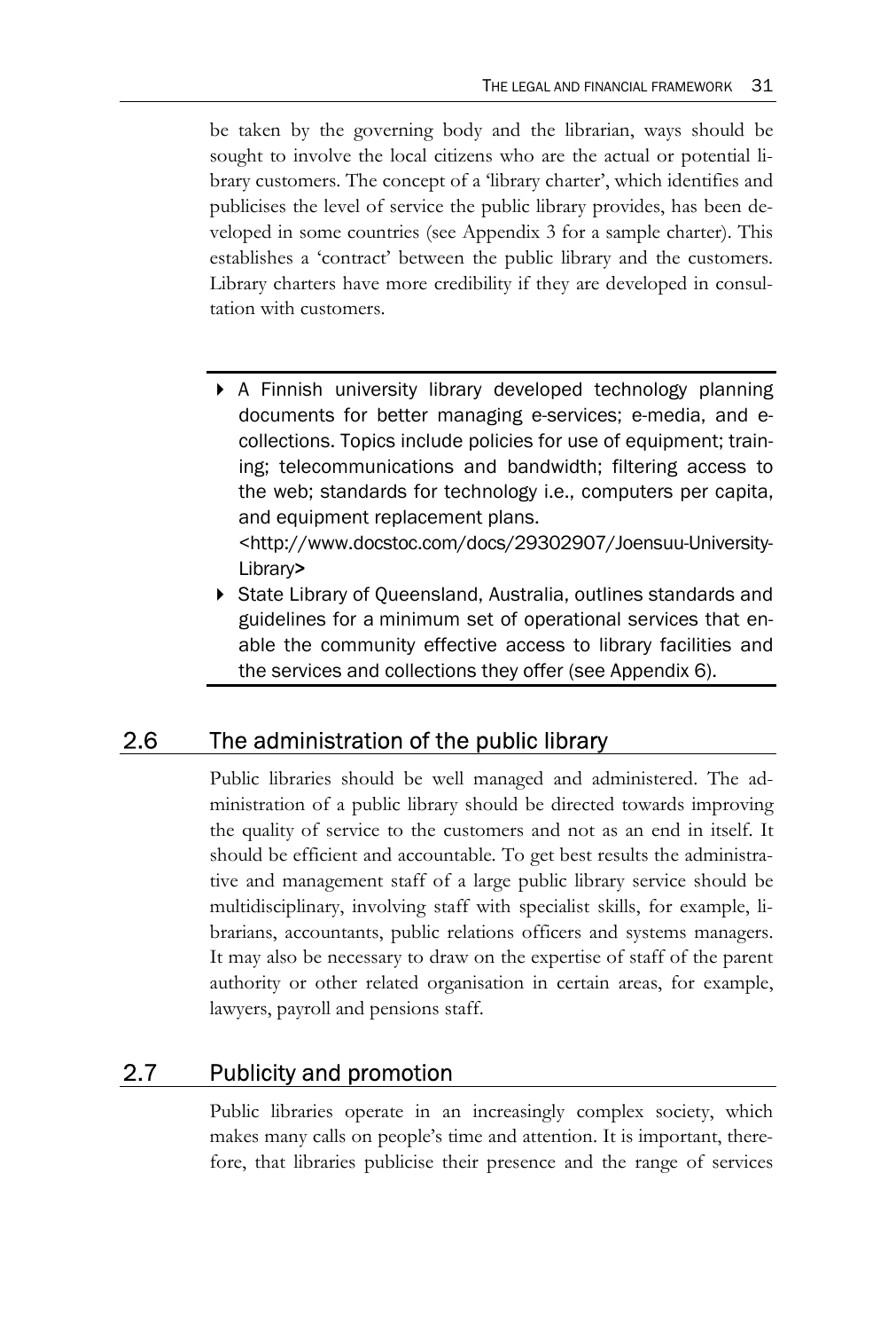be taken by the governing body and the librarian, ways should be sought to involve the local citizens who are the actual or potential library customers. The concept of a 'library charter', which identifies and publicises the level of service the public library provides, has been developed in some countries (see Appendix 3 for a sample charter). This establishes a 'contract' between the public library and the customers. Library charters have more credibility if they are developed in consultation with customers.

---

- A Finnish university library developed technology planning documents for better managing e-services; e-media, and e-collections. Topics include policies for use of equipment; training; telecommunications and bandwidth; filtering access to the web; standards for technology i.e., computers per capita, and equipment replacement plans.
<http://www.docstoc.com/docs/29302907/Joensuu-University-Library>
- State Library of Queensland, Australia, outlines standards and guidelines for a minimum set of operational services that enable the community effective access to library facilities and the services and collections they offer (see Appendix 6).

---

## 2.6 The administration of the public library

Public libraries should be well managed and administered. The administration of a public library should be directed towards improving the quality of service to the customers and not as an end in itself. It should be efficient and accountable. To get best results the administrative and management staff of a large public library service should be multidisciplinary, involving staff with specialist skills, for example, librarians, accountants, public relations officers and systems managers. It may also be necessary to draw on the expertise of staff of the parent authority or other related organisation in certain areas, for example, lawyers, payroll and pensions staff.

## 2.7 Publicity and promotion

Public libraries operate in an increasingly complex society, which makes many calls on people's time and attention. It is important, therefore, that libraries publicise their presence and the range of services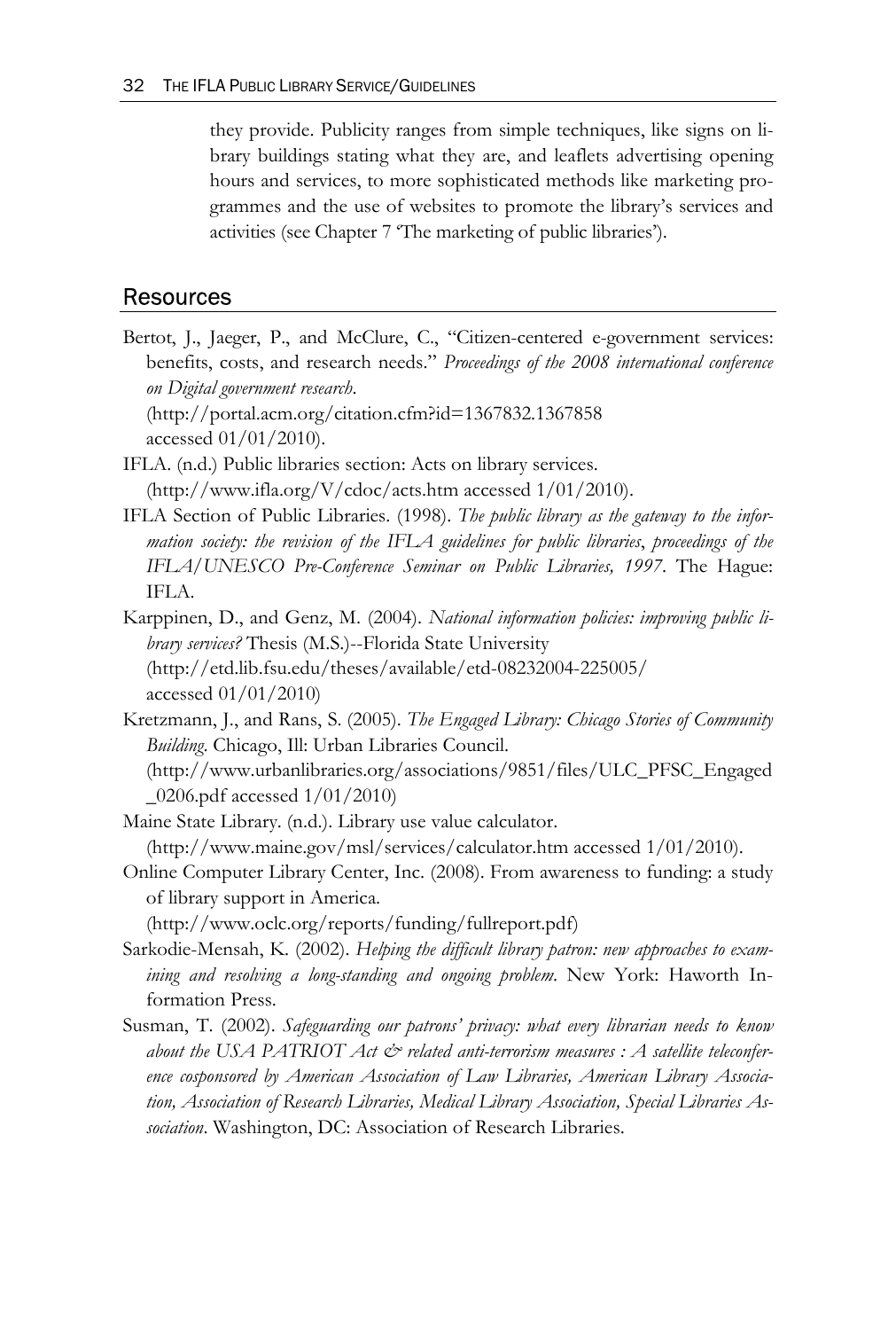they provide. Publicity ranges from simple techniques, like signs on library buildings stating what they are, and leaflets advertising opening hours and services, to more sophisticated methods like marketing programmes and the use of websites to promote the library's services and activities (see Chapter 7 'The marketing of public libraries').

## Resources

Bertot, J., Jaeger, P., and McClure, C., "Citizen-centered e-government services: benefits, costs, and research needs." *Proceedings of the 2008 international conference on Digital government research*. (http://portal.acm.org/citation.cfm?id=1367832.1367858 accessed 01/01/2010).

IFLA. (n.d.) Public libraries section: Acts on library services. (http://www.ifla.org/V/cdoc/acts.htm accessed 1/01/2010).

IFLA Section of Public Libraries. (1998). *The public library as the gateway to the information society: the revision of the IFLA guidelines for public libraries*, *proceedings of the IFLA/UNESCO Pre-Conference Seminar on Public Libraries, 1997*. The Hague: IFLA.

Karppinen, D., and Genz, M. (2004). *National information policies: improving public library services?* Thesis (M.S.)--Florida State University (http://etd.lib.fsu.edu/theses/available/etd-08232004-225005/ accessed 01/01/2010)

Kretzmann, J., and Rans, S. (2005). *The Engaged Library: Chicago Stories of Community Building*. Chicago, Ill: Urban Libraries Council. (http://www.urbanlibraries.org/associations/9851/files/ULC_PFSC_Engaged_0206.pdf accessed 1/01/2010)

Maine State Library. (n.d.). Library use value calculator. (http://www.maine.gov/msl/services/calculator.htm accessed 1/01/2010).

Online Computer Library Center, Inc. (2008). From awareness to funding: a study of library support in America. (http://www.oclc.org/reports/funding/fullreport.pdf)

Sarkodie-Mensah, K. (2002). *Helping the difficult library patron: new approaches to examining and resolving a long-standing and ongoing problem*. New York: Haworth Information Press.

Susman, T. (2002). *Safeguarding our patrons' privacy: what every librarian needs to know about the USA PATRIOT Act & related anti-terrorism measures : A satellite teleconference cosponsored by American Association of Law Libraries, American Library Association, Association of Research Libraries, Medical Library Association, Special Libraries Association*. Washington, DC: Association of Research Libraries.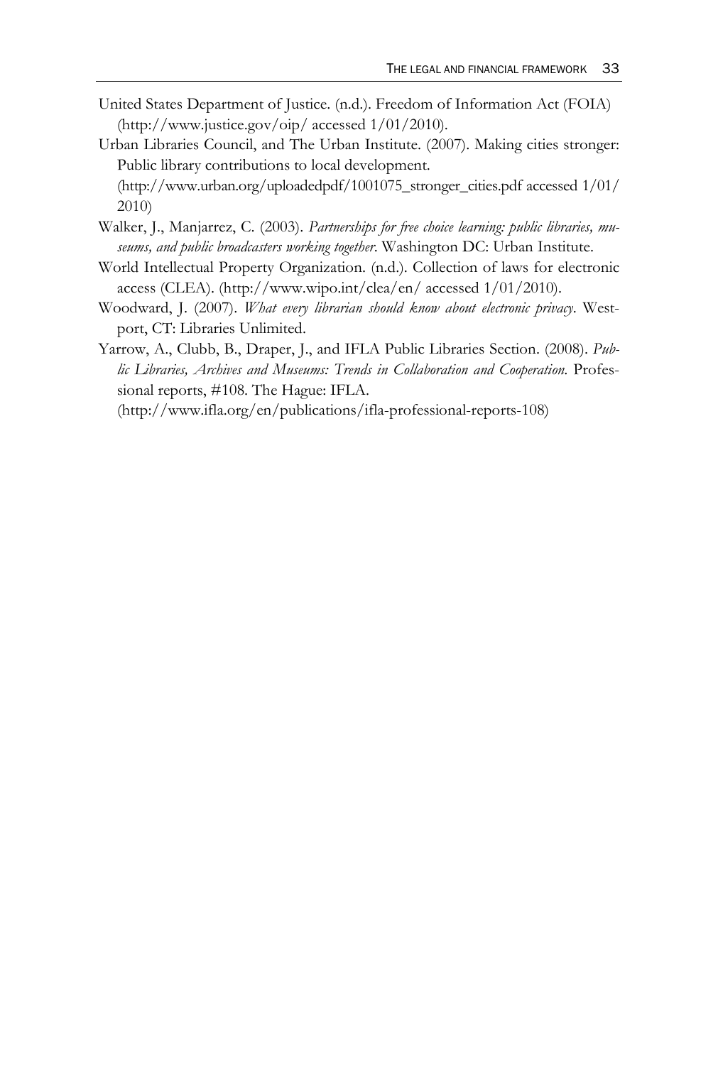United States Department of Justice. (n.d.). Freedom of Information Act (FOIA) (http://www.justice.gov/oip/ accessed 1/01/2010).

Urban Libraries Council, and The Urban Institute. (2007). Making cities stronger: Public library contributions to local development. (http://www.urban.org/uploadedpdf/1001075_stronger_cities.pdf accessed 1/01/2010)

Walker, J., Manjarrez, C. (2003). *Partnerships for free choice learning: public libraries, museums, and public broadcasters working together*. Washington DC: Urban Institute.

World Intellectual Property Organization. (n.d.). Collection of laws for electronic access (CLEA). (http://www.wipo.int/clea/en/ accessed 1/01/2010).

Woodward, J. (2007). *What every librarian should know about electronic privacy*. Westport, CT: Libraries Unlimited.

Yarrow, A., Clubb, B., Draper, J., and IFLA Public Libraries Section. (2008). *Public Libraries, Archives and Museums: Trends in Collaboration and Cooperation*. Professional reports, #108. The Hague: IFLA. (http://www.ifla.org/en/publications/ifla-professional-reports-108)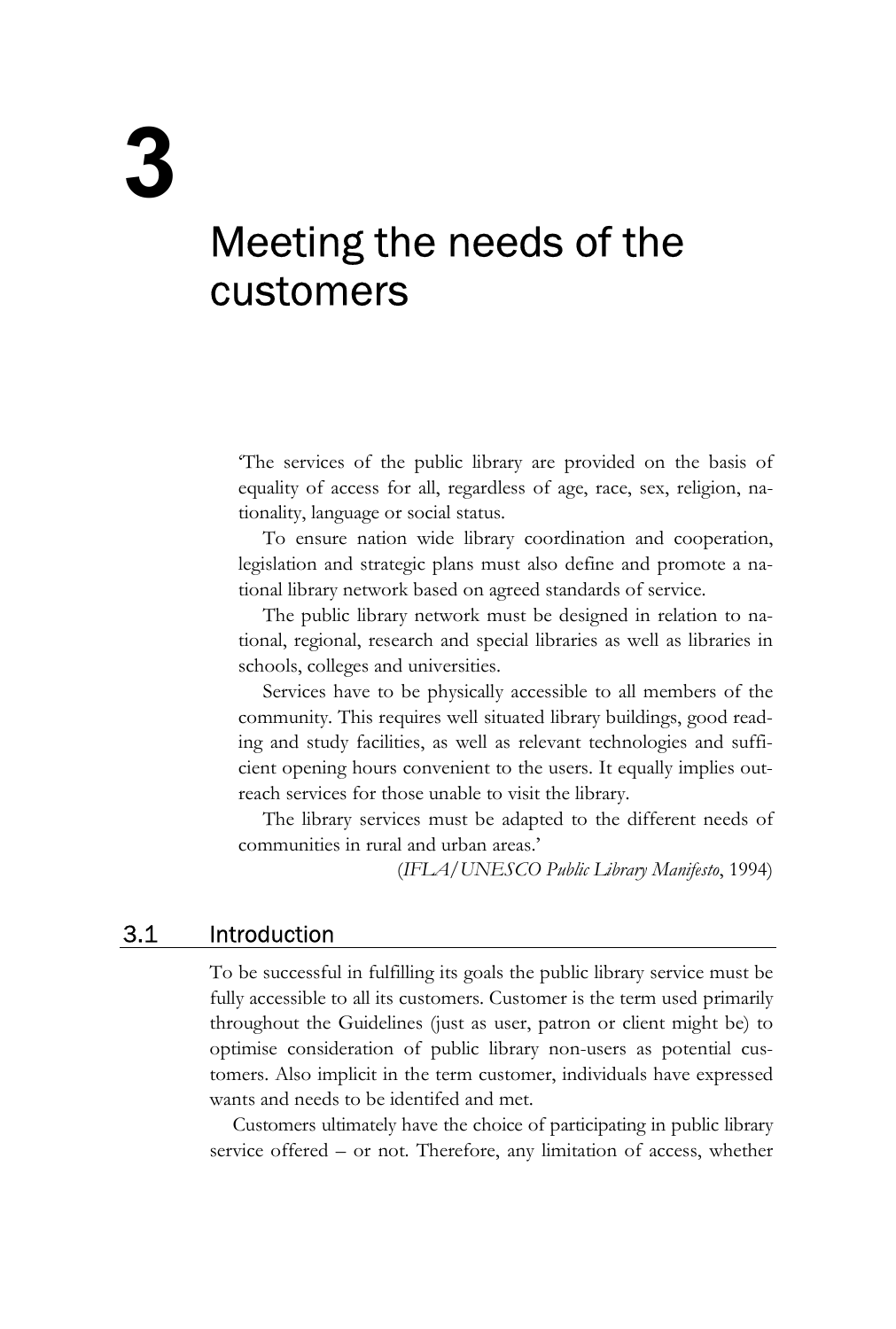# 3

# Meeting the needs of the customers

> 'The services of the public library are provided on the basis of equality of access for all, regardless of age, race, sex, religion, nationality, language or social status.
>
> To ensure nation wide library coordination and cooperation, legislation and strategic plans must also define and promote a national library network based on agreed standards of service.
>
> The public library network must be designed in relation to national, regional, research and special libraries as well as libraries in schools, colleges and universities.
>
> Services have to be physically accessible to all members of the community. This requires well situated library buildings, good reading and study facilities, as well as relevant technologies and sufficient opening hours convenient to the users. It equally implies outreach services for those unable to visit the library.
>
> The library services must be adapted to the different needs of communities in rural and urban areas.'
>
> (*IFLA/UNESCO Public Library Manifesto*, 1994)

## 3.1 Introduction

To be successful in fulfilling its goals the public library service must be fully accessible to all its customers. Customer is the term used primarily throughout the Guidelines (just as user, patron or client might be) to optimise consideration of public library non-users as potential customers. Also implicit in the term customer, individuals have expressed wants and needs to be identifed and met.

Customers ultimately have the choice of participating in public library service offered – or not. Therefore, any limitation of access, whether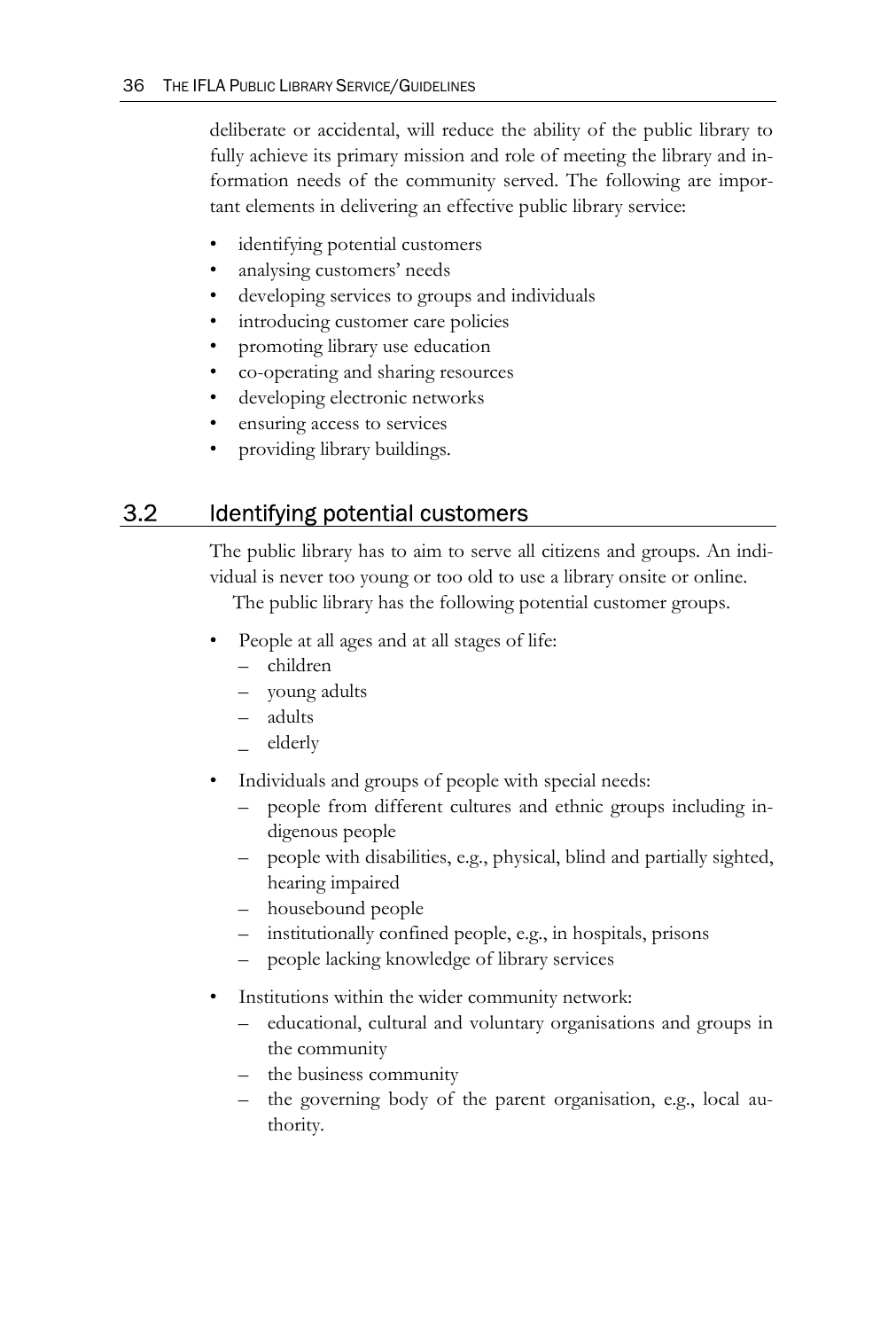deliberate or accidental, will reduce the ability of the public library to fully achieve its primary mission and role of meeting the library and information needs of the community served. The following are important elements in delivering an effective public library service:

- identifying potential customers
- analysing customers' needs
- developing services to groups and individuals
- introducing customer care policies
- promoting library use education
- co-operating and sharing resources
- developing electronic networks
- ensuring access to services
- providing library buildings.

## 3.2 Identifying potential customers

The public library has to aim to serve all citizens and groups. An individual is never too young or too old to use a library onsite or online.

The public library has the following potential customer groups.

- People at all ages and at all stages of life:
  - children
  - young adults
  - adults
  - elderly
- Individuals and groups of people with special needs:
  - people from different cultures and ethnic groups including indigenous people
  - people with disabilities, e.g., physical, blind and partially sighted, hearing impaired
  - housebound people
  - institutionally confined people, e.g., in hospitals, prisons
  - people lacking knowledge of library services
- Institutions within the wider community network:
  - educational, cultural and voluntary organisations and groups in the community
  - the business community
  - the governing body of the parent organisation, e.g., local authority.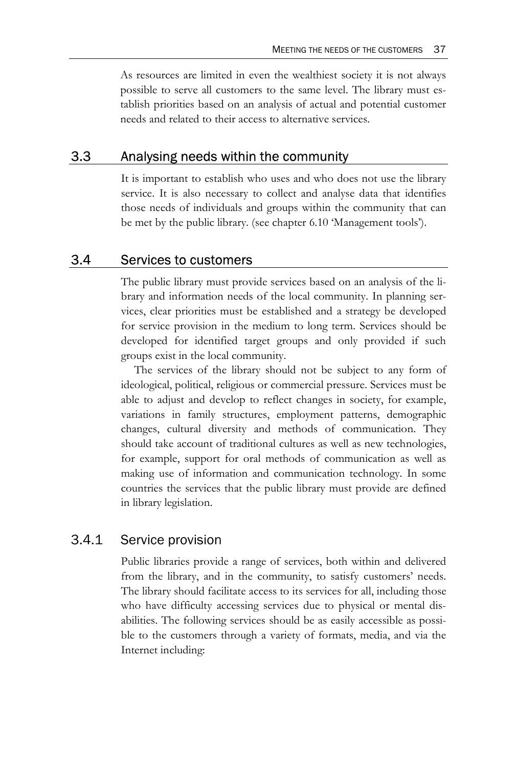As resources are limited in even the wealthiest society it is not always possible to serve all customers to the same level. The library must establish priorities based on an analysis of actual and potential customer needs and related to their access to alternative services.

## 3.3 Analysing needs within the community

It is important to establish who uses and who does not use the library service. It is also necessary to collect and analyse data that identifies those needs of individuals and groups within the community that can be met by the public library. (see chapter 6.10 'Management tools').

## 3.4 Services to customers

The public library must provide services based on an analysis of the library and information needs of the local community. In planning services, clear priorities must be established and a strategy be developed for service provision in the medium to long term. Services should be developed for identified target groups and only provided if such groups exist in the local community.

The services of the library should not be subject to any form of ideological, political, religious or commercial pressure. Services must be able to adjust and develop to reflect changes in society, for example, variations in family structures, employment patterns, demographic changes, cultural diversity and methods of communication. They should take account of traditional cultures as well as new technologies, for example, support for oral methods of communication as well as making use of information and communication technology. In some countries the services that the public library must provide are defined in library legislation.

### 3.4.1 Service provision

Public libraries provide a range of services, both within and delivered from the library, and in the community, to satisfy customers' needs. The library should facilitate access to its services for all, including those who have difficulty accessing services due to physical or mental disabilities. The following services should be as easily accessible as possible to the customers through a variety of formats, media, and via the Internet including: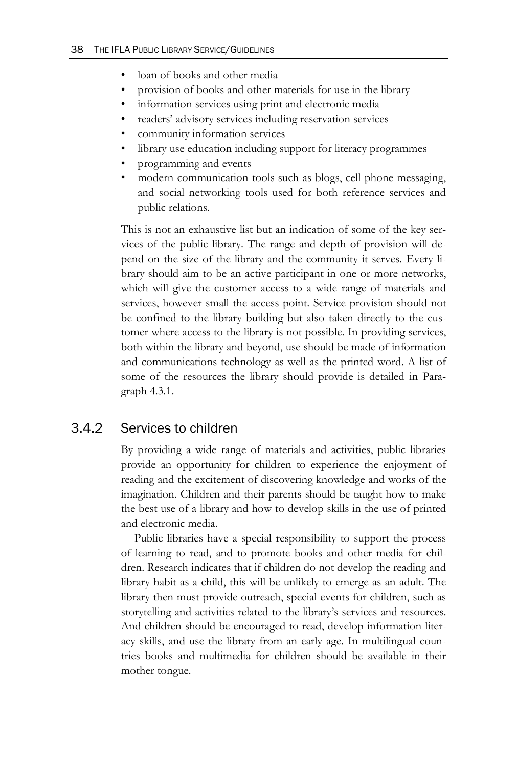- loan of books and other media
- provision of books and other materials for use in the library
- information services using print and electronic media
- readers' advisory services including reservation services
- community information services
- library use education including support for literacy programmes
- programming and events
- modern communication tools such as blogs, cell phone messaging, and social networking tools used for both reference services and public relations.

This is not an exhaustive list but an indication of some of the key services of the public library. The range and depth of provision will depend on the size of the library and the community it serves. Every library should aim to be an active participant in one or more networks, which will give the customer access to a wide range of materials and services, however small the access point. Service provision should not be confined to the library building but also taken directly to the customer where access to the library is not possible. In providing services, both within the library and beyond, use should be made of information and communications technology as well as the printed word. A list of some of the resources the library should provide is detailed in Paragraph 4.3.1.

### 3.4.2 Services to children

By providing a wide range of materials and activities, public libraries provide an opportunity for children to experience the enjoyment of reading and the excitement of discovering knowledge and works of the imagination. Children and their parents should be taught how to make the best use of a library and how to develop skills in the use of printed and electronic media.

Public libraries have a special responsibility to support the process of learning to read, and to promote books and other media for children. Research indicates that if children do not develop the reading and library habit as a child, this will be unlikely to emerge as an adult. The library then must provide outreach, special events for children, such as storytelling and activities related to the library's services and resources. And children should be encouraged to read, develop information literacy skills, and use the library from an early age. In multilingual countries books and multimedia for children should be available in their mother tongue.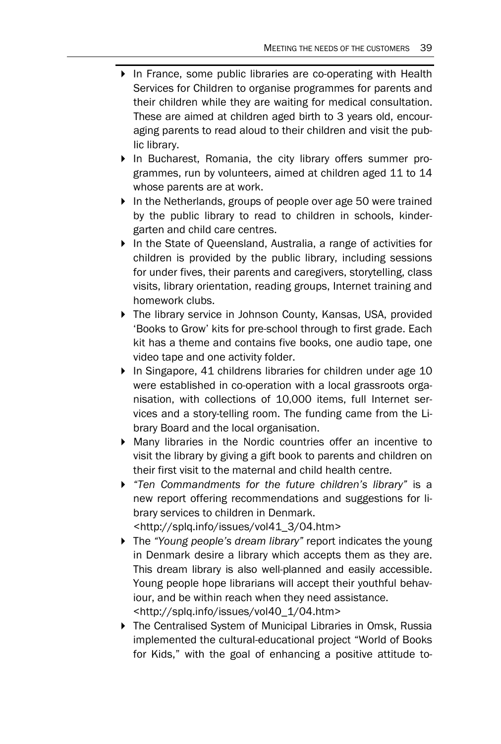- In France, some public libraries are co-operating with Health Services for Children to organise programmes for parents and their children while they are waiting for medical consultation. These are aimed at children aged birth to 3 years old, encouraging parents to read aloud to their children and visit the public library.
- In Bucharest, Romania, the city library offers summer programmes, run by volunteers, aimed at children aged 11 to 14 whose parents are at work.
- In the Netherlands, groups of people over age 50 were trained by the public library to read to children in schools, kindergarten and child care centres.
- In the State of Queensland, Australia, a range of activities for children is provided by the public library, including sessions for under fives, their parents and caregivers, storytelling, class visits, library orientation, reading groups, Internet training and homework clubs.
- The library service in Johnson County, Kansas, USA, provided 'Books to Grow' kits for pre-school through to first grade. Each kit has a theme and contains five books, one audio tape, one video tape and one activity folder.
- In Singapore, 41 childrens libraries for children under age 10 were established in co-operation with a local grassroots organisation, with collections of 10,000 items, full Internet services and a story-telling room. The funding came from the Library Board and the local organisation.
- Many libraries in the Nordic countries offer an incentive to visit the library by giving a gift book to parents and children on their first visit to the maternal and child health centre.
- *"Ten Commandments for the future children's library"* is a new report offering recommendations and suggestions for library services to children in Denmark.
  <http://splq.info/issues/vol41_3/04.htm>
- The *"Young people's dream library"* report indicates the young in Denmark desire a library which accepts them as they are. This dream library is also well-planned and easily accessible. Young people hope librarians will accept their youthful behaviour, and be within reach when they need assistance.
  <http://splq.info/issues/vol40_1/04.htm>
- The Centralised System of Municipal Libraries in Omsk, Russia implemented the cultural-educational project "World of Books for Kids," with the goal of enhancing a positive attitude to-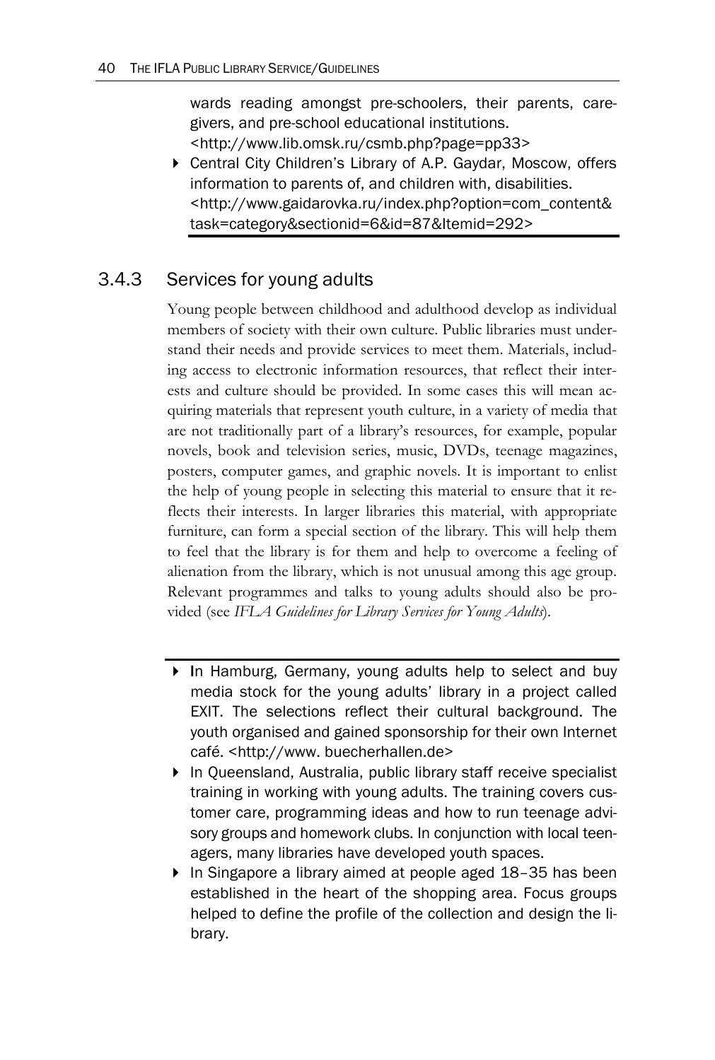wards reading amongst pre-schoolers, their parents, care-givers, and pre-school educational institutions. <http://www.lib.omsk.ru/csmb.php?page=pp33>

- Central City Children's Library of A.P. Gaydar, Moscow, offers information to parents of, and children with, disabilities. <http://www.gaidarovka.ru/index.php?option=com_content&task=category&sectionid=6&id=87&Itemid=292>

### 3.4.3 Services for young adults

Young people between childhood and adulthood develop as individual members of society with their own culture. Public libraries must understand their needs and provide services to meet them. Materials, including access to electronic information resources, that reflect their interests and culture should be provided. In some cases this will mean acquiring materials that represent youth culture, in a variety of media that are not traditionally part of a library's resources, for example, popular novels, book and television series, music, DVDs, teenage magazines, posters, computer games, and graphic novels. It is important to enlist the help of young people in selecting this material to ensure that it reflects their interests. In larger libraries this material, with appropriate furniture, can form a special section of the library. This will help them to feel that the library is for them and help to overcome a feeling of alienation from the library, which is not unusual among this age group. Relevant programmes and talks to young adults should also be provided (see *IFLA Guidelines for Library Services for Young Adults*).

- In Hamburg, Germany, young adults help to select and buy media stock for the young adults' library in a project called EXIT. The selections reflect their cultural background. The youth organised and gained sponsorship for their own Internet café. <http://www. buecherhallen.de>
- In Queensland, Australia, public library staff receive specialist training in working with young adults. The training covers customer care, programming ideas and how to run teenage advisory groups and homework clubs. In conjunction with local teenagers, many libraries have developed youth spaces.
- In Singapore a library aimed at people aged 18–35 has been established in the heart of the shopping area. Focus groups helped to define the profile of the collection and design the library.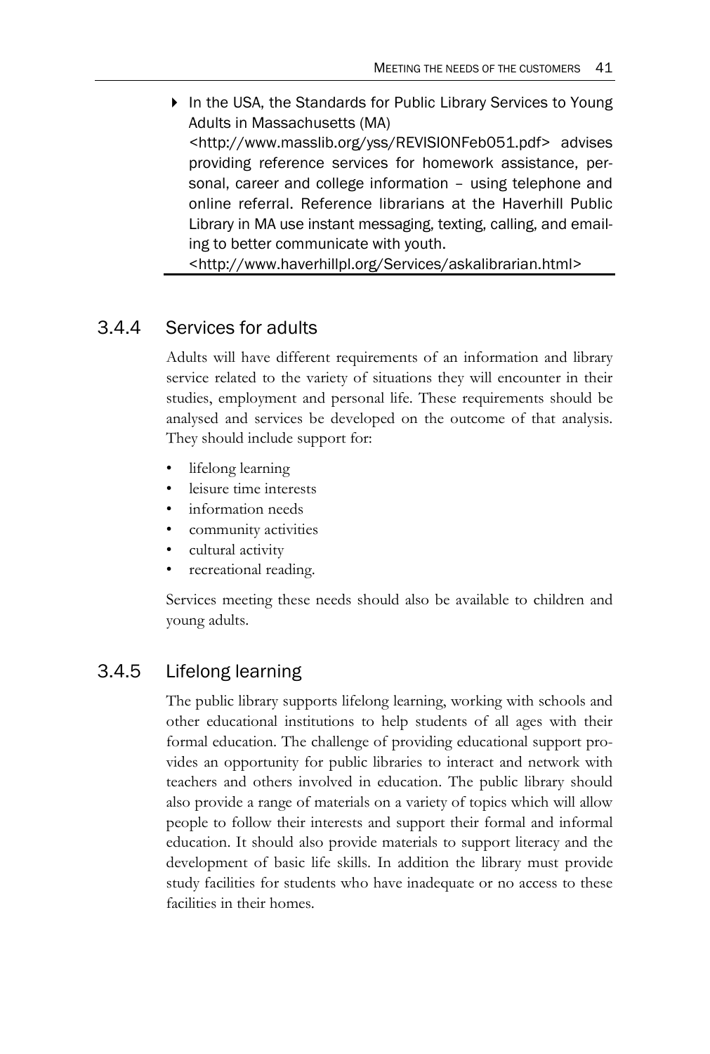- In the USA, the Standards for Public Library Services to Young Adults in Massachusetts (MA) <http://www.masslib.org/yss/REVISIONFeb051.pdf> advises providing reference services for homework assistance, personal, career and college information – using telephone and online referral. Reference librarians at the Haverhill Public Library in MA use instant messaging, texting, calling, and emailing to better communicate with youth. <http://www.haverhillpl.org/Services/askalibrarian.html>

### 3.4.4 Services for adults

Adults will have different requirements of an information and library service related to the variety of situations they will encounter in their studies, employment and personal life. These requirements should be analysed and services be developed on the outcome of that analysis. They should include support for:

- lifelong learning
- leisure time interests
- information needs
- community activities
- cultural activity
- recreational reading.

Services meeting these needs should also be available to children and young adults.

### 3.4.5 Lifelong learning

The public library supports lifelong learning, working with schools and other educational institutions to help students of all ages with their formal education. The challenge of providing educational support provides an opportunity for public libraries to interact and network with teachers and others involved in education. The public library should also provide a range of materials on a variety of topics which will allow people to follow their interests and support their formal and informal education. It should also provide materials to support literacy and the development of basic life skills. In addition the library must provide study facilities for students who have inadequate or no access to these facilities in their homes.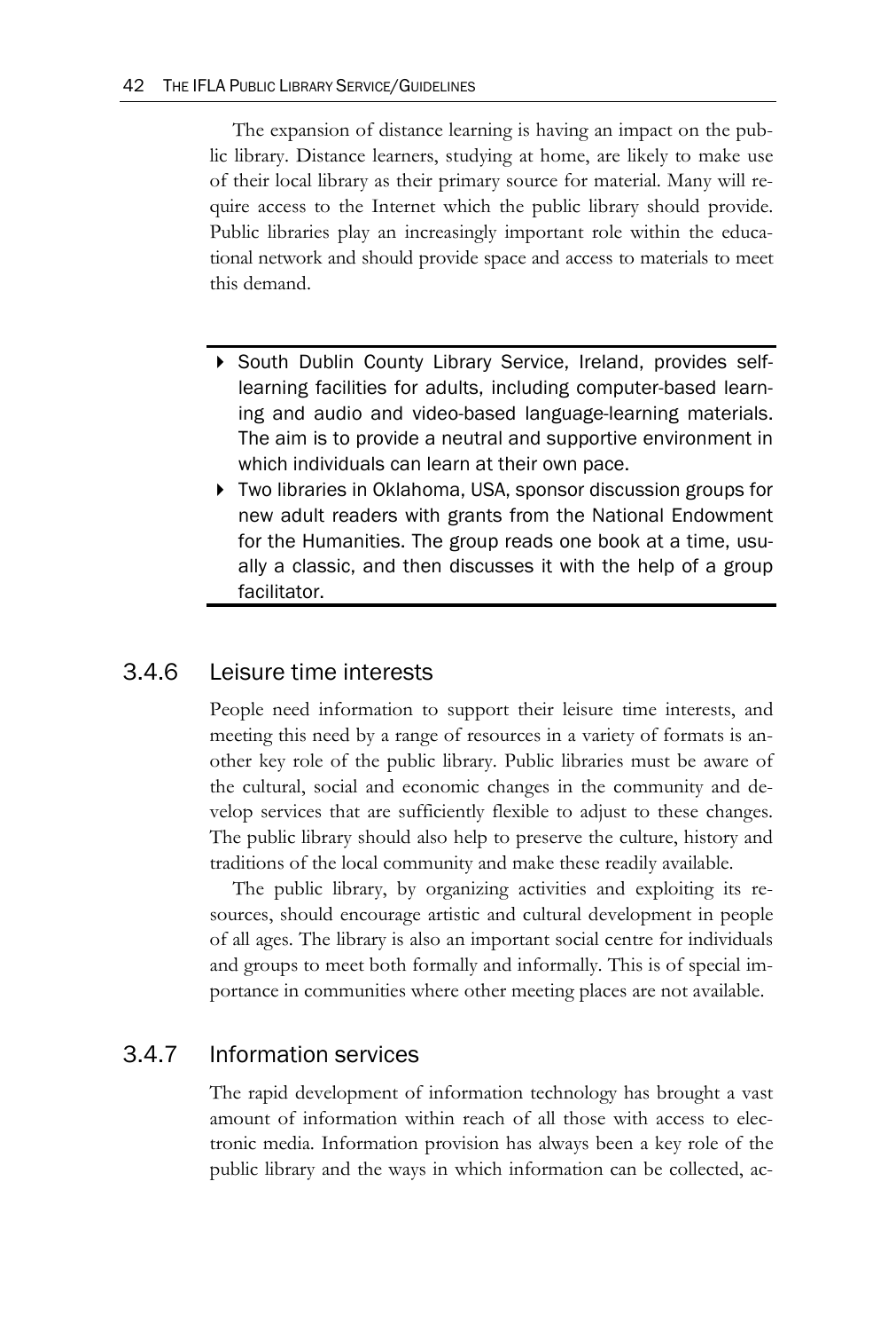The expansion of distance learning is having an impact on the public library. Distance learners, studying at home, are likely to make use of their local library as their primary source for material. Many will require access to the Internet which the public library should provide. Public libraries play an increasingly important role within the educational network and should provide space and access to materials to meet this demand.

- South Dublin County Library Service, Ireland, provides self-learning facilities for adults, including computer-based learning and audio and video-based language-learning materials. The aim is to provide a neutral and supportive environment in which individuals can learn at their own pace.
- Two libraries in Oklahoma, USA, sponsor discussion groups for new adult readers with grants from the National Endowment for the Humanities. The group reads one book at a time, usually a classic, and then discusses it with the help of a group facilitator.

### 3.4.6 Leisure time interests

People need information to support their leisure time interests, and meeting this need by a range of resources in a variety of formats is another key role of the public library. Public libraries must be aware of the cultural, social and economic changes in the community and develop services that are sufficiently flexible to adjust to these changes. The public library should also help to preserve the culture, history and traditions of the local community and make these readily available.

The public library, by organizing activities and exploiting its resources, should encourage artistic and cultural development in people of all ages. The library is also an important social centre for individuals and groups to meet both formally and informally. This is of special importance in communities where other meeting places are not available.

### 3.4.7 Information services

The rapid development of information technology has brought a vast amount of information within reach of all those with access to electronic media. Information provision has always been a key role of the public library and the ways in which information can be collected, ac-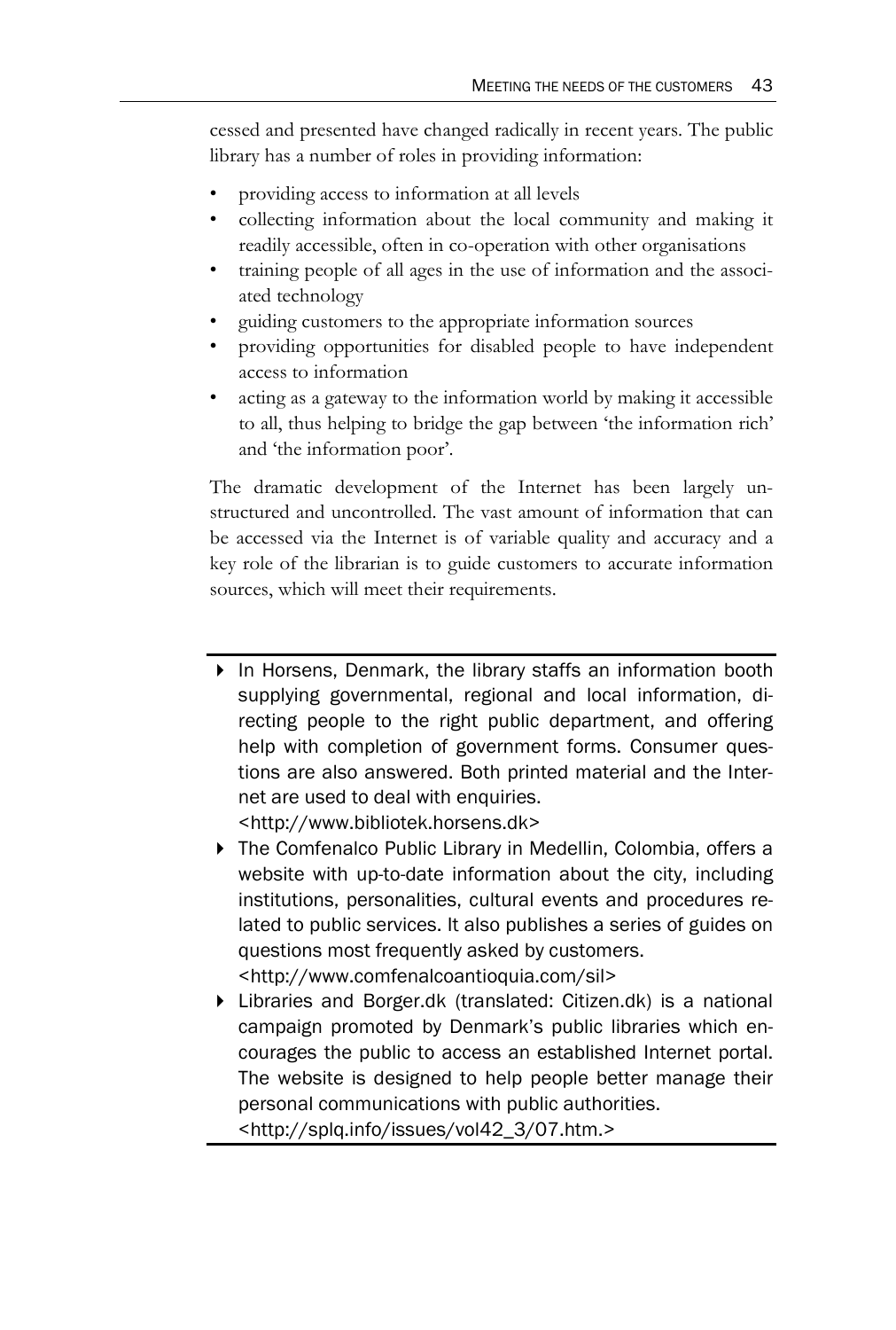cessed and presented have changed radically in recent years. The public library has a number of roles in providing information:

- providing access to information at all levels
- collecting information about the local community and making it readily accessible, often in co-operation with other organisations
- training people of all ages in the use of information and the associated technology
- guiding customers to the appropriate information sources
- providing opportunities for disabled people to have independent access to information
- acting as a gateway to the information world by making it accessible to all, thus helping to bridge the gap between 'the information rich' and 'the information poor'.

The dramatic development of the Internet has been largely unstructured and uncontrolled. The vast amount of information that can be accessed via the Internet is of variable quality and accuracy and a key role of the librarian is to guide customers to accurate information sources, which will meet their requirements.

---

- In Horsens, Denmark, the library staffs an information booth supplying governmental, regional and local information, directing people to the right public department, and offering help with completion of government forms. Consumer questions are also answered. Both printed material and the Internet are used to deal with enquiries. <http://www.bibliotek.horsens.dk>
- The Comfenalco Public Library in Medellin, Colombia, offers a website with up-to-date information about the city, including institutions, personalities, cultural events and procedures related to public services. It also publishes a series of guides on questions most frequently asked by customers. <http://www.comfenalcoantioquia.com/sil>
- Libraries and Borger.dk (translated: Citizen.dk) is a national campaign promoted by Denmark's public libraries which encourages the public to access an established Internet portal. The website is designed to help people better manage their personal communications with public authorities. <http://splq.info/issues/vol42_3/07.htm.>

---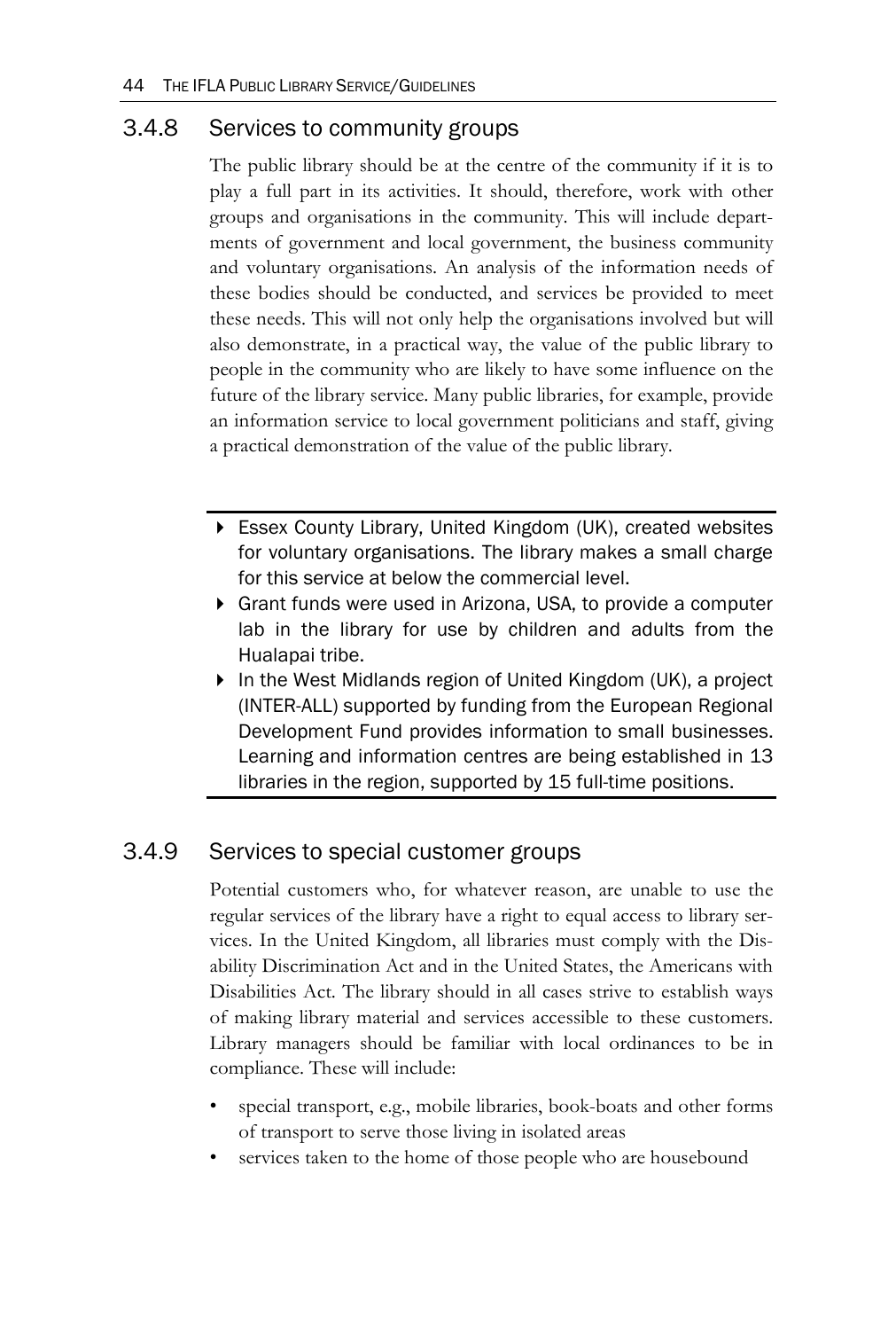### 3.4.8 Services to community groups

The public library should be at the centre of the community if it is to play a full part in its activities. It should, therefore, work with other groups and organisations in the community. This will include departments of government and local government, the business community and voluntary organisations. An analysis of the information needs of these bodies should be conducted, and services be provided to meet these needs. This will not only help the organisations involved but will also demonstrate, in a practical way, the value of the public library to people in the community who are likely to have some influence on the future of the library service. Many public libraries, for example, provide an information service to local government politicians and staff, giving a practical demonstration of the value of the public library.

- Essex County Library, United Kingdom (UK), created websites for voluntary organisations. The library makes a small charge for this service at below the commercial level.
- Grant funds were used in Arizona, USA, to provide a computer lab in the library for use by children and adults from the Hualapai tribe.
- In the West Midlands region of United Kingdom (UK), a project (INTER-ALL) supported by funding from the European Regional Development Fund provides information to small businesses. Learning and information centres are being established in 13 libraries in the region, supported by 15 full-time positions.

### 3.4.9 Services to special customer groups

Potential customers who, for whatever reason, are unable to use the regular services of the library have a right to equal access to library services. In the United Kingdom, all libraries must comply with the Disability Discrimination Act and in the United States, the Americans with Disabilities Act. The library should in all cases strive to establish ways of making library material and services accessible to these customers. Library managers should be familiar with local ordinances to be in compliance. These will include:

- special transport, e.g., mobile libraries, book-boats and other forms of transport to serve those living in isolated areas
- services taken to the home of those people who are housebound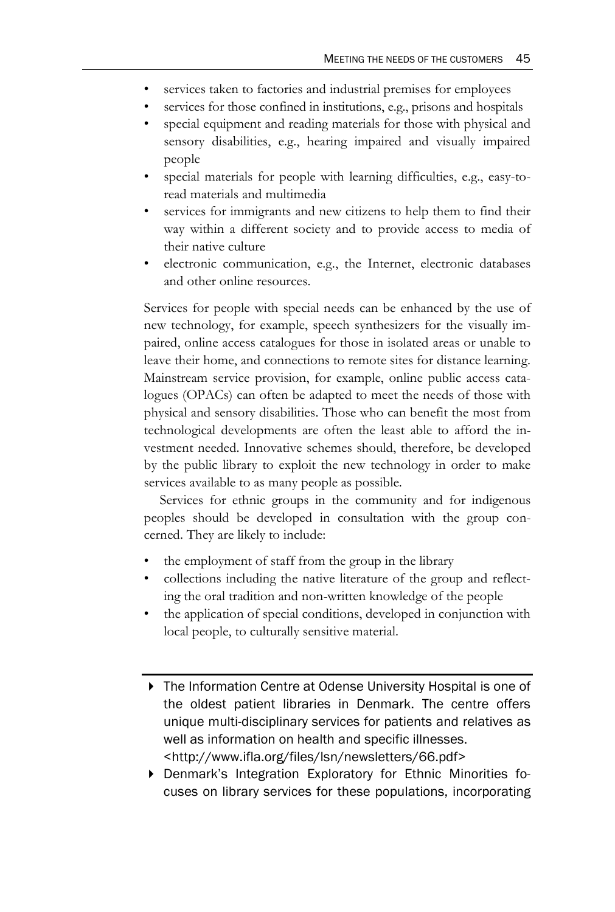- services taken to factories and industrial premises for employees
- services for those confined in institutions, e.g., prisons and hospitals
- special equipment and reading materials for those with physical and sensory disabilities, e.g., hearing impaired and visually impaired people
- special materials for people with learning difficulties, e.g., easy-to-read materials and multimedia
- services for immigrants and new citizens to help them to find their way within a different society and to provide access to media of their native culture
- electronic communication, e.g., the Internet, electronic databases and other online resources.

Services for people with special needs can be enhanced by the use of new technology, for example, speech synthesizers for the visually impaired, online access catalogues for those in isolated areas or unable to leave their home, and connections to remote sites for distance learning. Mainstream service provision, for example, online public access catalogues (OPACs) can often be adapted to meet the needs of those with physical and sensory disabilities. Those who can benefit the most from technological developments are often the least able to afford the investment needed. Innovative schemes should, therefore, be developed by the public library to exploit the new technology in order to make services available to as many people as possible.

Services for ethnic groups in the community and for indigenous peoples should be developed in consultation with the group concerned. They are likely to include:

- the employment of staff from the group in the library
- collections including the native literature of the group and reflecting the oral tradition and non-written knowledge of the people
- the application of special conditions, developed in conjunction with local people, to culturally sensitive material.

---

- The Information Centre at Odense University Hospital is one of the oldest patient libraries in Denmark. The centre offers unique multi-disciplinary services for patients and relatives as well as information on health and specific illnesses. <http://www.ifla.org/files/lsn/newsletters/66.pdf>
- Denmark's Integration Exploratory for Ethnic Minorities focuses on library services for these populations, incorporating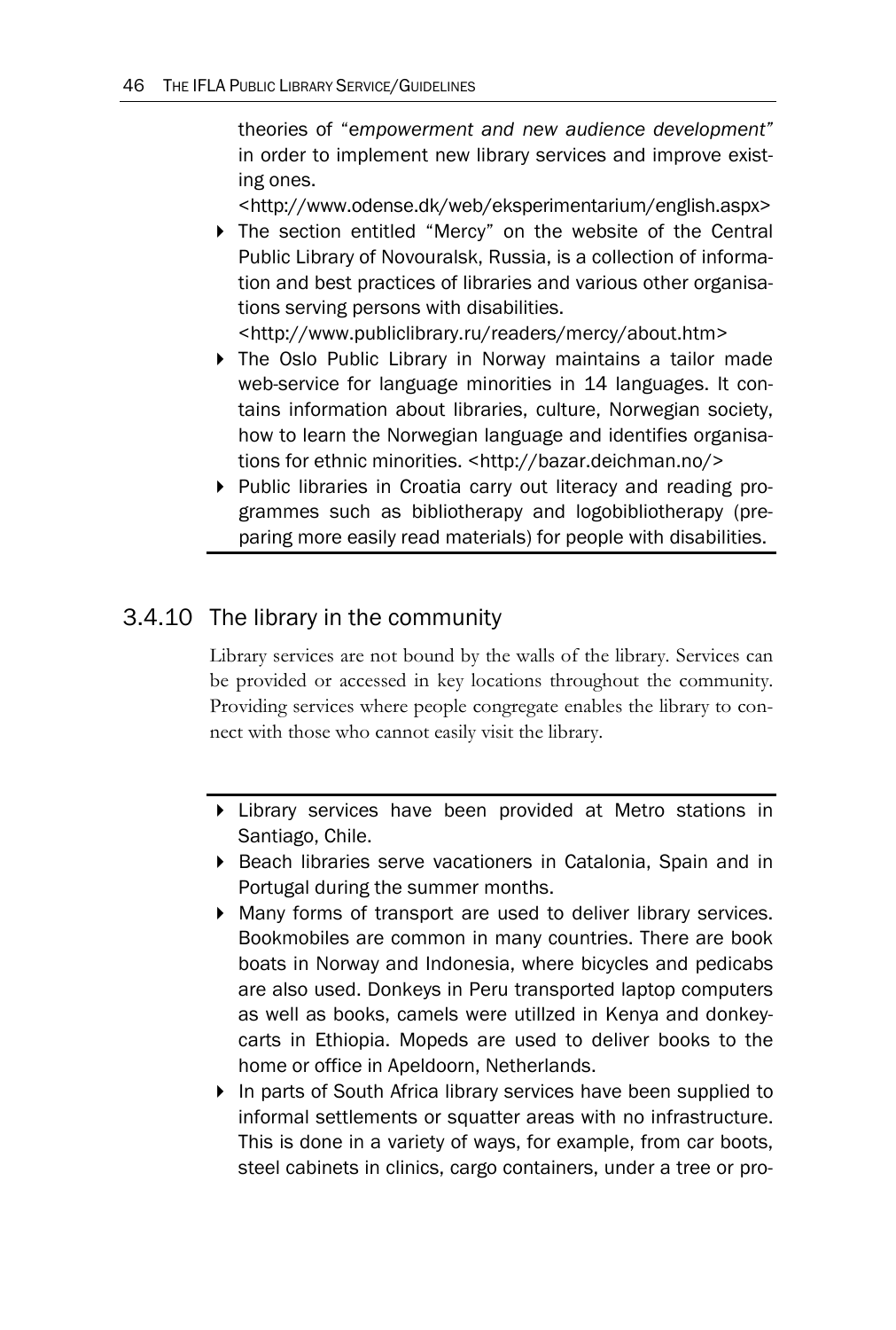theories of "*empowerment and new audience development*" in order to implement new library services and improve existing ones.
<http://www.odense.dk/web/eksperimentarium/english.aspx>

- The section entitled "Mercy" on the website of the Central Public Library of Novouralsk, Russia, is a collection of information and best practices of libraries and various other organisations serving persons with disabilities.
<http://www.publiclibrary.ru/readers/mercy/about.htm>
- The Oslo Public Library in Norway maintains a tailor made web-service for language minorities in 14 languages. It contains information about libraries, culture, Norwegian society, how to learn the Norwegian language and identifies organisations for ethnic minorities. <http://bazar.deichman.no/>
- Public libraries in Croatia carry out literacy and reading programmes such as bibliotherapy and logobibliotherapy (preparing more easily read materials) for people with disabilities.

## 3.4.10 The library in the community

Library services are not bound by the walls of the library. Services can be provided or accessed in key locations throughout the community. Providing services where people congregate enables the library to connect with those who cannot easily visit the library.

- Library services have been provided at Metro stations in Santiago, Chile.
- Beach libraries serve vacationers in Catalonia, Spain and in Portugal during the summer months.
- Many forms of transport are used to deliver library services. Bookmobiles are common in many countries. There are book boats in Norway and Indonesia, where bicycles and pedicabs are also used. Donkeys in Peru transported laptop computers as well as books, camels were utillzed in Kenya and donkey-carts in Ethiopia. Mopeds are used to deliver books to the home or office in Apeldoorn, Netherlands.
- In parts of South Africa library services have been supplied to informal settlements or squatter areas with no infrastructure. This is done in a variety of ways, for example, from car boots, steel cabinets in clinics, cargo containers, under a tree or pro-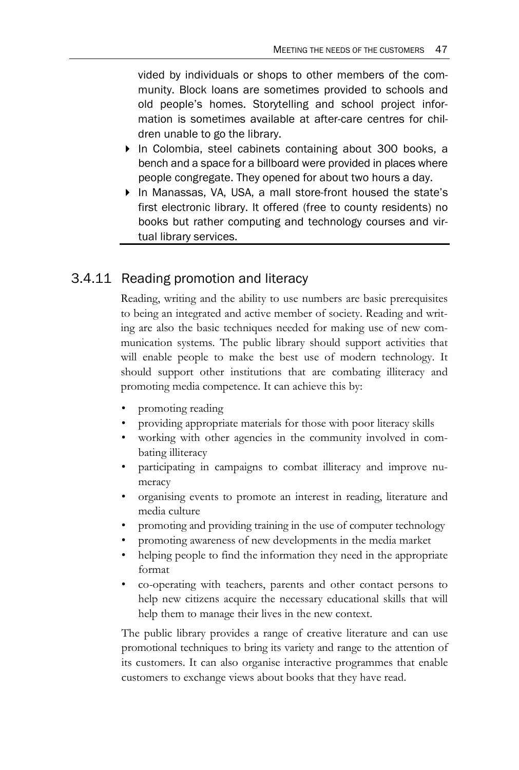vided by individuals or shops to other members of the community. Block loans are sometimes provided to schools and old people's homes. Storytelling and school project information is sometimes available at after-care centres for children unable to go the library.

- In Colombia, steel cabinets containing about 300 books, a bench and a space for a billboard were provided in places where people congregate. They opened for about two hours a day.
- In Manassas, VA, USA, a mall store-front housed the state's first electronic library. It offered (free to county residents) no books but rather computing and technology courses and virtual library services.

### 3.4.11 Reading promotion and literacy

Reading, writing and the ability to use numbers are basic prerequisites to being an integrated and active member of society. Reading and writing are also the basic techniques needed for making use of new communication systems. The public library should support activities that will enable people to make the best use of modern technology. It should support other institutions that are combating illiteracy and promoting media competence. It can achieve this by:

- promoting reading
- providing appropriate materials for those with poor literacy skills
- working with other agencies in the community involved in combating illiteracy
- participating in campaigns to combat illiteracy and improve numeracy
- organising events to promote an interest in reading, literature and media culture
- promoting and providing training in the use of computer technology
- promoting awareness of new developments in the media market
- helping people to find the information they need in the appropriate format
- co-operating with teachers, parents and other contact persons to help new citizens acquire the necessary educational skills that will help them to manage their lives in the new context.

The public library provides a range of creative literature and can use promotional techniques to bring its variety and range to the attention of its customers. It can also organise interactive programmes that enable customers to exchange views about books that they have read.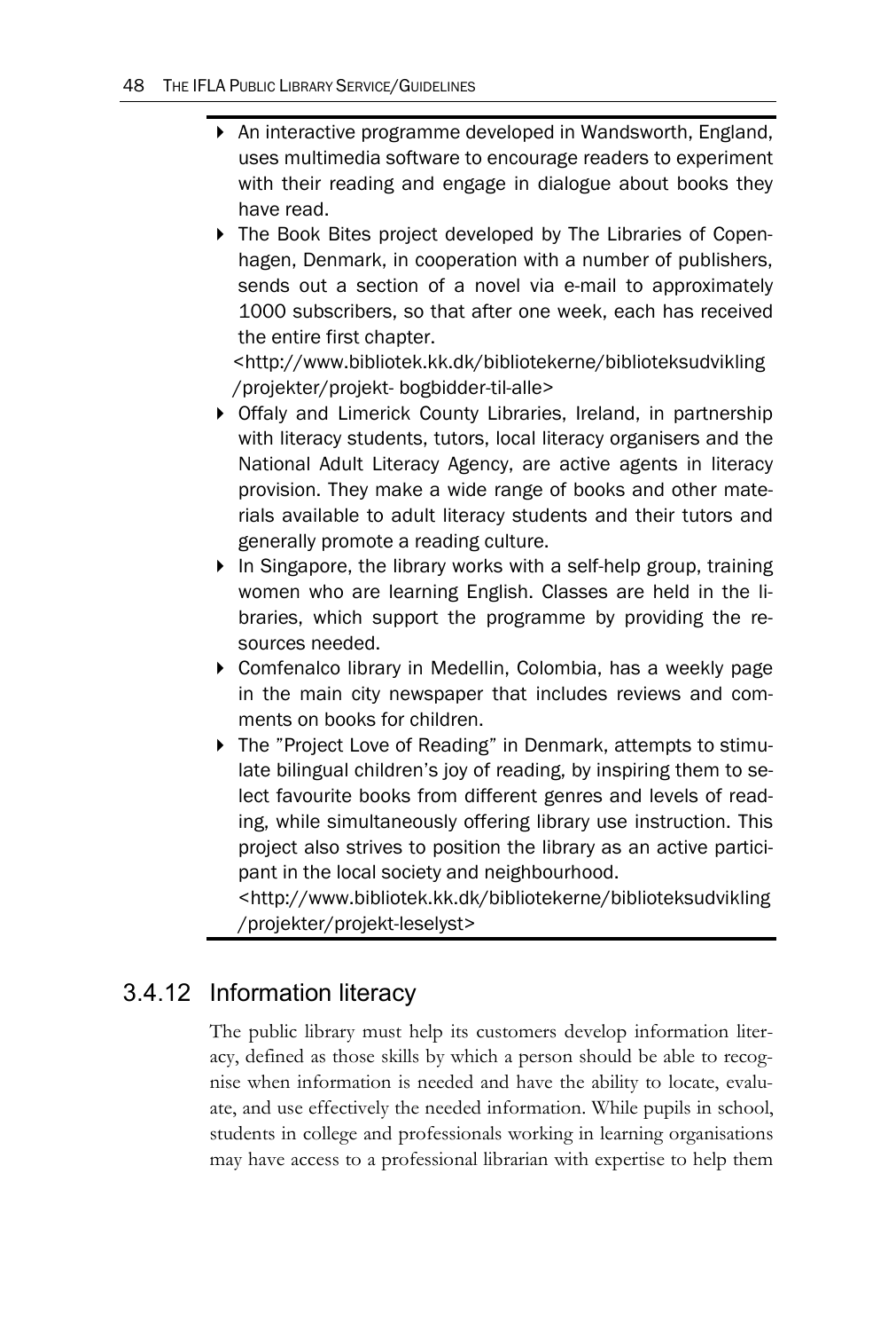- An interactive programme developed in Wandsworth, England, uses multimedia software to encourage readers to experiment with their reading and engage in dialogue about books they have read.
- The Book Bites project developed by The Libraries of Copenhagen, Denmark, in cooperation with a number of publishers, sends out a section of a novel via e-mail to approximately 1000 subscribers, so that after one week, each has received the entire first chapter.
  <http://www.bibliotek.kk.dk/bibliotekerne/biblioteksudvikling/projekter/projekt- bogbidder-til-alle>
- Offaly and Limerick County Libraries, Ireland, in partnership with literacy students, tutors, local literacy organisers and the National Adult Literacy Agency, are active agents in literacy provision. They make a wide range of books and other materials available to adult literacy students and their tutors and generally promote a reading culture.
- In Singapore, the library works with a self-help group, training women who are learning English. Classes are held in the libraries, which support the programme by providing the resources needed.
- Comfenalco library in Medellin, Colombia, has a weekly page in the main city newspaper that includes reviews and comments on books for children.
- The "Project Love of Reading" in Denmark, attempts to stimulate bilingual children's joy of reading, by inspiring them to select favourite books from different genres and levels of reading, while simultaneously offering library use instruction. This project also strives to position the library as an active participant in the local society and neighbourhood.
  <http://www.bibliotek.kk.dk/bibliotekerne/biblioteksudvikling/projekter/projekt-leselyst>

### 3.4.12 Information literacy

The public library must help its customers develop information literacy, defined as those skills by which a person should be able to recognise when information is needed and have the ability to locate, evaluate, and use effectively the needed information. While pupils in school, students in college and professionals working in learning organisations may have access to a professional librarian with expertise to help them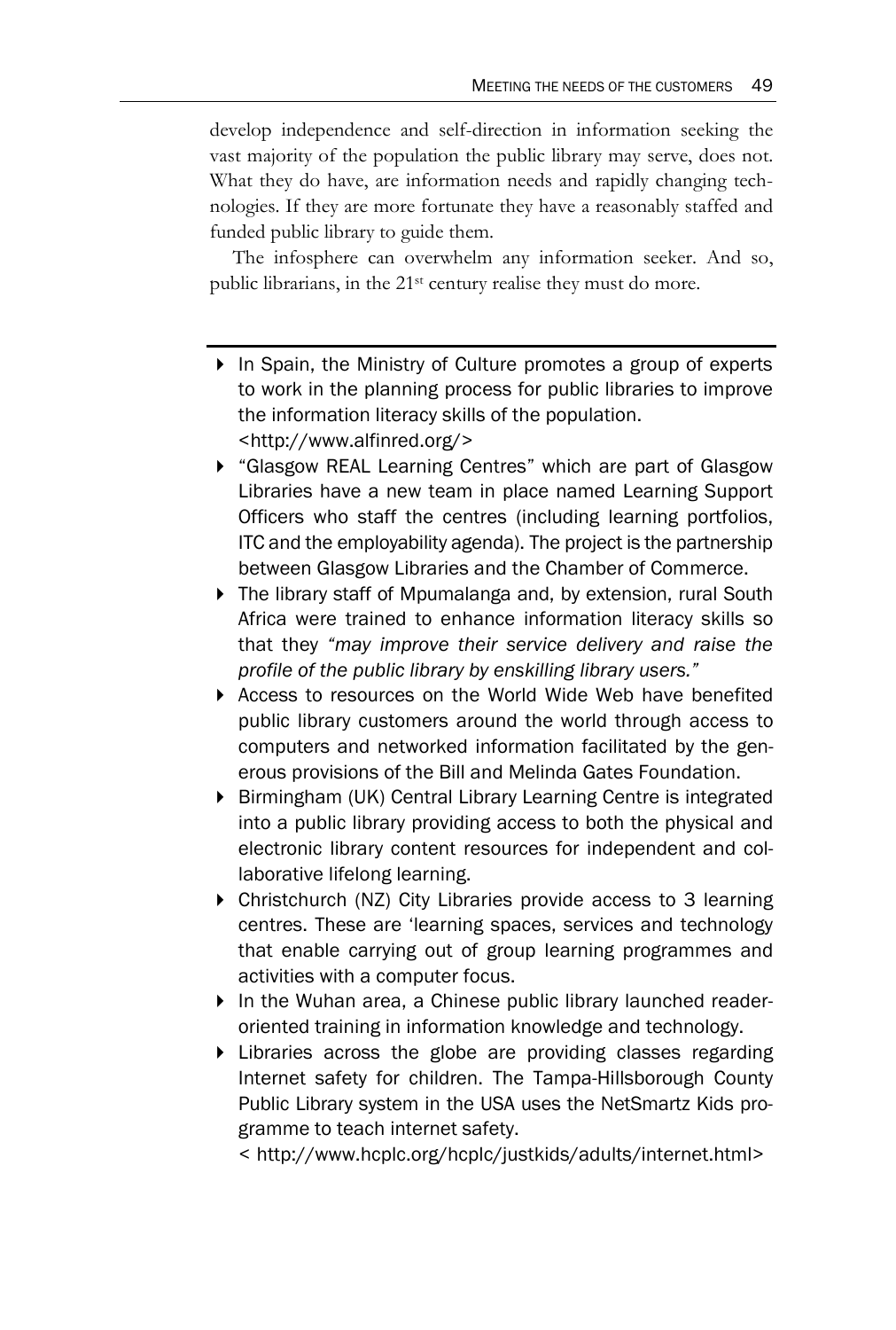develop independence and self-direction in information seeking the vast majority of the population the public library may serve, does not. What they do have, are information needs and rapidly changing technologies. If they are more fortunate they have a reasonably staffed and funded public library to guide them.

The infosphere can overwhelm any information seeker. And so, public librarians, in the 21st century realise they must do more.

---

- In Spain, the Ministry of Culture promotes a group of experts to work in the planning process for public libraries to improve the information literacy skills of the population. <http://www.alfinred.org/>
- "Glasgow REAL Learning Centres" which are part of Glasgow Libraries have a new team in place named Learning Support Officers who staff the centres (including learning portfolios, ITC and the employability agenda). The project is the partnership between Glasgow Libraries and the Chamber of Commerce.
- The library staff of Mpumalanga and, by extension, rural South Africa were trained to enhance information literacy skills so that they *"may improve their service delivery and raise the profile of the public library by enskilling library users."*
- Access to resources on the World Wide Web have benefited public library customers around the world through access to computers and networked information facilitated by the generous provisions of the Bill and Melinda Gates Foundation.
- Birmingham (UK) Central Library Learning Centre is integrated into a public library providing access to both the physical and electronic library content resources for independent and collaborative lifelong learning.
- Christchurch (NZ) City Libraries provide access to 3 learning centres. These are 'learning spaces, services and technology that enable carrying out of group learning programmes and activities with a computer focus.
- In the Wuhan area, a Chinese public library launched reader-oriented training in information knowledge and technology.
- Libraries across the globe are providing classes regarding Internet safety for children. The Tampa-Hillsborough County Public Library system in the USA uses the NetSmartz Kids programme to teach internet safety. < http://www.hcplc.org/hcplc/justkids/adults/internet.html>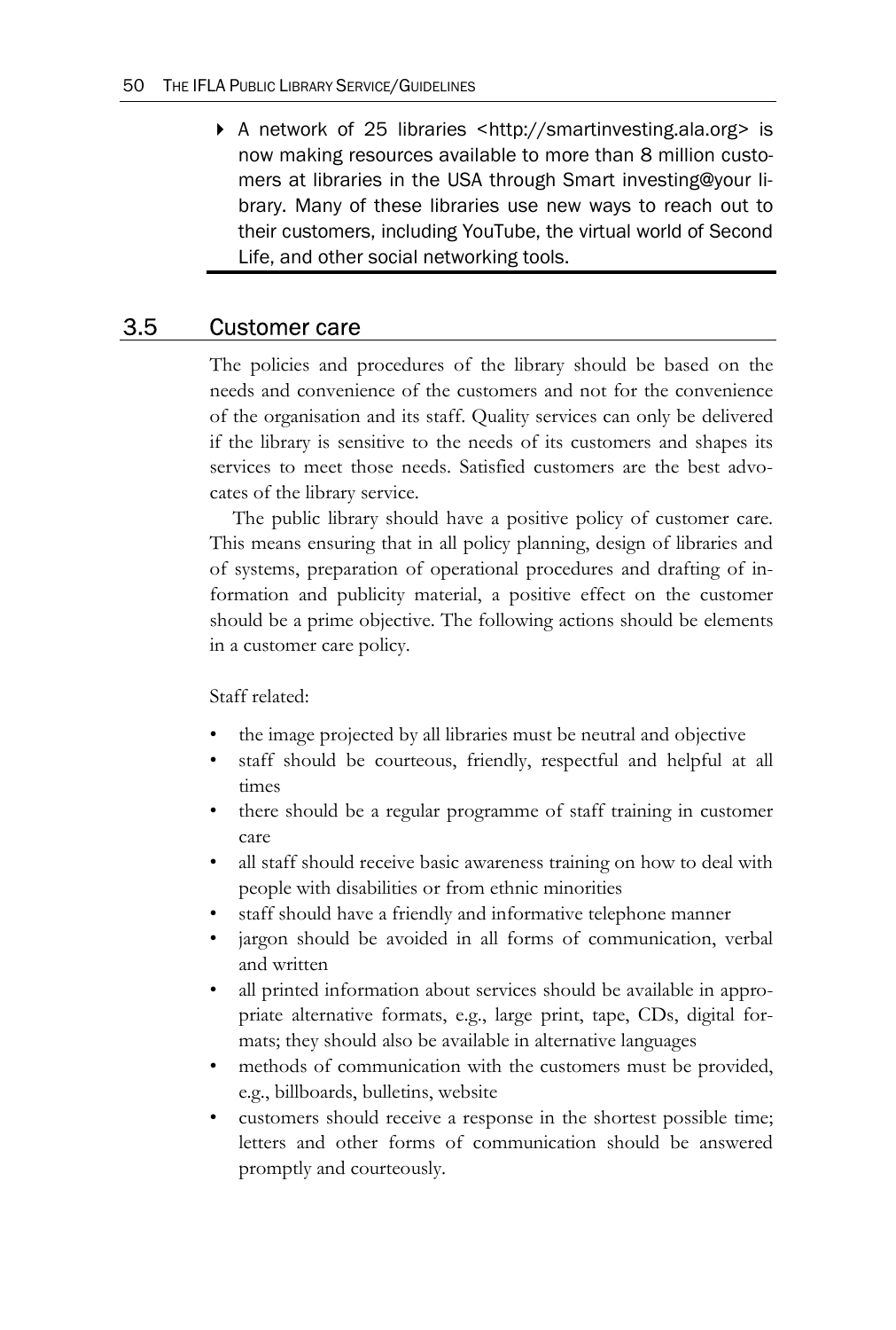- A network of 25 libraries <http://smartinvesting.ala.org> is now making resources available to more than 8 million customers at libraries in the USA through Smart investing@your library. Many of these libraries use new ways to reach out to their customers, including YouTube, the virtual world of Second Life, and other social networking tools.

## 3.5 Customer care

The policies and procedures of the library should be based on the needs and convenience of the customers and not for the convenience of the organisation and its staff. Quality services can only be delivered if the library is sensitive to the needs of its customers and shapes its services to meet those needs. Satisfied customers are the best advocates of the library service.

The public library should have a positive policy of customer care. This means ensuring that in all policy planning, design of libraries and of systems, preparation of operational procedures and drafting of information and publicity material, a positive effect on the customer should be a prime objective. The following actions should be elements in a customer care policy.

Staff related:

- the image projected by all libraries must be neutral and objective
- staff should be courteous, friendly, respectful and helpful at all times
- there should be a regular programme of staff training in customer care
- all staff should receive basic awareness training on how to deal with people with disabilities or from ethnic minorities
- staff should have a friendly and informative telephone manner
- jargon should be avoided in all forms of communication, verbal and written
- all printed information about services should be available in appropriate alternative formats, e.g., large print, tape, CDs, digital formats; they should also be available in alternative languages
- methods of communication with the customers must be provided, e.g., billboards, bulletins, website
- customers should receive a response in the shortest possible time; letters and other forms of communication should be answered promptly and courteously.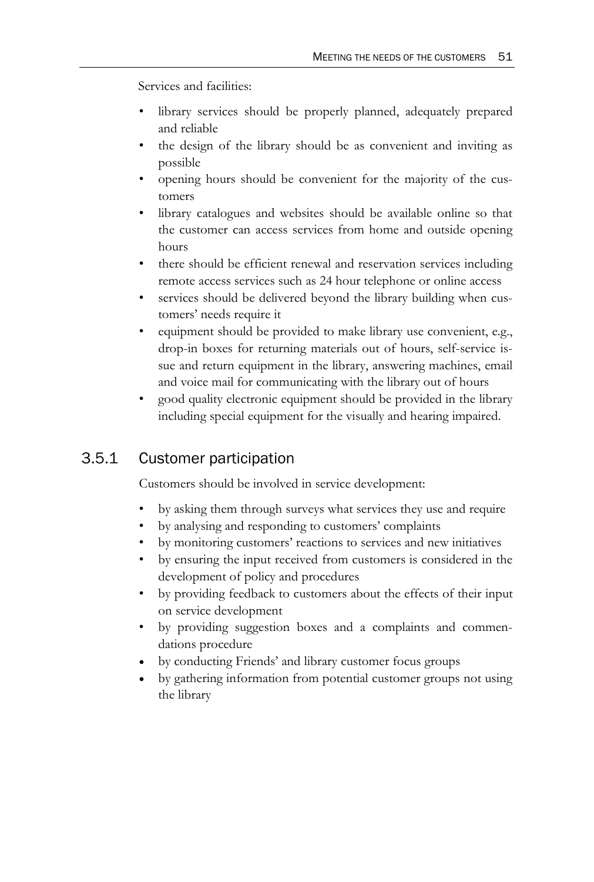Services and facilities:

- library services should be properly planned, adequately prepared and reliable
- the design of the library should be as convenient and inviting as possible
- opening hours should be convenient for the majority of the customers
- library catalogues and websites should be available online so that the customer can access services from home and outside opening hours
- there should be efficient renewal and reservation services including remote access services such as 24 hour telephone or online access
- services should be delivered beyond the library building when customers' needs require it
- equipment should be provided to make library use convenient, e.g., drop-in boxes for returning materials out of hours, self-service issue and return equipment in the library, answering machines, email and voice mail for communicating with the library out of hours
- good quality electronic equipment should be provided in the library including special equipment for the visually and hearing impaired.

### 3.5.1 Customer participation

Customers should be involved in service development:

- by asking them through surveys what services they use and require
- by analysing and responding to customers' complaints
- by monitoring customers' reactions to services and new initiatives
- by ensuring the input received from customers is considered in the development of policy and procedures
- by providing feedback to customers about the effects of their input on service development
- by providing suggestion boxes and a complaints and commendations procedure
- by conducting Friends' and library customer focus groups
- by gathering information from potential customer groups not using the library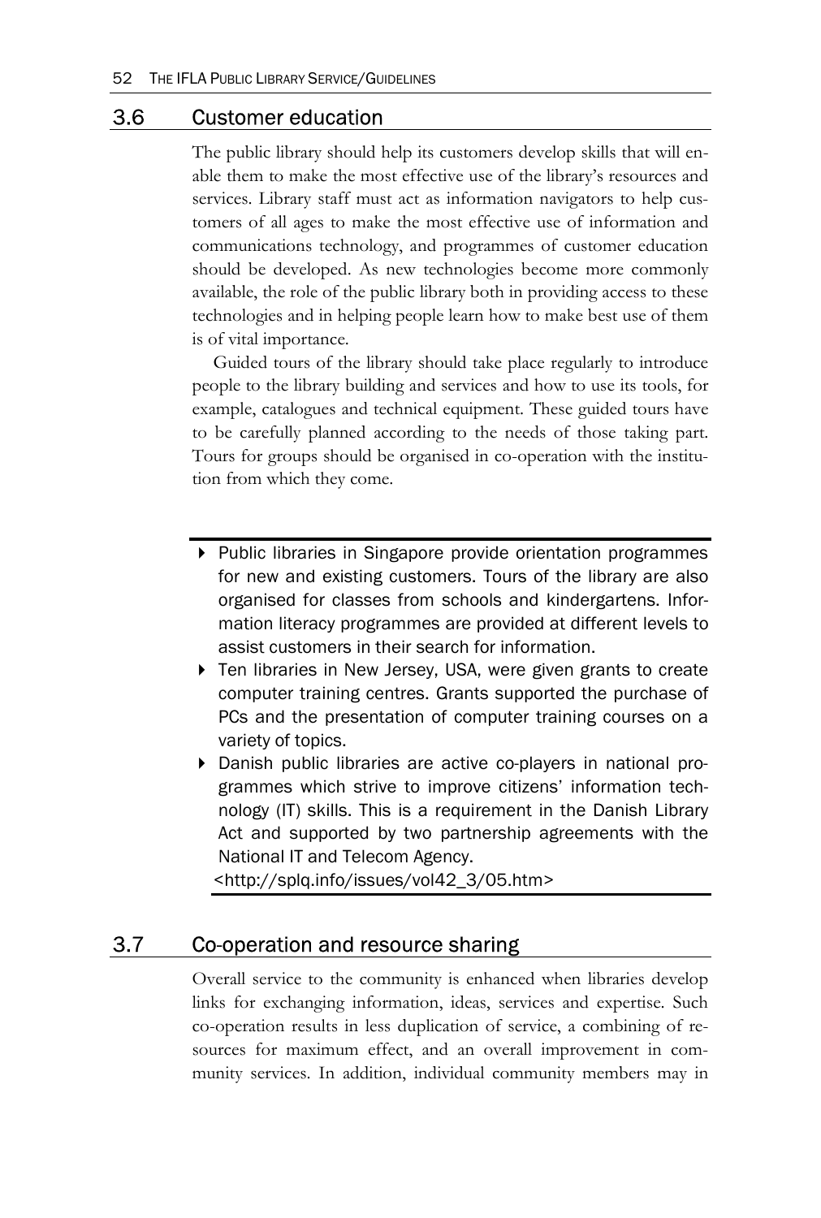## 3.6 Customer education

The public library should help its customers develop skills that will enable them to make the most effective use of the library's resources and services. Library staff must act as information navigators to help customers of all ages to make the most effective use of information and communications technology, and programmes of customer education should be developed. As new technologies become more commonly available, the role of the public library both in providing access to these technologies and in helping people learn how to make best use of them is of vital importance.

Guided tours of the library should take place regularly to introduce people to the library building and services and how to use its tools, for example, catalogues and technical equipment. These guided tours have to be carefully planned according to the needs of those taking part. Tours for groups should be organised in co-operation with the institution from which they come.

- Public libraries in Singapore provide orientation programmes for new and existing customers. Tours of the library are also organised for classes from schools and kindergartens. Information literacy programmes are provided at different levels to assist customers in their search for information.
- Ten libraries in New Jersey, USA, were given grants to create computer training centres. Grants supported the purchase of PCs and the presentation of computer training courses on a variety of topics.
- Danish public libraries are active co-players in national programmes which strive to improve citizens' information technology (IT) skills. This is a requirement in the Danish Library Act and supported by two partnership agreements with the National IT and Telecom Agency.
<http://splq.info/issues/vol42_3/05.htm>

## 3.7 Co-operation and resource sharing

Overall service to the community is enhanced when libraries develop links for exchanging information, ideas, services and expertise. Such co-operation results in less duplication of service, a combining of resources for maximum effect, and an overall improvement in community services. In addition, individual community members may in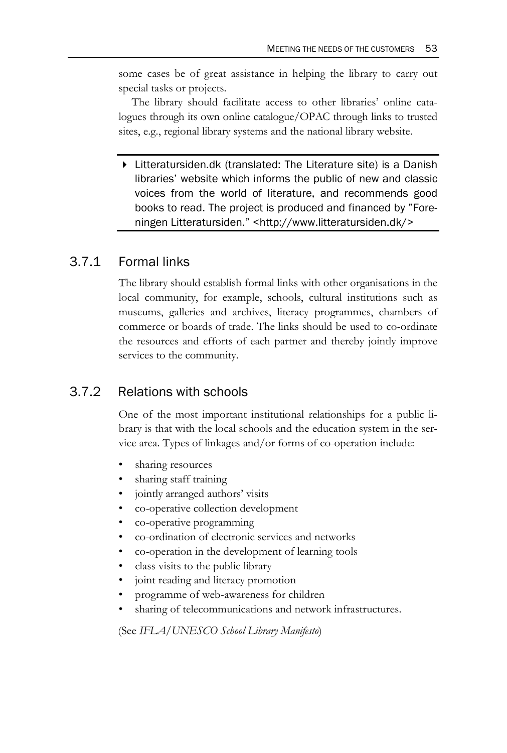some cases be of great assistance in helping the library to carry out special tasks or projects.

The library should facilitate access to other libraries' online catalogues through its own online catalogue/OPAC through links to trusted sites, e.g., regional library systems and the national library website.

> ▸ Litteratursiden.dk (translated: The Literature site) is a Danish libraries' website which informs the public of new and classic voices from the world of literature, and recommends good books to read. The project is produced and financed by "Foreningen Litteratursiden." <http://www.litteratursiden.dk/>

### 3.7.1 Formal links

The library should establish formal links with other organisations in the local community, for example, schools, cultural institutions such as museums, galleries and archives, literacy programmes, chambers of commerce or boards of trade. The links should be used to co-ordinate the resources and efforts of each partner and thereby jointly improve services to the community.

### 3.7.2 Relations with schools

One of the most important institutional relationships for a public library is that with the local schools and the education system in the service area. Types of linkages and/or forms of co-operation include:

- sharing resources
- sharing staff training
- jointly arranged authors' visits
- co-operative collection development
- co-operative programming
- co-ordination of electronic services and networks
- co-operation in the development of learning tools
- class visits to the public library
- joint reading and literacy promotion
- programme of web-awareness for children
- sharing of telecommunications and network infrastructures.

(See *IFLA/UNESCO School Library Manifesto*)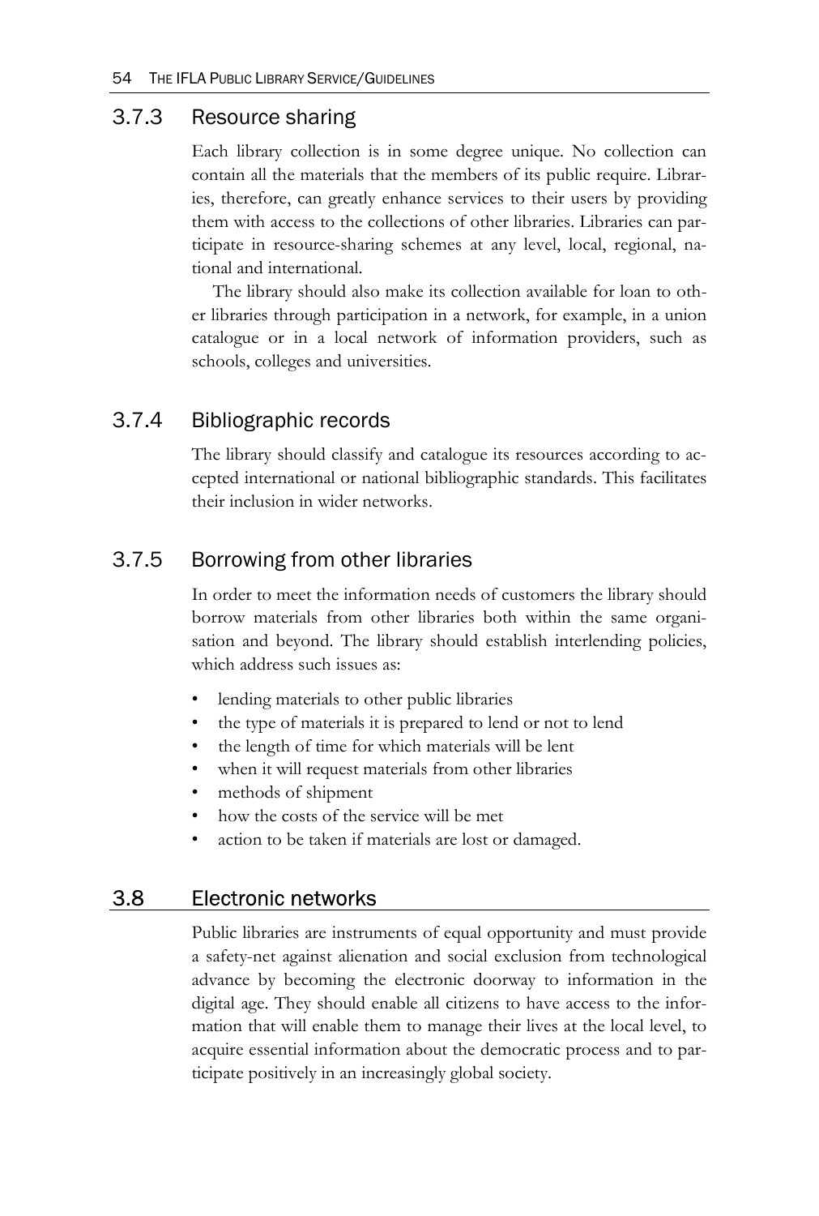### 3.7.3 Resource sharing

Each library collection is in some degree unique. No collection can contain all the materials that the members of its public require. Libraries, therefore, can greatly enhance services to their users by providing them with access to the collections of other libraries. Libraries can participate in resource-sharing schemes at any level, local, regional, national and international.

The library should also make its collection available for loan to other libraries through participation in a network, for example, in a union catalogue or in a local network of information providers, such as schools, colleges and universities.

### 3.7.4 Bibliographic records

The library should classify and catalogue its resources according to accepted international or national bibliographic standards. This facilitates their inclusion in wider networks.

### 3.7.5 Borrowing from other libraries

In order to meet the information needs of customers the library should borrow materials from other libraries both within the same organisation and beyond. The library should establish interlending policies, which address such issues as:

- lending materials to other public libraries
- the type of materials it is prepared to lend or not to lend
- the length of time for which materials will be lent
- when it will request materials from other libraries
- methods of shipment
- how the costs of the service will be met
- action to be taken if materials are lost or damaged.

## 3.8 Electronic networks

Public libraries are instruments of equal opportunity and must provide a safety-net against alienation and social exclusion from technological advance by becoming the electronic doorway to information in the digital age. They should enable all citizens to have access to the information that will enable them to manage their lives at the local level, to acquire essential information about the democratic process and to participate positively in an increasingly global society.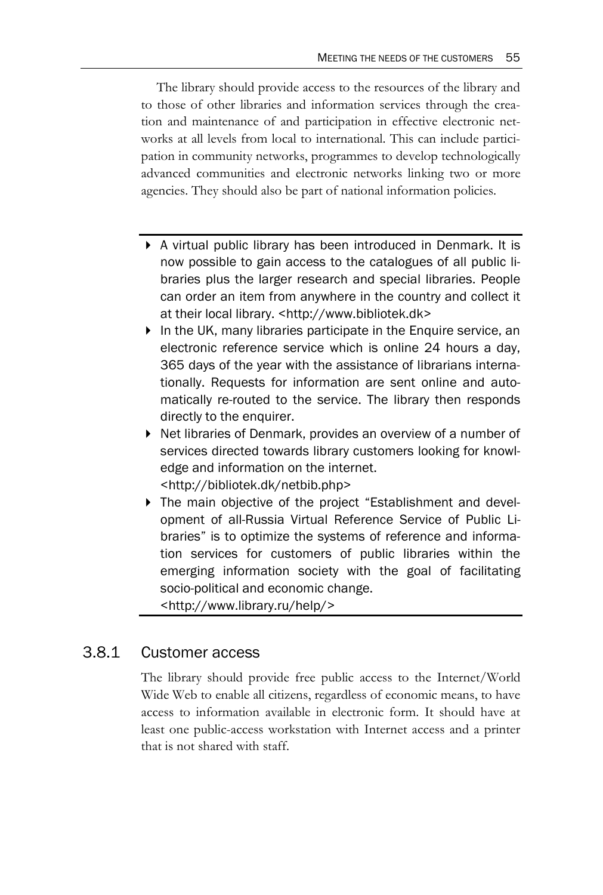The library should provide access to the resources of the library and to those of other libraries and information services through the creation and maintenance of and participation in effective electronic networks at all levels from local to international. This can include participation in community networks, programmes to develop technologically advanced communities and electronic networks linking two or more agencies. They should also be part of national information policies.

---

- A virtual public library has been introduced in Denmark. It is now possible to gain access to the catalogues of all public libraries plus the larger research and special libraries. People can order an item from anywhere in the country and collect it at their local library. <http://www.bibliotek.dk>
- In the UK, many libraries participate in the Enquire service, an electronic reference service which is online 24 hours a day, 365 days of the year with the assistance of librarians internationally. Requests for information are sent online and automatically re-routed to the service. The library then responds directly to the enquirer.
- Net libraries of Denmark, provides an overview of a number of services directed towards library customers looking for knowledge and information on the internet. <http://bibliotek.dk/netbib.php>
- The main objective of the project "Establishment and development of all-Russia Virtual Reference Service of Public Libraries" is to optimize the systems of reference and information services for customers of public libraries within the emerging information society with the goal of facilitating socio-political and economic change. <http://www.library.ru/help/>

---

### 3.8.1 Customer access

The library should provide free public access to the Internet/World Wide Web to enable all citizens, regardless of economic means, to have access to information available in electronic form. It should have at least one public-access workstation with Internet access and a printer that is not shared with staff.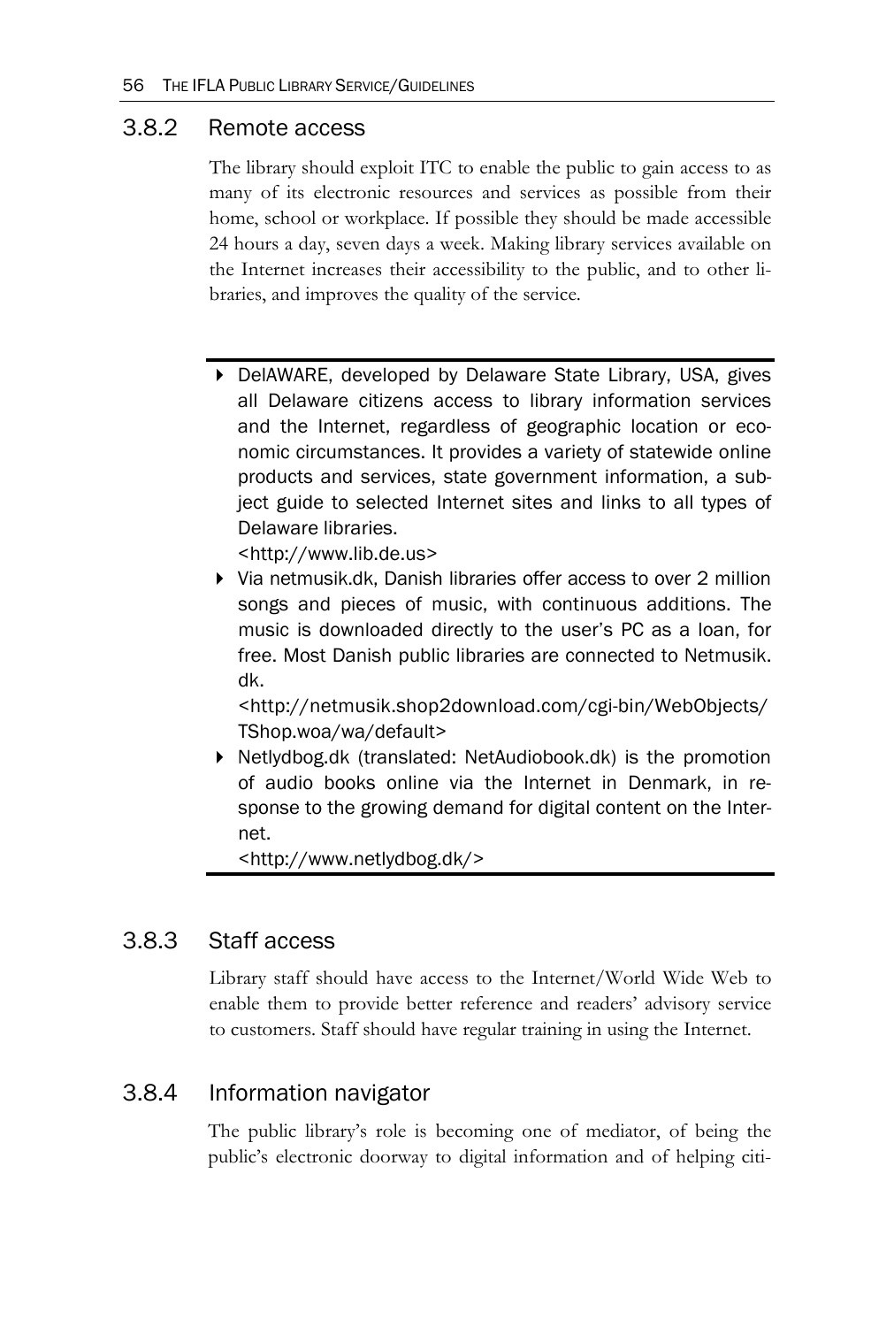### 3.8.2 Remote access

The library should exploit ITC to enable the public to gain access to as many of its electronic resources and services as possible from their home, school or workplace. If possible they should be made accessible 24 hours a day, seven days a week. Making library services available on the Internet increases their accessibility to the public, and to other libraries, and improves the quality of the service.

- DelAWARE, developed by Delaware State Library, USA, gives all Delaware citizens access to library information services and the Internet, regardless of geographic location or economic circumstances. It provides a variety of statewide online products and services, state government information, a subject guide to selected Internet sites and links to all types of Delaware libraries.
  <http://www.lib.de.us>
- Via netmusik.dk, Danish libraries offer access to over 2 million songs and pieces of music, with continuous additions. The music is downloaded directly to the user's PC as a loan, for free. Most Danish public libraries are connected to Netmusik.dk.
  <http://netmusik.shop2download.com/cgi-bin/WebObjects/TShop.woa/wa/default>
- Netlydbog.dk (translated: NetAudiobook.dk) is the promotion of audio books online via the Internet in Denmark, in response to the growing demand for digital content on the Internet.
  <http://www.netlydbog.dk/>

### 3.8.3 Staff access

Library staff should have access to the Internet/World Wide Web to enable them to provide better reference and readers' advisory service to customers. Staff should have regular training in using the Internet.

### 3.8.4 Information navigator

The public library's role is becoming one of mediator, of being the public's electronic doorway to digital information and of helping citi-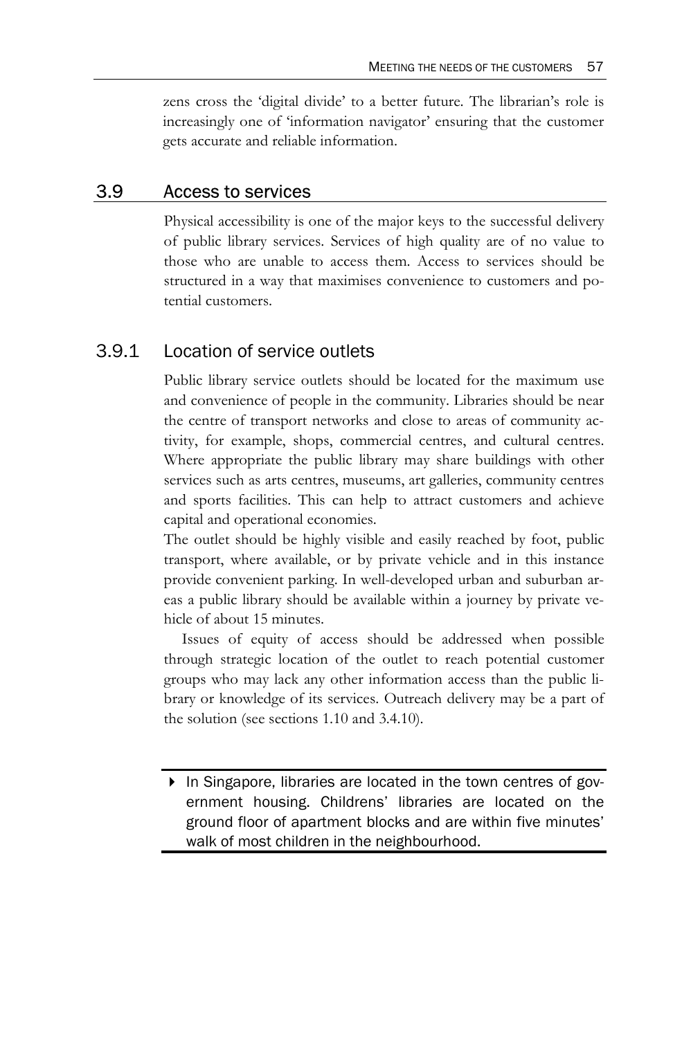zens cross the 'digital divide' to a better future. The librarian's role is increasingly one of 'information navigator' ensuring that the customer gets accurate and reliable information.

## 3.9 Access to services

Physical accessibility is one of the major keys to the successful delivery of public library services. Services of high quality are of no value to those who are unable to access them. Access to services should be structured in a way that maximises convenience to customers and potential customers.

### 3.9.1 Location of service outlets

Public library service outlets should be located for the maximum use and convenience of people in the community. Libraries should be near the centre of transport networks and close to areas of community activity, for example, shops, commercial centres, and cultural centres. Where appropriate the public library may share buildings with other services such as arts centres, museums, art galleries, community centres and sports facilities. This can help to attract customers and achieve capital and operational economies.

The outlet should be highly visible and easily reached by foot, public transport, where available, or by private vehicle and in this instance provide convenient parking. In well-developed urban and suburban areas a public library should be available within a journey by private vehicle of about 15 minutes.

Issues of equity of access should be addressed when possible through strategic location of the outlet to reach potential customer groups who may lack any other information access than the public library or knowledge of its services. Outreach delivery may be a part of the solution (see sections 1.10 and 3.4.10).

- In Singapore, libraries are located in the town centres of government housing. Childrens' libraries are located on the ground floor of apartment blocks and are within five minutes' walk of most children in the neighbourhood.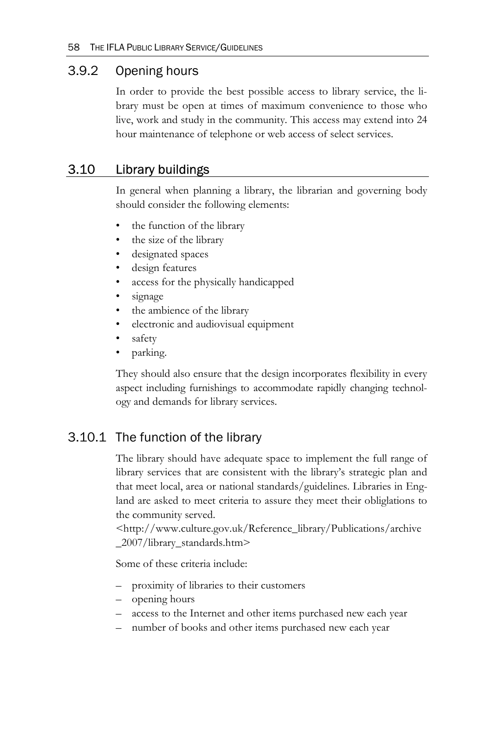### 3.9.2 Opening hours

In order to provide the best possible access to library service, the library must be open at times of maximum convenience to those who live, work and study in the community. This access may extend into 24 hour maintenance of telephone or web access of select services.

## 3.10 Library buildings

In general when planning a library, the librarian and governing body should consider the following elements:

- the function of the library
- the size of the library
- designated spaces
- design features
- access for the physically handicapped
- signage
- the ambience of the library
- electronic and audiovisual equipment
- safety
- parking.

They should also ensure that the design incorporates flexibility in every aspect including furnishings to accommodate rapidly changing technology and demands for library services.

### 3.10.1 The function of the library

The library should have adequate space to implement the full range of library services that are consistent with the library's strategic plan and that meet local, area or national standards/guidelines. Libraries in England are asked to meet criteria to assure they meet their obliglations to the community served.
<http://www.culture.gov.uk/Reference_library/Publications/archive_2007/library_standards.htm>

Some of these criteria include:

– proximity of libraries to their customers
– opening hours
– access to the Internet and other items purchased new each year
– number of books and other items purchased new each year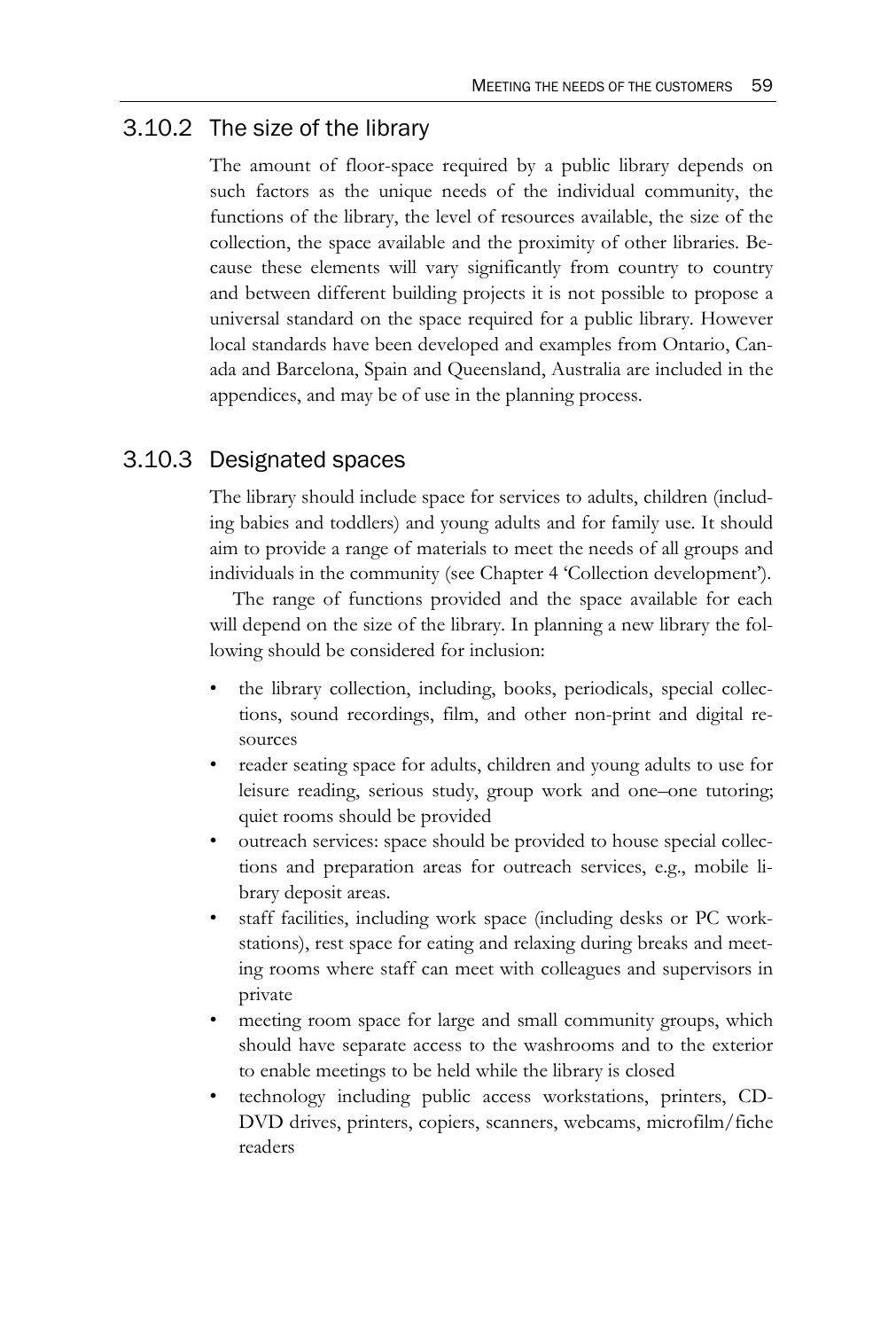### 3.10.2 The size of the library

The amount of floor-space required by a public library depends on such factors as the unique needs of the individual community, the functions of the library, the level of resources available, the size of the collection, the space available and the proximity of other libraries. Because these elements will vary significantly from country to country and between different building projects it is not possible to propose a universal standard on the space required for a public library. However local standards have been developed and examples from Ontario, Canada and Barcelona, Spain and Queensland, Australia are included in the appendices, and may be of use in the planning process.

### 3.10.3 Designated spaces

The library should include space for services to adults, children (including babies and toddlers) and young adults and for family use. It should aim to provide a range of materials to meet the needs of all groups and individuals in the community (see Chapter 4 'Collection development').

The range of functions provided and the space available for each will depend on the size of the library. In planning a new library the following should be considered for inclusion:

- the library collection, including, books, periodicals, special collections, sound recordings, film, and other non-print and digital resources
- reader seating space for adults, children and young adults to use for leisure reading, serious study, group work and one–one tutoring; quiet rooms should be provided
- outreach services: space should be provided to house special collections and preparation areas for outreach services, e.g., mobile library deposit areas.
- staff facilities, including work space (including desks or PC workstations), rest space for eating and relaxing during breaks and meeting rooms where staff can meet with colleagues and supervisors in private
- meeting room space for large and small community groups, which should have separate access to the washrooms and to the exterior to enable meetings to be held while the library is closed
- technology including public access workstations, printers, CD-DVD drives, printers, copiers, scanners, webcams, microfilm/fiche readers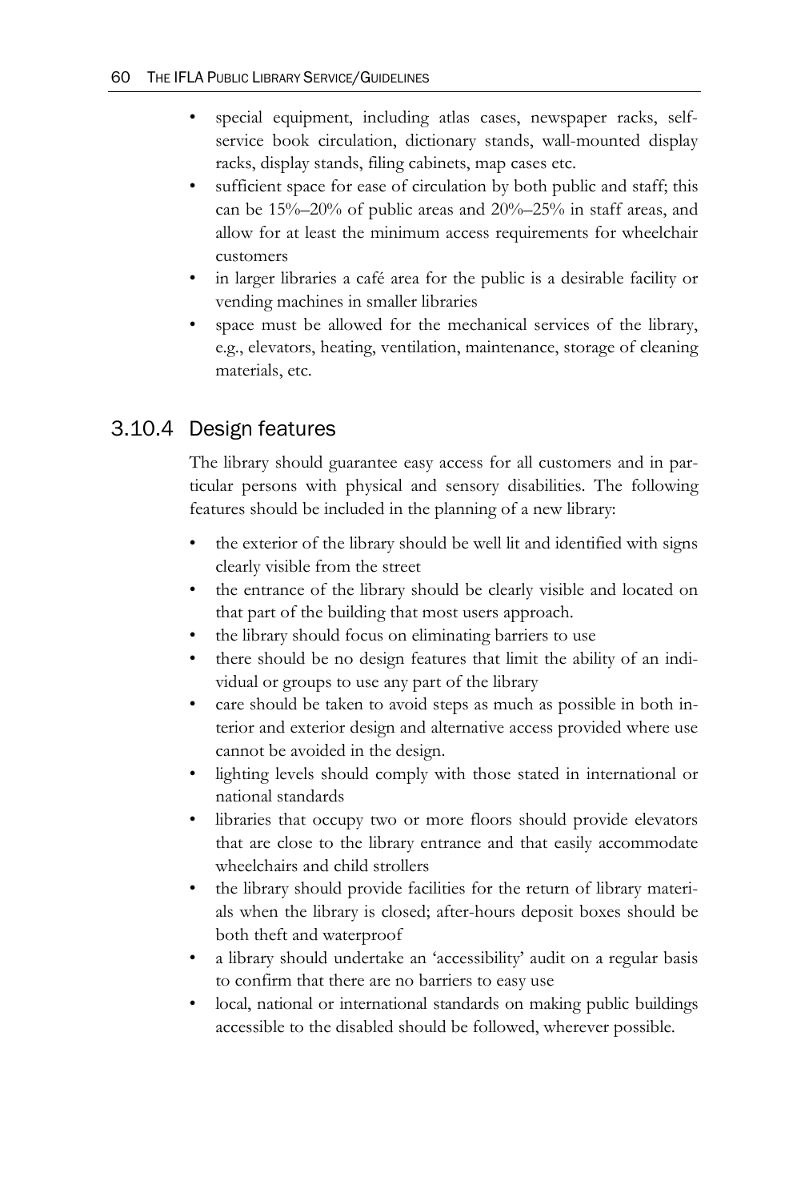- special equipment, including atlas cases, newspaper racks, self-service book circulation, dictionary stands, wall-mounted display racks, display stands, filing cabinets, map cases etc.
- sufficient space for ease of circulation by both public and staff; this can be 15%–20% of public areas and 20%–25% in staff areas, and allow for at least the minimum access requirements for wheelchair customers
- in larger libraries a café area for the public is a desirable facility or vending machines in smaller libraries
- space must be allowed for the mechanical services of the library, e.g., elevators, heating, ventilation, maintenance, storage of cleaning materials, etc.

### 3.10.4 Design features

The library should guarantee easy access for all customers and in particular persons with physical and sensory disabilities. The following features should be included in the planning of a new library:

- the exterior of the library should be well lit and identified with signs clearly visible from the street
- the entrance of the library should be clearly visible and located on that part of the building that most users approach.
- the library should focus on eliminating barriers to use
- there should be no design features that limit the ability of an individual or groups to use any part of the library
- care should be taken to avoid steps as much as possible in both interior and exterior design and alternative access provided where use cannot be avoided in the design.
- lighting levels should comply with those stated in international or national standards
- libraries that occupy two or more floors should provide elevators that are close to the library entrance and that easily accommodate wheelchairs and child strollers
- the library should provide facilities for the return of library materials when the library is closed; after-hours deposit boxes should be both theft and waterproof
- a library should undertake an 'accessibility' audit on a regular basis to confirm that there are no barriers to easy use
- local, national or international standards on making public buildings accessible to the disabled should be followed, wherever possible.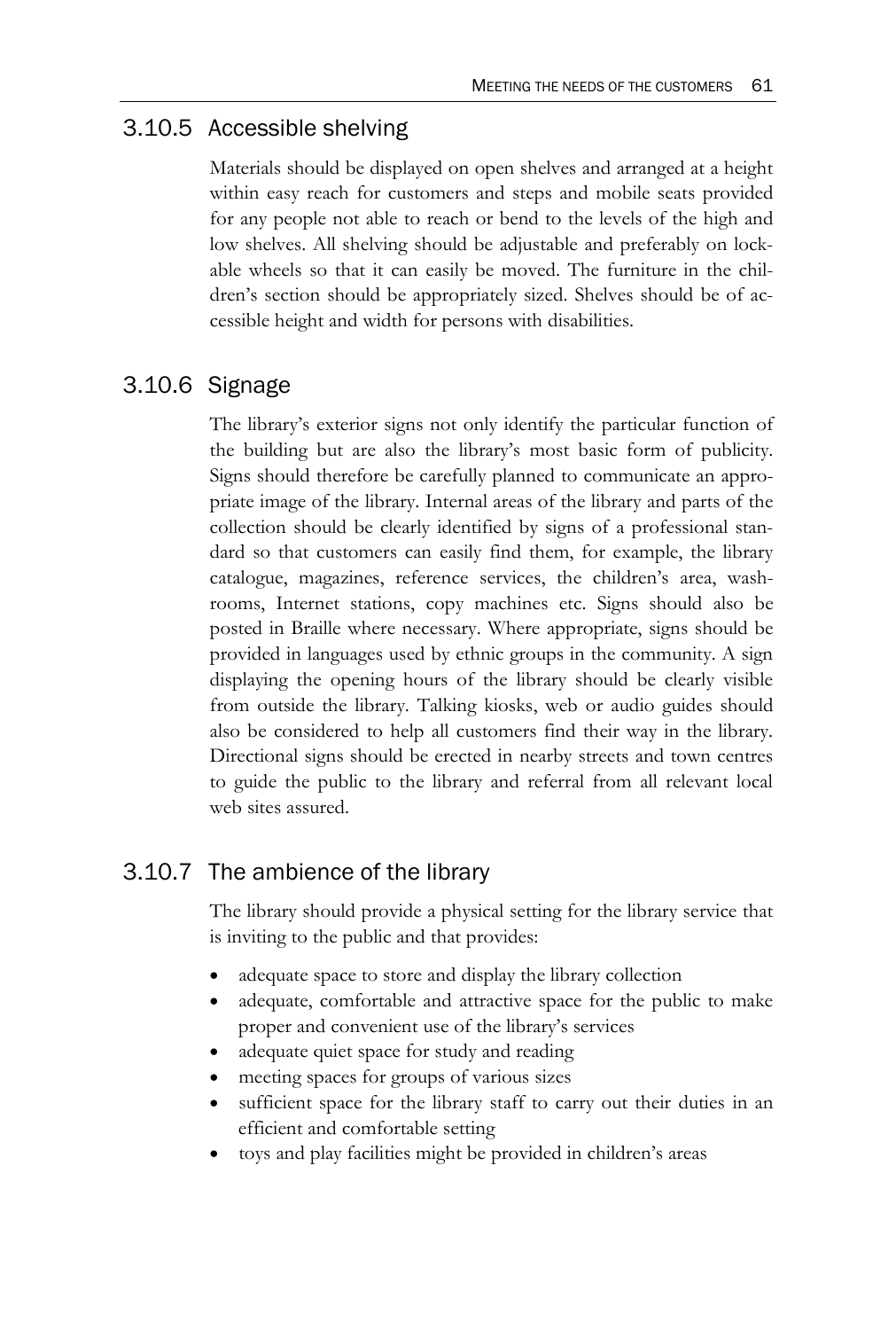### 3.10.5 Accessible shelving

Materials should be displayed on open shelves and arranged at a height within easy reach for customers and steps and mobile seats provided for any people not able to reach or bend to the levels of the high and low shelves. All shelving should be adjustable and preferably on lockable wheels so that it can easily be moved. The furniture in the children's section should be appropriately sized. Shelves should be of accessible height and width for persons with disabilities.

### 3.10.6 Signage

The library's exterior signs not only identify the particular function of the building but are also the library's most basic form of publicity. Signs should therefore be carefully planned to communicate an appropriate image of the library. Internal areas of the library and parts of the collection should be clearly identified by signs of a professional standard so that customers can easily find them, for example, the library catalogue, magazines, reference services, the children's area, washrooms, Internet stations, copy machines etc. Signs should also be posted in Braille where necessary. Where appropriate, signs should be provided in languages used by ethnic groups in the community. A sign displaying the opening hours of the library should be clearly visible from outside the library. Talking kiosks, web or audio guides should also be considered to help all customers find their way in the library. Directional signs should be erected in nearby streets and town centres to guide the public to the library and referral from all relevant local web sites assured.

### 3.10.7 The ambience of the library

The library should provide a physical setting for the library service that is inviting to the public and that provides:

- adequate space to store and display the library collection
- adequate, comfortable and attractive space for the public to make proper and convenient use of the library's services
- adequate quiet space for study and reading
- meeting spaces for groups of various sizes
- sufficient space for the library staff to carry out their duties in an efficient and comfortable setting
- toys and play facilities might be provided in children's areas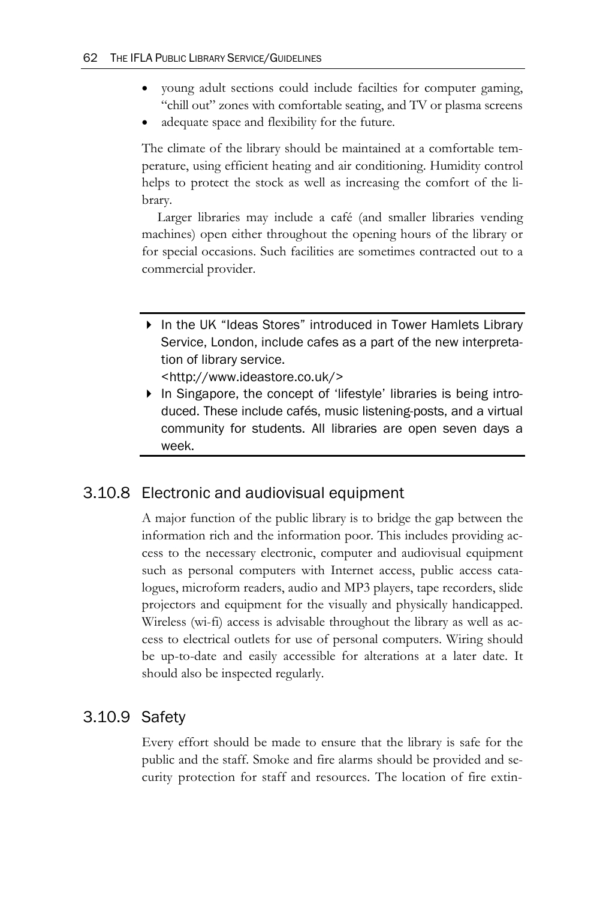- young adult sections could include facilties for computer gaming, "chill out" zones with comfortable seating, and TV or plasma screens
- adequate space and flexibility for the future.

The climate of the library should be maintained at a comfortable temperature, using efficient heating and air conditioning. Humidity control helps to protect the stock as well as increasing the comfort of the library.

Larger libraries may include a café (and smaller libraries vending machines) open either throughout the opening hours of the library or for special occasions. Such facilities are sometimes contracted out to a commercial provider.

---

- In the UK "Ideas Stores" introduced in Tower Hamlets Library Service, London, include cafes as a part of the new interpretation of library service.
<http://www.ideastore.co.uk/>
- In Singapore, the concept of 'lifestyle' libraries is being introduced. These include cafés, music listening-posts, and a virtual community for students. All libraries are open seven days a week.

---

### 3.10.8 Electronic and audiovisual equipment

A major function of the public library is to bridge the gap between the information rich and the information poor. This includes providing access to the necessary electronic, computer and audiovisual equipment such as personal computers with Internet access, public access catalogues, microform readers, audio and MP3 players, tape recorders, slide projectors and equipment for the visually and physically handicapped. Wireless (wi-fi) access is advisable throughout the library as well as access to electrical outlets for use of personal computers. Wiring should be up-to-date and easily accessible for alterations at a later date. It should also be inspected regularly.

### 3.10.9 Safety

Every effort should be made to ensure that the library is safe for the public and the staff. Smoke and fire alarms should be provided and security protection for staff and resources. The location of fire extin-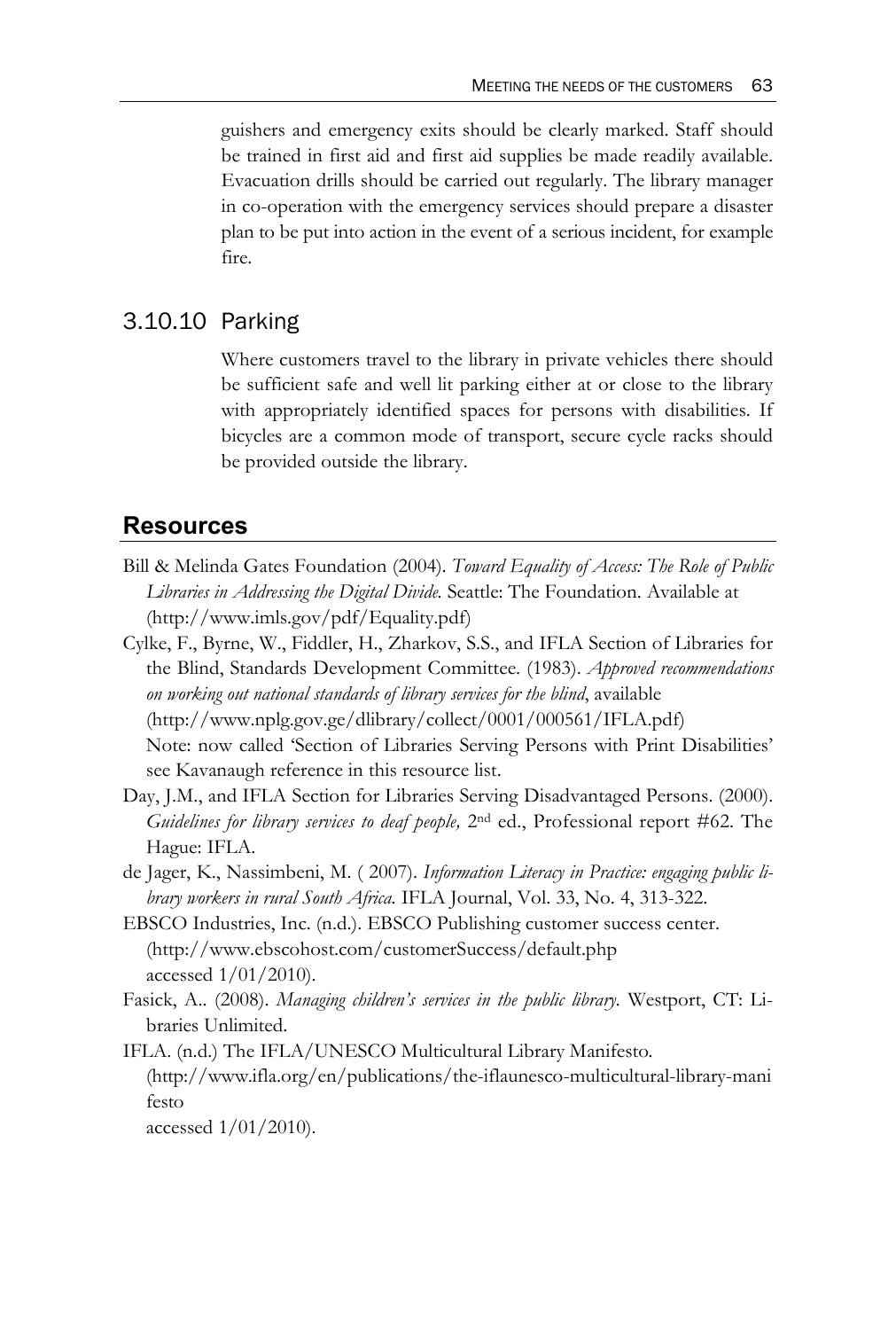guishers and emergency exits should be clearly marked. Staff should be trained in first aid and first aid supplies be made readily available. Evacuation drills should be carried out regularly. The library manager in co-operation with the emergency services should prepare a disaster plan to be put into action in the event of a serious incident, for example fire.

### 3.10.10 Parking

Where customers travel to the library in private vehicles there should be sufficient safe and well lit parking either at or close to the library with appropriately identified spaces for persons with disabilities. If bicycles are a common mode of transport, secure cycle racks should be provided outside the library.

## Resources

Bill & Melinda Gates Foundation (2004). *Toward Equality of Access: The Role of Public Libraries in Addressing the Digital Divide.* Seattle: The Foundation. Available at (http://www.imls.gov/pdf/Equality.pdf)

Cylke, F., Byrne, W., Fiddler, H., Zharkov, S.S., and IFLA Section of Libraries for the Blind, Standards Development Committee. (1983). *Approved recommendations on working out national standards of library services for the blind*, available (http://www.nplg.gov.ge/dlibrary/collect/0001/000561/IFLA.pdf) Note: now called 'Section of Libraries Serving Persons with Print Disabilities' see Kavanaugh reference in this resource list.

Day, J.M., and IFLA Section for Libraries Serving Disadvantaged Persons. (2000). *Guidelines for library services to deaf people,* 2nd ed., Professional report #62. The Hague: IFLA.

de Jager, K., Nassimbeni, M. ( 2007). *Information Literacy in Practice: engaging public library workers in rural South Africa.* IFLA Journal, Vol. 33, No. 4, 313-322.

EBSCO Industries, Inc. (n.d.). EBSCO Publishing customer success center. (http://www.ebscohost.com/customerSuccess/default.php accessed 1/01/2010).

Fasick, A.. (2008). *Managing children's services in the public library.* Westport, CT: Libraries Unlimited.

IFLA. (n.d.) The IFLA/UNESCO Multicultural Library Manifesto. (http://www.ifla.org/en/publications/the-iflaunesco-multicultural-library-manifesto accessed 1/01/2010).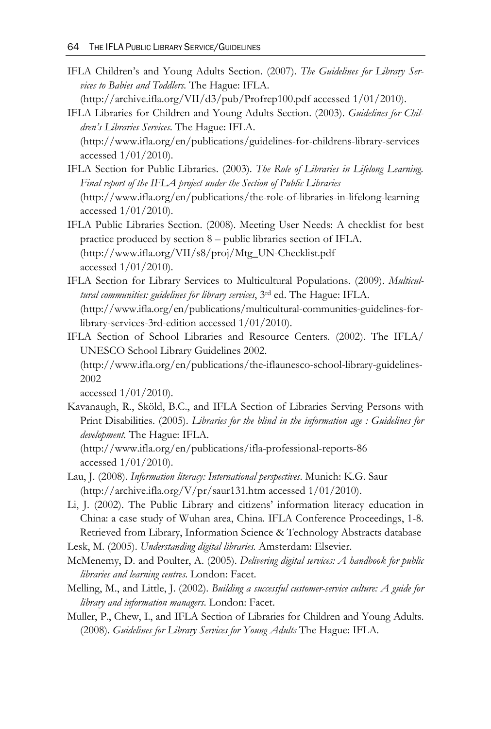IFLA Children's and Young Adults Section. (2007). *The Guidelines for Library Services to Babies and Toddlers.* The Hague: IFLA. (http://archive.ifla.org/VII/d3/pub/Profrep100.pdf accessed 1/01/2010).

IFLA Libraries for Children and Young Adults Section. (2003). *Guidelines for Children's Libraries Services.* The Hague: IFLA. (http://www.ifla.org/en/publications/guidelines-for-childrens-library-services accessed 1/01/2010).

IFLA Section for Public Libraries. (2003). *The Role of Libraries in Lifelong Learning. Final report of the IFLA project under the Section of Public Libraries* (http://www.ifla.org/en/publications/the-role-of-libraries-in-lifelong-learning accessed 1/01/2010).

IFLA Public Libraries Section. (2008). Meeting User Needs: A checklist for best practice produced by section 8 – public libraries section of IFLA. (http://www.ifla.org/VII/s8/proj/Mtg_UN-Checklist.pdf accessed 1/01/2010).

IFLA Section for Library Services to Multicultural Populations. (2009). *Multicultural communities: guidelines for library services*, 3rd ed. The Hague: IFLA. (http://www.ifla.org/en/publications/multicultural-communities-guidelines-for-library-services-3rd-edition accessed 1/01/2010).

IFLA Section of School Libraries and Resource Centers. (2002). The IFLA/UNESCO School Library Guidelines 2002. (http://www.ifla.org/en/publications/the-iflaunesco-school-library-guidelines-2002 accessed 1/01/2010).

Kavanaugh, R., Sköld, B.C., and IFLA Section of Libraries Serving Persons with Print Disabilities. (2005). *Libraries for the blind in the information age : Guidelines for development.* The Hague: IFLA. (http://www.ifla.org/en/publications/ifla-professional-reports-86 accessed 1/01/2010).

Lau, J. (2008). *Information literacy: International perspectives*. Munich: K.G. Saur (http://archive.ifla.org/V/pr/saur131.htm accessed 1/01/2010).

Li, J. (2002). The Public Library and citizens' information literacy education in China: a case study of Wuhan area, China. IFLA Conference Proceedings, 1-8. Retrieved from Library, Information Science & Technology Abstracts database

Lesk, M. (2005). *Understanding digital libraries.* Amsterdam: Elsevier.

McMenemy, D. and Poulter, A. (2005). *Delivering digital services: A handbook for public libraries and learning centres.* London: Facet.

Melling, M., and Little, J. (2002). *Building a successful customer-service culture: A guide for library and information managers.* London: Facet.

Muller, P., Chew, I., and IFLA Section of Libraries for Children and Young Adults. (2008). *Guidelines for Library Services for Young Adults* The Hague: IFLA.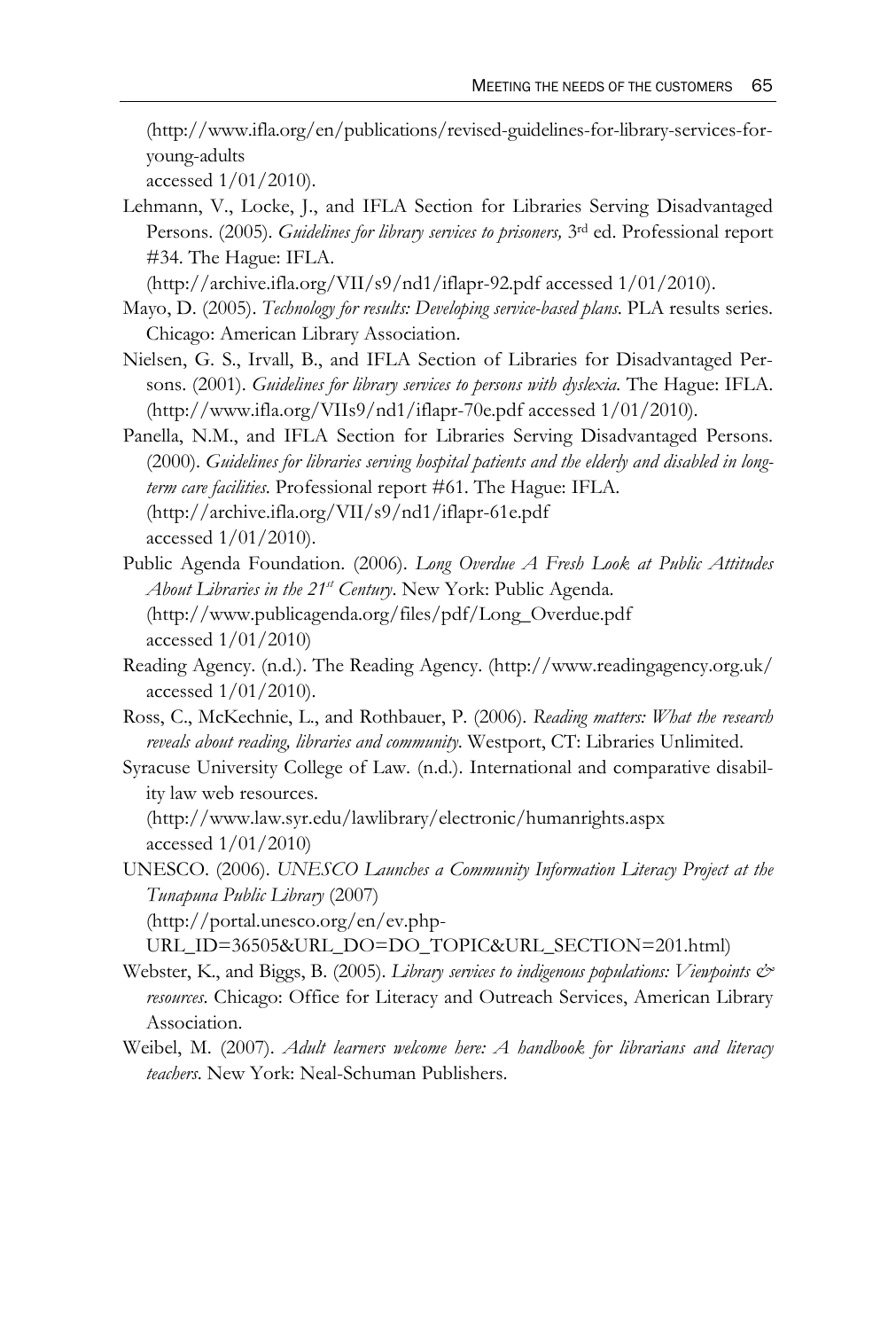(http://www.ifla.org/en/publications/revised-guidelines-for-library-services-for-young-adults
accessed 1/01/2010).

Lehmann, V., Locke, J., and IFLA Section for Libraries Serving Disadvantaged Persons. (2005). *Guidelines for library services to prisoners,* 3rd ed. Professional report #34. The Hague: IFLA.
(http://archive.ifla.org/VII/s9/nd1/iflapr-92.pdf accessed 1/01/2010).

Mayo, D. (2005). *Technology for results: Developing service-based plans*. PLA results series. Chicago: American Library Association.

Nielsen, G. S., Irvall, B., and IFLA Section of Libraries for Disadvantaged Persons. (2001). *Guidelines for library services to persons with dyslexia.* The Hague: IFLA. (http://www.ifla.org/VIIs9/nd1/iflapr-70e.pdf accessed 1/01/2010).

Panella, N.M., and IFLA Section for Libraries Serving Disadvantaged Persons. (2000). *Guidelines for libraries serving hospital patients and the elderly and disabled in long-term care facilities*. Professional report #61. The Hague: IFLA.
(http://archive.ifla.org/VII/s9/nd1/iflapr-61e.pdf
accessed 1/01/2010).

Public Agenda Foundation. (2006). *Long Overdue A Fresh Look at Public Attitudes About Libraries in the 21st Century*. New York: Public Agenda.
(http://www.publicagenda.org/files/pdf/Long_Overdue.pdf
accessed 1/01/2010)

Reading Agency. (n.d.). The Reading Agency. (http://www.readingagency.org.uk/ accessed 1/01/2010).

Ross, C., McKechnie, L., and Rothbauer, P. (2006). *Reading matters: What the research reveals about reading, libraries and community*. Westport, CT: Libraries Unlimited.

Syracuse University College of Law. (n.d.). International and comparative disability law web resources.
(http://www.law.syr.edu/lawlibrary/electronic/humanrights.aspx
accessed 1/01/2010)

UNESCO. (2006). *UNESCO Launches a Community Information Literacy Project at the Tunapuna Public Library* (2007)
(http://portal.unesco.org/en/ev.php-URL_ID=36505&URL_DO=DO_TOPIC&URL_SECTION=201.html)

Webster, K., and Biggs, B. (2005). *Library services to indigenous populations: Viewpoints & resources*. Chicago: Office for Literacy and Outreach Services, American Library Association.

Weibel, M. (2007). *Adult learners welcome here: A handbook for librarians and literacy teachers*. New York: Neal-Schuman Publishers.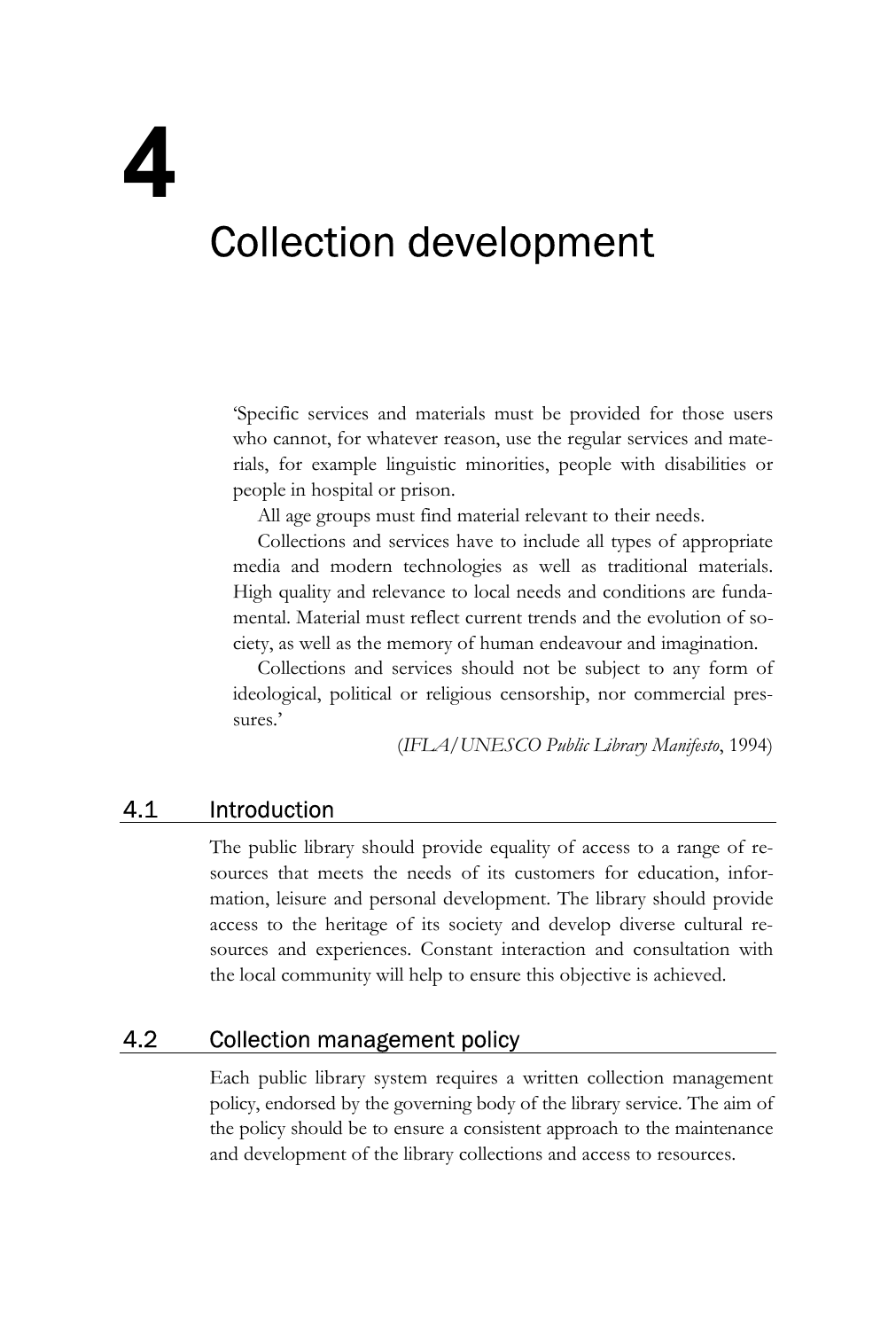# 4

# Collection development

'Specific services and materials must be provided for those users who cannot, for whatever reason, use the regular services and materials, for example linguistic minorities, people with disabilities or people in hospital or prison.

All age groups must find material relevant to their needs.

Collections and services have to include all types of appropriate media and modern technologies as well as traditional materials. High quality and relevance to local needs and conditions are fundamental. Material must reflect current trends and the evolution of society, as well as the memory of human endeavour and imagination.

Collections and services should not be subject to any form of ideological, political or religious censorship, nor commercial pressures.'

(*IFLA/UNESCO Public Library Manifesto*, 1994)

## 4.1 Introduction

The public library should provide equality of access to a range of resources that meets the needs of its customers for education, information, leisure and personal development. The library should provide access to the heritage of its society and develop diverse cultural resources and experiences. Constant interaction and consultation with the local community will help to ensure this objective is achieved.

## 4.2 Collection management policy

Each public library system requires a written collection management policy, endorsed by the governing body of the library service. The aim of the policy should be to ensure a consistent approach to the maintenance and development of the library collections and access to resources.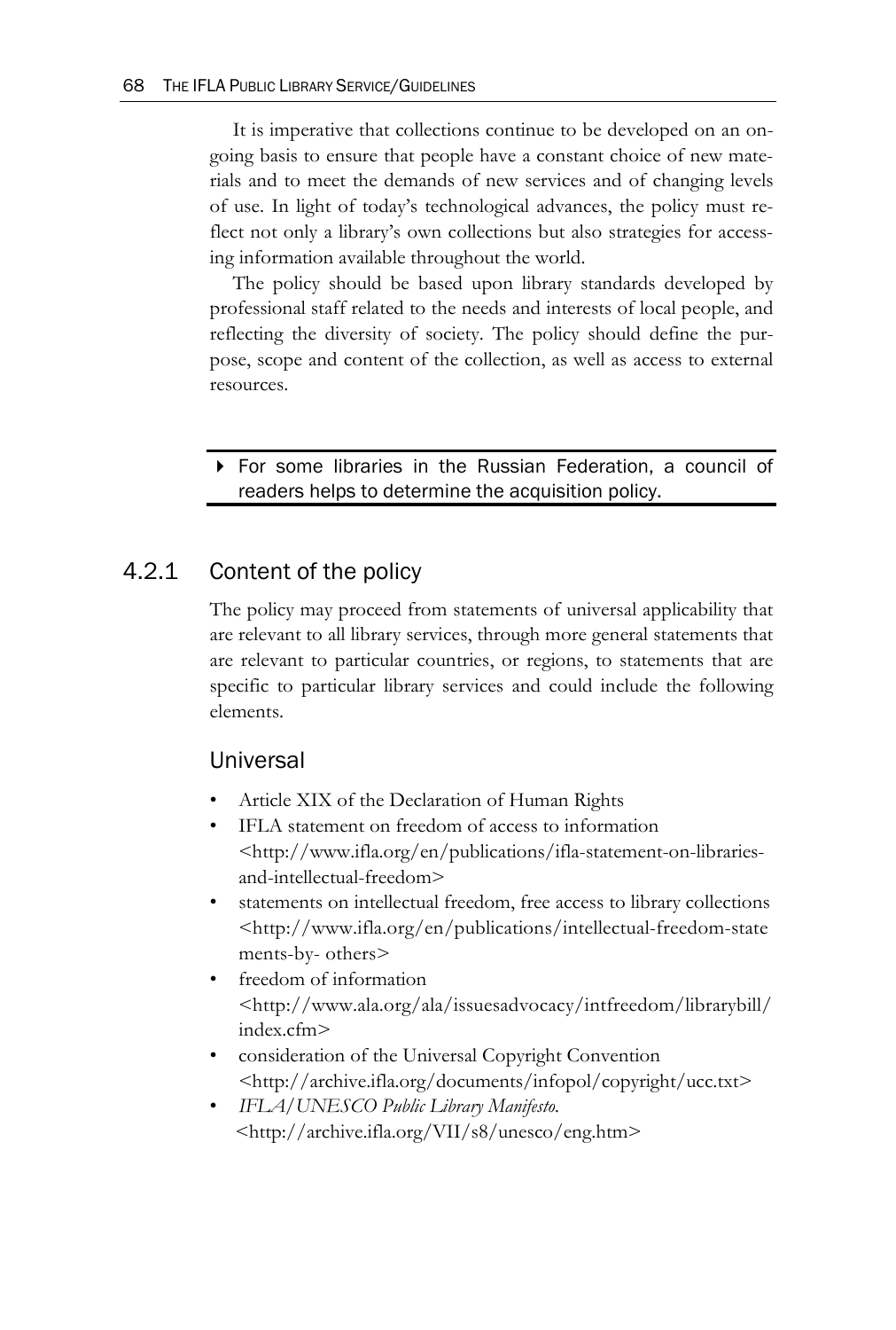It is imperative that collections continue to be developed on an ongoing basis to ensure that people have a constant choice of new materials and to meet the demands of new services and of changing levels of use. In light of today's technological advances, the policy must reflect not only a library's own collections but also strategies for accessing information available throughout the world.

The policy should be based upon library standards developed by professional staff related to the needs and interests of local people, and reflecting the diversity of society. The policy should define the purpose, scope and content of the collection, as well as access to external resources.

> ▸ For some libraries in the Russian Federation, a council of readers helps to determine the acquisition policy.

## 4.2.1 Content of the policy

The policy may proceed from statements of universal applicability that are relevant to all library services, through more general statements that are relevant to particular countries, or regions, to statements that are specific to particular library services and could include the following elements.

### Universal

- Article XIX of the Declaration of Human Rights
- IFLA statement on freedom of access to information <http://www.ifla.org/en/publications/ifla-statement-on-libraries-and-intellectual-freedom>
- statements on intellectual freedom, free access to library collections <http://www.ifla.org/en/publications/intellectual-freedom-statements-by- others>
- freedom of information <http://www.ala.org/ala/issuesadvocacy/intfreedom/librarybill/index.cfm>
- consideration of the Universal Copyright Convention <http://archive.ifla.org/documents/infopol/copyright/ucc.txt>
- *IFLA/UNESCO Public Library Manifesto.* <http://archive.ifla.org/VII/s8/unesco/eng.htm>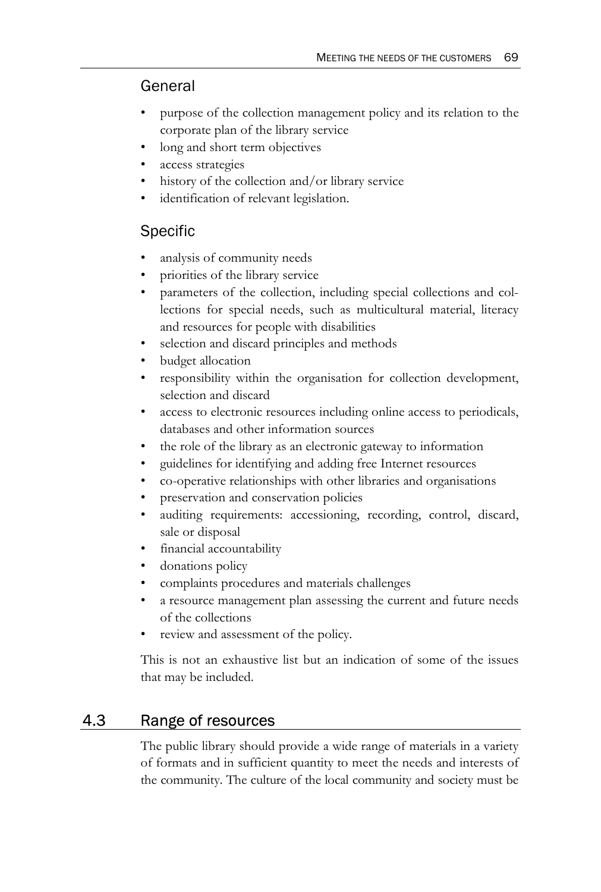### General

- purpose of the collection management policy and its relation to the corporate plan of the library service
- long and short term objectives
- access strategies
- history of the collection and/or library service
- identification of relevant legislation.

### Specific

- analysis of community needs
- priorities of the library service
- parameters of the collection, including special collections and collections for special needs, such as multicultural material, literacy and resources for people with disabilities
- selection and discard principles and methods
- budget allocation
- responsibility within the organisation for collection development, selection and discard
- access to electronic resources including online access to periodicals, databases and other information sources
- the role of the library as an electronic gateway to information
- guidelines for identifying and adding free Internet resources
- co-operative relationships with other libraries and organisations
- preservation and conservation policies
- auditing requirements: accessioning, recording, control, discard, sale or disposal
- financial accountability
- donations policy
- complaints procedures and materials challenges
- a resource management plan assessing the current and future needs of the collections
- review and assessment of the policy.

This is not an exhaustive list but an indication of some of the issues that may be included.

## 4.3 Range of resources

The public library should provide a wide range of materials in a variety of formats and in sufficient quantity to meet the needs and interests of the community. The culture of the local community and society must be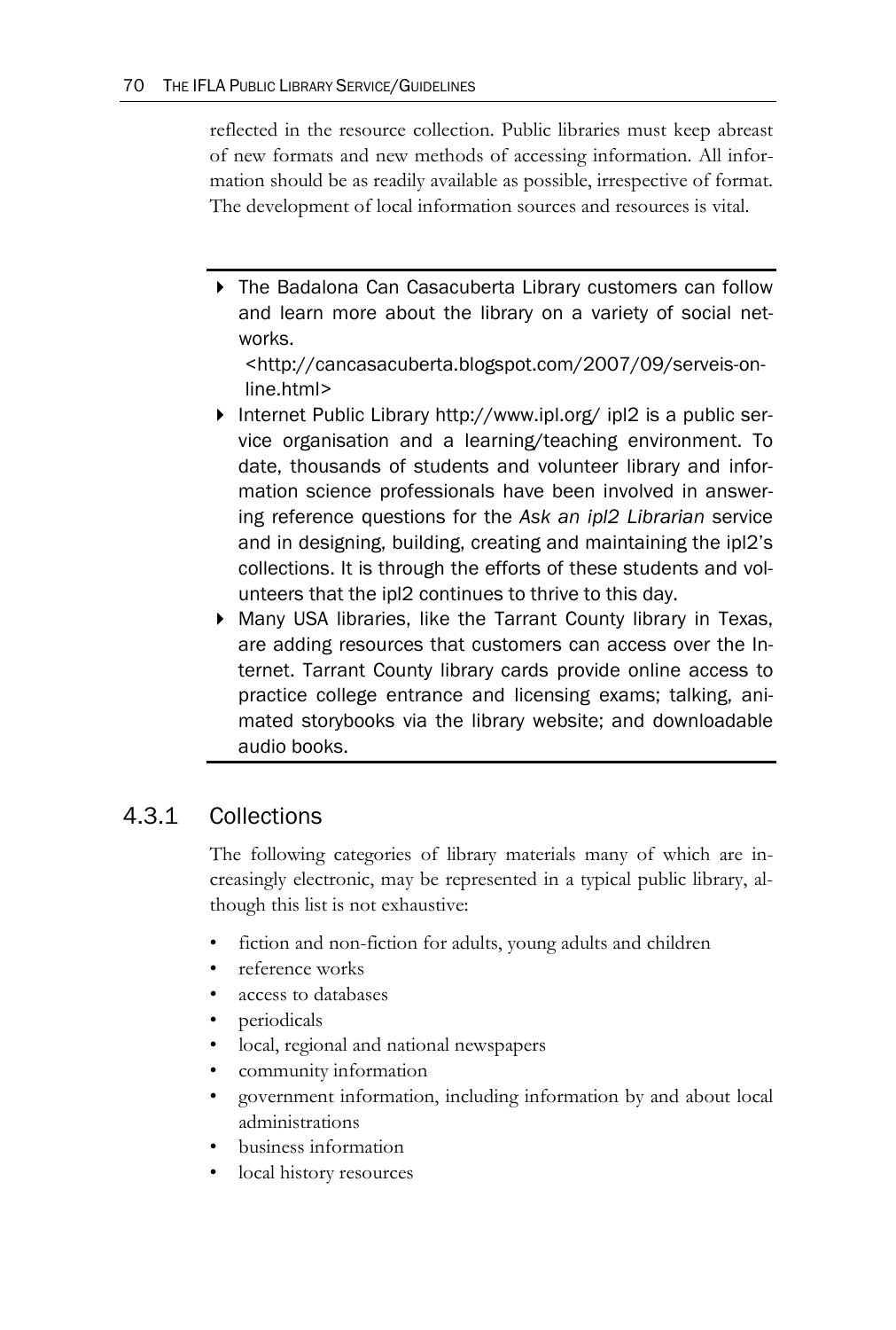reflected in the resource collection. Public libraries must keep abreast of new formats and new methods of accessing information. All information should be as readily available as possible, irrespective of format. The development of local information sources and resources is vital.

---

- The Badalona Can Casacuberta Library customers can follow and learn more about the library on a variety of social networks.
  <http://cancasacuberta.blogspot.com/2007/09/serveis-online.html>
- Internet Public Library http://www.ipl.org/ ipl2 is a public service organisation and a learning/teaching environment. To date, thousands of students and volunteer library and information science professionals have been involved in answering reference questions for the *Ask an ipl2 Librarian* service and in designing, building, creating and maintaining the ipl2's collections. It is through the efforts of these students and volunteers that the ipl2 continues to thrive to this day.
- Many USA libraries, like the Tarrant County library in Texas, are adding resources that customers can access over the Internet. Tarrant County library cards provide online access to practice college entrance and licensing exams; talking, animated storybooks via the library website; and downloadable audio books.

---

### 4.3.1 Collections

The following categories of library materials many of which are increasingly electronic, may be represented in a typical public library, although this list is not exhaustive:

- fiction and non-fiction for adults, young adults and children
- reference works
- access to databases
- periodicals
- local, regional and national newspapers
- community information
- government information, including information by and about local administrations
- business information
- local history resources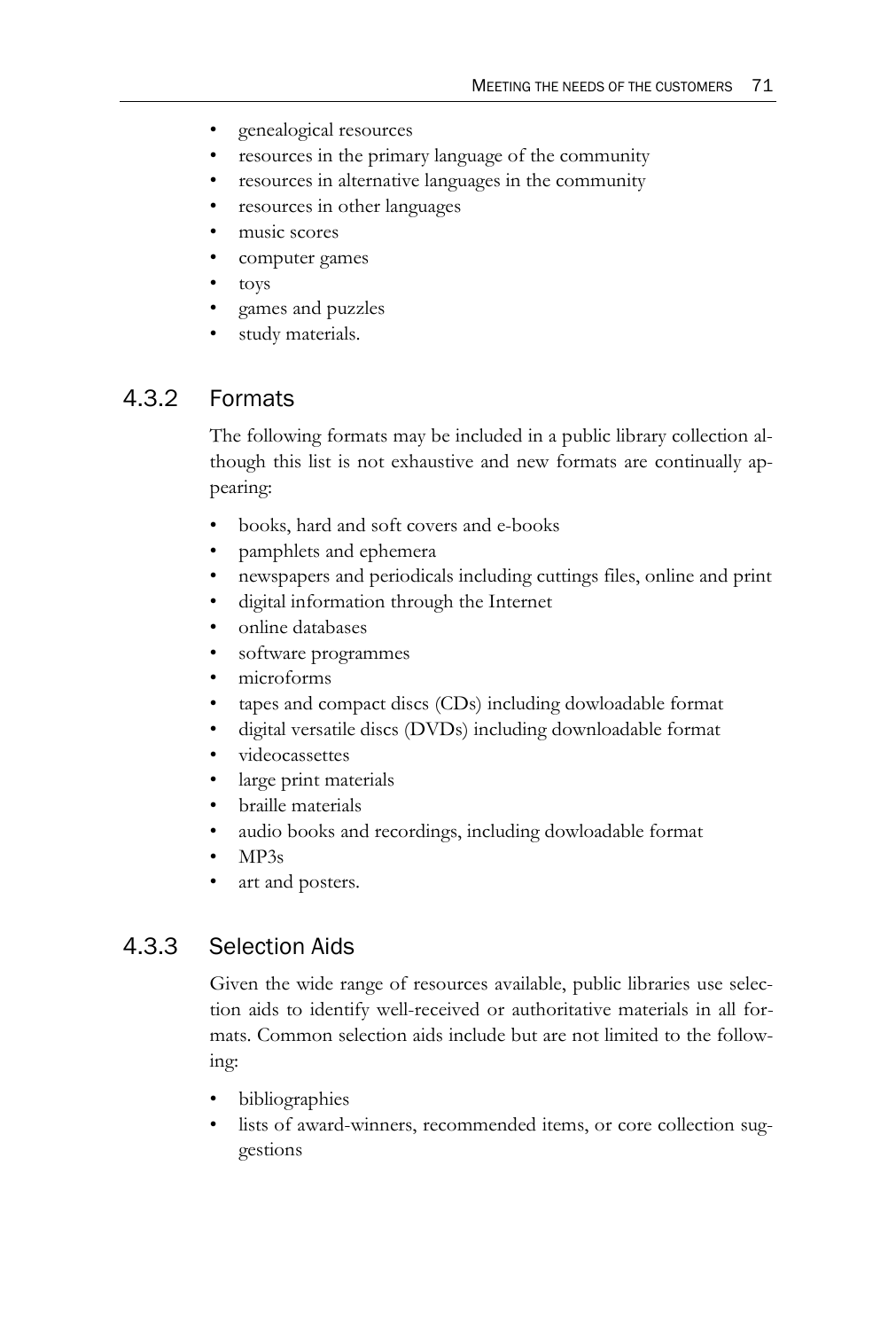- genealogical resources
- resources in the primary language of the community
- resources in alternative languages in the community
- resources in other languages
- music scores
- computer games
- toys
- games and puzzles
- study materials.

### 4.3.2 Formats

The following formats may be included in a public library collection although this list is not exhaustive and new formats are continually appearing:

- books, hard and soft covers and e-books
- pamphlets and ephemera
- newspapers and periodicals including cuttings files, online and print
- digital information through the Internet
- online databases
- software programmes
- microforms
- tapes and compact discs (CDs) including dowloadable format
- digital versatile discs (DVDs) including downloadable format
- videocassettes
- large print materials
- braille materials
- audio books and recordings, including dowloadable format
- MP3s
- art and posters.

### 4.3.3 Selection Aids

Given the wide range of resources available, public libraries use selection aids to identify well-received or authoritative materials in all formats. Common selection aids include but are not limited to the following:

- bibliographies
- lists of award-winners, recommended items, or core collection suggestions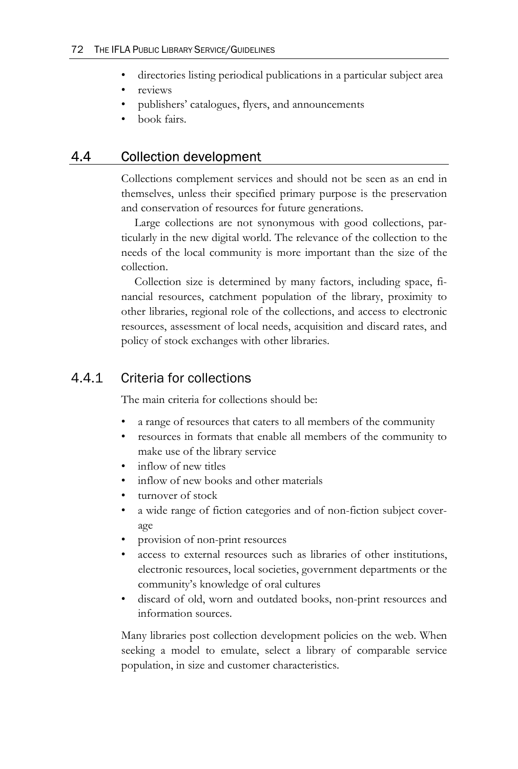- directories listing periodical publications in a particular subject area
- reviews
- publishers' catalogues, flyers, and announcements
- book fairs.

## 4.4 Collection development

Collections complement services and should not be seen as an end in themselves, unless their specified primary purpose is the preservation and conservation of resources for future generations.

Large collections are not synonymous with good collections, particularly in the new digital world. The relevance of the collection to the needs of the local community is more important than the size of the collection.

Collection size is determined by many factors, including space, financial resources, catchment population of the library, proximity to other libraries, regional role of the collections, and access to electronic resources, assessment of local needs, acquisition and discard rates, and policy of stock exchanges with other libraries.

### 4.4.1 Criteria for collections

The main criteria for collections should be:

- a range of resources that caters to all members of the community
- resources in formats that enable all members of the community to make use of the library service
- inflow of new titles
- inflow of new books and other materials
- turnover of stock
- a wide range of fiction categories and of non-fiction subject coverage
- provision of non-print resources
- access to external resources such as libraries of other institutions, electronic resources, local societies, government departments or the community's knowledge of oral cultures
- discard of old, worn and outdated books, non-print resources and information sources.

Many libraries post collection development policies on the web. When seeking a model to emulate, select a library of comparable service population, in size and customer characteristics.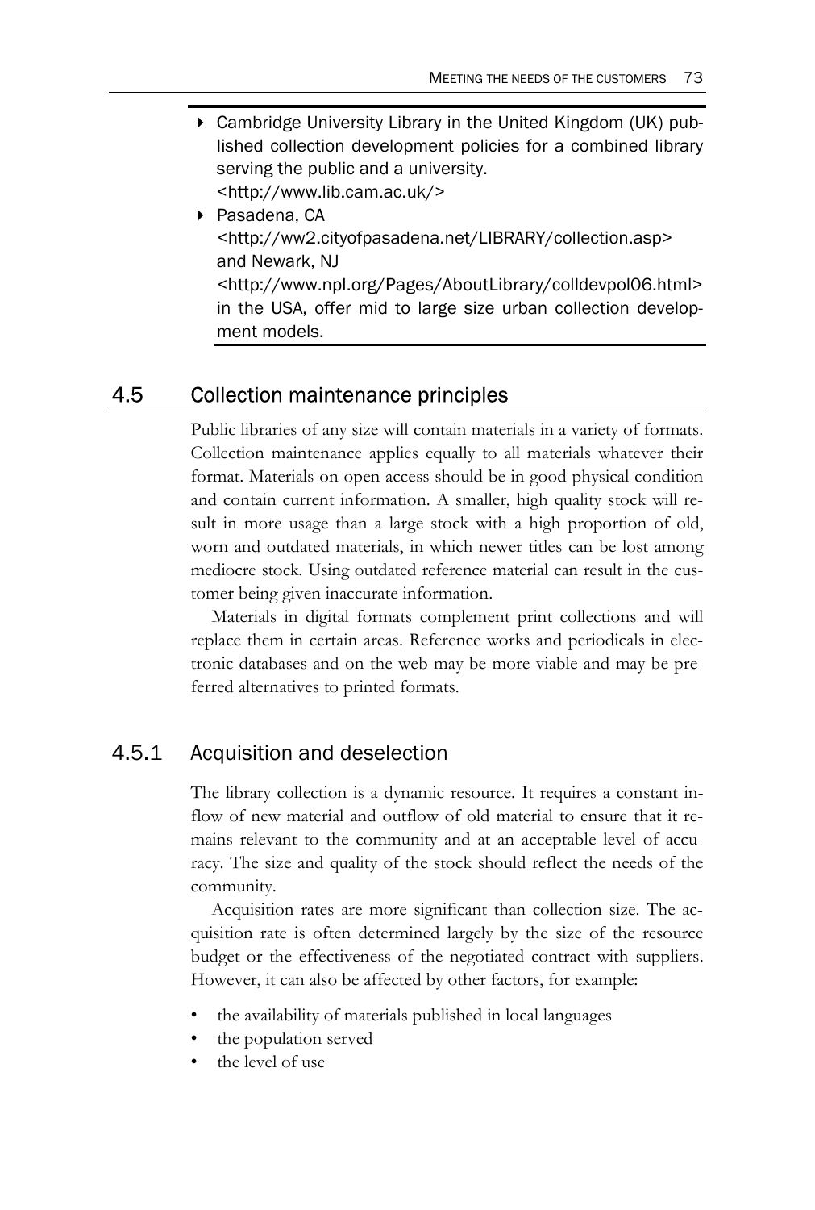- Cambridge University Library in the United Kingdom (UK) published collection development policies for a combined library serving the public and a university. <http://www.lib.cam.ac.uk/>
- Pasadena, CA <http://ww2.cityofpasadena.net/LIBRARY/collection.asp> and Newark, NJ <http://www.npl.org/Pages/AboutLibrary/colldevpol06.html> in the USA, offer mid to large size urban collection development models.

## 4.5 Collection maintenance principles

Public libraries of any size will contain materials in a variety of formats. Collection maintenance applies equally to all materials whatever their format. Materials on open access should be in good physical condition and contain current information. A smaller, high quality stock will result in more usage than a large stock with a high proportion of old, worn and outdated materials, in which newer titles can be lost among mediocre stock. Using outdated reference material can result in the customer being given inaccurate information.

Materials in digital formats complement print collections and will replace them in certain areas. Reference works and periodicals in electronic databases and on the web may be more viable and may be preferred alternatives to printed formats.

### 4.5.1 Acquisition and deselection

The library collection is a dynamic resource. It requires a constant inflow of new material and outflow of old material to ensure that it remains relevant to the community and at an acceptable level of accuracy. The size and quality of the stock should reflect the needs of the community.

Acquisition rates are more significant than collection size. The acquisition rate is often determined largely by the size of the resource budget or the effectiveness of the negotiated contract with suppliers. However, it can also be affected by other factors, for example:

- the availability of materials published in local languages
- the population served
- the level of use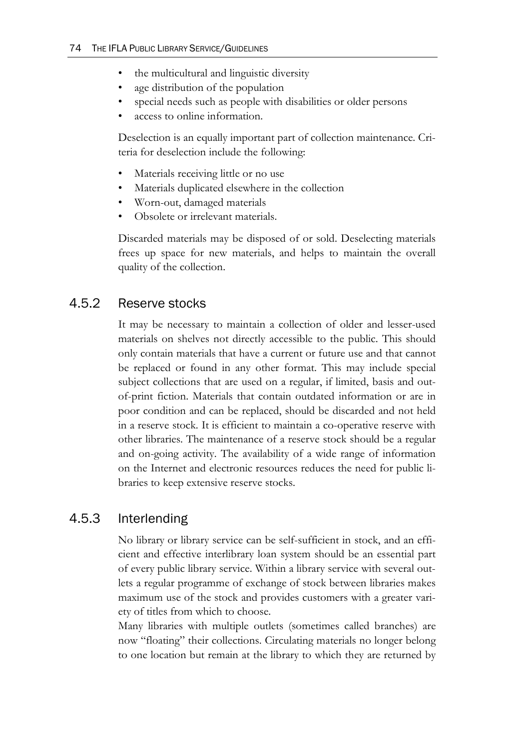- the multicultural and linguistic diversity
- age distribution of the population
- special needs such as people with disabilities or older persons
- access to online information.

Deselection is an equally important part of collection maintenance. Criteria for deselection include the following:

- Materials receiving little or no use
- Materials duplicated elsewhere in the collection
- Worn-out, damaged materials
- Obsolete or irrelevant materials.

Discarded materials may be disposed of or sold. Deselecting materials frees up space for new materials, and helps to maintain the overall quality of the collection.

### 4.5.2 Reserve stocks

It may be necessary to maintain a collection of older and lesser-used materials on shelves not directly accessible to the public. This should only contain materials that have a current or future use and that cannot be replaced or found in any other format. This may include special subject collections that are used on a regular, if limited, basis and out-of-print fiction. Materials that contain outdated information or are in poor condition and can be replaced, should be discarded and not held in a reserve stock. It is efficient to maintain a co-operative reserve with other libraries. The maintenance of a reserve stock should be a regular and on-going activity. The availability of a wide range of information on the Internet and electronic resources reduces the need for public libraries to keep extensive reserve stocks.

### 4.5.3 Interlending

No library or library service can be self-sufficient in stock, and an efficient and effective interlibrary loan system should be an essential part of every public library service. Within a library service with several outlets a regular programme of exchange of stock between libraries makes maximum use of the stock and provides customers with a greater variety of titles from which to choose.

Many libraries with multiple outlets (sometimes called branches) are now "floating" their collections. Circulating materials no longer belong to one location but remain at the library to which they are returned by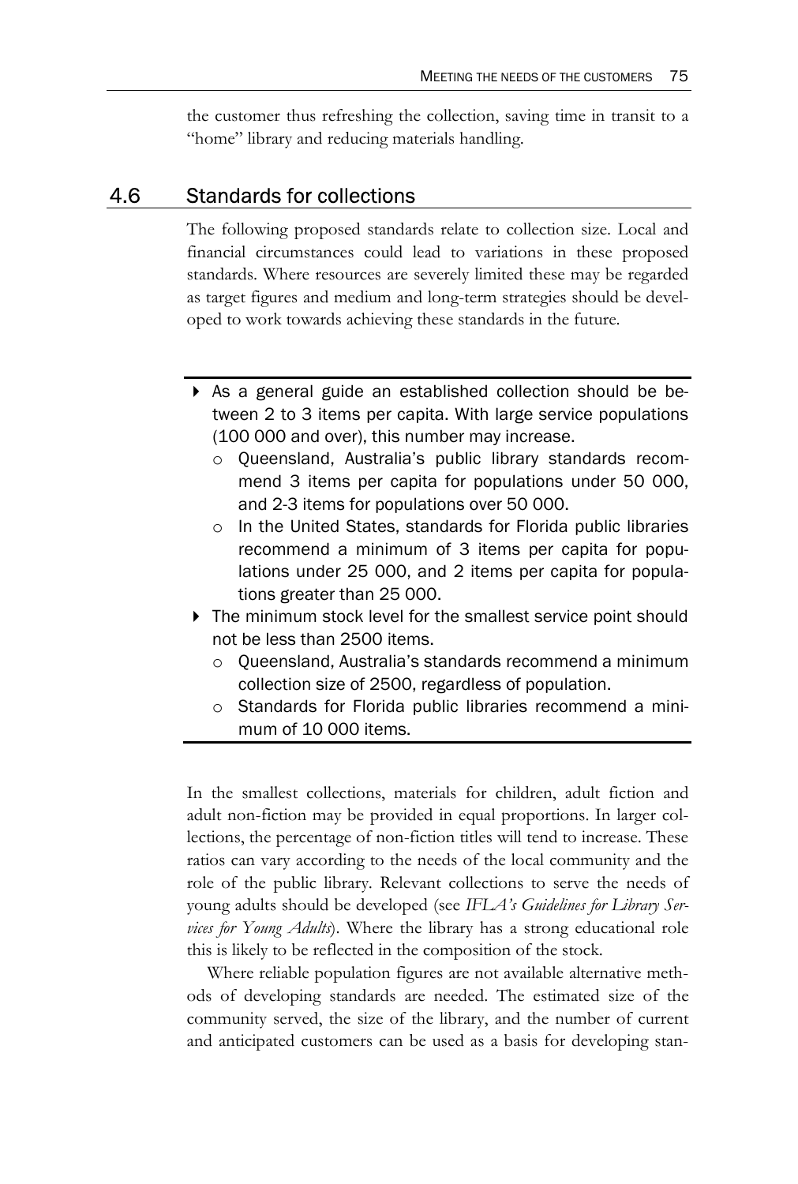the customer thus refreshing the collection, saving time in transit to a "home" library and reducing materials handling.

## 4.6 Standards for collections

The following proposed standards relate to collection size. Local and financial circumstances could lead to variations in these proposed standards. Where resources are severely limited these may be regarded as target figures and medium and long-term strategies should be developed to work towards achieving these standards in the future.

- As a general guide an established collection should be between 2 to 3 items per capita. With large service populations (100 000 and over), this number may increase.
  - Queensland, Australia's public library standards recommend 3 items per capita for populations under 50 000, and 2-3 items for populations over 50 000.
  - In the United States, standards for Florida public libraries recommend a minimum of 3 items per capita for populations under 25 000, and 2 items per capita for populations greater than 25 000.
- The minimum stock level for the smallest service point should not be less than 2500 items.
  - Queensland, Australia's standards recommend a minimum collection size of 2500, regardless of population.
  - Standards for Florida public libraries recommend a minimum of 10 000 items.

In the smallest collections, materials for children, adult fiction and adult non-fiction may be provided in equal proportions. In larger collections, the percentage of non-fiction titles will tend to increase. These ratios can vary according to the needs of the local community and the role of the public library. Relevant collections to serve the needs of young adults should be developed (see *IFLA's Guidelines for Library Services for Young Adults*). Where the library has a strong educational role this is likely to be reflected in the composition of the stock.

Where reliable population figures are not available alternative methods of developing standards are needed. The estimated size of the community served, the size of the library, and the number of current and anticipated customers can be used as a basis for developing stan-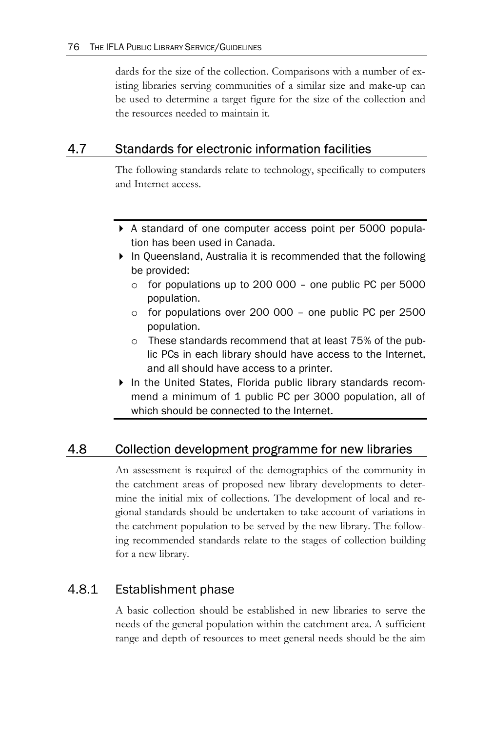dards for the size of the collection. Comparisons with a number of existing libraries serving communities of a similar size and make-up can be used to determine a target figure for the size of the collection and the resources needed to maintain it.

## 4.7 Standards for electronic information facilities

The following standards relate to technology, specifically to computers and Internet access.

- A standard of one computer access point per 5000 population has been used in Canada.
- In Queensland, Australia it is recommended that the following be provided:
  - for populations up to 200 000 – one public PC per 5000 population.
  - for populations over 200 000 – one public PC per 2500 population.
  - These standards recommend that at least 75% of the public PCs in each library should have access to the Internet, and all should have access to a printer.
- In the United States, Florida public library standards recommend a minimum of 1 public PC per 3000 population, all of which should be connected to the Internet.

## 4.8 Collection development programme for new libraries

An assessment is required of the demographics of the community in the catchment areas of proposed new library developments to determine the initial mix of collections. The development of local and regional standards should be undertaken to take account of variations in the catchment population to be served by the new library. The following recommended standards relate to the stages of collection building for a new library.

### 4.8.1 Establishment phase

A basic collection should be established in new libraries to serve the needs of the general population within the catchment area. A sufficient range and depth of resources to meet general needs should be the aim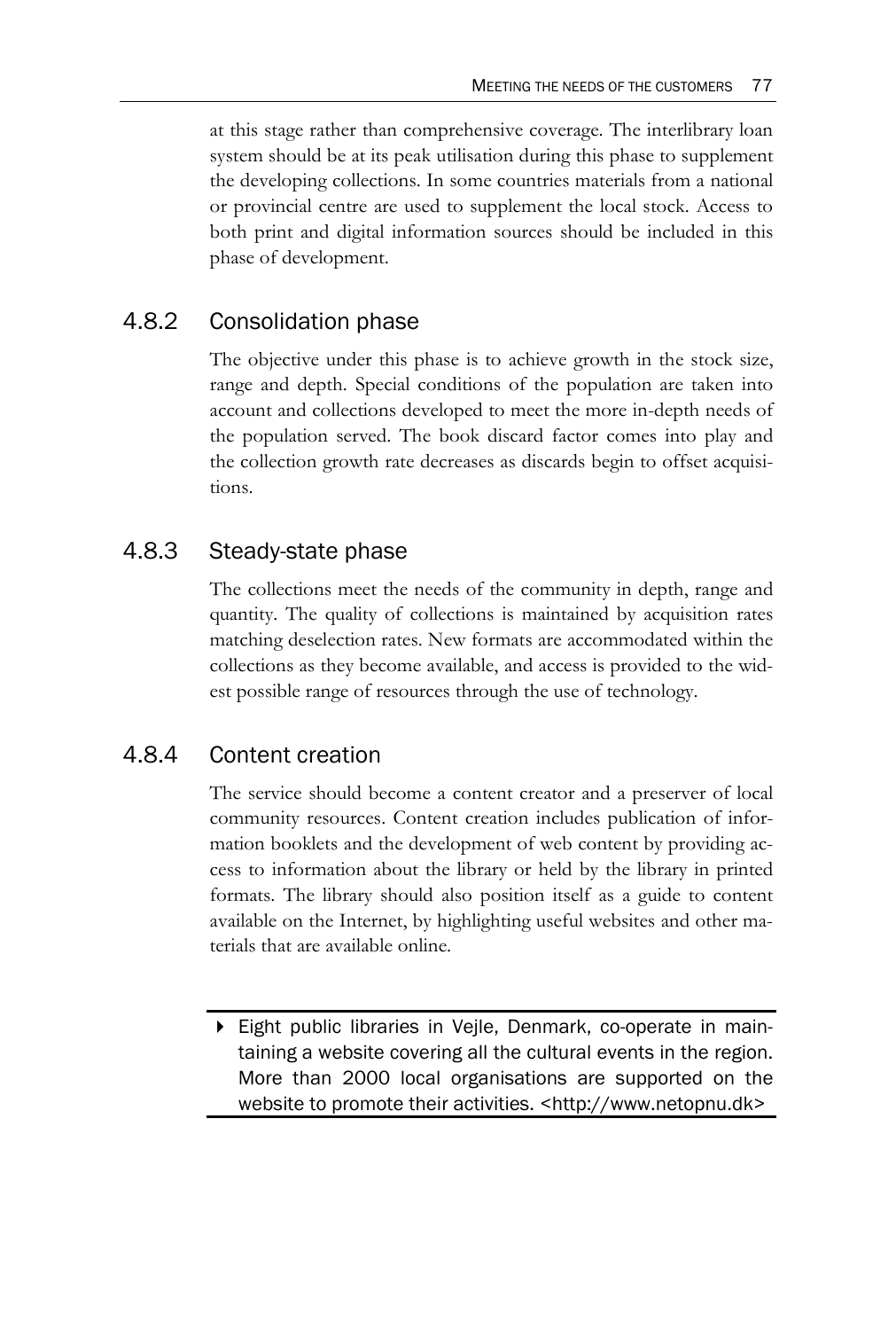at this stage rather than comprehensive coverage. The interlibrary loan system should be at its peak utilisation during this phase to supplement the developing collections. In some countries materials from a national or provincial centre are used to supplement the local stock. Access to both print and digital information sources should be included in this phase of development.

### 4.8.2 Consolidation phase

The objective under this phase is to achieve growth in the stock size, range and depth. Special conditions of the population are taken into account and collections developed to meet the more in-depth needs of the population served. The book discard factor comes into play and the collection growth rate decreases as discards begin to offset acquisitions.

### 4.8.3 Steady-state phase

The collections meet the needs of the community in depth, range and quantity. The quality of collections is maintained by acquisition rates matching deselection rates. New formats are accommodated within the collections as they become available, and access is provided to the widest possible range of resources through the use of technology.

### 4.8.4 Content creation

The service should become a content creator and a preserver of local community resources. Content creation includes publication of information booklets and the development of web content by providing access to information about the library or held by the library in printed formats. The library should also position itself as a guide to content available on the Internet, by highlighting useful websites and other materials that are available online.

- Eight public libraries in Vejle, Denmark, co-operate in maintaining a website covering all the cultural events in the region. More than 2000 local organisations are supported on the website to promote their activities. <http://www.netopnu.dk>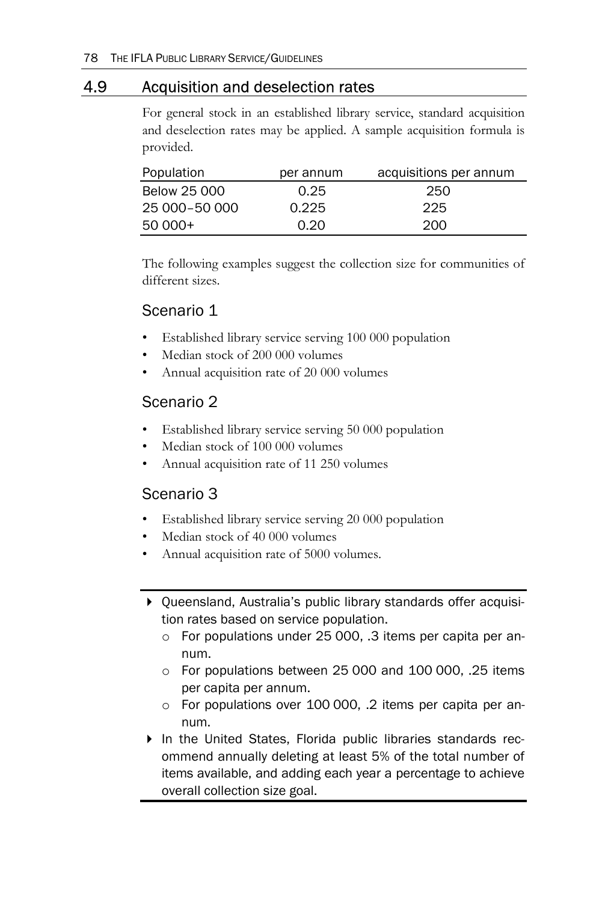## 4.9 Acquisition and deselection rates

For general stock in an established library service, standard acquisition and deselection rates may be applied. A sample acquisition formula is provided.

| Population | per annum | acquisitions per annum |
|---|---|---|
| Below 25 000 | 0.25 | 250 |
| 25 000–50 000 | 0.225 | 225 |
| 50 000+ | 0.20 | 200 |

The following examples suggest the collection size for communities of different sizes.

### Scenario 1

- Established library service serving 100 000 population
- Median stock of 200 000 volumes
- Annual acquisition rate of 20 000 volumes

### Scenario 2

- Established library service serving 50 000 population
- Median stock of 100 000 volumes
- Annual acquisition rate of 11 250 volumes

### Scenario 3

- Established library service serving 20 000 population
- Median stock of 40 000 volumes
- Annual acquisition rate of 5000 volumes.

---

- Queensland, Australia's public library standards offer acquisition rates based on service population.
  - For populations under 25 000, .3 items per capita per annum.
  - For populations between 25 000 and 100 000, .25 items per capita per annum.
  - For populations over 100 000, .2 items per capita per annum.
- In the United States, Florida public libraries standards recommend annually deleting at least 5% of the total number of items available, and adding each year a percentage to achieve overall collection size goal.

---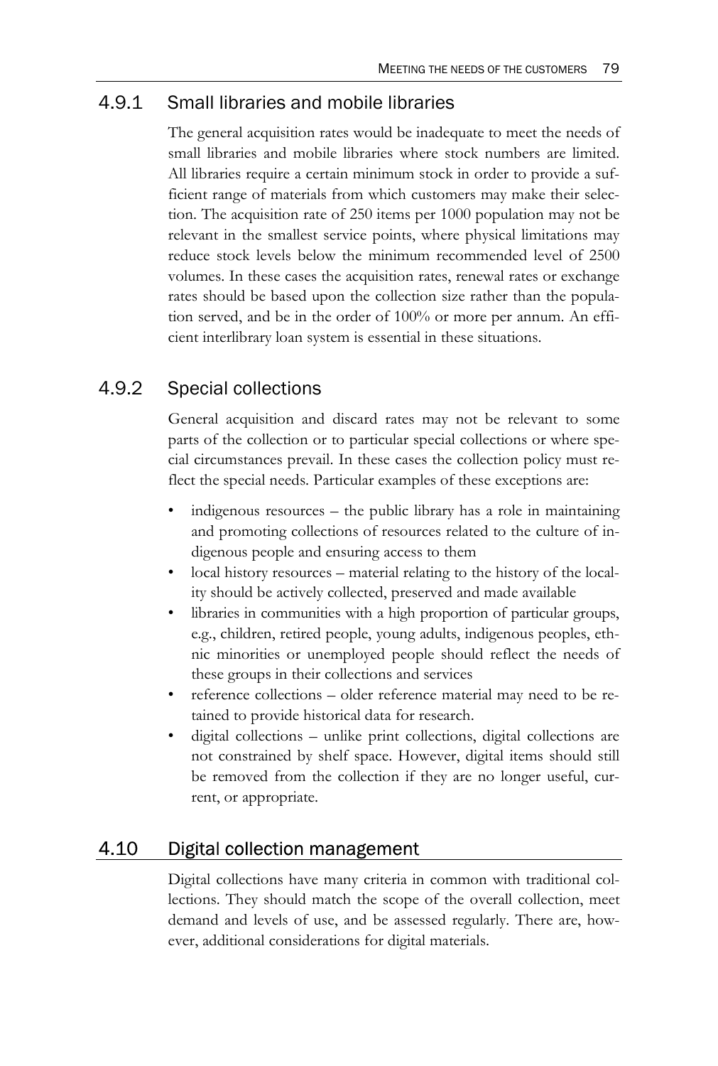### 4.9.1 Small libraries and mobile libraries

The general acquisition rates would be inadequate to meet the needs of small libraries and mobile libraries where stock numbers are limited. All libraries require a certain minimum stock in order to provide a sufficient range of materials from which customers may make their selection. The acquisition rate of 250 items per 1000 population may not be relevant in the smallest service points, where physical limitations may reduce stock levels below the minimum recommended level of 2500 volumes. In these cases the acquisition rates, renewal rates or exchange rates should be based upon the collection size rather than the population served, and be in the order of 100% or more per annum. An efficient interlibrary loan system is essential in these situations.

### 4.9.2 Special collections

General acquisition and discard rates may not be relevant to some parts of the collection or to particular special collections or where special circumstances prevail. In these cases the collection policy must reflect the special needs. Particular examples of these exceptions are:

- indigenous resources – the public library has a role in maintaining and promoting collections of resources related to the culture of indigenous people and ensuring access to them
- local history resources – material relating to the history of the locality should be actively collected, preserved and made available
- libraries in communities with a high proportion of particular groups, e.g., children, retired people, young adults, indigenous peoples, ethnic minorities or unemployed people should reflect the needs of these groups in their collections and services
- reference collections – older reference material may need to be retained to provide historical data for research.
- digital collections – unlike print collections, digital collections are not constrained by shelf space. However, digital items should still be removed from the collection if they are no longer useful, current, or appropriate.

## 4.10 Digital collection management

Digital collections have many criteria in common with traditional collections. They should match the scope of the overall collection, meet demand and levels of use, and be assessed regularly. There are, however, additional considerations for digital materials.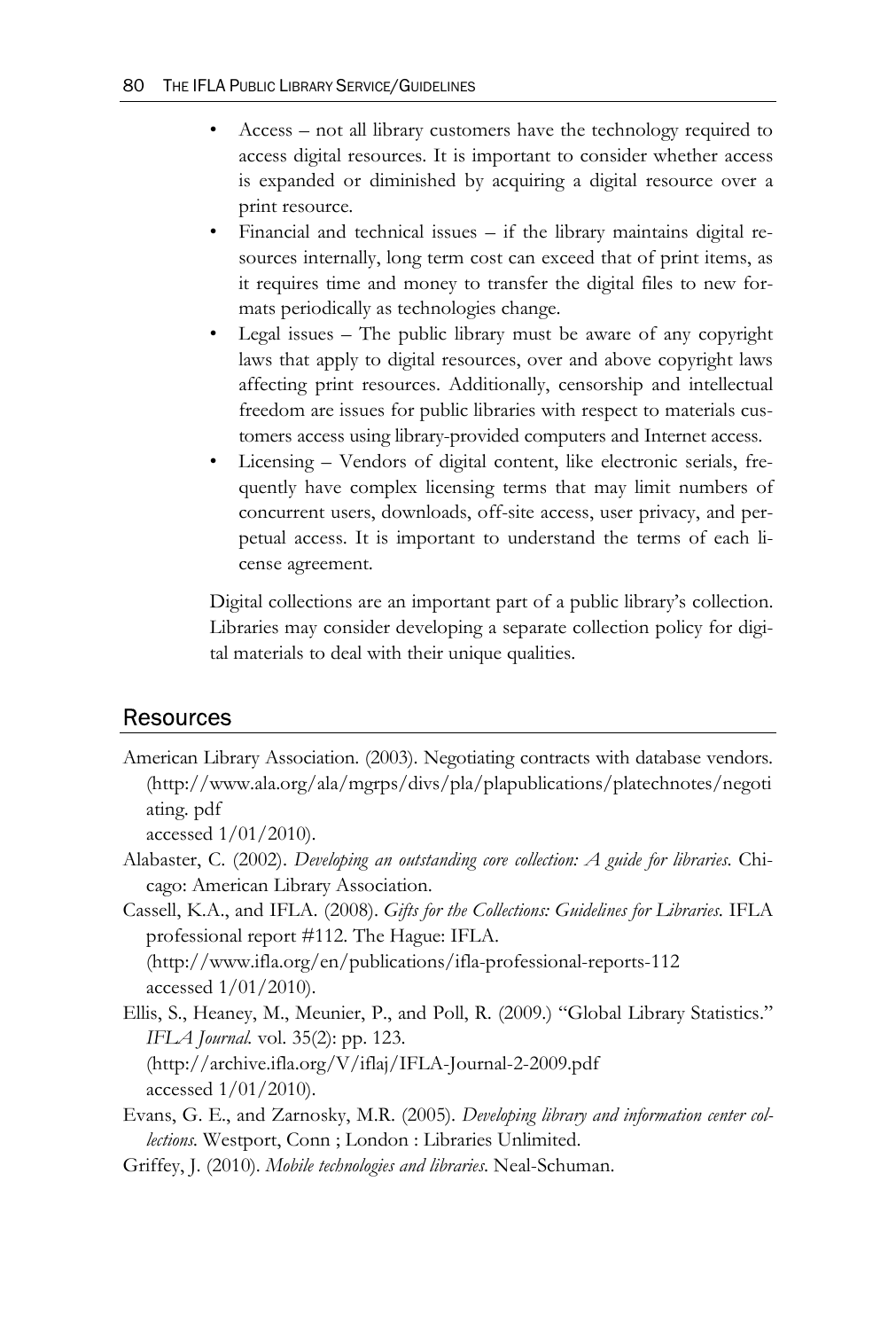- Access – not all library customers have the technology required to access digital resources. It is important to consider whether access is expanded or diminished by acquiring a digital resource over a print resource.
- Financial and technical issues – if the library maintains digital resources internally, long term cost can exceed that of print items, as it requires time and money to transfer the digital files to new formats periodically as technologies change.
- Legal issues – The public library must be aware of any copyright laws that apply to digital resources, over and above copyright laws affecting print resources. Additionally, censorship and intellectual freedom are issues for public libraries with respect to materials customers access using library-provided computers and Internet access.
- Licensing – Vendors of digital content, like electronic serials, frequently have complex licensing terms that may limit numbers of concurrent users, downloads, off-site access, user privacy, and perpetual access. It is important to understand the terms of each license agreement.

Digital collections are an important part of a public library's collection. Libraries may consider developing a separate collection policy for digital materials to deal with their unique qualities.

## Resources

American Library Association. (2003). Negotiating contracts with database vendors. (http://www.ala.org/ala/mgrps/divs/pla/plapublications/platechnotes/negotiating. pdf accessed 1/01/2010).

Alabaster, C. (2002). *Developing an outstanding core collection: A guide for libraries*. Chicago: American Library Association.

Cassell, K.A., and IFLA. (2008). *Gifts for the Collections: Guidelines for Libraries.* IFLA professional report #112. The Hague: IFLA. (http://www.ifla.org/en/publications/ifla-professional-reports-112 accessed 1/01/2010).

Ellis, S., Heaney, M., Meunier, P., and Poll, R. (2009.) "Global Library Statistics." *IFLA Journal.* vol. 35(2): pp. 123. (http://archive.ifla.org/V/iflaj/IFLA-Journal-2-2009.pdf accessed 1/01/2010).

Evans, G. E., and Zarnosky, M.R. (2005). *Developing library and information center collections.* Westport, Conn ; London : Libraries Unlimited.

Griffey, J. (2010). *Mobile technologies and libraries*. Neal-Schuman.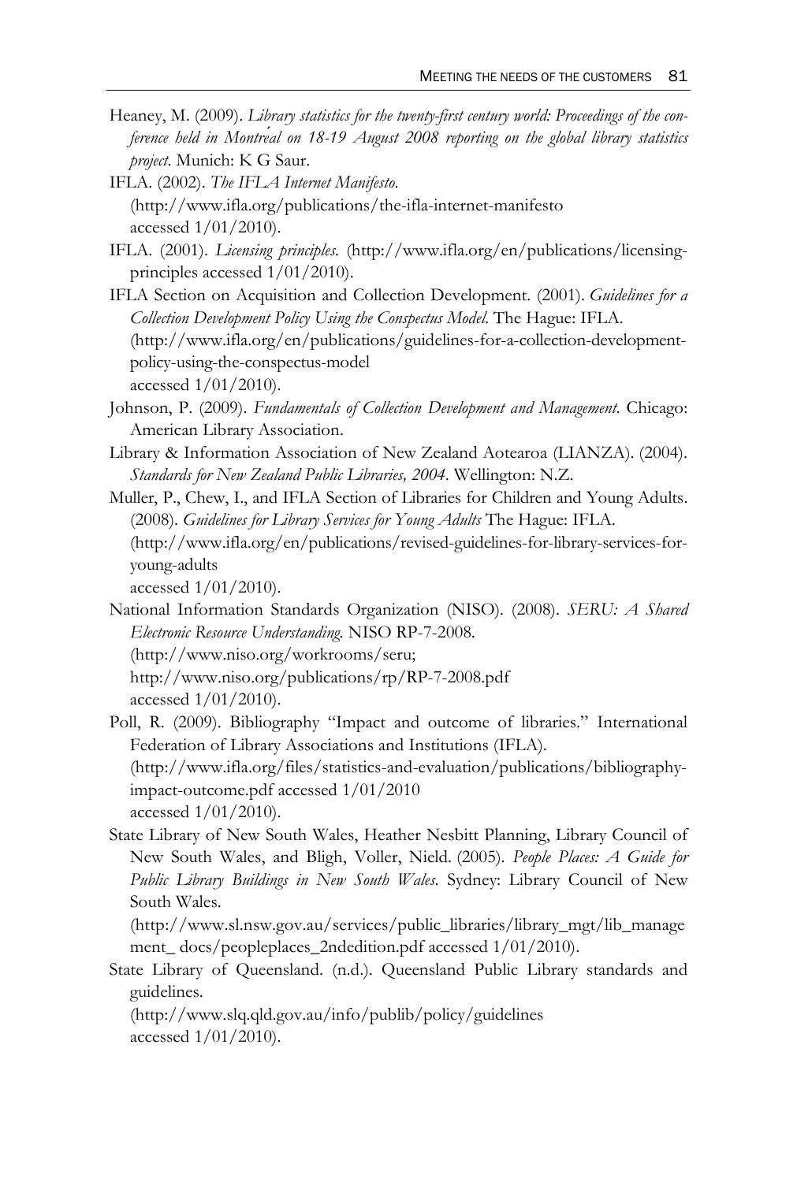Heaney, M. (2009). *Library statistics for the twenty-first century world: Proceedings of the conference held in Montréal on 18-19 August 2008 reporting on the global library statistics project*. Munich: K G Saur.

IFLA. (2002). *The IFLA Internet Manifesto*. (http://www.ifla.org/publications/the-ifla-internet-manifesto accessed 1/01/2010).

IFLA. (2001). *Licensing principles*. (http://www.ifla.org/en/publications/licensing-principles accessed 1/01/2010).

IFLA Section on Acquisition and Collection Development. (2001). *Guidelines for a Collection Development Policy Using the Conspectus Model*. The Hague: IFLA. (http://www.ifla.org/en/publications/guidelines-for-a-collection-development-policy-using-the-conspectus-model accessed 1/01/2010).

Johnson, P. (2009). *Fundamentals of Collection Development and Management*. Chicago: American Library Association.

Library & Information Association of New Zealand Aotearoa (LIANZA). (2004). *Standards for New Zealand Public Libraries, 2004*. Wellington: N.Z.

Muller, P., Chew, I., and IFLA Section of Libraries for Children and Young Adults. (2008). *Guidelines for Library Services for Young Adults* The Hague: IFLA. (http://www.ifla.org/en/publications/revised-guidelines-for-library-services-for-young-adults accessed 1/01/2010).

National Information Standards Organization (NISO). (2008). *SERU: A Shared Electronic Resource Understanding*. NISO RP-7-2008. (http://www.niso.org/workrooms/seru; http://www.niso.org/publications/rp/RP-7-2008.pdf accessed 1/01/2010).

Poll, R. (2009). Bibliography "Impact and outcome of libraries." International Federation of Library Associations and Institutions (IFLA). (http://www.ifla.org/files/statistics-and-evaluation/publications/bibliography-impact-outcome.pdf accessed 1/01/2010 accessed 1/01/2010).

State Library of New South Wales, Heather Nesbitt Planning, Library Council of New South Wales, and Bligh, Voller, Nield. (2005). *People Places: A Guide for Public Library Buildings in New South Wales*. Sydney: Library Council of New South Wales. (http://www.sl.nsw.gov.au/services/public_libraries/library_mgt/lib_management_ docs/peopleplaces_2ndedition.pdf accessed 1/01/2010).

State Library of Queensland. (n.d.). Queensland Public Library standards and guidelines. (http://www.slq.qld.gov.au/info/publib/policy/guidelines accessed 1/01/2010).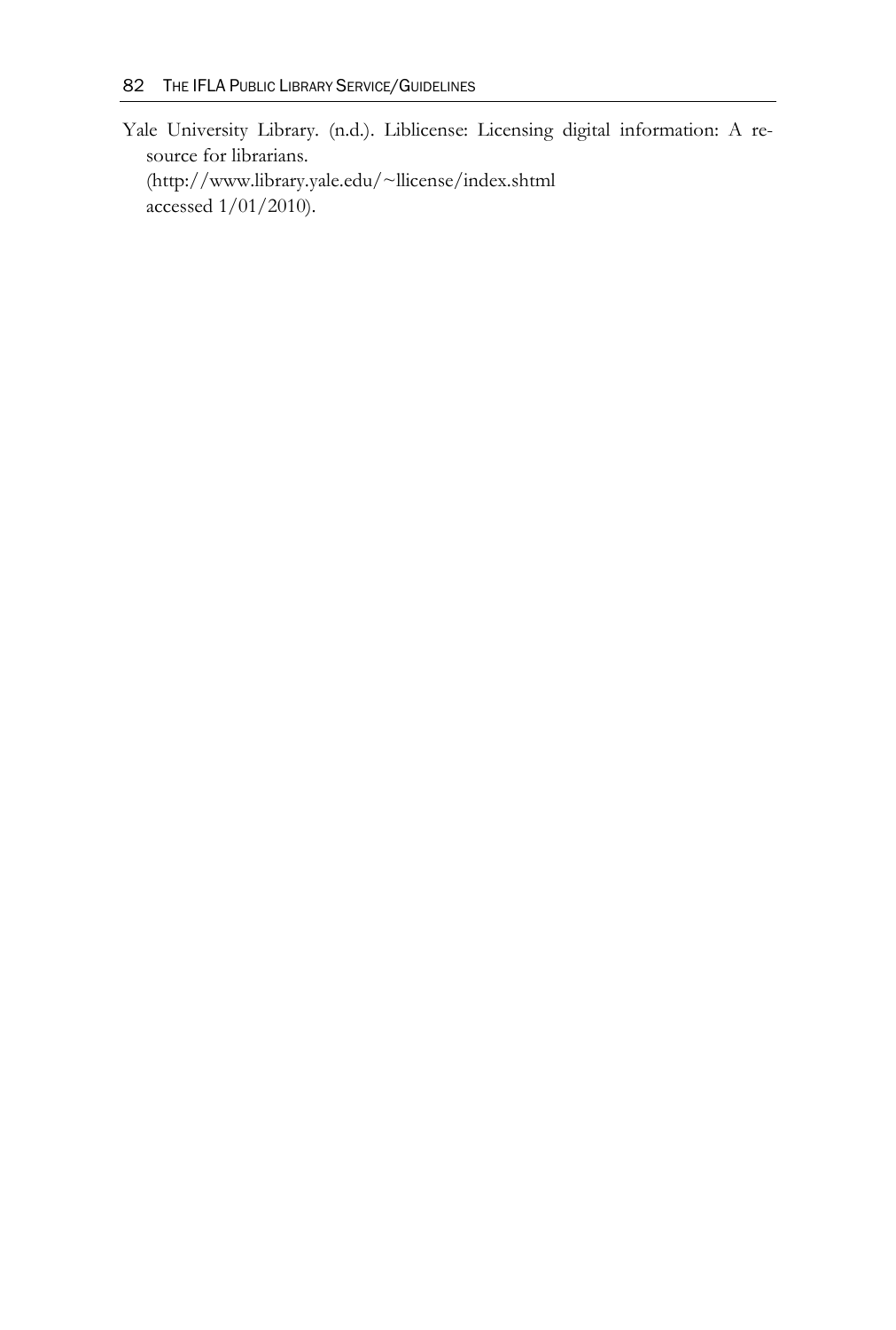Yale University Library. (n.d.). Liblicense: Licensing digital information: A resource for librarians.
(http://www.library.yale.edu/~llicense/index.shtml
accessed 1/01/2010).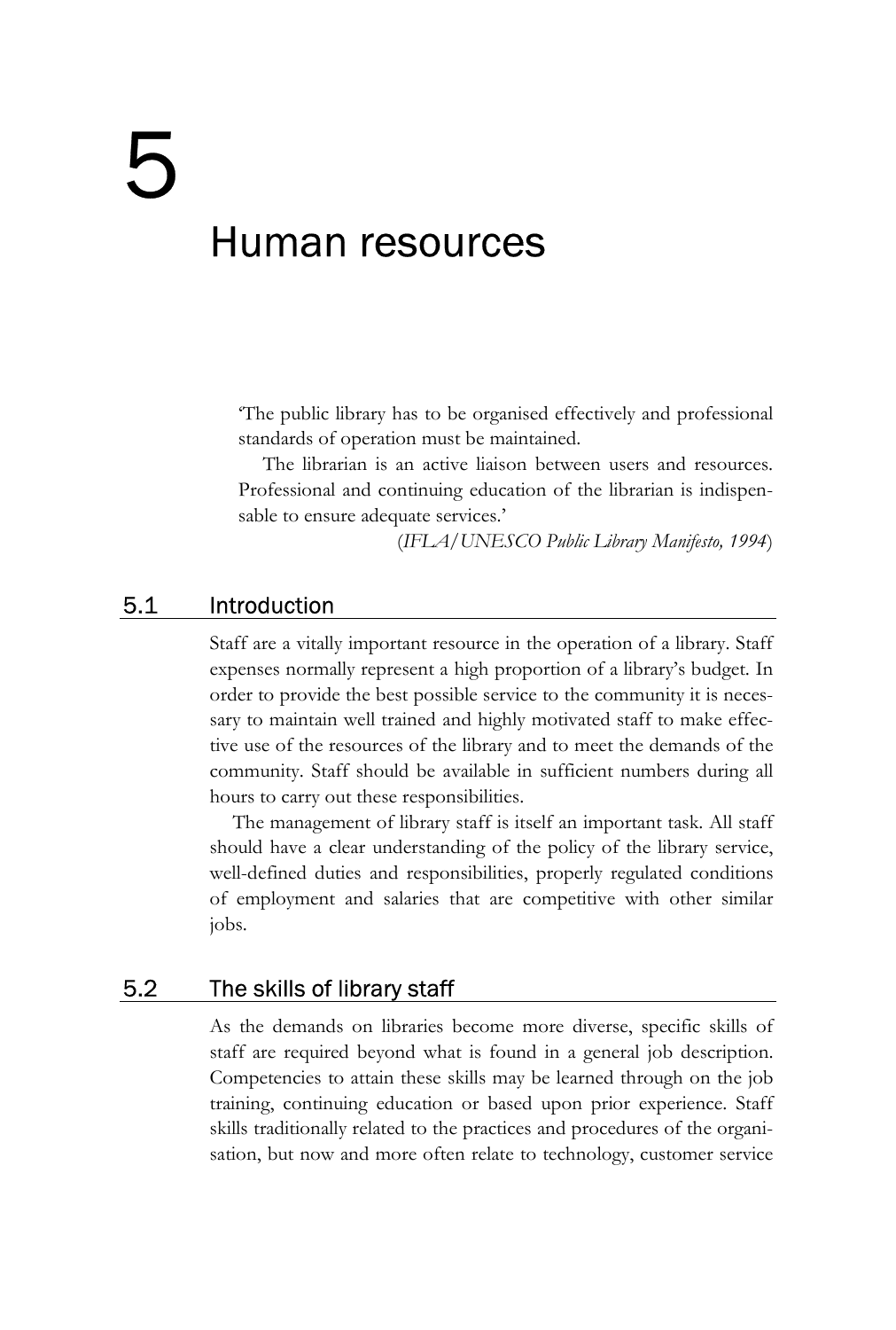# 5 Human resources

> 'The public library has to be organised effectively and professional standards of operation must be maintained.
>
> The librarian is an active liaison between users and resources. Professional and continuing education of the librarian is indispensable to ensure adequate services.'
>
> (*IFLA/UNESCO Public Library Manifesto, 1994*)

## 5.1 Introduction

Staff are a vitally important resource in the operation of a library. Staff expenses normally represent a high proportion of a library's budget. In order to provide the best possible service to the community it is necessary to maintain well trained and highly motivated staff to make effective use of the resources of the library and to meet the demands of the community. Staff should be available in sufficient numbers during all hours to carry out these responsibilities.

The management of library staff is itself an important task. All staff should have a clear understanding of the policy of the library service, well-defined duties and responsibilities, properly regulated conditions of employment and salaries that are competitive with other similar jobs.

## 5.2 The skills of library staff

As the demands on libraries become more diverse, specific skills of staff are required beyond what is found in a general job description. Competencies to attain these skills may be learned through on the job training, continuing education or based upon prior experience. Staff skills traditionally related to the practices and procedures of the organisation, but now and more often relate to technology, customer service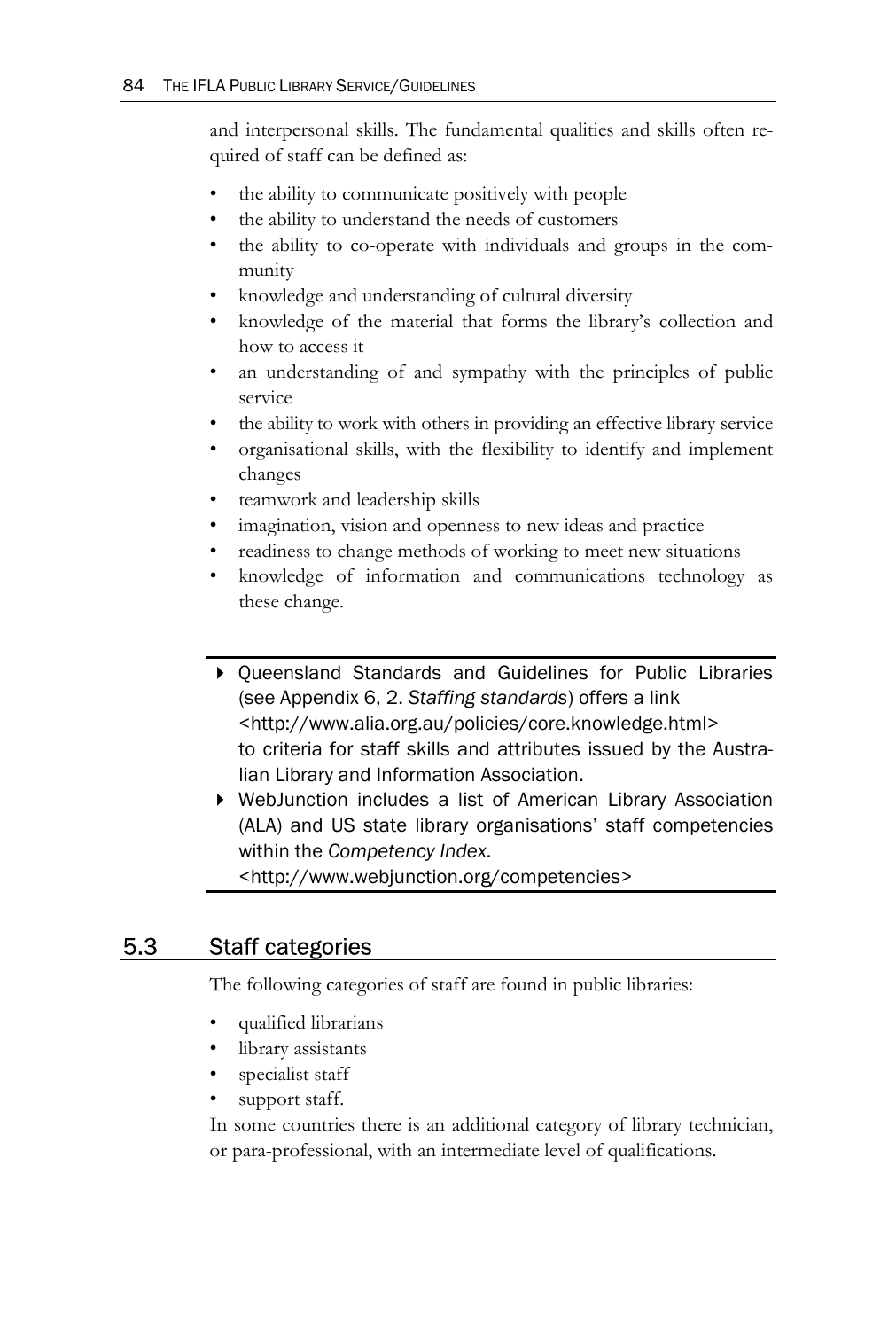and interpersonal skills. The fundamental qualities and skills often required of staff can be defined as:

- the ability to communicate positively with people
- the ability to understand the needs of customers
- the ability to co-operate with individuals and groups in the community
- knowledge and understanding of cultural diversity
- knowledge of the material that forms the library's collection and how to access it
- an understanding of and sympathy with the principles of public service
- the ability to work with others in providing an effective library service
- organisational skills, with the flexibility to identify and implement changes
- teamwork and leadership skills
- imagination, vision and openness to new ideas and practice
- readiness to change methods of working to meet new situations
- knowledge of information and communications technology as these change.

---

- Queensland Standards and Guidelines for Public Libraries (see Appendix 6, 2. *Staffing standards*) offers a link <http://www.alia.org.au/policies/core.knowledge.html> to criteria for staff skills and attributes issued by the Australian Library and Information Association.
- WebJunction includes a list of American Library Association (ALA) and US state library organisations' staff competencies within the *Competency Index.* <http://www.webjunction.org/competencies>

---

## 5.3 Staff categories

The following categories of staff are found in public libraries:

- qualified librarians
- library assistants
- specialist staff
- support staff.

In some countries there is an additional category of library technician, or para-professional, with an intermediate level of qualifications.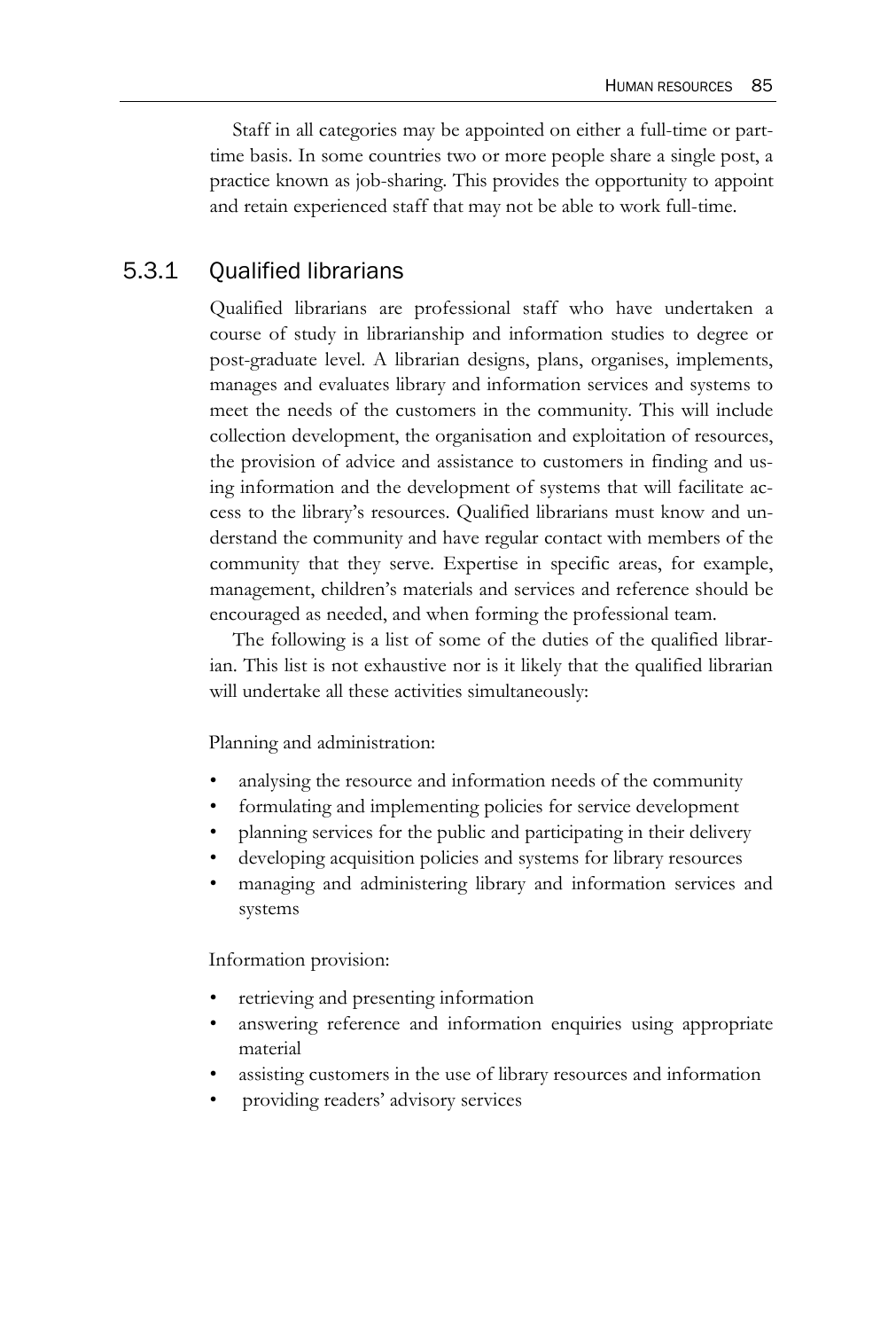Staff in all categories may be appointed on either a full-time or part-time basis. In some countries two or more people share a single post, a practice known as job-sharing. This provides the opportunity to appoint and retain experienced staff that may not be able to work full-time.

### 5.3.1 Qualified librarians

Qualified librarians are professional staff who have undertaken a course of study in librarianship and information studies to degree or post-graduate level. A librarian designs, plans, organises, implements, manages and evaluates library and information services and systems to meet the needs of the customers in the community. This will include collection development, the organisation and exploitation of resources, the provision of advice and assistance to customers in finding and using information and the development of systems that will facilitate access to the library's resources. Qualified librarians must know and understand the community and have regular contact with members of the community that they serve. Expertise in specific areas, for example, management, children's materials and services and reference should be encouraged as needed, and when forming the professional team.

The following is a list of some of the duties of the qualified librarian. This list is not exhaustive nor is it likely that the qualified librarian will undertake all these activities simultaneously:

Planning and administration:

- analysing the resource and information needs of the community
- formulating and implementing policies for service development
- planning services for the public and participating in their delivery
- developing acquisition policies and systems for library resources
- managing and administering library and information services and systems

Information provision:

- retrieving and presenting information
- answering reference and information enquiries using appropriate material
- assisting customers in the use of library resources and information
- providing readers' advisory services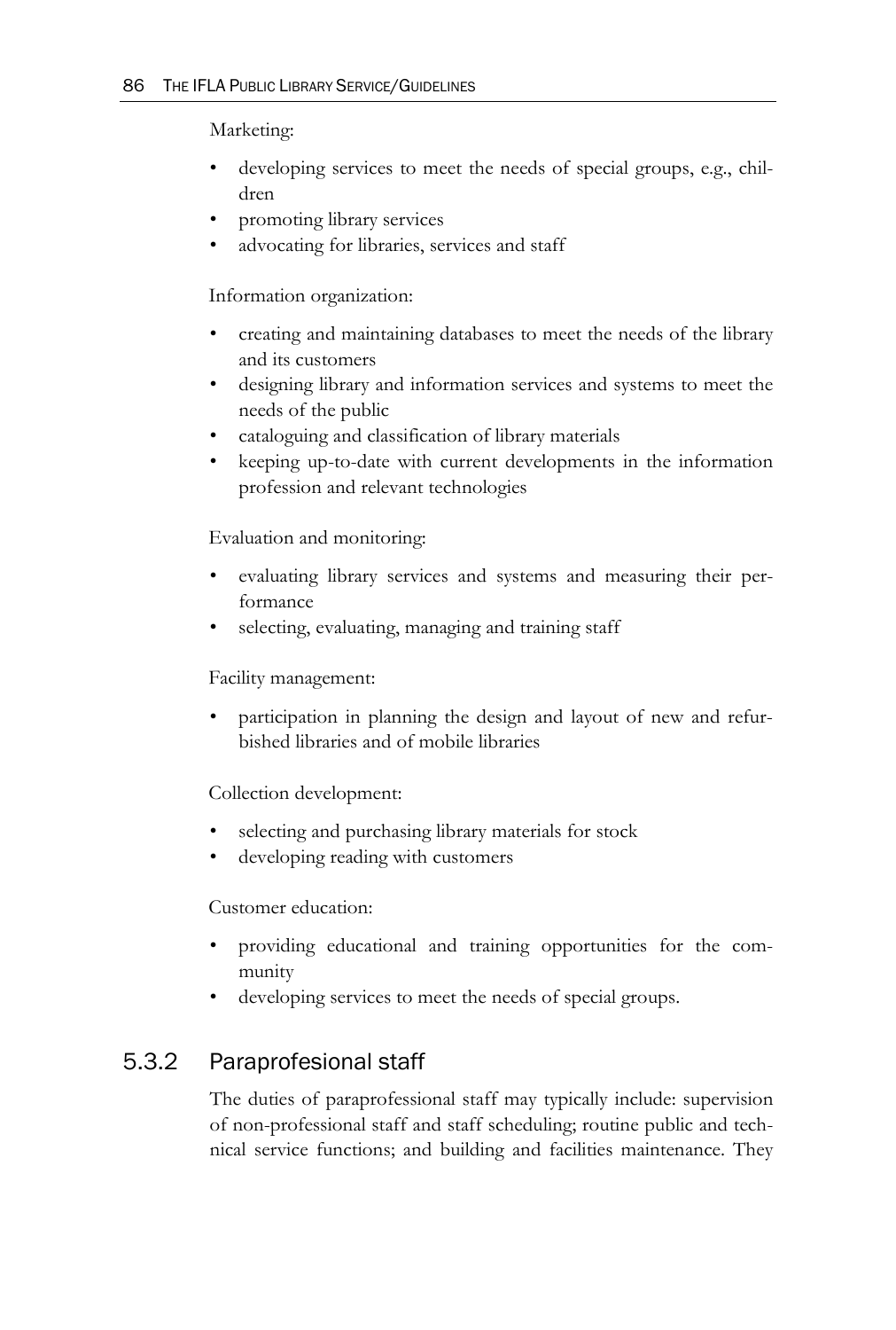Marketing:

- developing services to meet the needs of special groups, e.g., children
- promoting library services
- advocating for libraries, services and staff

Information organization:

- creating and maintaining databases to meet the needs of the library and its customers
- designing library and information services and systems to meet the needs of the public
- cataloguing and classification of library materials
- keeping up-to-date with current developments in the information profession and relevant technologies

Evaluation and monitoring:

- evaluating library services and systems and measuring their performance
- selecting, evaluating, managing and training staff

Facility management:

- participation in planning the design and layout of new and refurbished libraries and of mobile libraries

Collection development:

- selecting and purchasing library materials for stock
- developing reading with customers

Customer education:

- providing educational and training opportunities for the community
- developing services to meet the needs of special groups.

### 5.3.2 Paraprofesional staff

The duties of paraprofessional staff may typically include: supervision of non-professional staff and staff scheduling; routine public and technical service functions; and building and facilities maintenance. They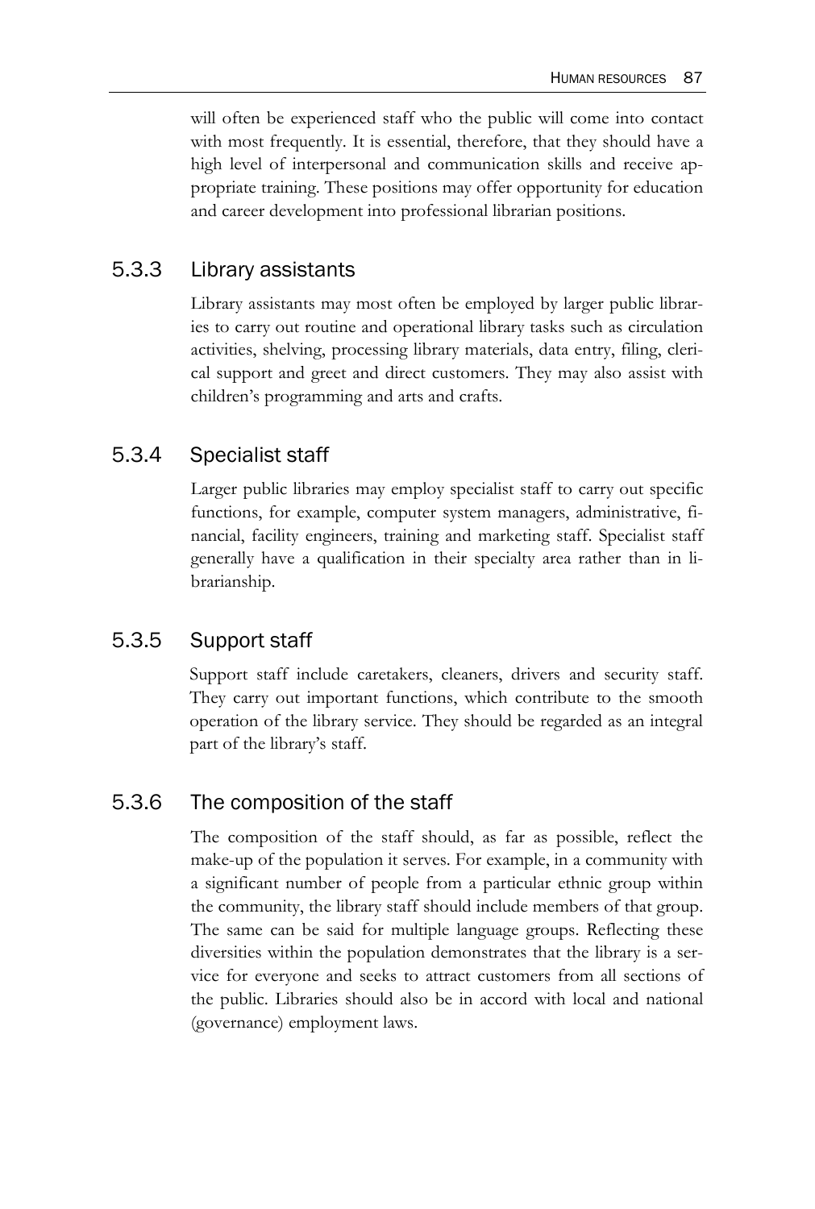will often be experienced staff who the public will come into contact with most frequently. It is essential, therefore, that they should have a high level of interpersonal and communication skills and receive appropriate training. These positions may offer opportunity for education and career development into professional librarian positions.

### 5.3.3 Library assistants

Library assistants may most often be employed by larger public libraries to carry out routine and operational library tasks such as circulation activities, shelving, processing library materials, data entry, filing, clerical support and greet and direct customers. They may also assist with children's programming and arts and crafts.

### 5.3.4 Specialist staff

Larger public libraries may employ specialist staff to carry out specific functions, for example, computer system managers, administrative, financial, facility engineers, training and marketing staff. Specialist staff generally have a qualification in their specialty area rather than in librarianship.

### 5.3.5 Support staff

Support staff include caretakers, cleaners, drivers and security staff. They carry out important functions, which contribute to the smooth operation of the library service. They should be regarded as an integral part of the library's staff.

### 5.3.6 The composition of the staff

The composition of the staff should, as far as possible, reflect the make-up of the population it serves. For example, in a community with a significant number of people from a particular ethnic group within the community, the library staff should include members of that group. The same can be said for multiple language groups. Reflecting these diversities within the population demonstrates that the library is a service for everyone and seeks to attract customers from all sections of the public. Libraries should also be in accord with local and national (governance) employment laws.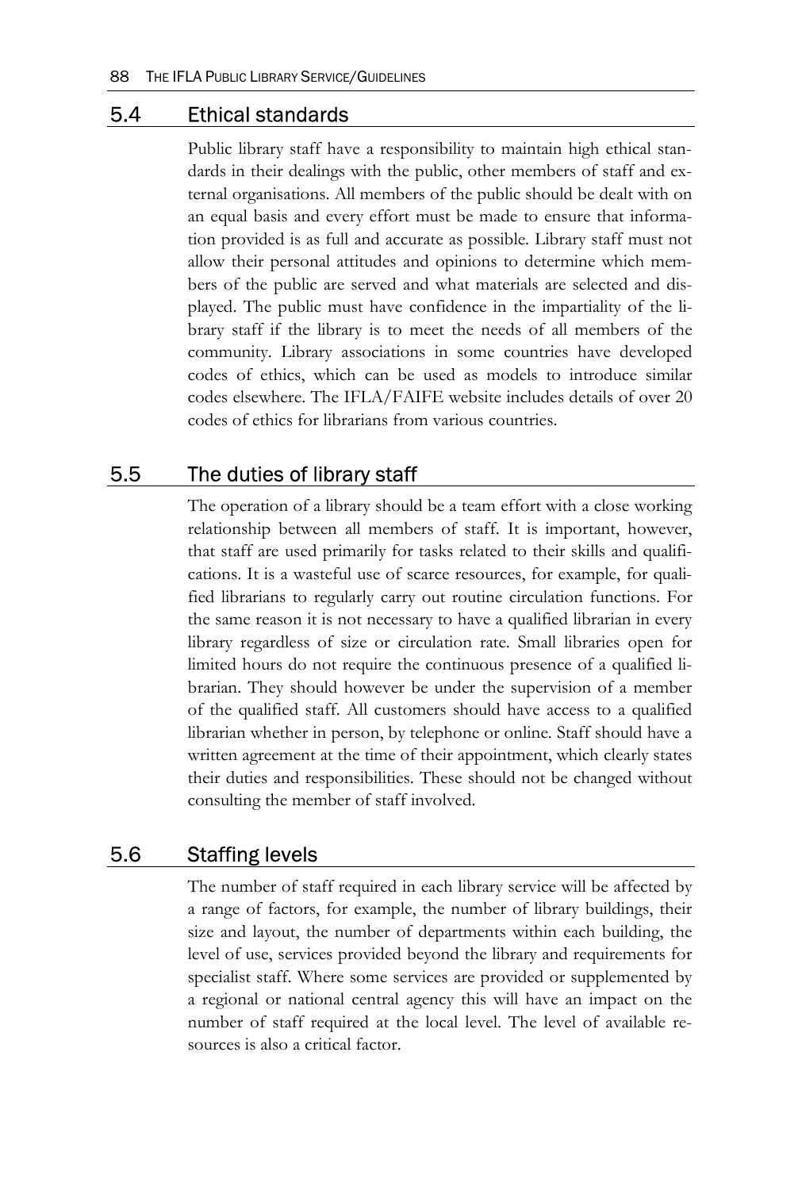## 5.4 Ethical standards

Public library staff have a responsibility to maintain high ethical standards in their dealings with the public, other members of staff and external organisations. All members of the public should be dealt with on an equal basis and every effort must be made to ensure that information provided is as full and accurate as possible. Library staff must not allow their personal attitudes and opinions to determine which members of the public are served and what materials are selected and displayed. The public must have confidence in the impartiality of the library staff if the library is to meet the needs of all members of the community. Library associations in some countries have developed codes of ethics, which can be used as models to introduce similar codes elsewhere. The IFLA/FAIFE website includes details of over 20 codes of ethics for librarians from various countries.

## 5.5 The duties of library staff

The operation of a library should be a team effort with a close working relationship between all members of staff. It is important, however, that staff are used primarily for tasks related to their skills and qualifications. It is a wasteful use of scarce resources, for example, for qualified librarians to regularly carry out routine circulation functions. For the same reason it is not necessary to have a qualified librarian in every library regardless of size or circulation rate. Small libraries open for limited hours do not require the continuous presence of a qualified librarian. They should however be under the supervision of a member of the qualified staff. All customers should have access to a qualified librarian whether in person, by telephone or online. Staff should have a written agreement at the time of their appointment, which clearly states their duties and responsibilities. These should not be changed without consulting the member of staff involved.

## 5.6 Staffing levels

The number of staff required in each library service will be affected by a range of factors, for example, the number of library buildings, their size and layout, the number of departments within each building, the level of use, services provided beyond the library and requirements for specialist staff. Where some services are provided or supplemented by a regional or national central agency this will have an impact on the number of staff required at the local level. The level of available resources is also a critical factor.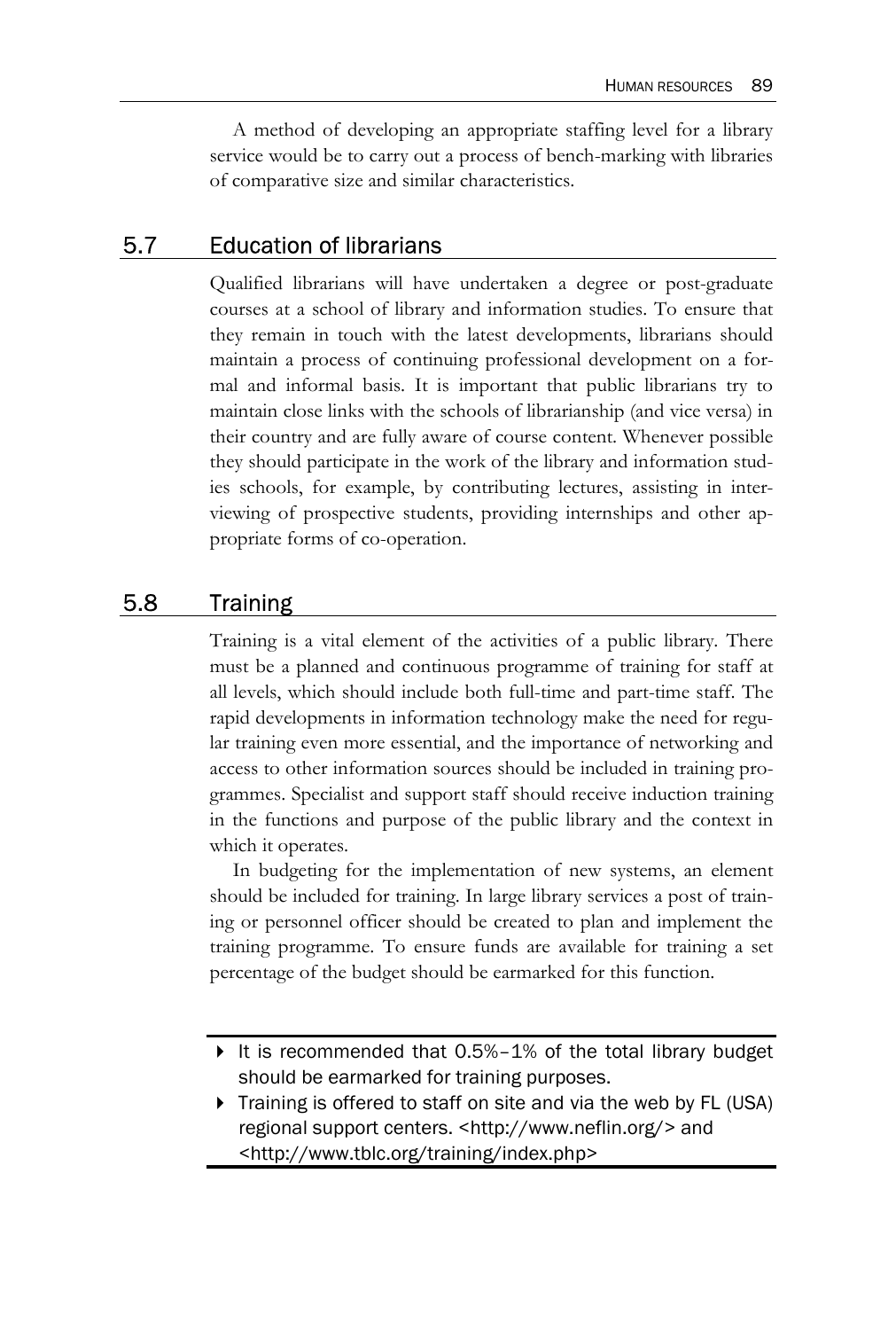A method of developing an appropriate staffing level for a library service would be to carry out a process of bench-marking with libraries of comparative size and similar characteristics.

## 5.7 Education of librarians

Qualified librarians will have undertaken a degree or post-graduate courses at a school of library and information studies. To ensure that they remain in touch with the latest developments, librarians should maintain a process of continuing professional development on a formal and informal basis. It is important that public librarians try to maintain close links with the schools of librarianship (and vice versa) in their country and are fully aware of course content. Whenever possible they should participate in the work of the library and information studies schools, for example, by contributing lectures, assisting in interviewing of prospective students, providing internships and other appropriate forms of co-operation.

## 5.8 Training

Training is a vital element of the activities of a public library. There must be a planned and continuous programme of training for staff at all levels, which should include both full-time and part-time staff. The rapid developments in information technology make the need for regular training even more essential, and the importance of networking and access to other information sources should be included in training programmes. Specialist and support staff should receive induction training in the functions and purpose of the public library and the context in which it operates.

In budgeting for the implementation of new systems, an element should be included for training. In large library services a post of training or personnel officer should be created to plan and implement the training programme. To ensure funds are available for training a set percentage of the budget should be earmarked for this function.

- It is recommended that 0.5%–1% of the total library budget should be earmarked for training purposes.
- Training is offered to staff on site and via the web by FL (USA) regional support centers. <http://www.neflin.org/> and <http://www.tblc.org/training/index.php>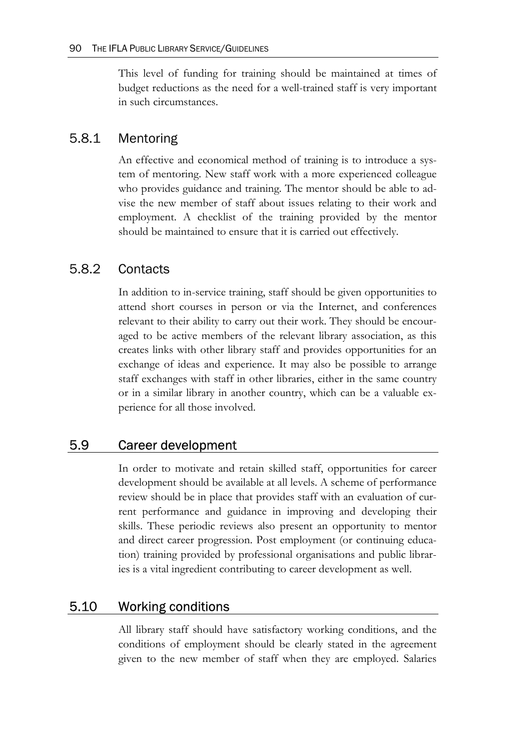This level of funding for training should be maintained at times of budget reductions as the need for a well-trained staff is very important in such circumstances.

### 5.8.1 Mentoring

An effective and economical method of training is to introduce a system of mentoring. New staff work with a more experienced colleague who provides guidance and training. The mentor should be able to advise the new member of staff about issues relating to their work and employment. A checklist of the training provided by the mentor should be maintained to ensure that it is carried out effectively.

### 5.8.2 Contacts

In addition to in-service training, staff should be given opportunities to attend short courses in person or via the Internet, and conferences relevant to their ability to carry out their work. They should be encouraged to be active members of the relevant library association, as this creates links with other library staff and provides opportunities for an exchange of ideas and experience. It may also be possible to arrange staff exchanges with staff in other libraries, either in the same country or in a similar library in another country, which can be a valuable experience for all those involved.

## 5.9 Career development

In order to motivate and retain skilled staff, opportunities for career development should be available at all levels. A scheme of performance review should be in place that provides staff with an evaluation of current performance and guidance in improving and developing their skills. These periodic reviews also present an opportunity to mentor and direct career progression. Post employment (or continuing education) training provided by professional organisations and public libraries is a vital ingredient contributing to career development as well.

## 5.10 Working conditions

All library staff should have satisfactory working conditions, and the conditions of employment should be clearly stated in the agreement given to the new member of staff when they are employed. Salaries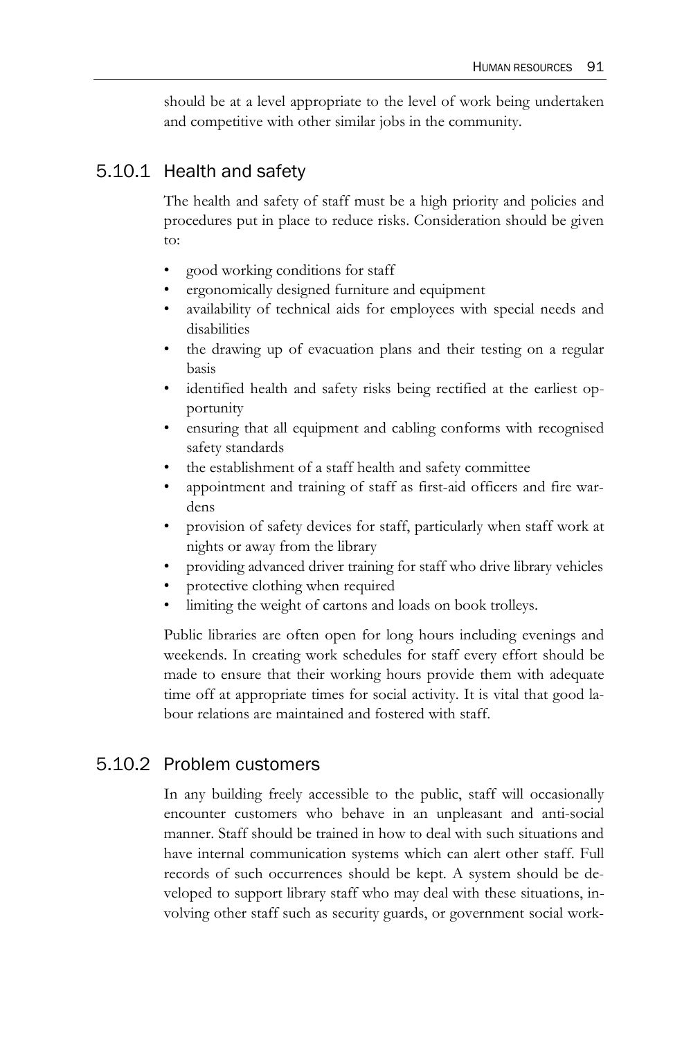should be at a level appropriate to the level of work being undertaken and competitive with other similar jobs in the community.

### 5.10.1 Health and safety

The health and safety of staff must be a high priority and policies and procedures put in place to reduce risks. Consideration should be given to:

- good working conditions for staff
- ergonomically designed furniture and equipment
- availability of technical aids for employees with special needs and disabilities
- the drawing up of evacuation plans and their testing on a regular basis
- identified health and safety risks being rectified at the earliest opportunity
- ensuring that all equipment and cabling conforms with recognised safety standards
- the establishment of a staff health and safety committee
- appointment and training of staff as first-aid officers and fire wardens
- provision of safety devices for staff, particularly when staff work at nights or away from the library
- providing advanced driver training for staff who drive library vehicles
- protective clothing when required
- limiting the weight of cartons and loads on book trolleys.

Public libraries are often open for long hours including evenings and weekends. In creating work schedules for staff every effort should be made to ensure that their working hours provide them with adequate time off at appropriate times for social activity. It is vital that good labour relations are maintained and fostered with staff.

### 5.10.2 Problem customers

In any building freely accessible to the public, staff will occasionally encounter customers who behave in an unpleasant and anti-social manner. Staff should be trained in how to deal with such situations and have internal communication systems which can alert other staff. Full records of such occurrences should be kept. A system should be developed to support library staff who may deal with these situations, involving other staff such as security guards, or government social work-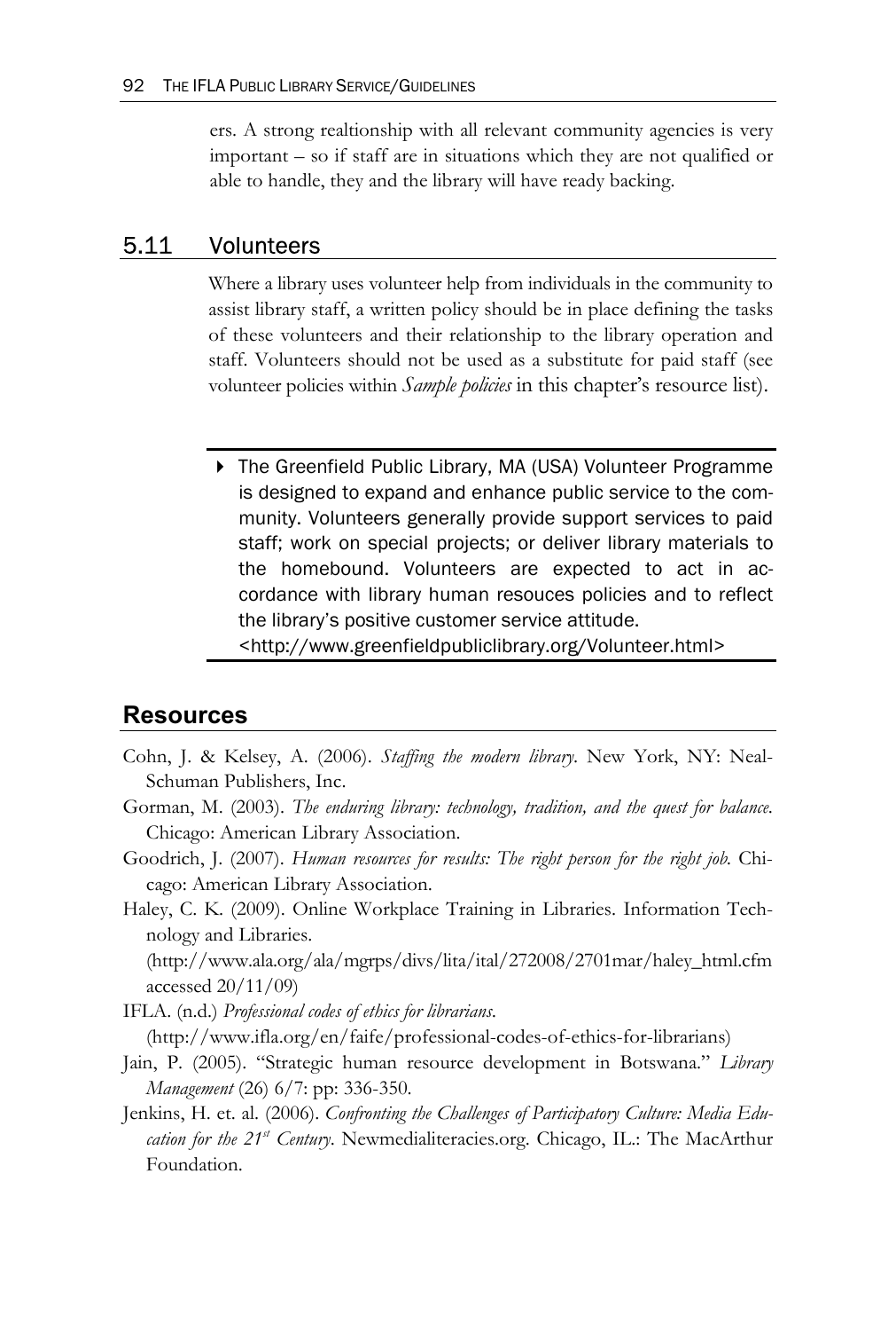ers. A strong realtionship with all relevant community agencies is very important – so if staff are in situations which they are not qualified or able to handle, they and the library will have ready backing.

## 5.11 Volunteers

Where a library uses volunteer help from individuals in the community to assist library staff, a written policy should be in place defining the tasks of these volunteers and their relationship to the library operation and staff. Volunteers should not be used as a substitute for paid staff (see volunteer policies within *Sample policies* in this chapter's resource list).

---

- The Greenfield Public Library, MA (USA) Volunteer Programme is designed to expand and enhance public service to the community. Volunteers generally provide support services to paid staff; work on special projects; or deliver library materials to the homebound. Volunteers are expected to act in accordance with library human resouces policies and to reflect the library's positive customer service attitude.
<http://www.greenfieldpubliclibrary.org/Volunteer.html>

---

## Resources

Cohn, J. & Kelsey, A. (2006). *Staffing the modern library*. New York, NY: Neal-Schuman Publishers, Inc.

Gorman, M. (2003). *The enduring library: technology, tradition, and the quest for balance*. Chicago: American Library Association.

Goodrich, J. (2007). *Human resources for results: The right person for the right job*. Chicago: American Library Association.

Haley, C. K. (2009). Online Workplace Training in Libraries. Information Technology and Libraries.
(http://www.ala.org/ala/mgrps/divs/lita/ital/272008/2701mar/haley_html.cfm accessed 20/11/09)

IFLA. (n.d.) *Professional codes of ethics for librarians*.
(http://www.ifla.org/en/faife/professional-codes-of-ethics-for-librarians)

Jain, P. (2005). "Strategic human resource development in Botswana." *Library Management* (26) 6/7: pp: 336-350.

Jenkins, H. et. al. (2006). *Confronting the Challenges of Participatory Culture: Media Education for the 21st Century*. Newmedialiteracies.org. Chicago, IL.: The MacArthur Foundation.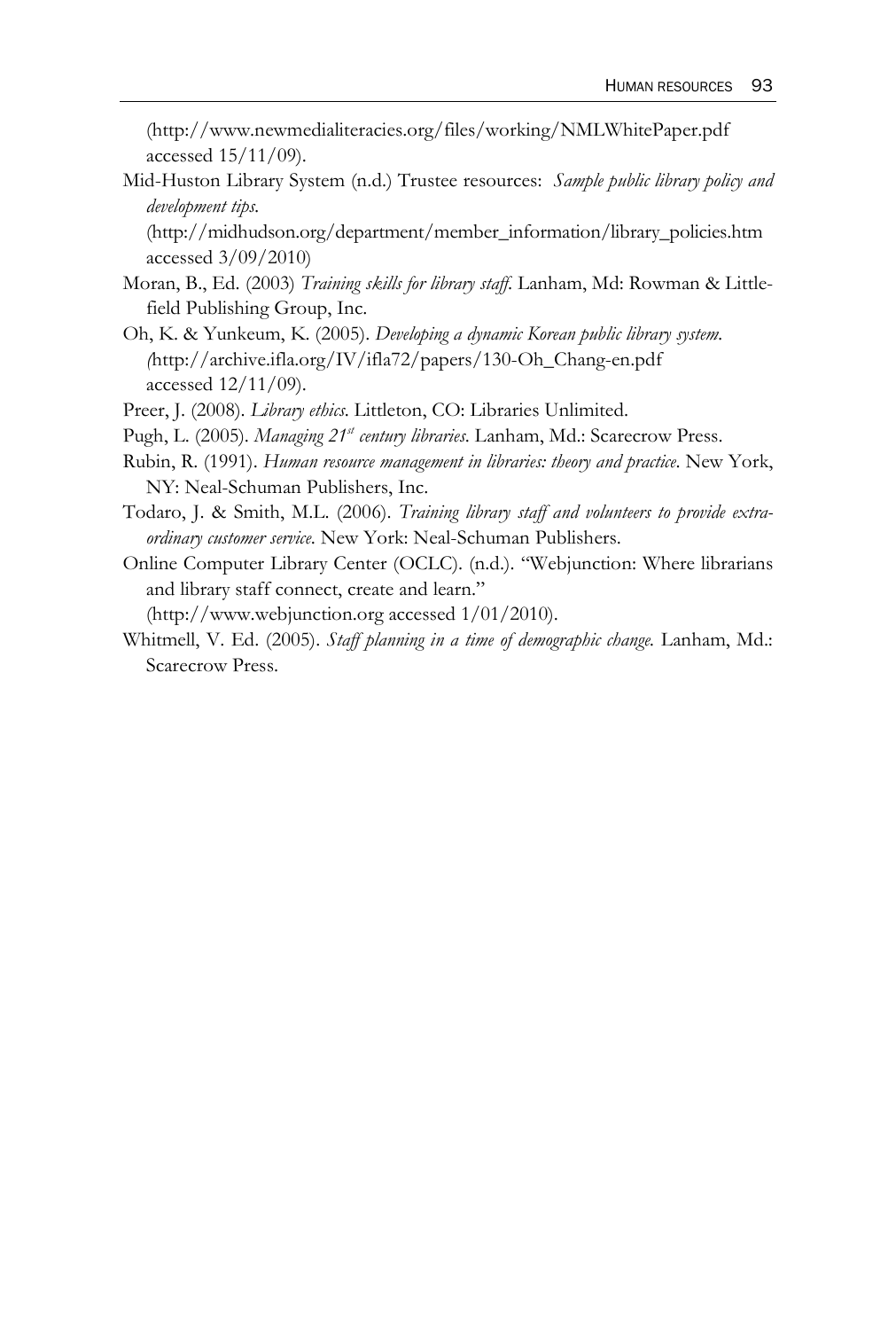(http://www.newmedialiteracies.org/files/working/NMLWhitePaper.pdf accessed 15/11/09).

Mid-Huston Library System (n.d.) Trustee resources: *Sample public library policy and development tips*. (http://midhudson.org/department/member_information/library_policies.htm accessed 3/09/2010)

Moran, B., Ed. (2003) *Training skills for library staff*. Lanham, Md: Rowman & Littlefield Publishing Group, Inc.

Oh, K. & Yunkeum, K. (2005). *Developing a dynamic Korean public library system. (*http://archive.ifla.org/IV/ifla72/papers/130-Oh_Chang-en.pdf accessed 12/11/09).

Preer, J. (2008). *Library ethics*. Littleton, CO: Libraries Unlimited.

Pugh, L. (2005). *Managing 21st century libraries*. Lanham, Md.: Scarecrow Press.

Rubin, R. (1991). *Human resource management in libraries: theory and practice*. New York, NY: Neal-Schuman Publishers, Inc.

Todaro, J. & Smith, M.L. (2006). *Training library staff and volunteers to provide extraordinary customer service*. New York: Neal-Schuman Publishers.

Online Computer Library Center (OCLC). (n.d.). "Webjunction: Where librarians and library staff connect, create and learn." (http://www.webjunction.org accessed 1/01/2010).

Whitmell, V. Ed. (2005). *Staff planning in a time of demographic change.* Lanham, Md.: Scarecrow Press.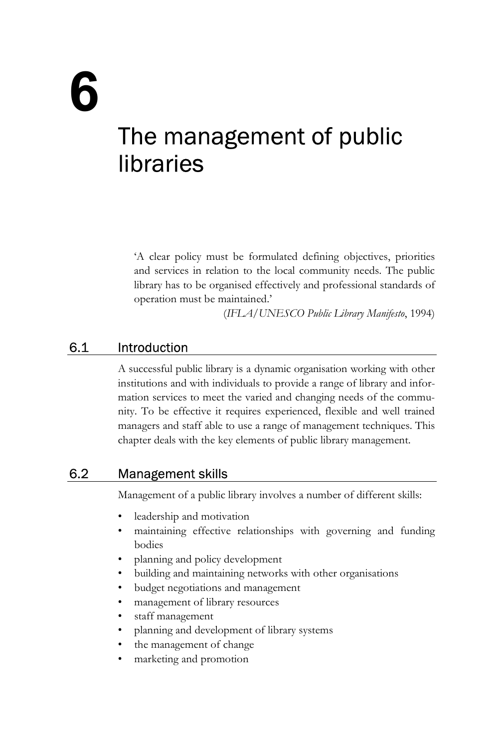# 6 The management of public libraries

> 'A clear policy must be formulated defining objectives, priorities and services in relation to the local community needs. The public library has to be organised effectively and professional standards of operation must be maintained.'
>
> (*IFLA/UNESCO Public Library Manifesto*, 1994)

## 6.1 Introduction

A successful public library is a dynamic organisation working with other institutions and with individuals to provide a range of library and information services to meet the varied and changing needs of the community. To be effective it requires experienced, flexible and well trained managers and staff able to use a range of management techniques. This chapter deals with the key elements of public library management.

## 6.2 Management skills

Management of a public library involves a number of different skills:

- leadership and motivation
- maintaining effective relationships with governing and funding bodies
- planning and policy development
- building and maintaining networks with other organisations
- budget negotiations and management
- management of library resources
- staff management
- planning and development of library systems
- the management of change
- marketing and promotion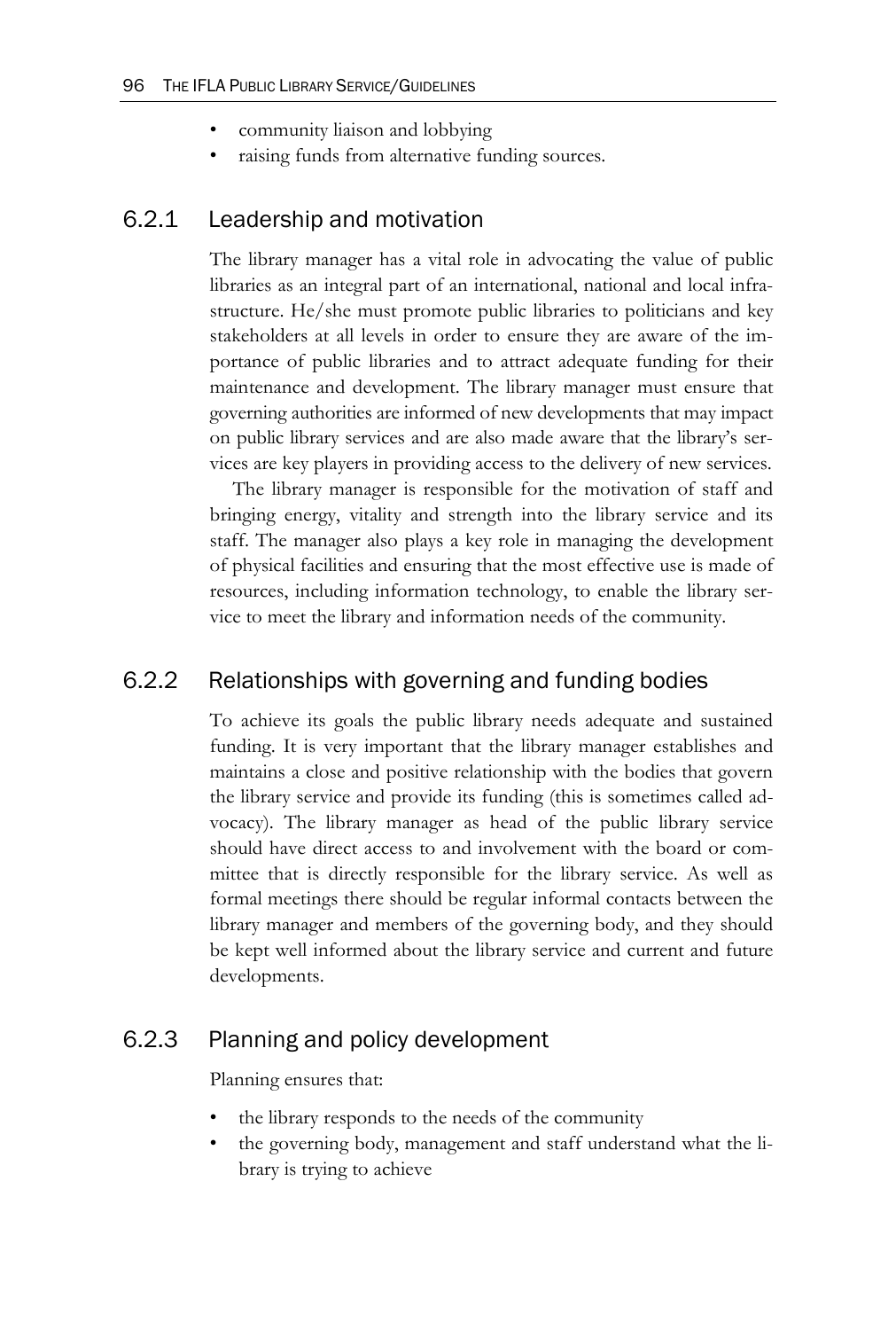- community liaison and lobbying
- raising funds from alternative funding sources.

### 6.2.1 Leadership and motivation

The library manager has a vital role in advocating the value of public libraries as an integral part of an international, national and local infrastructure. He/she must promote public libraries to politicians and key stakeholders at all levels in order to ensure they are aware of the importance of public libraries and to attract adequate funding for their maintenance and development. The library manager must ensure that governing authorities are informed of new developments that may impact on public library services and are also made aware that the library's services are key players in providing access to the delivery of new services.

The library manager is responsible for the motivation of staff and bringing energy, vitality and strength into the library service and its staff. The manager also plays a key role in managing the development of physical facilities and ensuring that the most effective use is made of resources, including information technology, to enable the library service to meet the library and information needs of the community.

### 6.2.2 Relationships with governing and funding bodies

To achieve its goals the public library needs adequate and sustained funding. It is very important that the library manager establishes and maintains a close and positive relationship with the bodies that govern the library service and provide its funding (this is sometimes called advocacy). The library manager as head of the public library service should have direct access to and involvement with the board or committee that is directly responsible for the library service. As well as formal meetings there should be regular informal contacts between the library manager and members of the governing body, and they should be kept well informed about the library service and current and future developments.

### 6.2.3 Planning and policy development

Planning ensures that:

- the library responds to the needs of the community
- the governing body, management and staff understand what the library is trying to achieve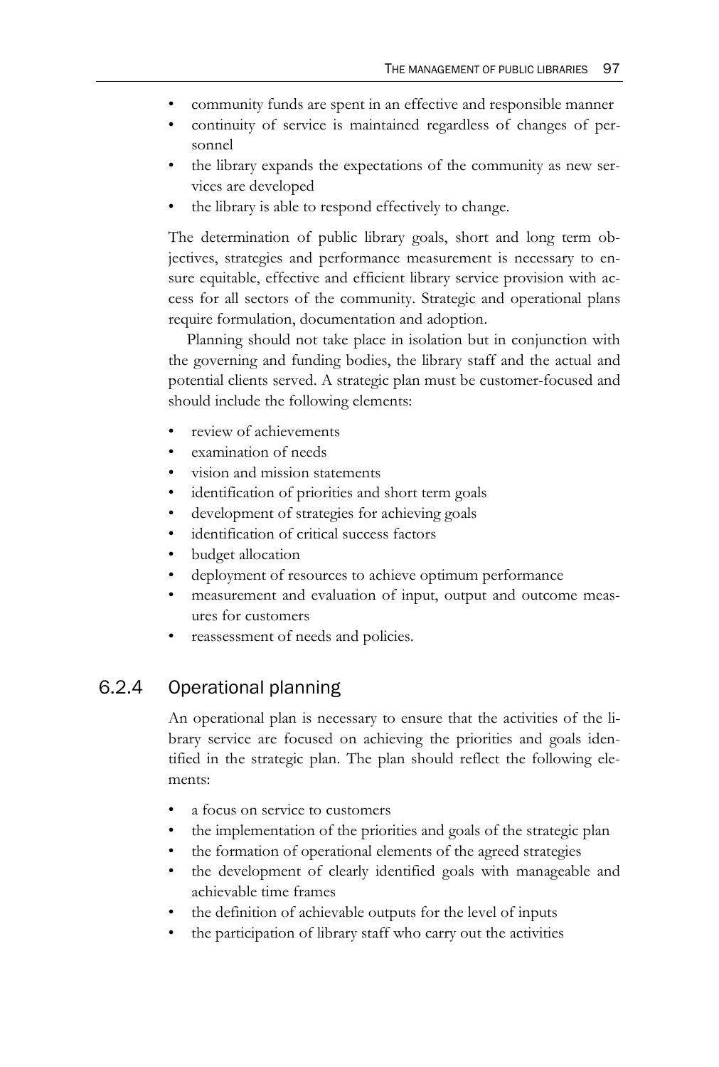- community funds are spent in an effective and responsible manner
- continuity of service is maintained regardless of changes of personnel
- the library expands the expectations of the community as new services are developed
- the library is able to respond effectively to change.

The determination of public library goals, short and long term objectives, strategies and performance measurement is necessary to ensure equitable, effective and efficient library service provision with access for all sectors of the community. Strategic and operational plans require formulation, documentation and adoption.

Planning should not take place in isolation but in conjunction with the governing and funding bodies, the library staff and the actual and potential clients served. A strategic plan must be customer-focused and should include the following elements:

- review of achievements
- examination of needs
- vision and mission statements
- identification of priorities and short term goals
- development of strategies for achieving goals
- identification of critical success factors
- budget allocation
- deployment of resources to achieve optimum performance
- measurement and evaluation of input, output and outcome measures for customers
- reassessment of needs and policies.

### 6.2.4 Operational planning

An operational plan is necessary to ensure that the activities of the library service are focused on achieving the priorities and goals identified in the strategic plan. The plan should reflect the following elements:

- a focus on service to customers
- the implementation of the priorities and goals of the strategic plan
- the formation of operational elements of the agreed strategies
- the development of clearly identified goals with manageable and achievable time frames
- the definition of achievable outputs for the level of inputs
- the participation of library staff who carry out the activities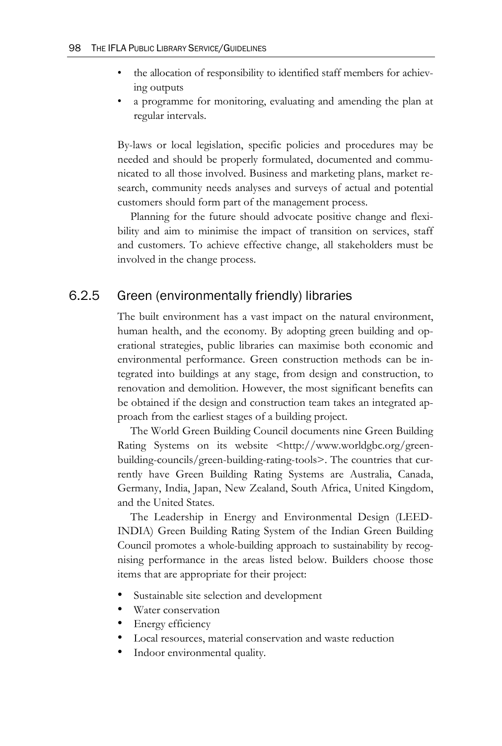- the allocation of responsibility to identified staff members for achieving outputs
- a programme for monitoring, evaluating and amending the plan at regular intervals.

By-laws or local legislation, specific policies and procedures may be needed and should be properly formulated, documented and communicated to all those involved. Business and marketing plans, market research, community needs analyses and surveys of actual and potential customers should form part of the management process.

Planning for the future should advocate positive change and flexibility and aim to minimise the impact of transition on services, staff and customers. To achieve effective change, all stakeholders must be involved in the change process.

### 6.2.5 Green (environmentally friendly) libraries

The built environment has a vast impact on the natural environment, human health, and the economy. By adopting green building and operational strategies, public libraries can maximise both economic and environmental performance. Green construction methods can be integrated into buildings at any stage, from design and construction, to renovation and demolition. However, the most significant benefits can be obtained if the design and construction team takes an integrated approach from the earliest stages of a building project.

The World Green Building Council documents nine Green Building Rating Systems on its website <http://www.worldgbc.org/green-building-councils/green-building-rating-tools>. The countries that currently have Green Building Rating Systems are Australia, Canada, Germany, India, Japan, New Zealand, South Africa, United Kingdom, and the United States.

The Leadership in Energy and Environmental Design (LEED-INDIA) Green Building Rating System of the Indian Green Building Council promotes a whole-building approach to sustainability by recognising performance in the areas listed below. Builders choose those items that are appropriate for their project:

- Sustainable site selection and development
- Water conservation
- Energy efficiency
- Local resources, material conservation and waste reduction
- Indoor environmental quality.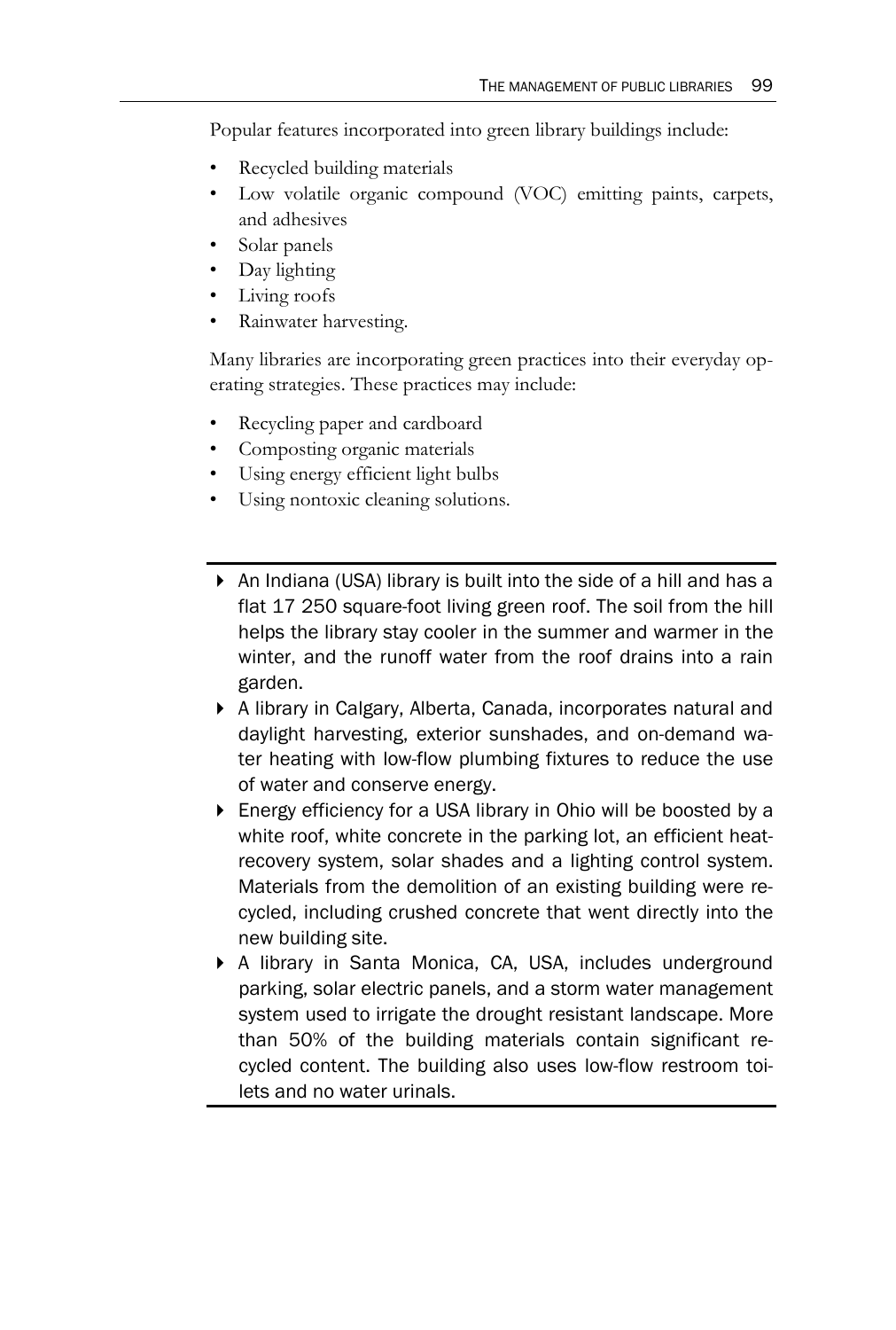Popular features incorporated into green library buildings include:

- Recycled building materials
- Low volatile organic compound (VOC) emitting paints, carpets, and adhesives
- Solar panels
- Day lighting
- Living roofs
- Rainwater harvesting.

Many libraries are incorporating green practices into their everyday operating strategies. These practices may include:

- Recycling paper and cardboard
- Composting organic materials
- Using energy efficient light bulbs
- Using nontoxic cleaning solutions.

---

- An Indiana (USA) library is built into the side of a hill and has a flat 17 250 square-foot living green roof. The soil from the hill helps the library stay cooler in the summer and warmer in the winter, and the runoff water from the roof drains into a rain garden.
- A library in Calgary, Alberta, Canada, incorporates natural and daylight harvesting, exterior sunshades, and on-demand water heating with low-flow plumbing fixtures to reduce the use of water and conserve energy.
- Energy efficiency for a USA library in Ohio will be boosted by a white roof, white concrete in the parking lot, an efficient heat-recovery system, solar shades and a lighting control system. Materials from the demolition of an existing building were recycled, including crushed concrete that went directly into the new building site.
- A library in Santa Monica, CA, USA, includes underground parking, solar electric panels, and a storm water management system used to irrigate the drought resistant landscape. More than 50% of the building materials contain significant recycled content. The building also uses low-flow restroom toilets and no water urinals.

---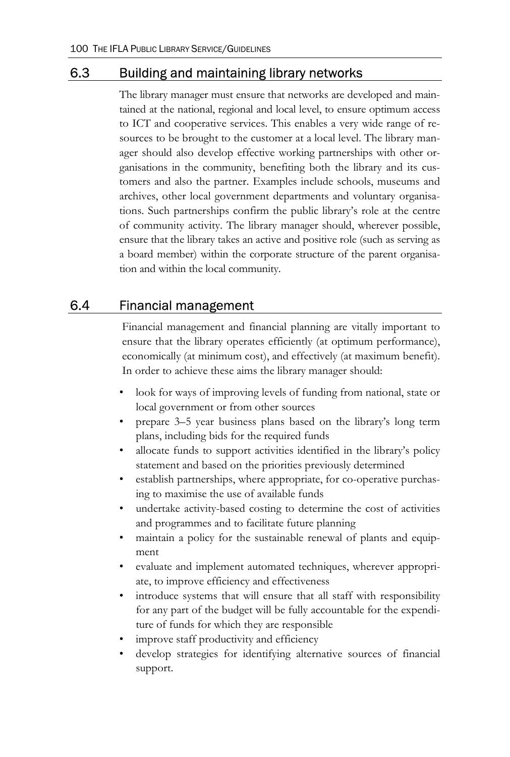## 6.3 Building and maintaining library networks

The library manager must ensure that networks are developed and maintained at the national, regional and local level, to ensure optimum access to ICT and cooperative services. This enables a very wide range of resources to be brought to the customer at a local level. The library manager should also develop effective working partnerships with other organisations in the community, benefiting both the library and its customers and also the partner. Examples include schools, museums and archives, other local government departments and voluntary organisations. Such partnerships confirm the public library's role at the centre of community activity. The library manager should, wherever possible, ensure that the library takes an active and positive role (such as serving as a board member) within the corporate structure of the parent organisation and within the local community.

## 6.4 Financial management

Financial management and financial planning are vitally important to ensure that the library operates efficiently (at optimum performance), economically (at minimum cost), and effectively (at maximum benefit). In order to achieve these aims the library manager should:

- look for ways of improving levels of funding from national, state or local government or from other sources
- prepare 3–5 year business plans based on the library's long term plans, including bids for the required funds
- allocate funds to support activities identified in the library's policy statement and based on the priorities previously determined
- establish partnerships, where appropriate, for co-operative purchasing to maximise the use of available funds
- undertake activity-based costing to determine the cost of activities and programmes and to facilitate future planning
- maintain a policy for the sustainable renewal of plants and equipment
- evaluate and implement automated techniques, wherever appropriate, to improve efficiency and effectiveness
- introduce systems that will ensure that all staff with responsibility for any part of the budget will be fully accountable for the expenditure of funds for which they are responsible
- improve staff productivity and efficiency
- develop strategies for identifying alternative sources of financial support.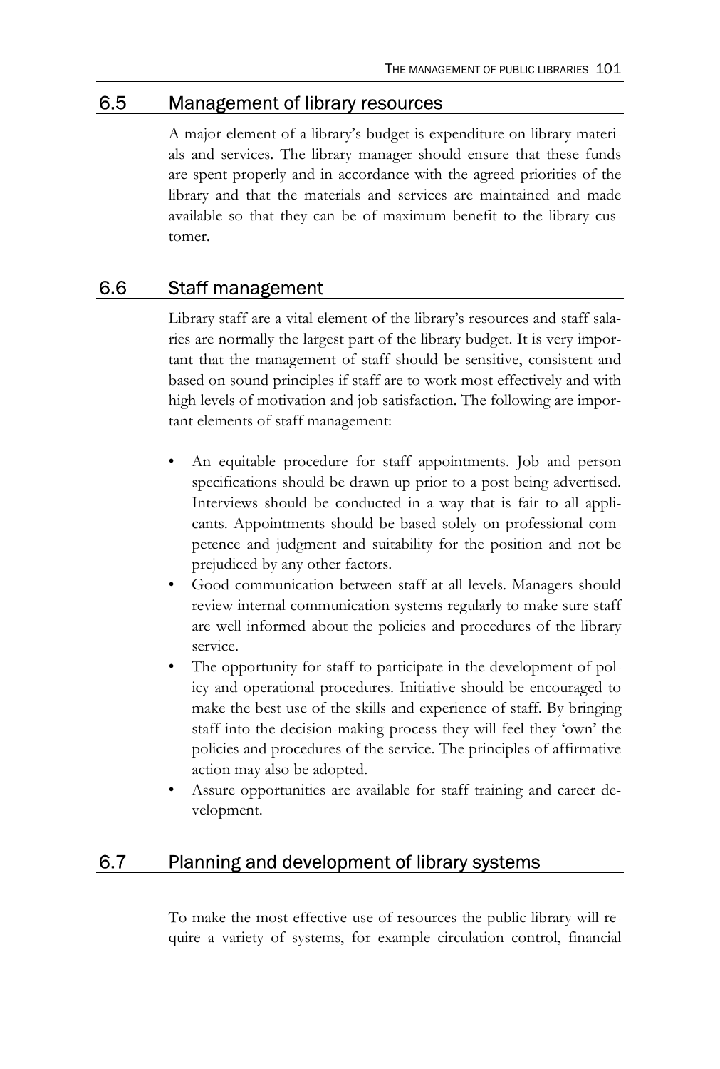## 6.5 Management of library resources

A major element of a library's budget is expenditure on library materials and services. The library manager should ensure that these funds are spent properly and in accordance with the agreed priorities of the library and that the materials and services are maintained and made available so that they can be of maximum benefit to the library customer.

## 6.6 Staff management

Library staff are a vital element of the library's resources and staff salaries are normally the largest part of the library budget. It is very important that the management of staff should be sensitive, consistent and based on sound principles if staff are to work most effectively and with high levels of motivation and job satisfaction. The following are important elements of staff management:

- An equitable procedure for staff appointments. Job and person specifications should be drawn up prior to a post being advertised. Interviews should be conducted in a way that is fair to all applicants. Appointments should be based solely on professional competence and judgment and suitability for the position and not be prejudiced by any other factors.
- Good communication between staff at all levels. Managers should review internal communication systems regularly to make sure staff are well informed about the policies and procedures of the library service.
- The opportunity for staff to participate in the development of policy and operational procedures. Initiative should be encouraged to make the best use of the skills and experience of staff. By bringing staff into the decision-making process they will feel they 'own' the policies and procedures of the service. The principles of affirmative action may also be adopted.
- Assure opportunities are available for staff training and career development.

## 6.7 Planning and development of library systems

To make the most effective use of resources the public library will require a variety of systems, for example circulation control, financial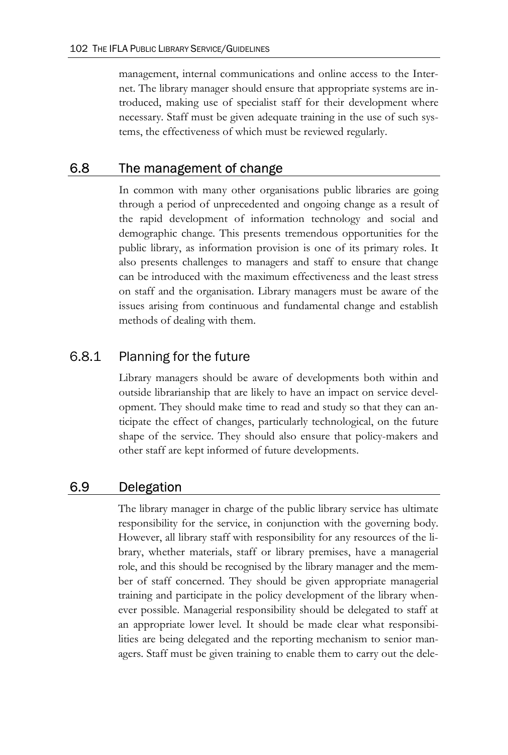management, internal communications and online access to the Internet. The library manager should ensure that appropriate systems are introduced, making use of specialist staff for their development where necessary. Staff must be given adequate training in the use of such systems, the effectiveness of which must be reviewed regularly.

## 6.8 The management of change

In common with many other organisations public libraries are going through a period of unprecedented and ongoing change as a result of the rapid development of information technology and social and demographic change. This presents tremendous opportunities for the public library, as information provision is one of its primary roles. It also presents challenges to managers and staff to ensure that change can be introduced with the maximum effectiveness and the least stress on staff and the organisation. Library managers must be aware of the issues arising from continuous and fundamental change and establish methods of dealing with them.

### 6.8.1 Planning for the future

Library managers should be aware of developments both within and outside librarianship that are likely to have an impact on service development. They should make time to read and study so that they can anticipate the effect of changes, particularly technological, on the future shape of the service. They should also ensure that policy-makers and other staff are kept informed of future developments.

## 6.9 Delegation

The library manager in charge of the public library service has ultimate responsibility for the service, in conjunction with the governing body. However, all library staff with responsibility for any resources of the library, whether materials, staff or library premises, have a managerial role, and this should be recognised by the library manager and the member of staff concerned. They should be given appropriate managerial training and participate in the policy development of the library whenever possible. Managerial responsibility should be delegated to staff at an appropriate lower level. It should be made clear what responsibilities are being delegated and the reporting mechanism to senior managers. Staff must be given training to enable them to carry out the dele-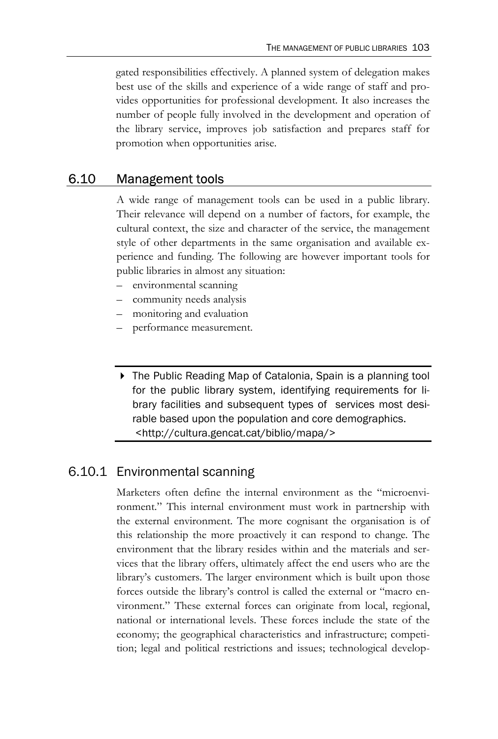gated responsibilities effectively. A planned system of delegation makes best use of the skills and experience of a wide range of staff and provides opportunities for professional development. It also increases the number of people fully involved in the development and operation of the library service, improves job satisfaction and prepares staff for promotion when opportunities arise.

## 6.10 Management tools

A wide range of management tools can be used in a public library. Their relevance will depend on a number of factors, for example, the cultural context, the size and character of the service, the management style of other departments in the same organisation and available experience and funding. The following are however important tools for public libraries in almost any situation:

- environmental scanning
- community needs analysis
- monitoring and evaluation
- performance measurement.

> ▸ The Public Reading Map of Catalonia, Spain is a planning tool for the public library system, identifying requirements for library facilities and subsequent types of services most desirable based upon the population and core demographics. <http://cultura.gencat.cat/biblio/mapa/>

### 6.10.1 Environmental scanning

Marketers often define the internal environment as the "microenvironment." This internal environment must work in partnership with the external environment. The more cognisant the organisation is of this relationship the more proactively it can respond to change. The environment that the library resides within and the materials and services that the library offers, ultimately affect the end users who are the library's customers. The larger environment which is built upon those forces outside the library's control is called the external or "macro environment." These external forces can originate from local, regional, national or international levels. These forces include the state of the economy; the geographical characteristics and infrastructure; competition; legal and political restrictions and issues; technological develop-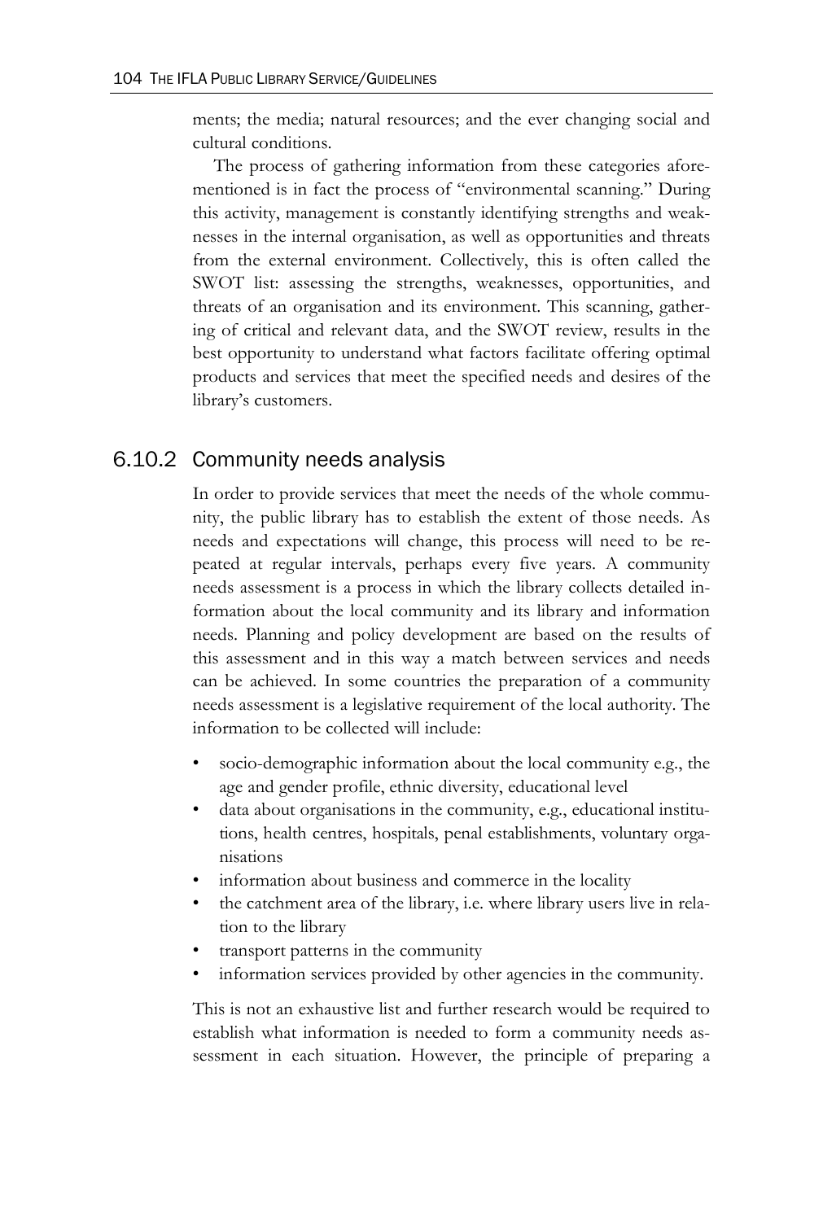ments; the media; natural resources; and the ever changing social and cultural conditions.

The process of gathering information from these categories aforementioned is in fact the process of "environmental scanning." During this activity, management is constantly identifying strengths and weaknesses in the internal organisation, as well as opportunities and threats from the external environment. Collectively, this is often called the SWOT list: assessing the strengths, weaknesses, opportunities, and threats of an organisation and its environment. This scanning, gathering of critical and relevant data, and the SWOT review, results in the best opportunity to understand what factors facilitate offering optimal products and services that meet the specified needs and desires of the library's customers.

### 6.10.2 Community needs analysis

In order to provide services that meet the needs of the whole community, the public library has to establish the extent of those needs. As needs and expectations will change, this process will need to be repeated at regular intervals, perhaps every five years. A community needs assessment is a process in which the library collects detailed information about the local community and its library and information needs. Planning and policy development are based on the results of this assessment and in this way a match between services and needs can be achieved. In some countries the preparation of a community needs assessment is a legislative requirement of the local authority. The information to be collected will include:

- socio-demographic information about the local community e.g., the age and gender profile, ethnic diversity, educational level
- data about organisations in the community, e.g., educational institutions, health centres, hospitals, penal establishments, voluntary organisations
- information about business and commerce in the locality
- the catchment area of the library, i.e. where library users live in relation to the library
- transport patterns in the community
- information services provided by other agencies in the community.

This is not an exhaustive list and further research would be required to establish what information is needed to form a community needs assessment in each situation. However, the principle of preparing a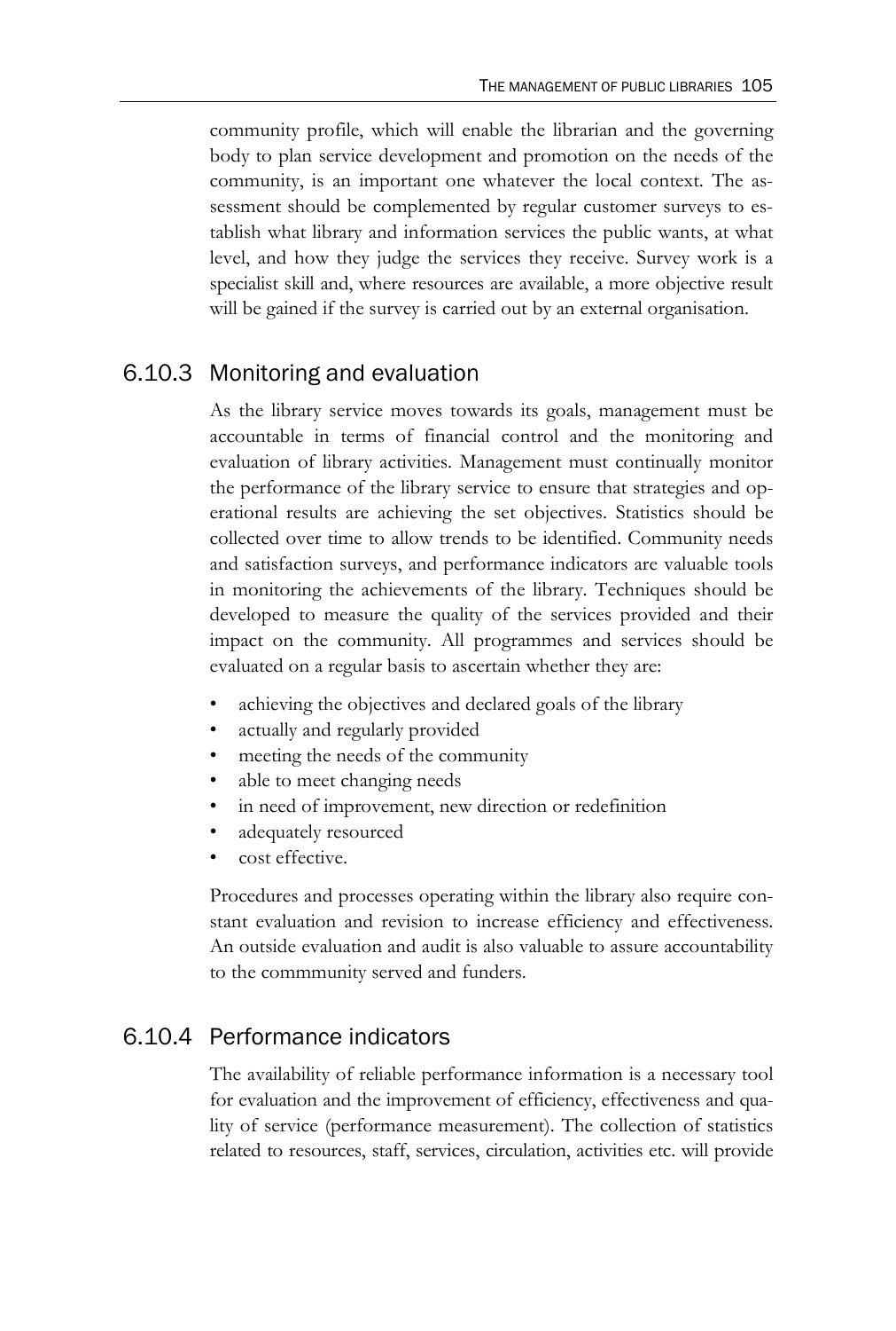community profile, which will enable the librarian and the governing body to plan service development and promotion on the needs of the community, is an important one whatever the local context. The assessment should be complemented by regular customer surveys to establish what library and information services the public wants, at what level, and how they judge the services they receive. Survey work is a specialist skill and, where resources are available, a more objective result will be gained if the survey is carried out by an external organisation.

### 6.10.3 Monitoring and evaluation

As the library service moves towards its goals, management must be accountable in terms of financial control and the monitoring and evaluation of library activities. Management must continually monitor the performance of the library service to ensure that strategies and operational results are achieving the set objectives. Statistics should be collected over time to allow trends to be identified. Community needs and satisfaction surveys, and performance indicators are valuable tools in monitoring the achievements of the library. Techniques should be developed to measure the quality of the services provided and their impact on the community. All programmes and services should be evaluated on a regular basis to ascertain whether they are:

- achieving the objectives and declared goals of the library
- actually and regularly provided
- meeting the needs of the community
- able to meet changing needs
- in need of improvement, new direction or redefinition
- adequately resourced
- cost effective.

Procedures and processes operating within the library also require constant evaluation and revision to increase efficiency and effectiveness. An outside evaluation and audit is also valuable to assure accountability to the commmunity served and funders.

### 6.10.4 Performance indicators

The availability of reliable performance information is a necessary tool for evaluation and the improvement of efficiency, effectiveness and quality of service (performance measurement). The collection of statistics related to resources, staff, services, circulation, activities etc. will provide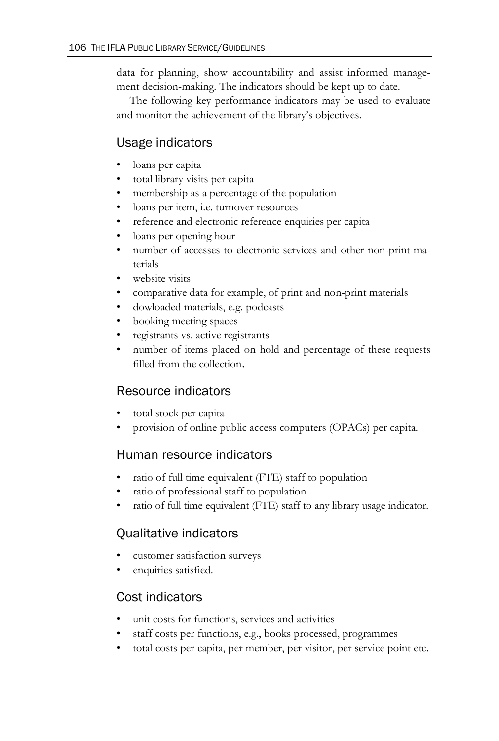data for planning, show accountability and assist informed management decision-making. The indicators should be kept up to date.

The following key performance indicators may be used to evaluate and monitor the achievement of the library's objectives.

## Usage indicators

- loans per capita
- total library visits per capita
- membership as a percentage of the population
- loans per item, i.e. turnover resources
- reference and electronic reference enquiries per capita
- loans per opening hour
- number of accesses to electronic services and other non-print materials
- website visits
- comparative data for example, of print and non-print materials
- dowloaded materials, e.g. podcasts
- booking meeting spaces
- registrants vs. active registrants
- number of items placed on hold and percentage of these requests filled from the collection.

## Resource indicators

- total stock per capita
- provision of online public access computers (OPACs) per capita.

## Human resource indicators

- ratio of full time equivalent (FTE) staff to population
- ratio of professional staff to population
- ratio of full time equivalent (FTE) staff to any library usage indicator.

## Qualitative indicators

- customer satisfaction surveys
- enquiries satisfied.

## Cost indicators

- unit costs for functions, services and activities
- staff costs per functions, e.g., books processed, programmes
- total costs per capita, per member, per visitor, per service point etc.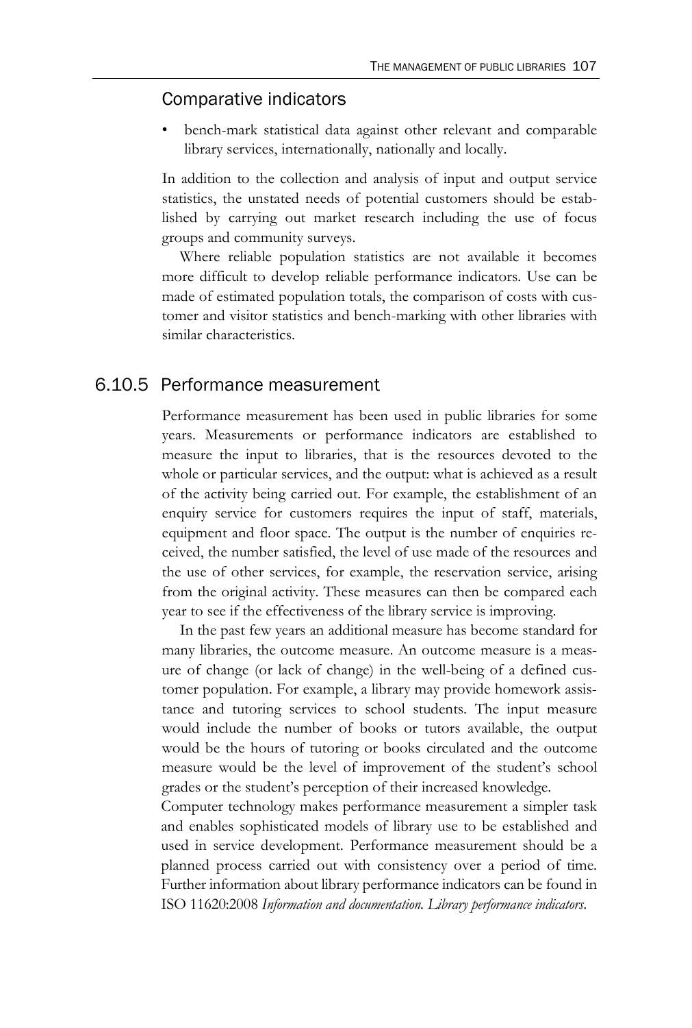### Comparative indicators

- bench-mark statistical data against other relevant and comparable library services, internationally, nationally and locally.

In addition to the collection and analysis of input and output service statistics, the unstated needs of potential customers should be established by carrying out market research including the use of focus groups and community surveys.

Where reliable population statistics are not available it becomes more difficult to develop reliable performance indicators. Use can be made of estimated population totals, the comparison of costs with customer and visitor statistics and bench-marking with other libraries with similar characteristics.

## 6.10.5 Performance measurement

Performance measurement has been used in public libraries for some years. Measurements or performance indicators are established to measure the input to libraries, that is the resources devoted to the whole or particular services, and the output: what is achieved as a result of the activity being carried out. For example, the establishment of an enquiry service for customers requires the input of staff, materials, equipment and floor space. The output is the number of enquiries received, the number satisfied, the level of use made of the resources and the use of other services, for example, the reservation service, arising from the original activity. These measures can then be compared each year to see if the effectiveness of the library service is improving.

In the past few years an additional measure has become standard for many libraries, the outcome measure. An outcome measure is a measure of change (or lack of change) in the well-being of a defined customer population. For example, a library may provide homework assistance and tutoring services to school students. The input measure would include the number of books or tutors available, the output would be the hours of tutoring or books circulated and the outcome measure would be the level of improvement of the student's school grades or the student's perception of their increased knowledge.

Computer technology makes performance measurement a simpler task and enables sophisticated models of library use to be established and used in service development. Performance measurement should be a planned process carried out with consistency over a period of time. Further information about library performance indicators can be found in ISO 11620:2008 *Information and documentation. Library performance indicators*.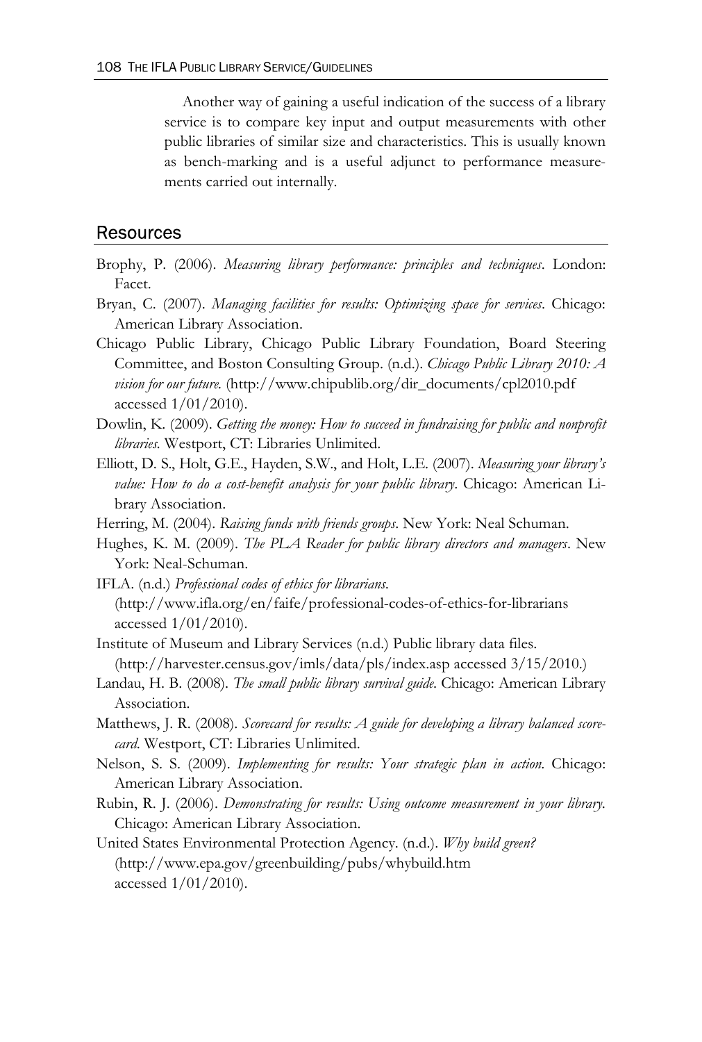Another way of gaining a useful indication of the success of a library service is to compare key input and output measurements with other public libraries of similar size and characteristics. This is usually known as bench-marking and is a useful adjunct to performance measurements carried out internally.

## Resources

Brophy, P. (2006). *Measuring library performance: principles and techniques*. London: Facet.

Bryan, C. (2007). *Managing facilities for results: Optimizing space for services*. Chicago: American Library Association.

Chicago Public Library, Chicago Public Library Foundation, Board Steering Committee, and Boston Consulting Group. (n.d.). *Chicago Public Library 2010: A vision for our future.* (http://www.chipublib.org/dir_documents/cpl2010.pdf accessed 1/01/2010).

Dowlin, K. (2009). *Getting the money: How to succeed in fundraising for public and nonprofit libraries.* Westport, CT: Libraries Unlimited.

Elliott, D. S., Holt, G.E., Hayden, S.W., and Holt, L.E. (2007). *Measuring your library's value: How to do a cost-benefit analysis for your public library*. Chicago: American Library Association.

Herring, M. (2004). *Raising funds with friends groups*. New York: Neal Schuman.

Hughes, K. M. (2009). *The PLA Reader for public library directors and managers*. New York: Neal-Schuman.

IFLA. (n.d.) *Professional codes of ethics for librarians*. (http://www.ifla.org/en/faife/professional-codes-of-ethics-for-librarians accessed 1/01/2010).

Institute of Museum and Library Services (n.d.) Public library data files. (http://harvester.census.gov/imls/data/pls/index.asp accessed 3/15/2010.)

Landau, H. B. (2008). *The small public library survival guide*. Chicago: American Library Association.

Matthews, J. R. (2008). *Scorecard for results: A guide for developing a library balanced scorecard.* Westport, CT: Libraries Unlimited.

Nelson, S. S. (2009). *Implementing for results: Your strategic plan in action.* Chicago: American Library Association.

Rubin, R. J. (2006). *Demonstrating for results: Using outcome measurement in your library.* Chicago: American Library Association.

United States Environmental Protection Agency. (n.d.). *Why build green?* (http://www.epa.gov/greenbuilding/pubs/whybuild.htm accessed 1/01/2010).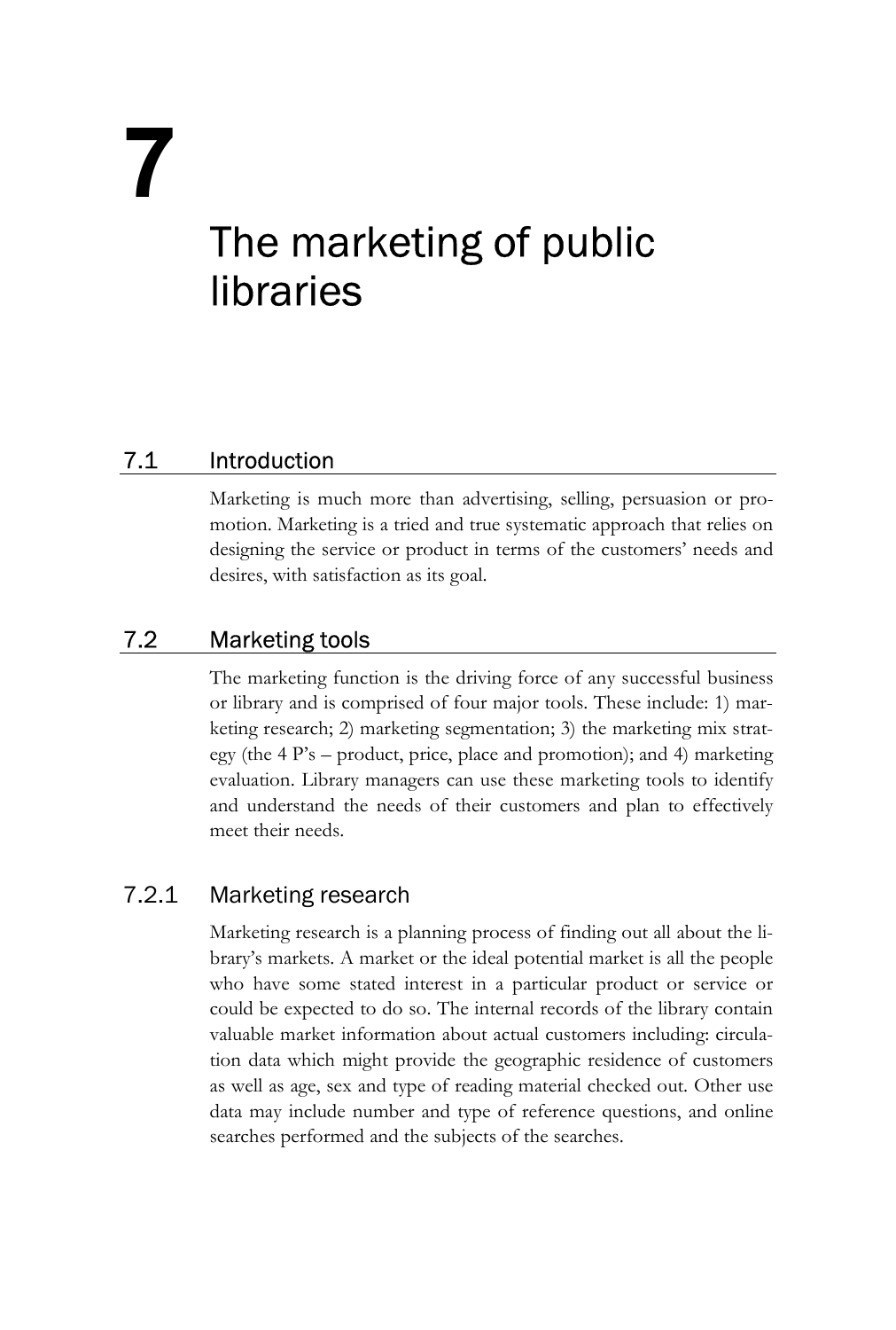# 7 The marketing of public libraries

## 7.1 Introduction

Marketing is much more than advertising, selling, persuasion or promotion. Marketing is a tried and true systematic approach that relies on designing the service or product in terms of the customers' needs and desires, with satisfaction as its goal.

## 7.2 Marketing tools

The marketing function is the driving force of any successful business or library and is comprised of four major tools. These include: 1) marketing research; 2) marketing segmentation; 3) the marketing mix strategy (the 4 P's – product, price, place and promotion); and 4) marketing evaluation. Library managers can use these marketing tools to identify and understand the needs of their customers and plan to effectively meet their needs.

### 7.2.1 Marketing research

Marketing research is a planning process of finding out all about the library's markets. A market or the ideal potential market is all the people who have some stated interest in a particular product or service or could be expected to do so. The internal records of the library contain valuable market information about actual customers including: circulation data which might provide the geographic residence of customers as well as age, sex and type of reading material checked out. Other use data may include number and type of reference questions, and online searches performed and the subjects of the searches.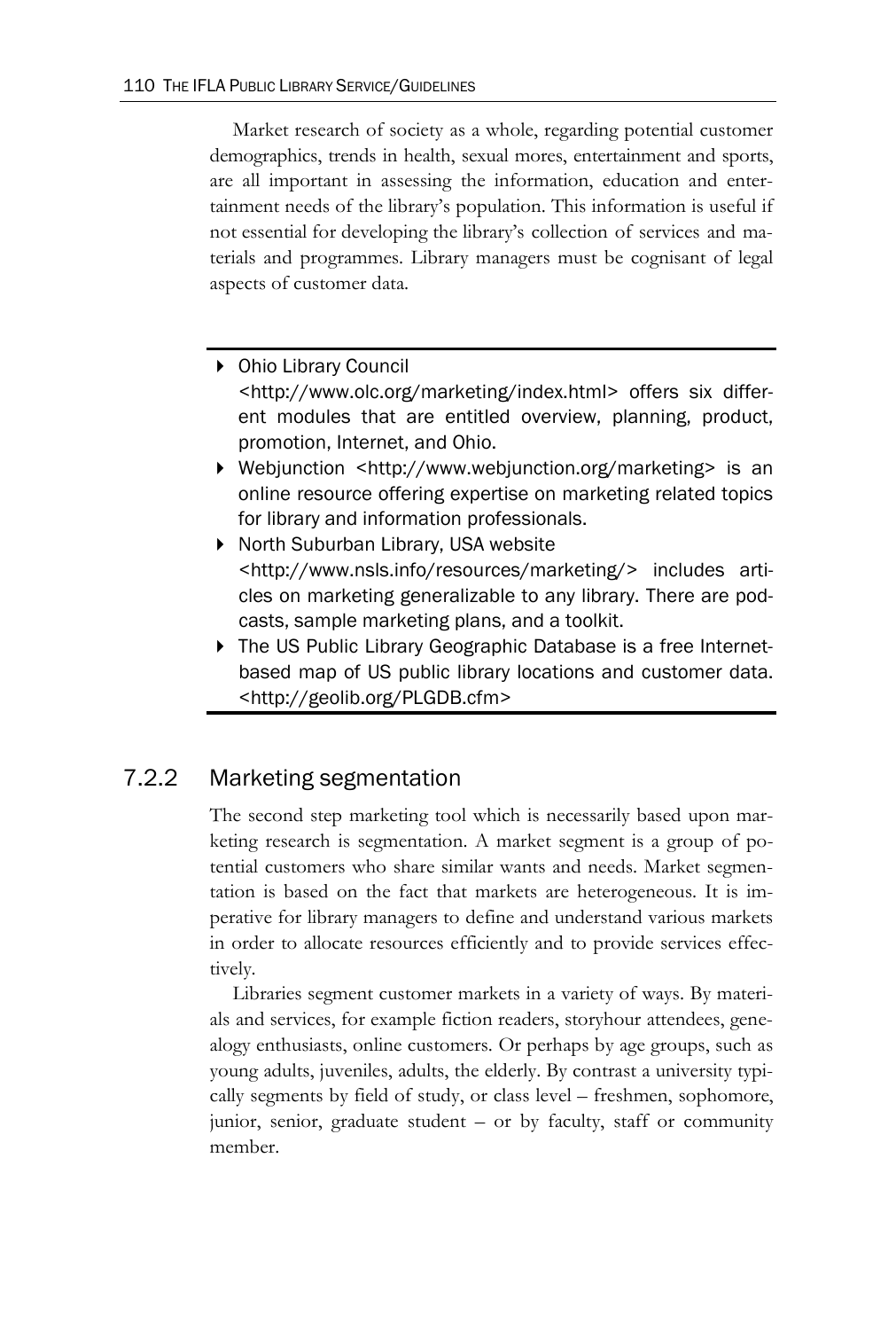Market research of society as a whole, regarding potential customer demographics, trends in health, sexual mores, entertainment and sports, are all important in assessing the information, education and entertainment needs of the library's population. This information is useful if not essential for developing the library's collection of services and materials and programmes. Library managers must be cognisant of legal aspects of customer data.

---

- Ohio Library Council <http://www.olc.org/marketing/index.html> offers six different modules that are entitled overview, planning, product, promotion, Internet, and Ohio.
- Webjunction <http://www.webjunction.org/marketing> is an online resource offering expertise on marketing related topics for library and information professionals.
- North Suburban Library, USA website <http://www.nsls.info/resources/marketing/> includes articles on marketing generalizable to any library. There are podcasts, sample marketing plans, and a toolkit.
- The US Public Library Geographic Database is a free Internet-based map of US public library locations and customer data. <http://geolib.org/PLGDB.cfm>

---

### 7.2.2 Marketing segmentation

The second step marketing tool which is necessarily based upon marketing research is segmentation. A market segment is a group of potential customers who share similar wants and needs. Market segmentation is based on the fact that markets are heterogeneous. It is imperative for library managers to define and understand various markets in order to allocate resources efficiently and to provide services effectively.

Libraries segment customer markets in a variety of ways. By materials and services, for example fiction readers, storyhour attendees, genealogy enthusiasts, online customers. Or perhaps by age groups, such as young adults, juveniles, adults, the elderly. By contrast a university typically segments by field of study, or class level – freshmen, sophomore, junior, senior, graduate student – or by faculty, staff or community member.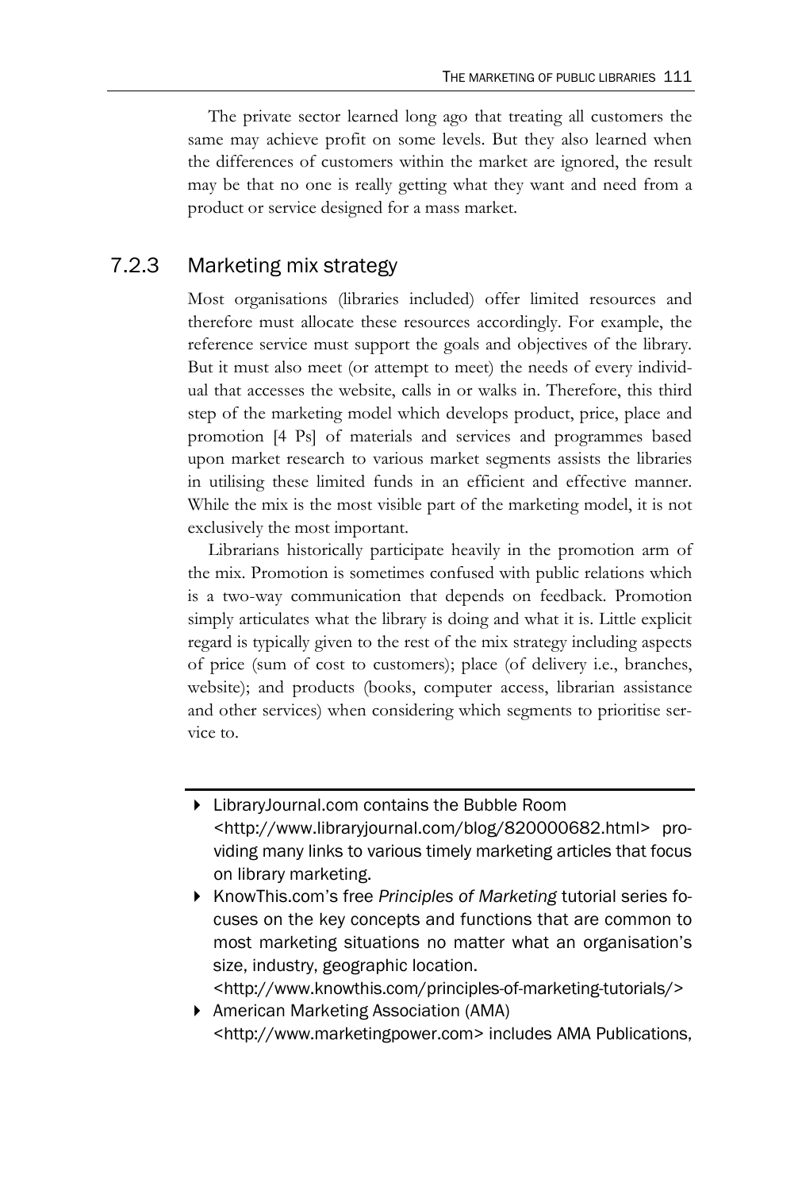The private sector learned long ago that treating all customers the same may achieve profit on some levels. But they also learned when the differences of customers within the market are ignored, the result may be that no one is really getting what they want and need from a product or service designed for a mass market.

### 7.2.3 Marketing mix strategy

Most organisations (libraries included) offer limited resources and therefore must allocate these resources accordingly. For example, the reference service must support the goals and objectives of the library. But it must also meet (or attempt to meet) the needs of every individual that accesses the website, calls in or walks in. Therefore, this third step of the marketing model which develops product, price, place and promotion [4 Ps] of materials and services and programmes based upon market research to various market segments assists the libraries in utilising these limited funds in an efficient and effective manner. While the mix is the most visible part of the marketing model, it is not exclusively the most important.

Librarians historically participate heavily in the promotion arm of the mix. Promotion is sometimes confused with public relations which is a two-way communication that depends on feedback. Promotion simply articulates what the library is doing and what it is. Little explicit regard is typically given to the rest of the mix strategy including aspects of price (sum of cost to customers); place (of delivery i.e., branches, website); and products (books, computer access, librarian assistance and other services) when considering which segments to prioritise service to.

---

- LibraryJournal.com contains the Bubble Room <http://www.libraryjournal.com/blog/820000682.html> providing many links to various timely marketing articles that focus on library marketing.
- KnowThis.com's free *Principles of Marketing* tutorial series focuses on the key concepts and functions that are common to most marketing situations no matter what an organisation's size, industry, geographic location. <http://www.knowthis.com/principles-of-marketing-tutorials/>
- American Marketing Association (AMA) <http://www.marketingpower.com> includes AMA Publications,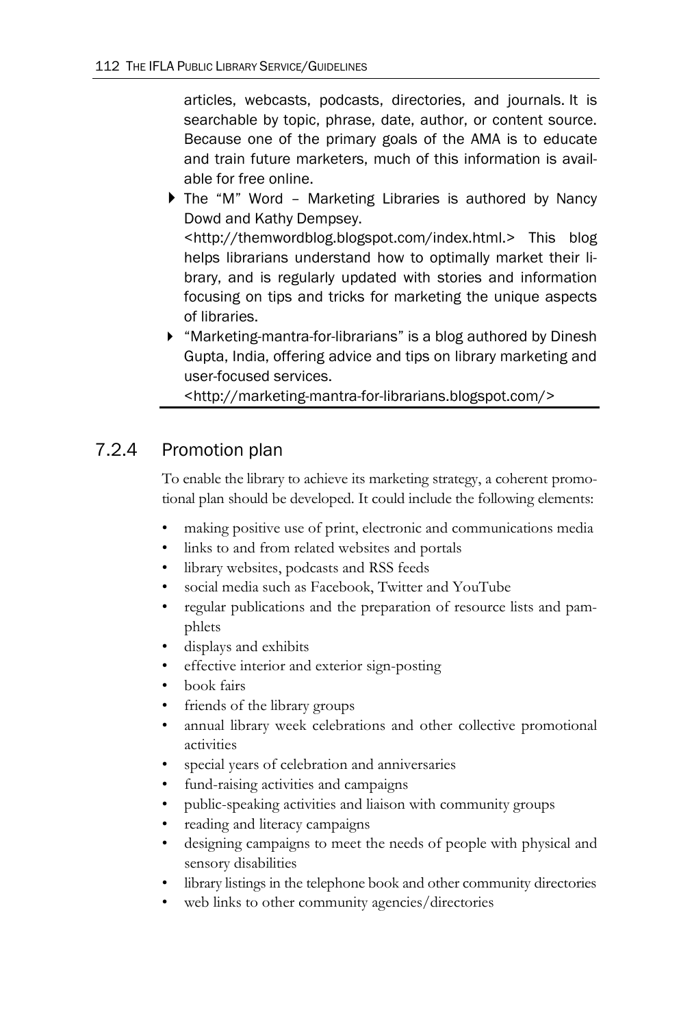articles, webcasts, podcasts, directories, and journals. It is searchable by topic, phrase, date, author, or content source. Because one of the primary goals of the AMA is to educate and train future marketers, much of this information is available for free online.

- The "M" Word – Marketing Libraries is authored by Nancy Dowd and Kathy Dempsey. <http://themwordblog.blogspot.com/index.html.> This blog helps librarians understand how to optimally market their library, and is regularly updated with stories and information focusing on tips and tricks for marketing the unique aspects of libraries.
- "Marketing-mantra-for-librarians" is a blog authored by Dinesh Gupta, India, offering advice and tips on library marketing and user-focused services. <http://marketing-mantra-for-librarians.blogspot.com/>

### 7.2.4 Promotion plan

To enable the library to achieve its marketing strategy, a coherent promotional plan should be developed. It could include the following elements:

- making positive use of print, electronic and communications media
- links to and from related websites and portals
- library websites, podcasts and RSS feeds
- social media such as Facebook, Twitter and YouTube
- regular publications and the preparation of resource lists and pamphlets
- displays and exhibits
- effective interior and exterior sign-posting
- book fairs
- friends of the library groups
- annual library week celebrations and other collective promotional activities
- special years of celebration and anniversaries
- fund-raising activities and campaigns
- public-speaking activities and liaison with community groups
- reading and literacy campaigns
- designing campaigns to meet the needs of people with physical and sensory disabilities
- library listings in the telephone book and other community directories
- web links to other community agencies/directories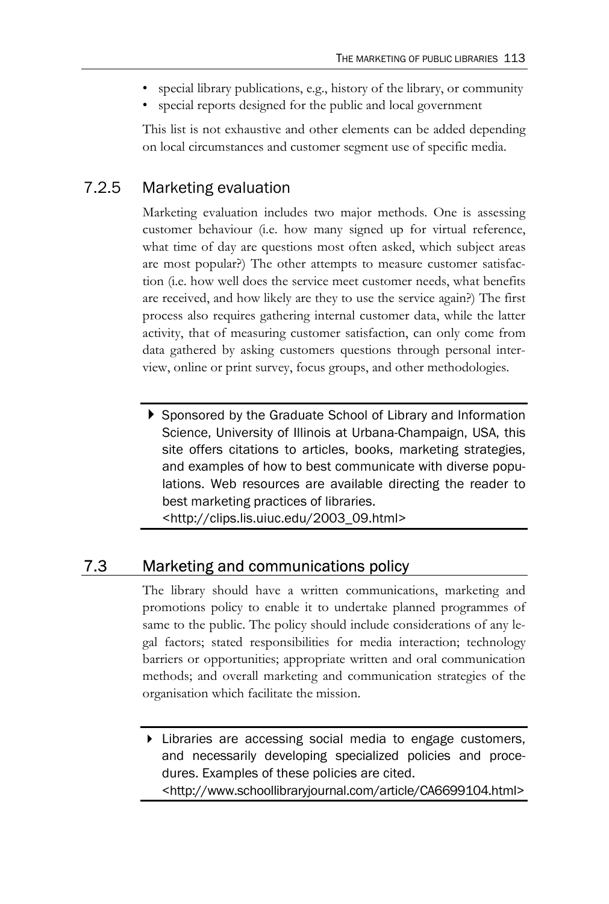- special library publications, e.g., history of the library, or community
- special reports designed for the public and local government

This list is not exhaustive and other elements can be added depending on local circumstances and customer segment use of specific media.

### 7.2.5 Marketing evaluation

Marketing evaluation includes two major methods. One is assessing customer behaviour (i.e. how many signed up for virtual reference, what time of day are questions most often asked, which subject areas are most popular?) The other attempts to measure customer satisfaction (i.e. how well does the service meet customer needs, what benefits are received, and how likely are they to use the service again?) The first process also requires gathering internal customer data, while the latter activity, that of measuring customer satisfaction, can only come from data gathered by asking customers questions through personal interview, online or print survey, focus groups, and other methodologies.

> ▸ Sponsored by the Graduate School of Library and Information Science, University of Illinois at Urbana-Champaign, USA, this site offers citations to articles, books, marketing strategies, and examples of how to best communicate with diverse populations. Web resources are available directing the reader to best marketing practices of libraries.
> <http://clips.lis.uiuc.edu/2003_09.html>

## 7.3 Marketing and communications policy

The library should have a written communications, marketing and promotions policy to enable it to undertake planned programmes of same to the public. The policy should include considerations of any legal factors; stated responsibilities for media interaction; technology barriers or opportunities; appropriate written and oral communication methods; and overall marketing and communication strategies of the organisation which facilitate the mission.

> ▸ Libraries are accessing social media to engage customers, and necessarily developing specialized policies and procedures. Examples of these policies are cited.
> <http://www.schoollibraryjournal.com/article/CA6699104.html>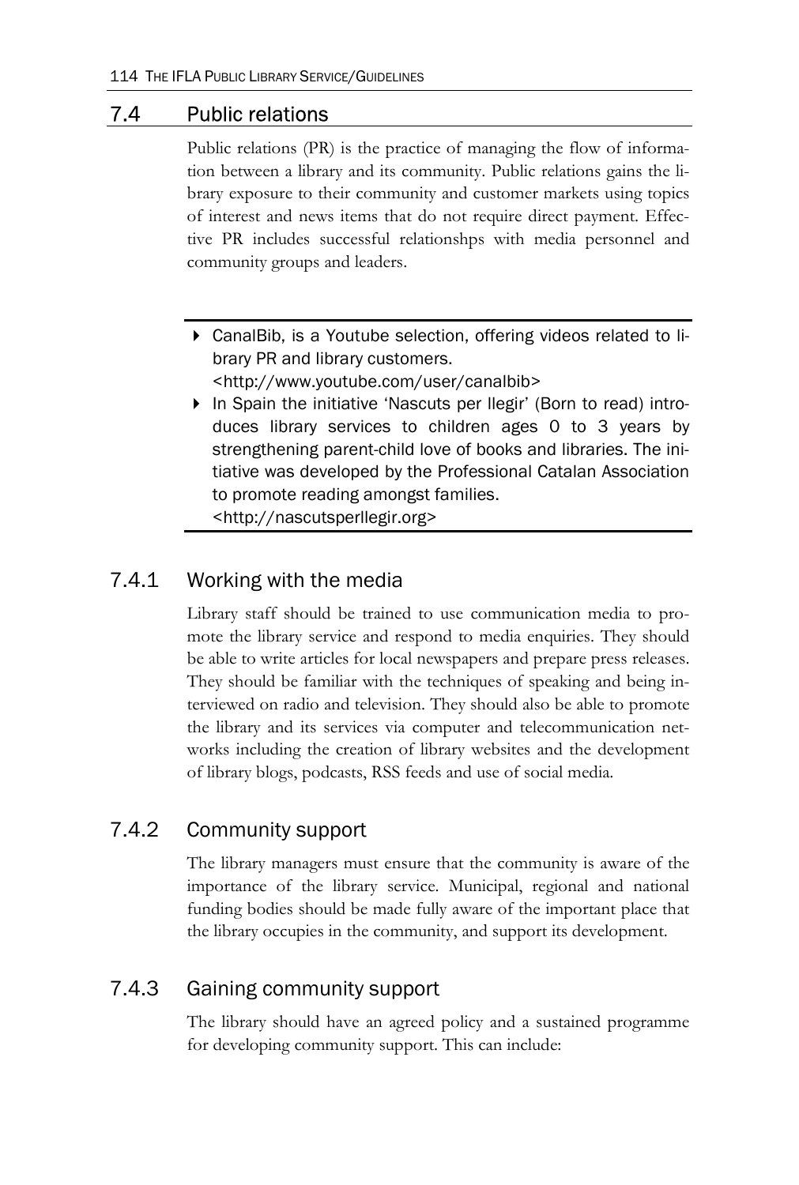## 7.4 Public relations

Public relations (PR) is the practice of managing the flow of information between a library and its community. Public relations gains the library exposure to their community and customer markets using topics of interest and news items that do not require direct payment. Effective PR includes successful relationshps with media personnel and community groups and leaders.

- CanalBib, is a Youtube selection, offering videos related to library PR and library customers. <http://www.youtube.com/user/canalbib>
- In Spain the initiative 'Nascuts per llegir' (Born to read) introduces library services to children ages 0 to 3 years by strengthening parent-child love of books and libraries. The initiative was developed by the Professional Catalan Association to promote reading amongst families. <http://nascutsperllegir.org>

### 7.4.1 Working with the media

Library staff should be trained to use communication media to promote the library service and respond to media enquiries. They should be able to write articles for local newspapers and prepare press releases. They should be familiar with the techniques of speaking and being interviewed on radio and television. They should also be able to promote the library and its services via computer and telecommunication networks including the creation of library websites and the development of library blogs, podcasts, RSS feeds and use of social media.

### 7.4.2 Community support

The library managers must ensure that the community is aware of the importance of the library service. Municipal, regional and national funding bodies should be made fully aware of the important place that the library occupies in the community, and support its development.

### 7.4.3 Gaining community support

The library should have an agreed policy and a sustained programme for developing community support. This can include: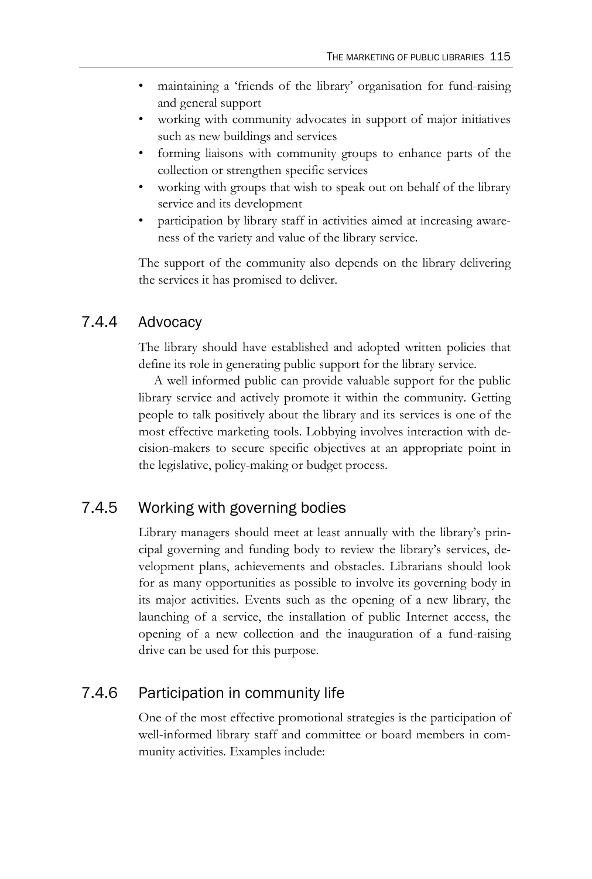- maintaining a 'friends of the library' organisation for fund-raising and general support
- working with community advocates in support of major initiatives such as new buildings and services
- forming liaisons with community groups to enhance parts of the collection or strengthen specific services
- working with groups that wish to speak out on behalf of the library service and its development
- participation by library staff in activities aimed at increasing awareness of the variety and value of the library service.

The support of the community also depends on the library delivering the services it has promised to deliver.

### 7.4.4 Advocacy

The library should have established and adopted written policies that define its role in generating public support for the library service.

A well informed public can provide valuable support for the public library service and actively promote it within the community. Getting people to talk positively about the library and its services is one of the most effective marketing tools. Lobbying involves interaction with decision-makers to secure specific objectives at an appropriate point in the legislative, policy-making or budget process.

### 7.4.5 Working with governing bodies

Library managers should meet at least annually with the library's principal governing and funding body to review the library's services, development plans, achievements and obstacles. Librarians should look for as many opportunities as possible to involve its governing body in its major activities. Events such as the opening of a new library, the launching of a service, the installation of public Internet access, the opening of a new collection and the inauguration of a fund-raising drive can be used for this purpose.

### 7.4.6 Participation in community life

One of the most effective promotional strategies is the participation of well-informed library staff and committee or board members in community activities. Examples include: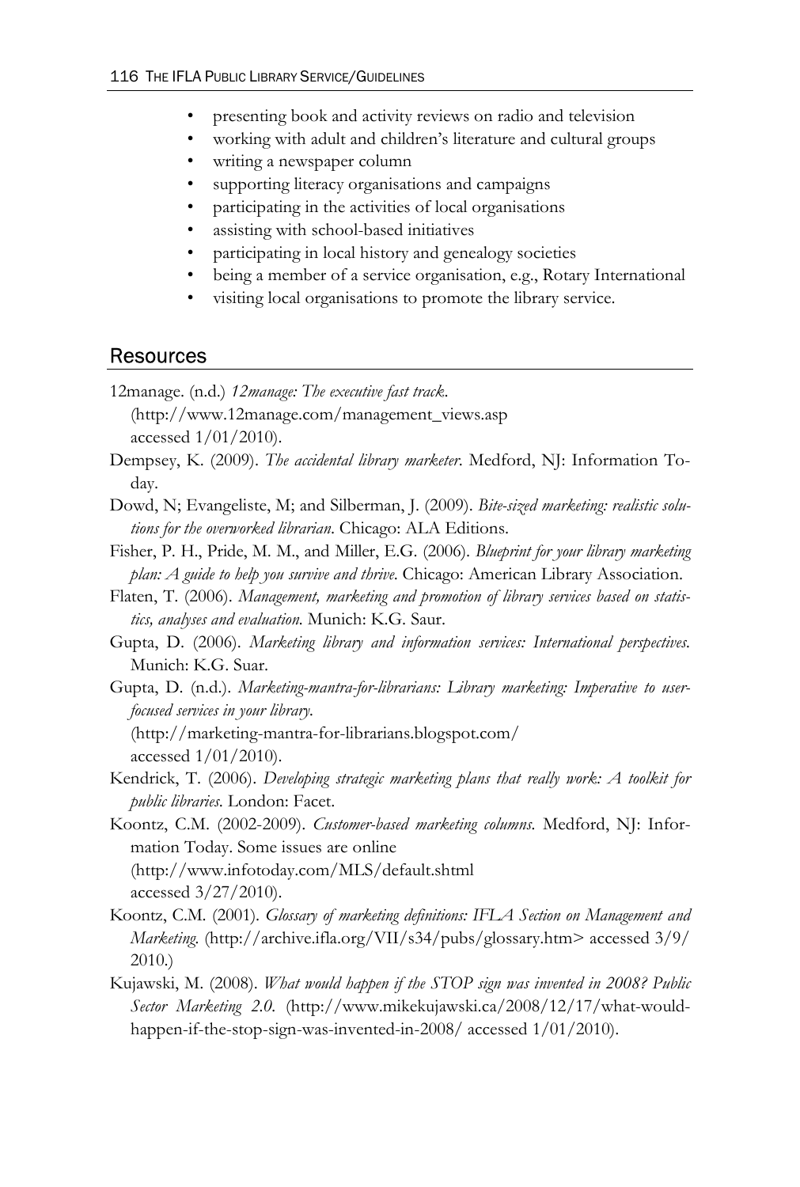- presenting book and activity reviews on radio and television
- working with adult and children's literature and cultural groups
- writing a newspaper column
- supporting literacy organisations and campaigns
- participating in the activities of local organisations
- assisting with school-based initiatives
- participating in local history and genealogy societies
- being a member of a service organisation, e.g., Rotary International
- visiting local organisations to promote the library service.

## Resources

12manage. (n.d.) *12manage: The executive fast track*. (http://www.12manage.com/management_views.asp accessed 1/01/2010).

Dempsey, K. (2009). *The accidental library marketer*. Medford, NJ: Information Today.

Dowd, N; Evangeliste, M; and Silberman, J. (2009). *Bite-sized marketing: realistic solutions for the overworked librarian*. Chicago: ALA Editions.

Fisher, P. H., Pride, M. M., and Miller, E.G. (2006). *Blueprint for your library marketing plan: A guide to help you survive and thrive*. Chicago: American Library Association.

Flaten, T. (2006). *Management, marketing and promotion of library services based on statistics, analyses and evaluation.* Munich: K.G. Saur.

Gupta, D. (2006). *Marketing library and information services: International perspectives.* Munich: K.G. Suar.

Gupta, D. (n.d.). *Marketing-mantra-for-librarians: Library marketing: Imperative to user-focused services in your library*. (http://marketing-mantra-for-librarians.blogspot.com/ accessed 1/01/2010).

Kendrick, T. (2006). *Developing strategic marketing plans that really work: A toolkit for public libraries*. London: Facet.

Koontz, C.M. (2002-2009). *Customer-based marketing columns.* Medford, NJ: Information Today. Some issues are online (http://www.infotoday.com/MLS/default.shtml accessed 3/27/2010).

Koontz, C.M. (2001). *Glossary of marketing definitions: IFLA Section on Management and Marketing*. (http://archive.ifla.org/VII/s34/pubs/glossary.htm> accessed 3/9/2010.)

Kujawski, M. (2008). *What would happen if the STOP sign was invented in 2008? Public Sector Marketing 2.0.* (http://www.mikekujawski.ca/2008/12/17/what-would-happen-if-the-stop-sign-was-invented-in-2008/ accessed 1/01/2010).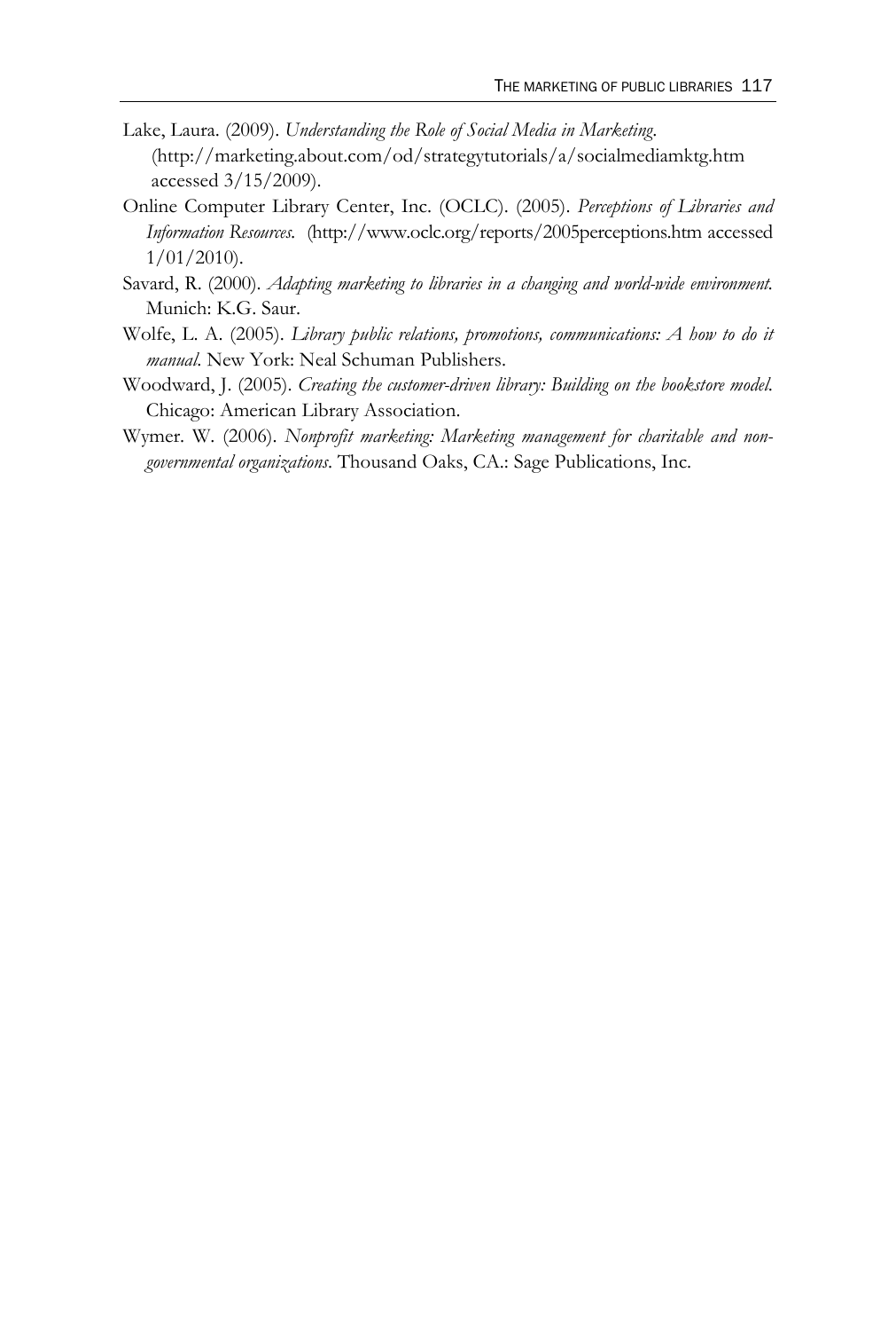Lake, Laura. (2009). *Understanding the Role of Social Media in Marketing*. (http://marketing.about.com/od/strategytutorials/a/socialmediamktg.htm accessed 3/15/2009).

Online Computer Library Center, Inc. (OCLC). (2005). *Perceptions of Libraries and Information Resources*. (http://www.oclc.org/reports/2005perceptions.htm accessed 1/01/2010).

Savard, R. (2000). *Adapting marketing to libraries in a changing and world-wide environment*. Munich: K.G. Saur.

Wolfe, L. A. (2005). *Library public relations, promotions, communications: A how to do it manual*. New York: Neal Schuman Publishers.

Woodward, J. (2005). *Creating the customer-driven library: Building on the bookstore model*. Chicago: American Library Association.

Wymer. W. (2006). *Nonprofit marketing: Marketing management for charitable and non-governmental organizations*. Thousand Oaks, CA.: Sage Publications, Inc.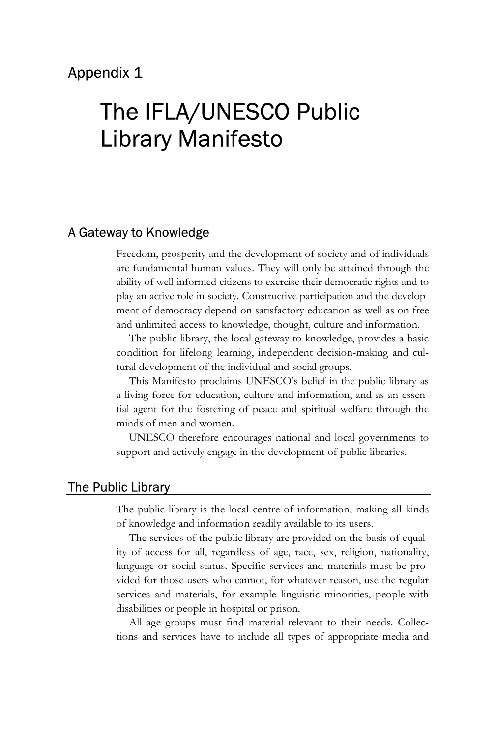Appendix 1

# The IFLA/UNESCO Public Library Manifesto

## A Gateway to Knowledge

Freedom, prosperity and the development of society and of individuals are fundamental human values. They will only be attained through the ability of well-informed citizens to exercise their democratic rights and to play an active role in society. Constructive participation and the development of democracy depend on satisfactory education as well as on free and unlimited access to knowledge, thought, culture and information.

The public library, the local gateway to knowledge, provides a basic condition for lifelong learning, independent decision-making and cultural development of the individual and social groups.

This Manifesto proclaims UNESCO's belief in the public library as a living force for education, culture and information, and as an essential agent for the fostering of peace and spiritual welfare through the minds of men and women.

UNESCO therefore encourages national and local governments to support and actively engage in the development of public libraries.

## The Public Library

The public library is the local centre of information, making all kinds of knowledge and information readily available to its users.

The services of the public library are provided on the basis of equality of access for all, regardless of age, race, sex, religion, nationality, language or social status. Specific services and materials must be provided for those users who cannot, for whatever reason, use the regular services and materials, for example linguistic minorities, people with disabilities or people in hospital or prison.

All age groups must find material relevant to their needs. Collections and services have to include all types of appropriate media and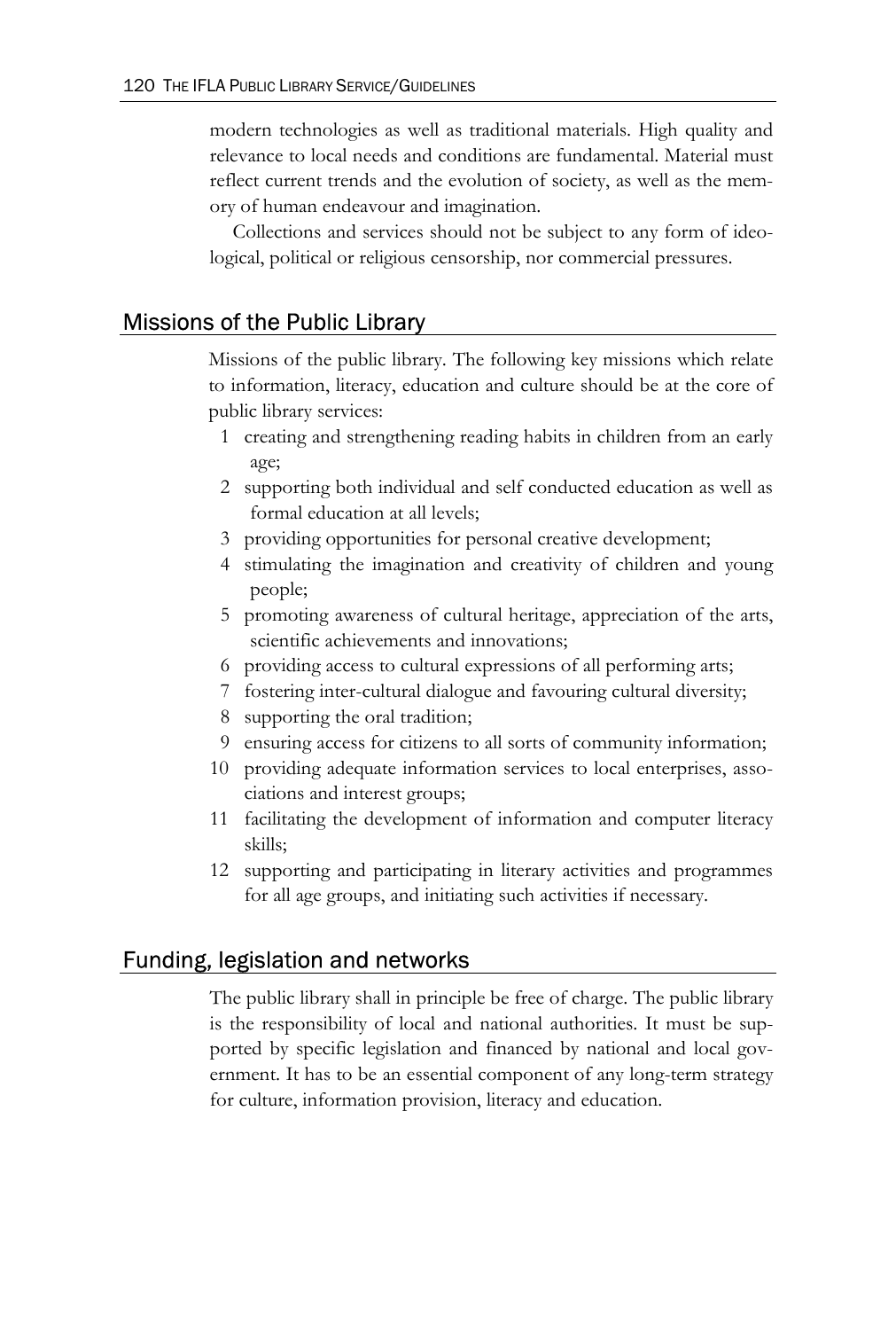modern technologies as well as traditional materials. High quality and relevance to local needs and conditions are fundamental. Material must reflect current trends and the evolution of society, as well as the memory of human endeavour and imagination.

Collections and services should not be subject to any form of ideological, political or religious censorship, nor commercial pressures.

## Missions of the Public Library

Missions of the public library. The following key missions which relate to information, literacy, education and culture should be at the core of public library services:

1. creating and strengthening reading habits in children from an early age;
2. supporting both individual and self conducted education as well as formal education at all levels;
3. providing opportunities for personal creative development;
4. stimulating the imagination and creativity of children and young people;
5. promoting awareness of cultural heritage, appreciation of the arts, scientific achievements and innovations;
6. providing access to cultural expressions of all performing arts;
7. fostering inter-cultural dialogue and favouring cultural diversity;
8. supporting the oral tradition;
9. ensuring access for citizens to all sorts of community information;
10. providing adequate information services to local enterprises, associations and interest groups;
11. facilitating the development of information and computer literacy skills;
12. supporting and participating in literary activities and programmes for all age groups, and initiating such activities if necessary.

## Funding, legislation and networks

The public library shall in principle be free of charge. The public library is the responsibility of local and national authorities. It must be supported by specific legislation and financed by national and local government. It has to be an essential component of any long-term strategy for culture, information provision, literacy and education.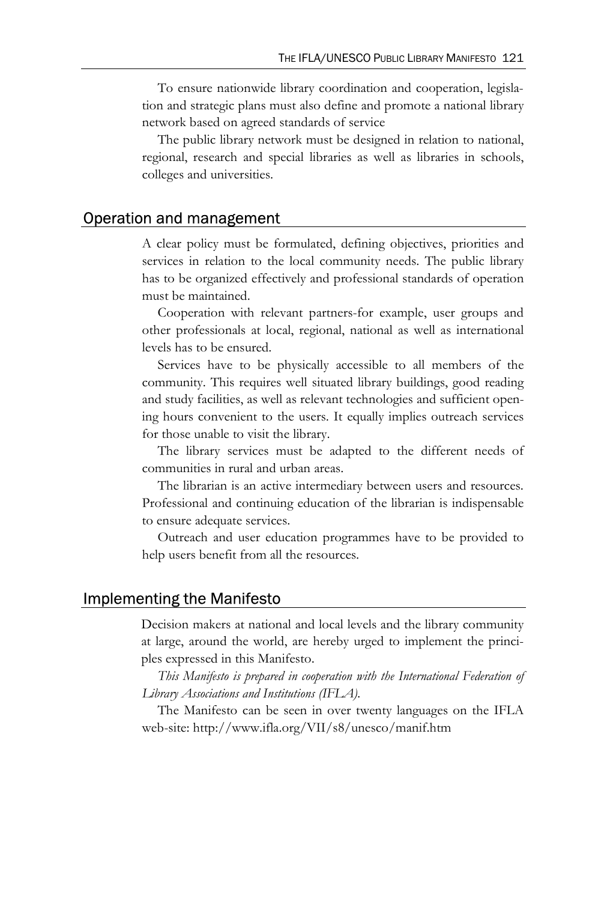To ensure nationwide library coordination and cooperation, legislation and strategic plans must also define and promote a national library network based on agreed standards of service

The public library network must be designed in relation to national, regional, research and special libraries as well as libraries in schools, colleges and universities.

## Operation and management

A clear policy must be formulated, defining objectives, priorities and services in relation to the local community needs. The public library has to be organized effectively and professional standards of operation must be maintained.

Cooperation with relevant partners-for example, user groups and other professionals at local, regional, national as well as international levels has to be ensured.

Services have to be physically accessible to all members of the community. This requires well situated library buildings, good reading and study facilities, as well as relevant technologies and sufficient opening hours convenient to the users. It equally implies outreach services for those unable to visit the library.

The library services must be adapted to the different needs of communities in rural and urban areas.

The librarian is an active intermediary between users and resources. Professional and continuing education of the librarian is indispensable to ensure adequate services.

Outreach and user education programmes have to be provided to help users benefit from all the resources.

## Implementing the Manifesto

Decision makers at national and local levels and the library community at large, around the world, are hereby urged to implement the principles expressed in this Manifesto.

*This Manifesto is prepared in cooperation with the International Federation of Library Associations and Institutions (IFLA).*

The Manifesto can be seen in over twenty languages on the IFLA web-site: http://www.ifla.org/VII/s8/unesco/manif.htm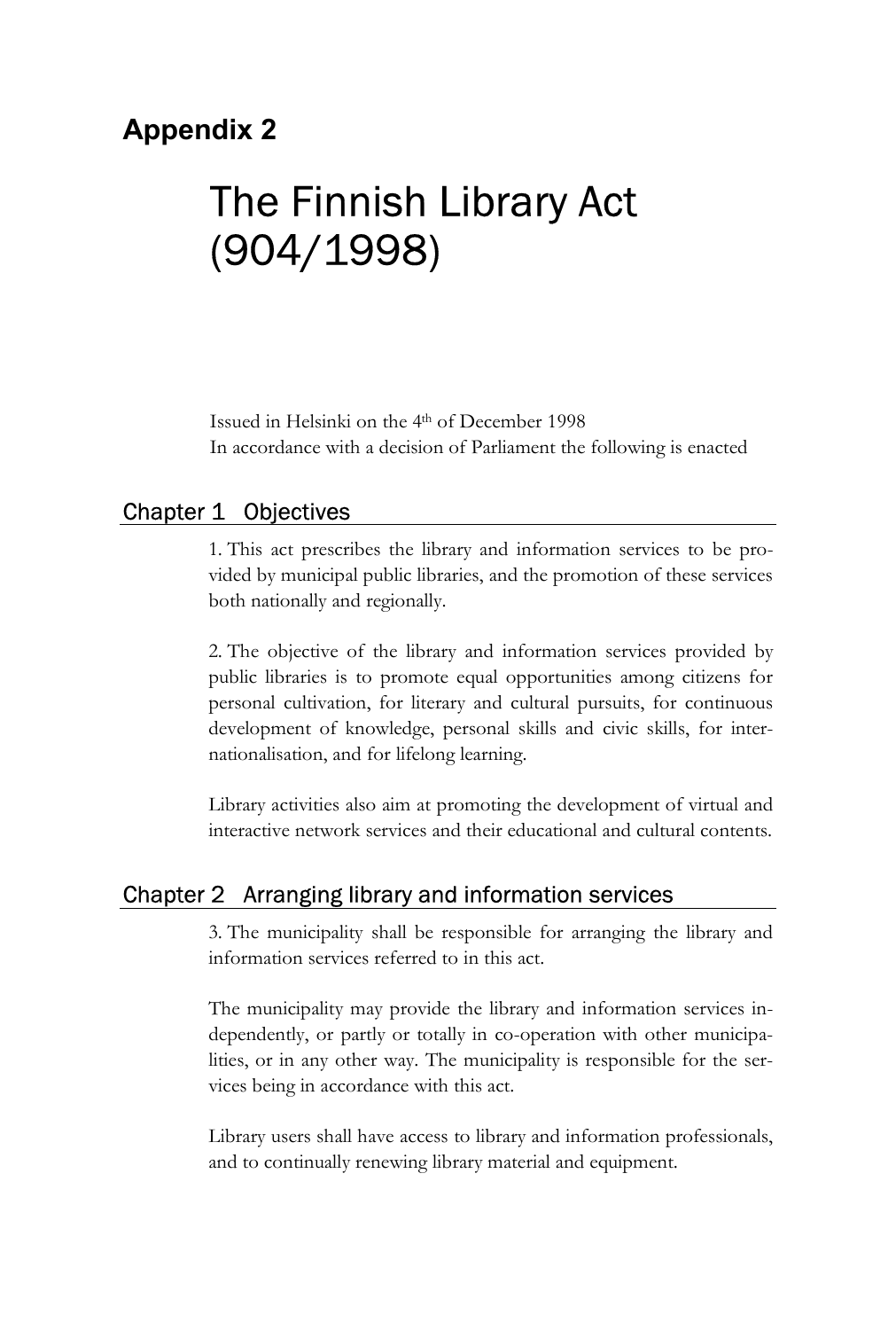## Appendix 2

# The Finnish Library Act (904/1998)

Issued in Helsinki on the 4th of December 1998
In accordance with a decision of Parliament the following is enacted

### Chapter 1 Objectives

1. This act prescribes the library and information services to be provided by municipal public libraries, and the promotion of these services both nationally and regionally.

2. The objective of the library and information services provided by public libraries is to promote equal opportunities among citizens for personal cultivation, for literary and cultural pursuits, for continuous development of knowledge, personal skills and civic skills, for internationalisation, and for lifelong learning.

Library activities also aim at promoting the development of virtual and interactive network services and their educational and cultural contents.

### Chapter 2 Arranging library and information services

3. The municipality shall be responsible for arranging the library and information services referred to in this act.

The municipality may provide the library and information services independently, or partly or totally in co-operation with other municipalities, or in any other way. The municipality is responsible for the services being in accordance with this act.

Library users shall have access to library and information professionals, and to continually renewing library material and equipment.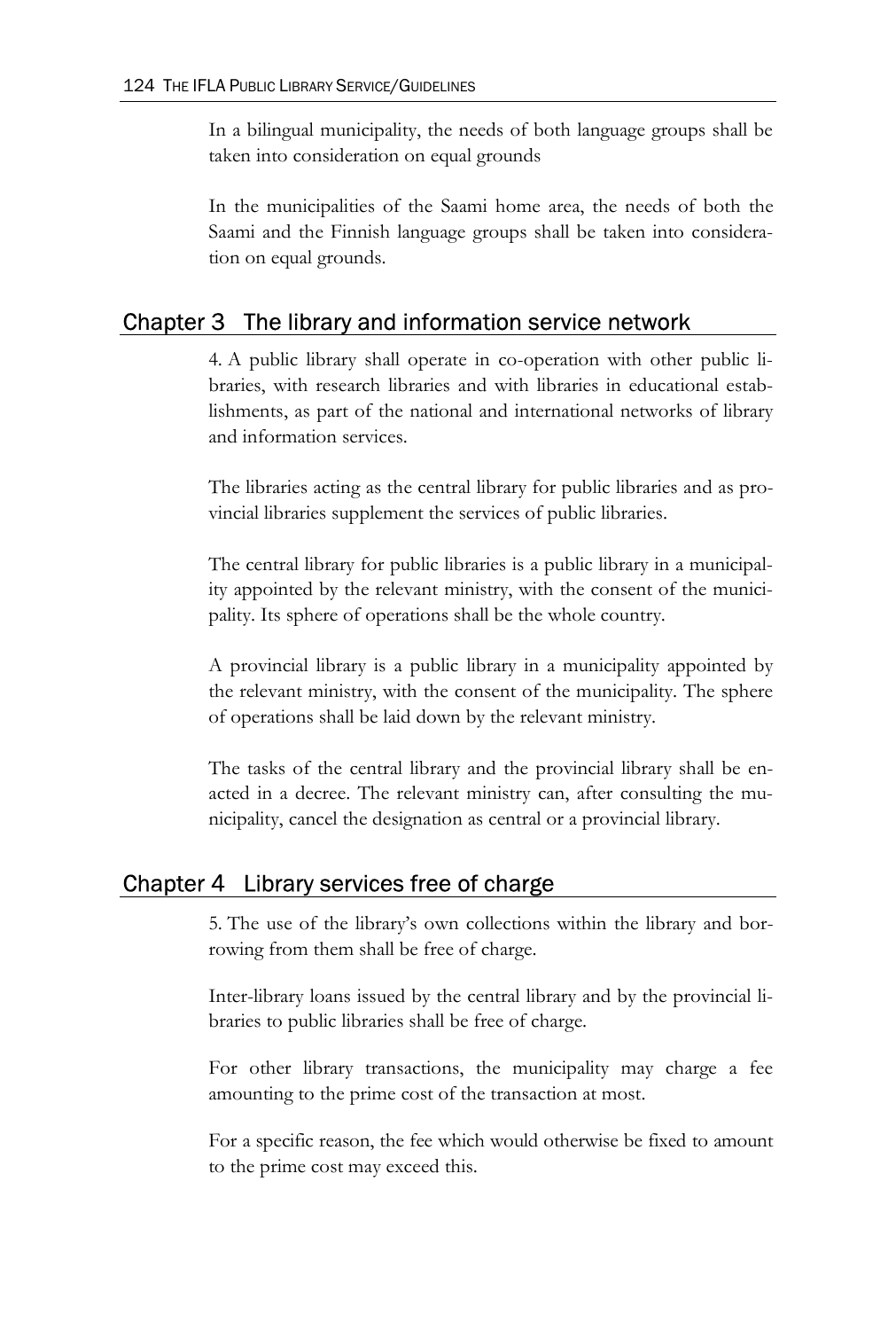In a bilingual municipality, the needs of both language groups shall be taken into consideration on equal grounds

In the municipalities of the Saami home area, the needs of both the Saami and the Finnish language groups shall be taken into consideration on equal grounds.

## Chapter 3 The library and information service network

4. A public library shall operate in co-operation with other public libraries, with research libraries and with libraries in educational establishments, as part of the national and international networks of library and information services.

The libraries acting as the central library for public libraries and as provincial libraries supplement the services of public libraries.

The central library for public libraries is a public library in a municipality appointed by the relevant ministry, with the consent of the municipality. Its sphere of operations shall be the whole country.

A provincial library is a public library in a municipality appointed by the relevant ministry, with the consent of the municipality. The sphere of operations shall be laid down by the relevant ministry.

The tasks of the central library and the provincial library shall be enacted in a decree. The relevant ministry can, after consulting the municipality, cancel the designation as central or a provincial library.

## Chapter 4 Library services free of charge

5. The use of the library's own collections within the library and borrowing from them shall be free of charge.

Inter-library loans issued by the central library and by the provincial libraries to public libraries shall be free of charge.

For other library transactions, the municipality may charge a fee amounting to the prime cost of the transaction at most.

For a specific reason, the fee which would otherwise be fixed to amount to the prime cost may exceed this.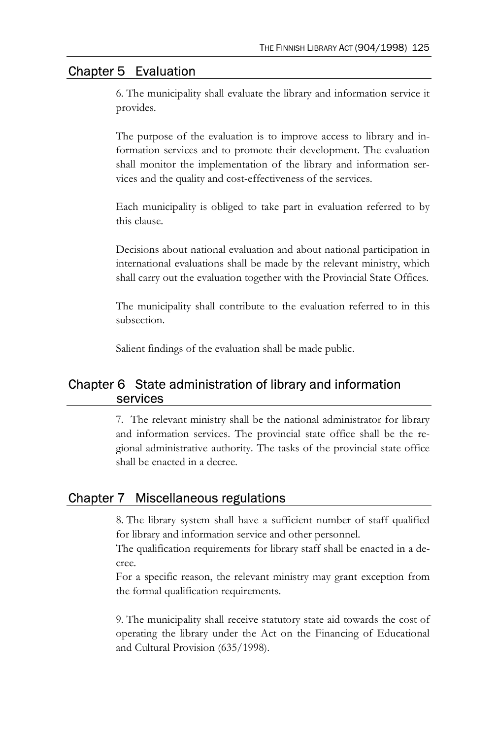## Chapter 5 Evaluation

6. The municipality shall evaluate the library and information service it provides.

The purpose of the evaluation is to improve access to library and information services and to promote their development. The evaluation shall monitor the implementation of the library and information services and the quality and cost-effectiveness of the services.

Each municipality is obliged to take part in evaluation referred to by this clause.

Decisions about national evaluation and about national participation in international evaluations shall be made by the relevant ministry, which shall carry out the evaluation together with the Provincial State Offices.

The municipality shall contribute to the evaluation referred to in this subsection.

Salient findings of the evaluation shall be made public.

## Chapter 6 State administration of library and information services

7. The relevant ministry shall be the national administrator for library and information services. The provincial state office shall be the regional administrative authority. The tasks of the provincial state office shall be enacted in a decree.

## Chapter 7 Miscellaneous regulations

8. The library system shall have a sufficient number of staff qualified for library and information service and other personnel.
The qualification requirements for library staff shall be enacted in a decree.
For a specific reason, the relevant ministry may grant exception from the formal qualification requirements.

9. The municipality shall receive statutory state aid towards the cost of operating the library under the Act on the Financing of Educational and Cultural Provision (635/1998).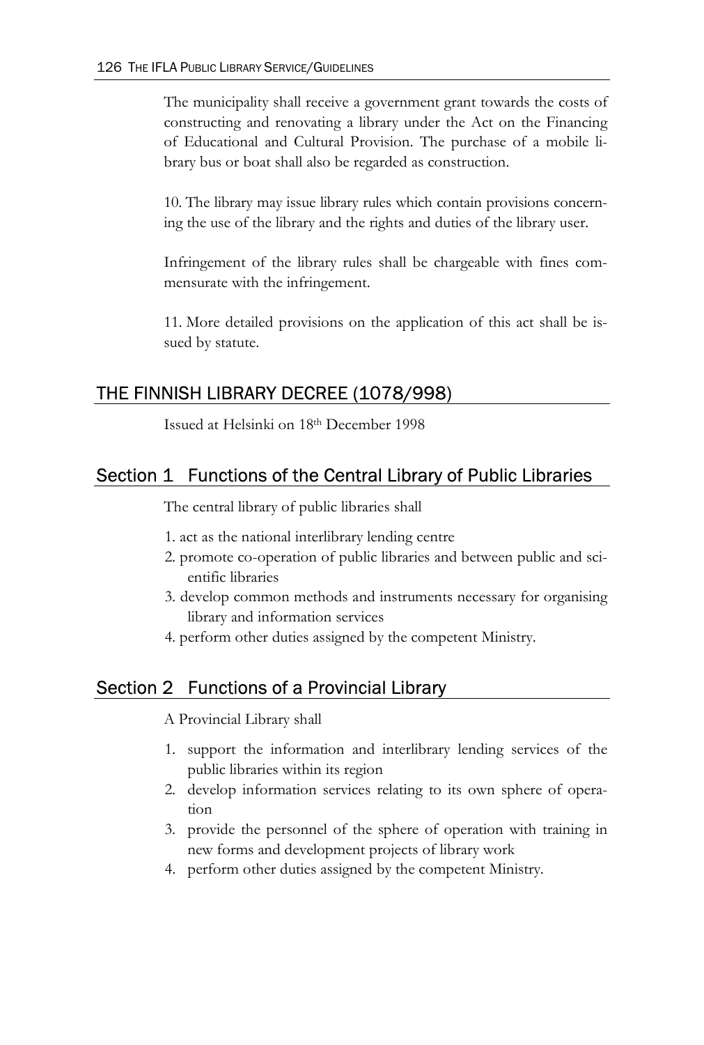The municipality shall receive a government grant towards the costs of constructing and renovating a library under the Act on the Financing of Educational and Cultural Provision. The purchase of a mobile library bus or boat shall also be regarded as construction.

10. The library may issue library rules which contain provisions concerning the use of the library and the rights and duties of the library user.

Infringement of the library rules shall be chargeable with fines commensurate with the infringement.

11. More detailed provisions on the application of this act shall be issued by statute.

## THE FINNISH LIBRARY DECREE (1078/998)

Issued at Helsinki on 18th December 1998

## Section 1 Functions of the Central Library of Public Libraries

The central library of public libraries shall

1. act as the national interlibrary lending centre
2. promote co-operation of public libraries and between public and scientific libraries
3. develop common methods and instruments necessary for organising library and information services
4. perform other duties assigned by the competent Ministry.

## Section 2 Functions of a Provincial Library

A Provincial Library shall

1. support the information and interlibrary lending services of the public libraries within its region
2. develop information services relating to its own sphere of operation
3. provide the personnel of the sphere of operation with training in new forms and development projects of library work
4. perform other duties assigned by the competent Ministry.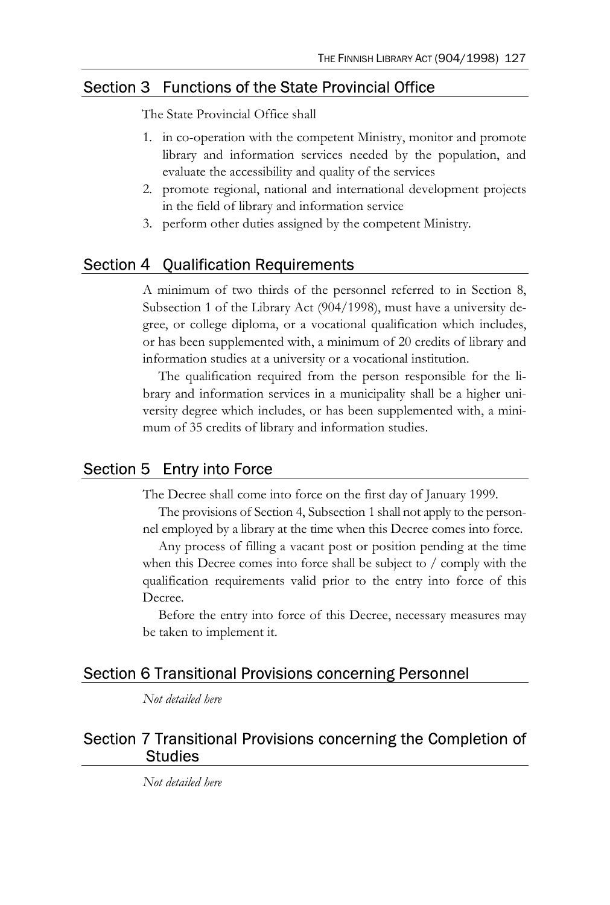## Section 3 Functions of the State Provincial Office

The State Provincial Office shall

1. in co-operation with the competent Ministry, monitor and promote library and information services needed by the population, and evaluate the accessibility and quality of the services
2. promote regional, national and international development projects in the field of library and information service
3. perform other duties assigned by the competent Ministry.

## Section 4 Qualification Requirements

A minimum of two thirds of the personnel referred to in Section 8, Subsection 1 of the Library Act (904/1998), must have a university degree, or college diploma, or a vocational qualification which includes, or has been supplemented with, a minimum of 20 credits of library and information studies at a university or a vocational institution.

The qualification required from the person responsible for the library and information services in a municipality shall be a higher university degree which includes, or has been supplemented with, a minimum of 35 credits of library and information studies.

## Section 5 Entry into Force

The Decree shall come into force on the first day of January 1999.

The provisions of Section 4, Subsection 1 shall not apply to the personnel employed by a library at the time when this Decree comes into force.

Any process of filling a vacant post or position pending at the time when this Decree comes into force shall be subject to / comply with the qualification requirements valid prior to the entry into force of this Decree.

Before the entry into force of this Decree, necessary measures may be taken to implement it.

## Section 6 Transitional Provisions concerning Personnel

*Not detailed here*

## Section 7 Transitional Provisions concerning the Completion of Studies

*Not detailed here*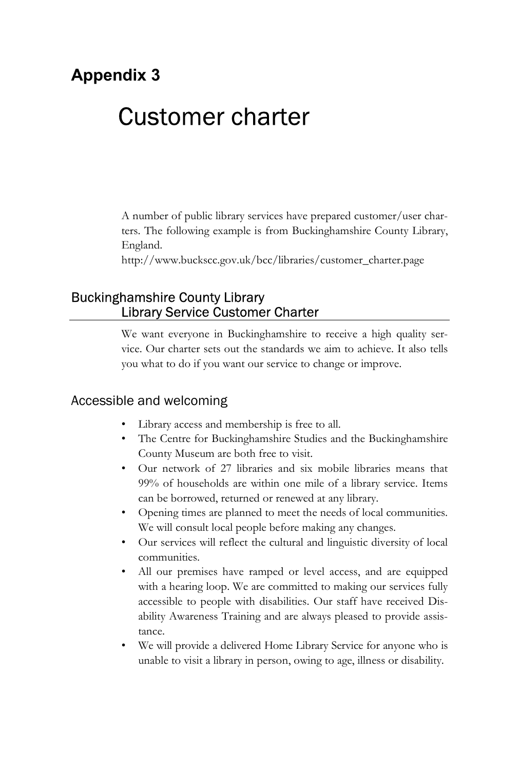## Appendix 3

# Customer charter

A number of public library services have prepared customer/user charters. The following example is from Buckinghamshire County Library, England.
http://www.buckscc.gov.uk/bcc/libraries/customer_charter.page

### Buckinghamshire County Library Library Service Customer Charter

We want everyone in Buckinghamshire to receive a high quality service. Our charter sets out the standards we aim to achieve. It also tells you what to do if you want our service to change or improve.

### Accessible and welcoming

- Library access and membership is free to all.
- The Centre for Buckinghamshire Studies and the Buckinghamshire County Museum are both free to visit.
- Our network of 27 libraries and six mobile libraries means that 99% of households are within one mile of a library service. Items can be borrowed, returned or renewed at any library.
- Opening times are planned to meet the needs of local communities. We will consult local people before making any changes.
- Our services will reflect the cultural and linguistic diversity of local communities.
- All our premises have ramped or level access, and are equipped with a hearing loop. We are committed to making our services fully accessible to people with disabilities. Our staff have received Disability Awareness Training and are always pleased to provide assistance.
- We will provide a delivered Home Library Service for anyone who is unable to visit a library in person, owing to age, illness or disability.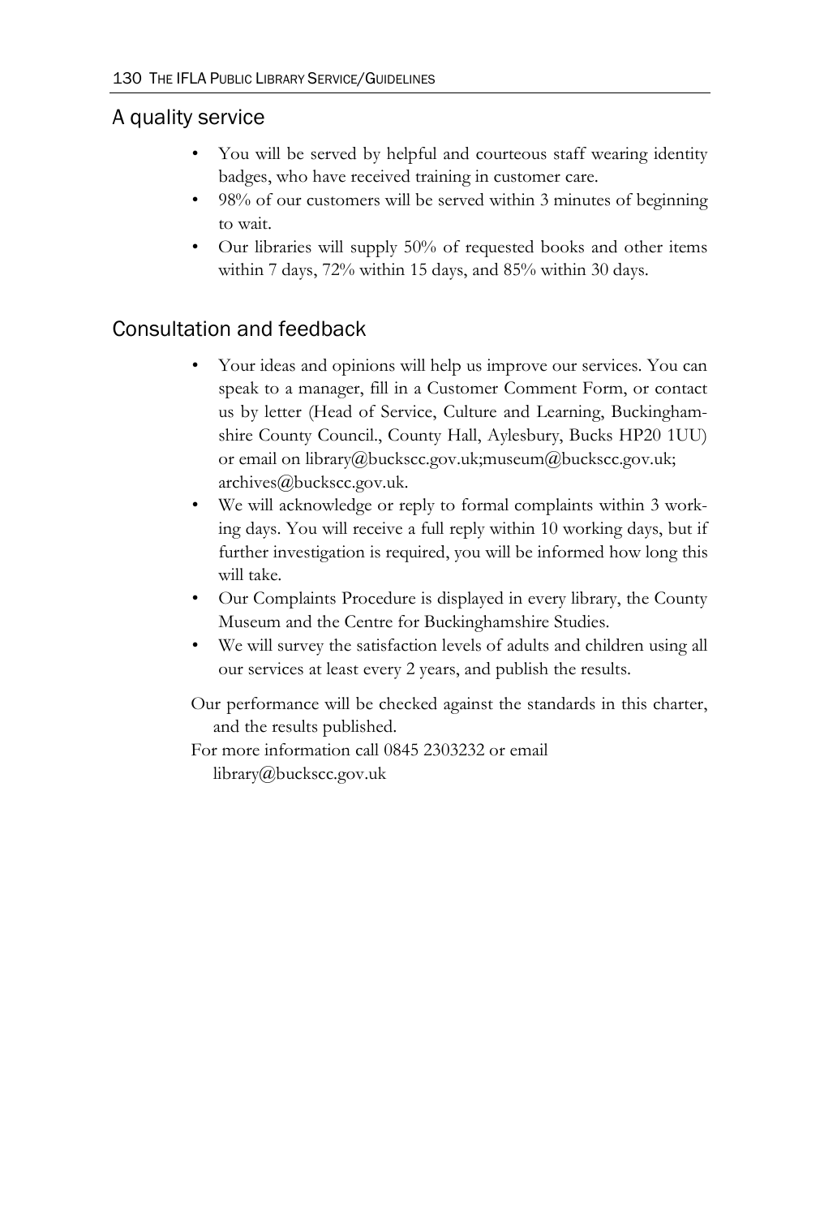## A quality service

- You will be served by helpful and courteous staff wearing identity badges, who have received training in customer care.
- 98% of our customers will be served within 3 minutes of beginning to wait.
- Our libraries will supply 50% of requested books and other items within 7 days, 72% within 15 days, and 85% within 30 days.

## Consultation and feedback

- Your ideas and opinions will help us improve our services. You can speak to a manager, fill in a Customer Comment Form, or contact us by letter (Head of Service, Culture and Learning, Buckinghamshire County Council., County Hall, Aylesbury, Bucks HP20 1UU) or email on library@buckscc.gov.uk;museum@buckscc.gov.uk; archives@buckscc.gov.uk.
- We will acknowledge or reply to formal complaints within 3 working days. You will receive a full reply within 10 working days, but if further investigation is required, you will be informed how long this will take.
- Our Complaints Procedure is displayed in every library, the County Museum and the Centre for Buckinghamshire Studies.
- We will survey the satisfaction levels of adults and children using all our services at least every 2 years, and publish the results.

Our performance will be checked against the standards in this charter, and the results published.

For more information call 0845 2303232 or email library@buckscc.gov.uk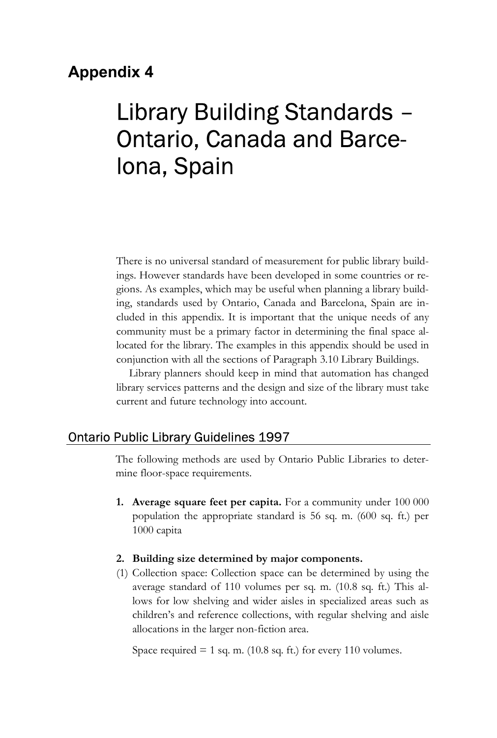## Appendix 4

# Library Building Standards – Ontario, Canada and Barcelona, Spain

There is no universal standard of measurement for public library buildings. However standards have been developed in some countries or regions. As examples, which may be useful when planning a library building, standards used by Ontario, Canada and Barcelona, Spain are included in this appendix. It is important that the unique needs of any community must be a primary factor in determining the final space allocated for the library. The examples in this appendix should be used in conjunction with all the sections of Paragraph 3.10 Library Buildings.

Library planners should keep in mind that automation has changed library services patterns and the design and size of the library must take current and future technology into account.

### Ontario Public Library Guidelines 1997

The following methods are used by Ontario Public Libraries to determine floor-space requirements.

1. **Average square feet per capita.** For a community under 100 000 population the appropriate standard is 56 sq. m. (600 sq. ft.) per 1000 capita

2. **Building size determined by major components.**

(1) Collection space: Collection space can be determined by using the average standard of 110 volumes per sq. m. (10.8 sq. ft.) This allows for low shelving and wider aisles in specialized areas such as children's and reference collections, with regular shelving and aisle allocations in the larger non-fiction area.

Space required = 1 sq. m. (10.8 sq. ft.) for every 110 volumes.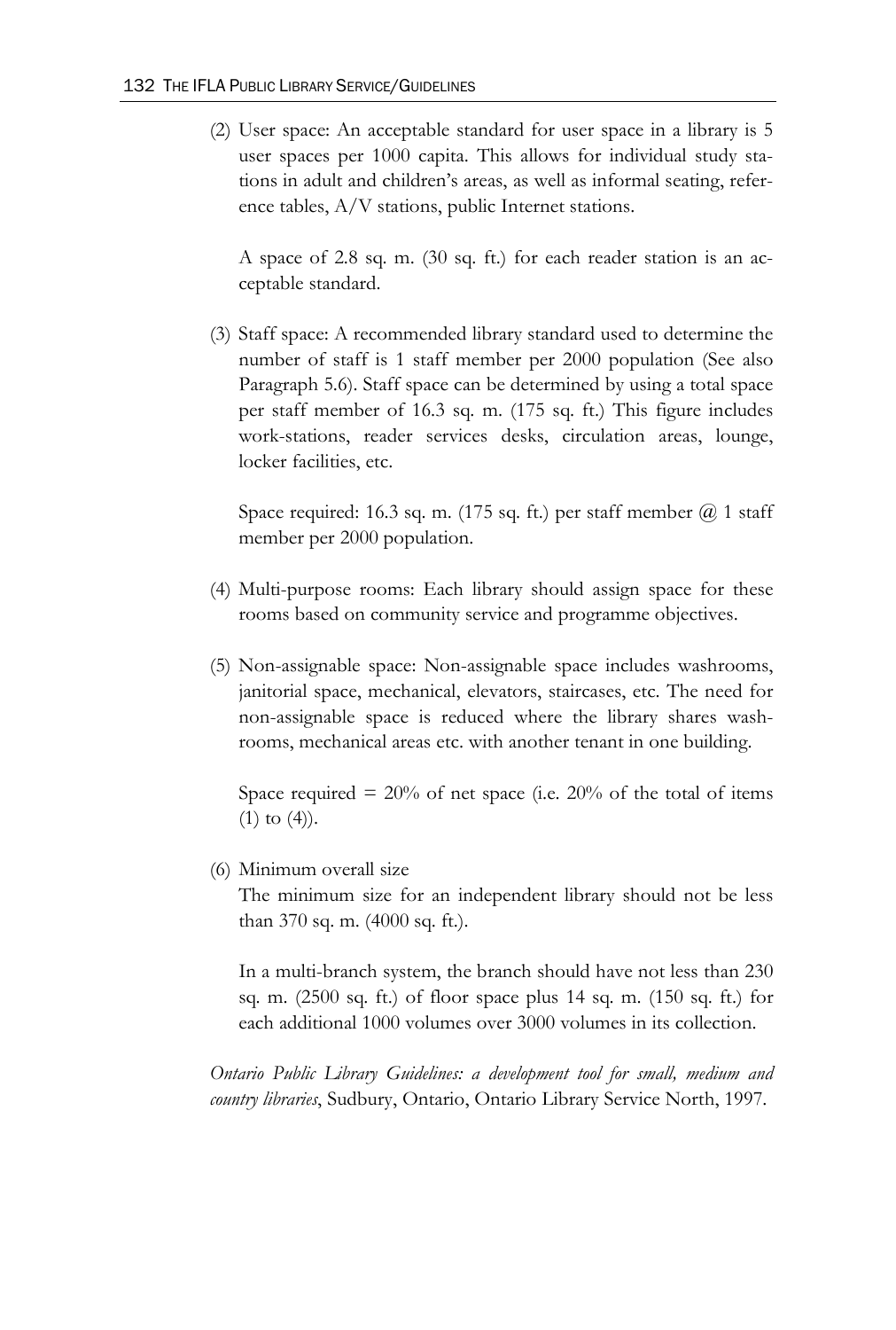(2) User space: An acceptable standard for user space in a library is 5 user spaces per 1000 capita. This allows for individual study stations in adult and children's areas, as well as informal seating, reference tables, A/V stations, public Internet stations.

    A space of 2.8 sq. m. (30 sq. ft.) for each reader station is an acceptable standard.

(3) Staff space: A recommended library standard used to determine the number of staff is 1 staff member per 2000 population (See also Paragraph 5.6). Staff space can be determined by using a total space per staff member of 16.3 sq. m. (175 sq. ft.) This figure includes work-stations, reader services desks, circulation areas, lounge, locker facilities, etc.

    Space required: 16.3 sq. m. (175 sq. ft.) per staff member @ 1 staff member per 2000 population.

(4) Multi-purpose rooms: Each library should assign space for these rooms based on community service and programme objectives.

(5) Non-assignable space: Non-assignable space includes washrooms, janitorial space, mechanical, elevators, staircases, etc. The need for non-assignable space is reduced where the library shares washrooms, mechanical areas etc. with another tenant in one building.

    Space required = 20% of net space (i.e. 20% of the total of items (1) to (4)).

(6) Minimum overall size

    The minimum size for an independent library should not be less than 370 sq. m. (4000 sq. ft.).

    In a multi-branch system, the branch should have not less than 230 sq. m. (2500 sq. ft.) of floor space plus 14 sq. m. (150 sq. ft.) for each additional 1000 volumes over 3000 volumes in its collection.

*Ontario Public Library Guidelines: a development tool for small, medium and country libraries*, Sudbury, Ontario, Ontario Library Service North, 1997.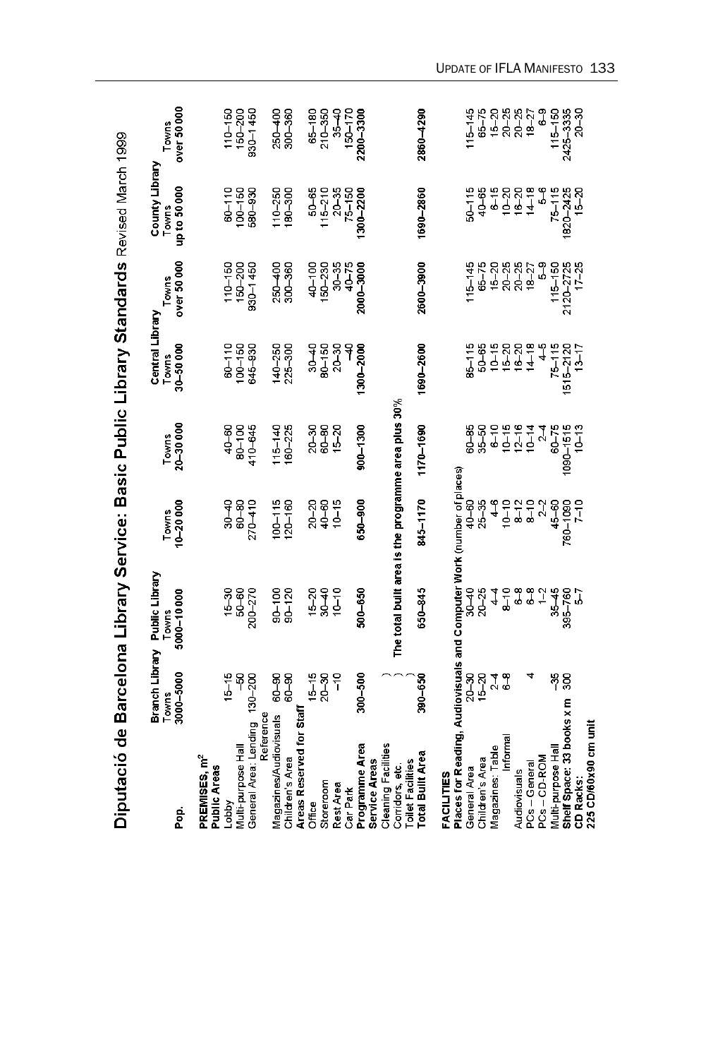# Diputació de Barcelona Library Service: Basic Public Library Standards Revised March 1999

| Pop. | Branch Library Towns 3000–5000 | Public Library Towns 5000–10 000 | Towns 10–20 000 | Towns 20–30 000 | Central Library Towns 30–50 000 | Towns over 50 000 | County Library Towns up to 50 000 | Towns over 50 000 |
|---|---|---|---|---|---|---|---|---|
| **PREMISES, m²** | | | | | | | | |
| **Public Areas** | | | | | | | | |
| Lobby | 15–15 | 15–30 | 30–40 | 40–60 | 60–110 | 110–150 | 60–110 | 110–150 |
| Multi-purpose Hall | –50 | 50–60 | 60–80 | 80–100 | 100–150 | 150–200 | 100–150 | 150–200 |
| General Area: Lending | 130–200 | 200–270 | 270–410 | 410–645 | 645–930 | 930–1 450 | 580–930 | 930–1 450 |
| Reference | | | | | | | | |
| Magazines/Audiovisuals | 60–90 | 90–100 | 100–115 | 115–140 | 140–250 | 250–400 | 110–250 | 250–400 |
| Children's Area | 60–90 | 90–120 | 120–160 | 160–225 | 225–300 | 300–360 | 180–300 | 300–360 |
| **Areas Reserved for Staff** | | | | | | | | |
| Office | 15–15 | 15–20 | 20–20 | 20–30 | 30–40 | 40–100 | 50–65 | 65–180 |
| Storeroom | 20–30 | 30–40 | 40–60 | 60–80 | 80–150 | 150–230 | 115–210 | 210–350 |
| Rest Area | –10 | 10–10 | 10–15 | 15–20 | 20–30 | 30–35 | 20–35 | 35–40 |
| Car Park | | | | | –40 | 40–75 | 75–150 | 150–170 |
| **Programme Area** | 300–500 | 500–650 | 650–900 | 900–1300 | 1300–2000 | 2000–3000 | 1300–2200 | 2200–3300 |
| **Service Areas** | | | | | | | | |
| Cleaning Facilities, Corridors, etc., Toilet Facilities | The total built area is the programme area plus 30% | | | | | | | |
| **Total Built Area** | 390–650 | 650–845 | 845–1170 | 1170–1690 | 1690–2600 | 2600–3900 | 1690–2860 | 2860–4290 |
| **FACILITIES** | | | | | | | | |
| **Places for Reading, Audiovisuals and Computer Work** (number of places) | | | | | | | | |
| General Area | 20–30 | 30–40 | 40–60 | 60–85 | 85–115 | 115–145 | 50–115 | 115–145 |
| Children's Area | 15–20 | 20–25 | 25–35 | 35–50 | 50–65 | 65–75 | 40–65 | 65–75 |
| Magazines: Table | 2–4 | 4–4 | 4–6 | 6–10 | 10–15 | 15–20 | 6–15 | 15–20 |
| Informal | 6–8 | 8–10 | 10–10 | 10–15 | 15–20 | 20–25 | 10–20 | 20–25 |
| Audiovisuals | | 6–8 | 8–12 | 12–16 | 16–20 | 20–25 | 16–20 | 20–25 |
| PCs – General | 4 | 6–8 | 8–10 | 10–14 | 14–18 | 18–27 | 14–18 | 18–27 |
| PCs – CD-ROM | | 1–2 | 2–2 | 2–4 | 4–5 | 5–9 | 5–6 | 6–9 |
| Multi-purpose Hall | –35 | 35–45 | 45–60 | 60–75 | 75–115 | 115–150 | 75–115 | 115–150 |
| **Shelf Space: 33 books x m** | 300 | 395–760 | 760–1090 | 1090–1515 | 1515–2120 | 2120–2725 | 1820–2425 | 2425–3335 |
| **CD Racks: 225 CD/60x90 cm unit** | | 5–7 | 7–10 | 10–13 | 13–17 | 17–25 | 15–20 | 20–30 |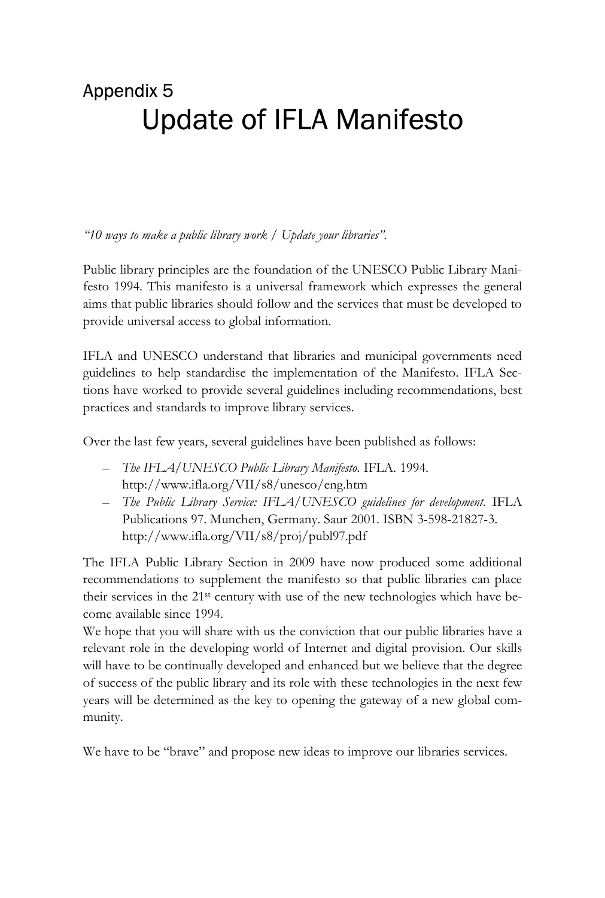## Appendix 5

# Update of IFLA Manifesto

*"10 ways to make a public library work / Update your libraries".*

Public library principles are the foundation of the UNESCO Public Library Manifesto 1994. This manifesto is a universal framework which expresses the general aims that public libraries should follow and the services that must be developed to provide universal access to global information.

IFLA and UNESCO understand that libraries and municipal governments need guidelines to help standardise the implementation of the Manifesto. IFLA Sections have worked to provide several guidelines including recommendations, best practices and standards to improve library services.

Over the last few years, several guidelines have been published as follows:

- *The IFLA/UNESCO Public Library Manifesto.* IFLA. 1994. http://www.ifla.org/VII/s8/unesco/eng.htm
- *The Public Library Service: IFLA/UNESCO guidelines for development.* IFLA Publications 97. Munchen, Germany. Saur 2001. ISBN 3-598-21827-3. http://www.ifla.org/VII/s8/proj/publ97.pdf

The IFLA Public Library Section in 2009 have now produced some additional recommendations to supplement the manifesto so that public libraries can place their services in the 21st century with use of the new technologies which have become available since 1994.

We hope that you will share with us the conviction that our public libraries have a relevant role in the developing world of Internet and digital provision. Our skills will have to be continually developed and enhanced but we believe that the degree of success of the public library and its role with these technologies in the next few years will be determined as the key to opening the gateway of a new global community.

We have to be "brave" and propose new ideas to improve our libraries services.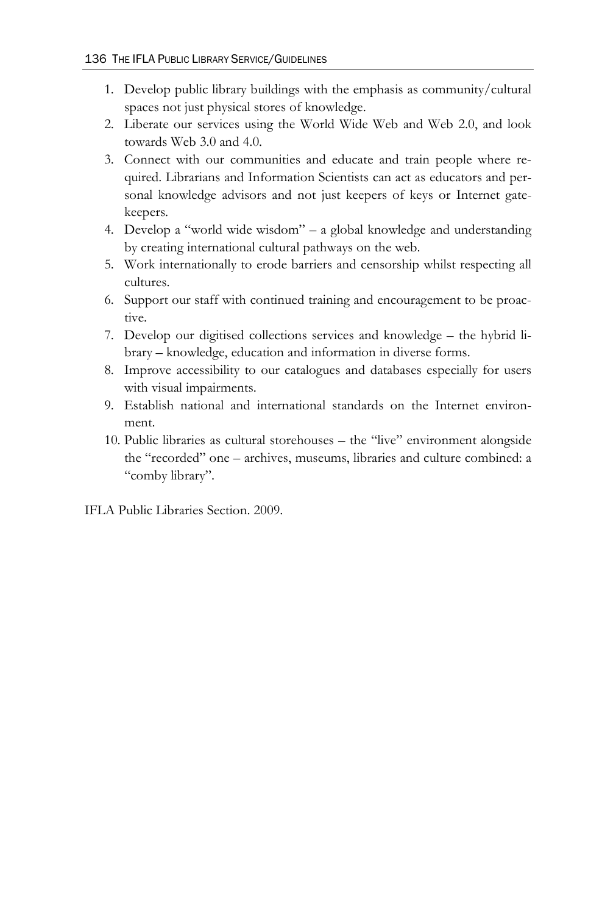1. Develop public library buildings with the emphasis as community/cultural spaces not just physical stores of knowledge.
2. Liberate our services using the World Wide Web and Web 2.0, and look towards Web 3.0 and 4.0.
3. Connect with our communities and educate and train people where required. Librarians and Information Scientists can act as educators and personal knowledge advisors and not just keepers of keys or Internet gatekeepers.
4. Develop a "world wide wisdom" – a global knowledge and understanding by creating international cultural pathways on the web.
5. Work internationally to erode barriers and censorship whilst respecting all cultures.
6. Support our staff with continued training and encouragement to be proactive.
7. Develop our digitised collections services and knowledge – the hybrid library – knowledge, education and information in diverse forms.
8. Improve accessibility to our catalogues and databases especially for users with visual impairments.
9. Establish national and international standards on the Internet environment.
10. Public libraries as cultural storehouses – the "live" environment alongside the "recorded" one – archives, museums, libraries and culture combined: a "comby library".

IFLA Public Libraries Section. 2009.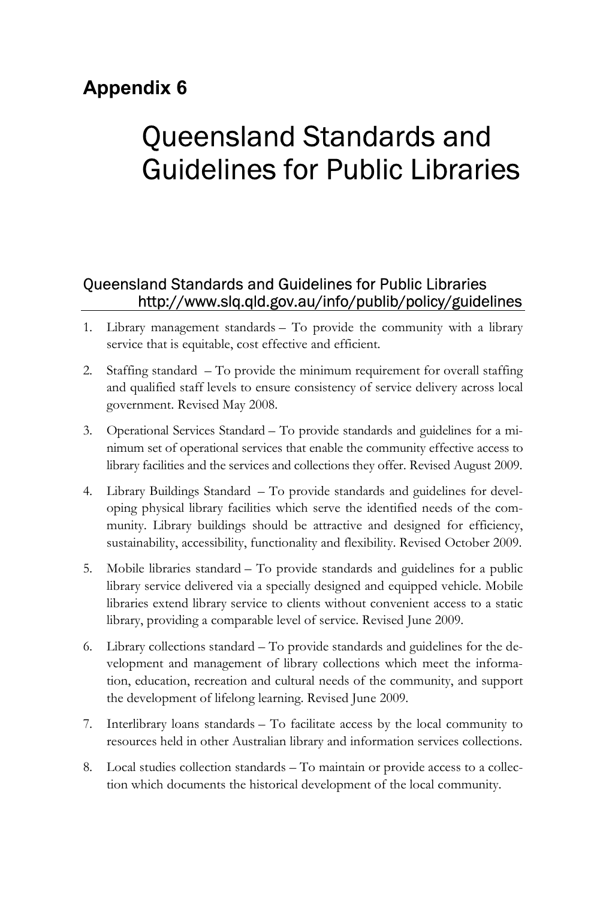## Appendix 6

# Queensland Standards and Guidelines for Public Libraries

### Queensland Standards and Guidelines for Public Libraries http://www.slq.qld.gov.au/info/publib/policy/guidelines

1. Library management standards – To provide the community with a library service that is equitable, cost effective and efficient.
2. Staffing standard – To provide the minimum requirement for overall staffing and qualified staff levels to ensure consistency of service delivery across local government. Revised May 2008.
3. Operational Services Standard – To provide standards and guidelines for a minimum set of operational services that enable the community effective access to library facilities and the services and collections they offer. Revised August 2009.
4. Library Buildings Standard – To provide standards and guidelines for developing physical library facilities which serve the identified needs of the community. Library buildings should be attractive and designed for efficiency, sustainability, accessibility, functionality and flexibility. Revised October 2009.
5. Mobile libraries standard – To provide standards and guidelines for a public library service delivered via a specially designed and equipped vehicle. Mobile libraries extend library service to clients without convenient access to a static library, providing a comparable level of service. Revised June 2009.
6. Library collections standard – To provide standards and guidelines for the development and management of library collections which meet the information, education, recreation and cultural needs of the community, and support the development of lifelong learning. Revised June 2009.
7. Interlibrary loans standards – To facilitate access by the local community to resources held in other Australian library and information services collections.
8. Local studies collection standards – To maintain or provide access to a collection which documents the historical development of the local community.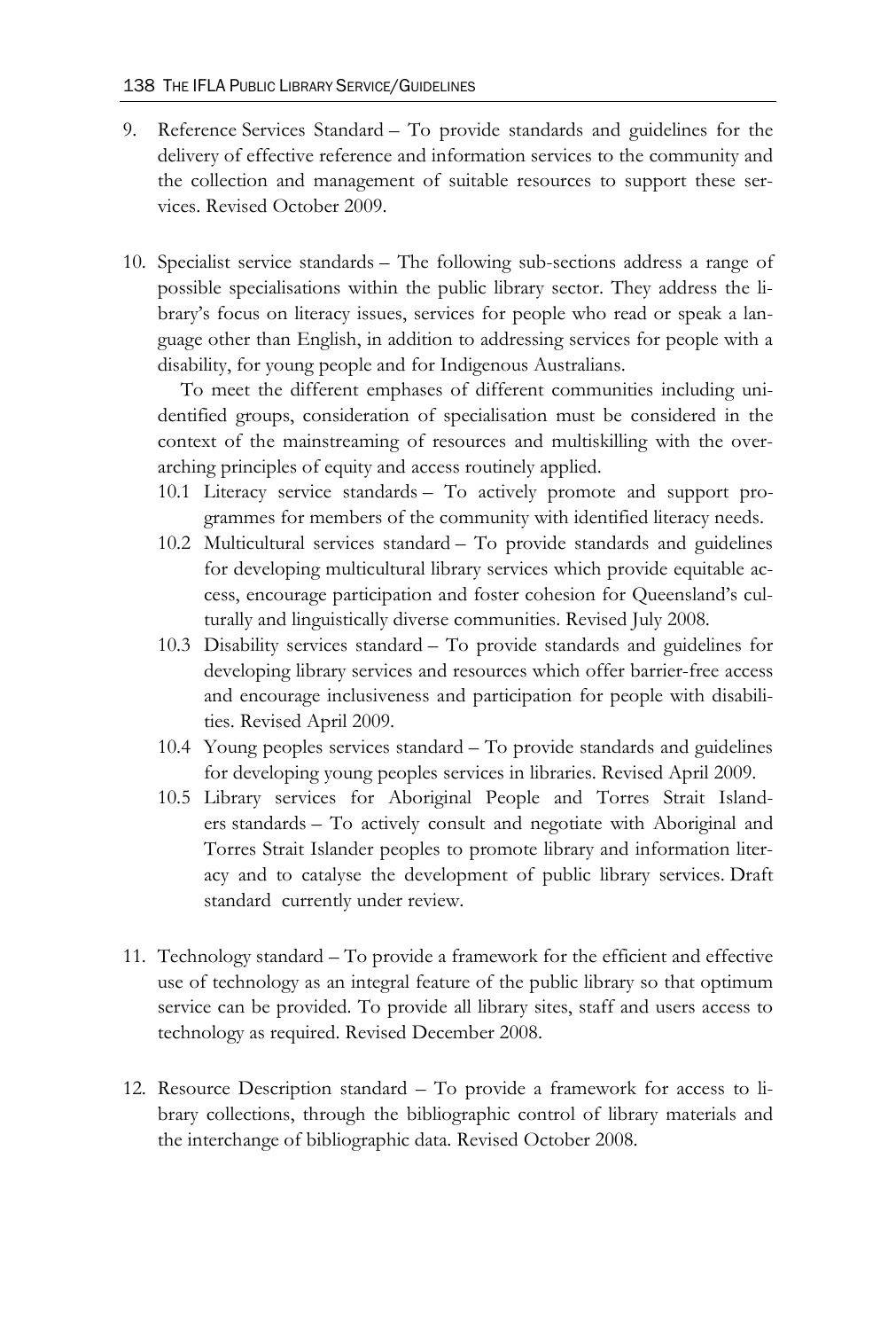9. Reference Services Standard – To provide standards and guidelines for the delivery of effective reference and information services to the community and the collection and management of suitable resources to support these services. Revised October 2009.

10. Specialist service standards – The following sub-sections address a range of possible specialisations within the public library sector. They address the library's focus on literacy issues, services for people who read or speak a language other than English, in addition to addressing services for people with a disability, for young people and for Indigenous Australians.

    To meet the different emphases of different communities including unidentified groups, consideration of specialisation must be considered in the context of the mainstreaming of resources and multiskilling with the overarching principles of equity and access routinely applied.

    10.1 Literacy service standards – To actively promote and support programmes for members of the community with identified literacy needs.

    10.2 Multicultural services standard – To provide standards and guidelines for developing multicultural library services which provide equitable access, encourage participation and foster cohesion for Queensland's culturally and linguistically diverse communities. Revised July 2008.

    10.3 Disability services standard – To provide standards and guidelines for developing library services and resources which offer barrier-free access and encourage inclusiveness and participation for people with disabilities. Revised April 2009.

    10.4 Young peoples services standard – To provide standards and guidelines for developing young peoples services in libraries. Revised April 2009.

    10.5 Library services for Aboriginal People and Torres Strait Islanders standards – To actively consult and negotiate with Aboriginal and Torres Strait Islander peoples to promote library and information literacy and to catalyse the development of public library services. Draft standard currently under review.

11. Technology standard – To provide a framework for the efficient and effective use of technology as an integral feature of the public library so that optimum service can be provided. To provide all library sites, staff and users access to technology as required. Revised December 2008.

12. Resource Description standard – To provide a framework for access to library collections, through the bibliographic control of library materials and the interchange of bibliographic data. Revised October 2008.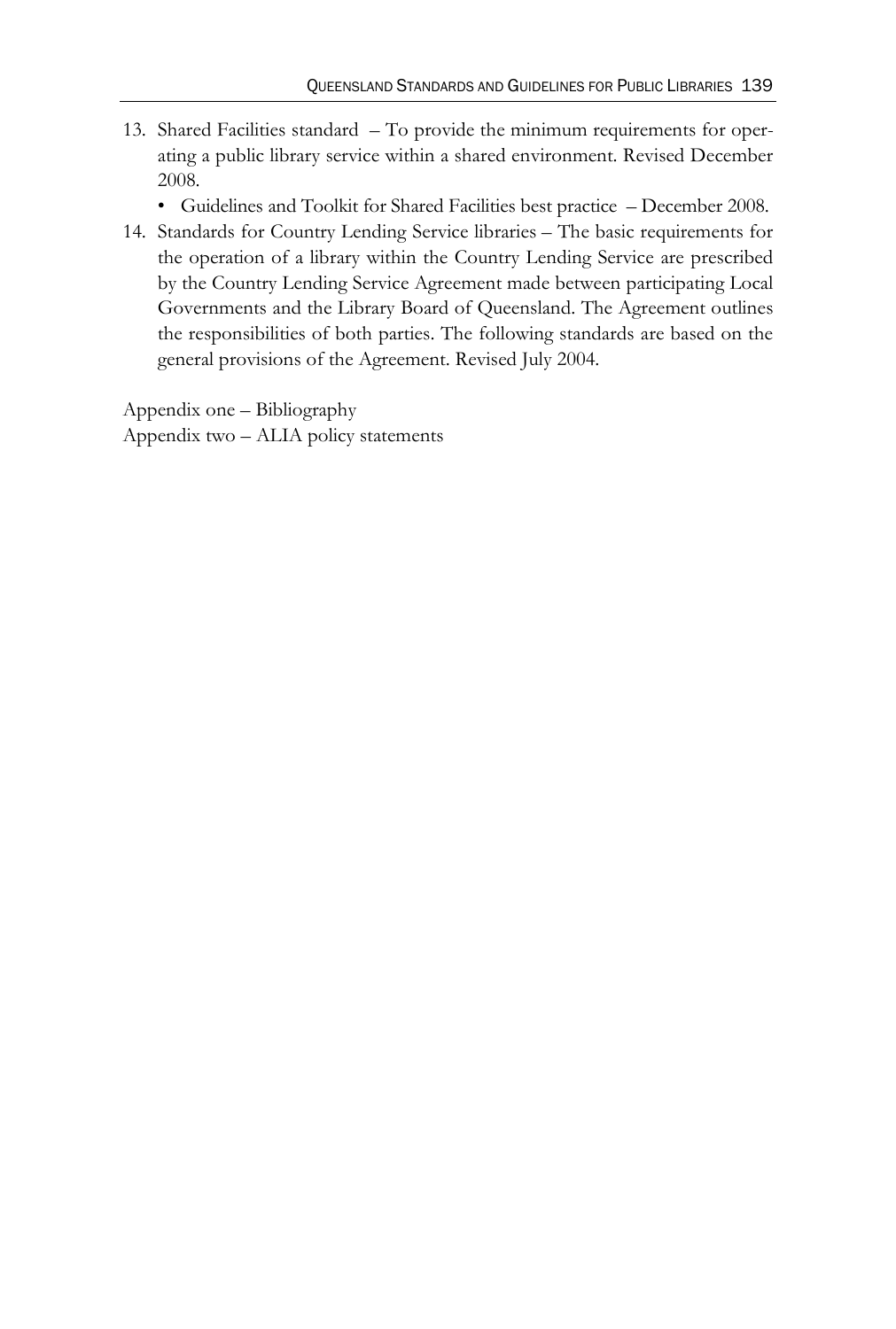13. Shared Facilities standard – To provide the minimum requirements for operating a public library service within a shared environment. Revised December 2008.
    - Guidelines and Toolkit for Shared Facilities best practice – December 2008.
14. Standards for Country Lending Service libraries – The basic requirements for the operation of a library within the Country Lending Service are prescribed by the Country Lending Service Agreement made between participating Local Governments and the Library Board of Queensland. The Agreement outlines the responsibilities of both parties. The following standards are based on the general provisions of the Agreement. Revised July 2004.

Appendix one – Bibliography
Appendix two – ALIA policy statements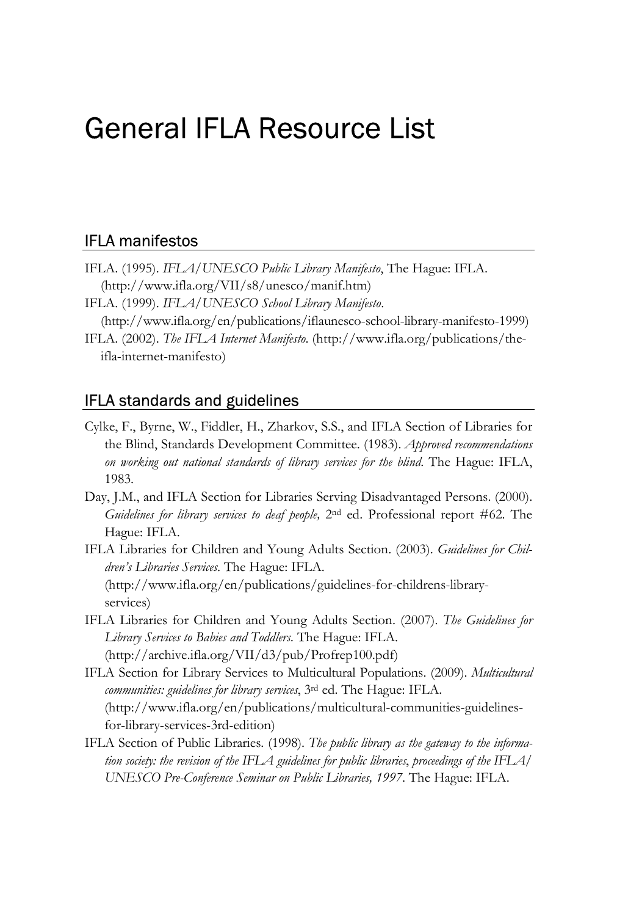# General IFLA Resource List

## IFLA manifestos

IFLA. (1995). *IFLA/UNESCO Public Library Manifesto*, The Hague: IFLA. (http://www.ifla.org/VII/s8/unesco/manif.htm)

IFLA. (1999). *IFLA/UNESCO School Library Manifesto*. (http://www.ifla.org/en/publications/iflaunesco-school-library-manifesto-1999)

IFLA. (2002). *The IFLA Internet Manifesto*. (http://www.ifla.org/publications/the-ifla-internet-manifesto)

## IFLA standards and guidelines

Cylke, F., Byrne, W., Fiddler, H., Zharkov, S.S., and IFLA Section of Libraries for the Blind, Standards Development Committee. (1983). *Approved recommendations on working out national standards of library services for the blind*. The Hague: IFLA, 1983.

Day, J.M., and IFLA Section for Libraries Serving Disadvantaged Persons. (2000). *Guidelines for library services to deaf people,* 2nd ed. Professional report #62. The Hague: IFLA.

IFLA Libraries for Children and Young Adults Section. (2003). *Guidelines for Children's Libraries Services*. The Hague: IFLA. (http://www.ifla.org/en/publications/guidelines-for-childrens-library-services)

IFLA Libraries for Children and Young Adults Section. (2007). *The Guidelines for Library Services to Babies and Toddlers*. The Hague: IFLA. (http://archive.ifla.org/VII/d3/pub/Profrep100.pdf)

IFLA Section for Library Services to Multicultural Populations. (2009). *Multicultural communities: guidelines for library services*, 3rd ed. The Hague: IFLA. (http://www.ifla.org/en/publications/multicultural-communities-guidelines-for-library-services-3rd-edition)

IFLA Section of Public Libraries. (1998). *The public library as the gateway to the information society: the revision of the IFLA guidelines for public libraries*, *proceedings of the IFLA/UNESCO Pre-Conference Seminar on Public Libraries, 1997*. The Hague: IFLA.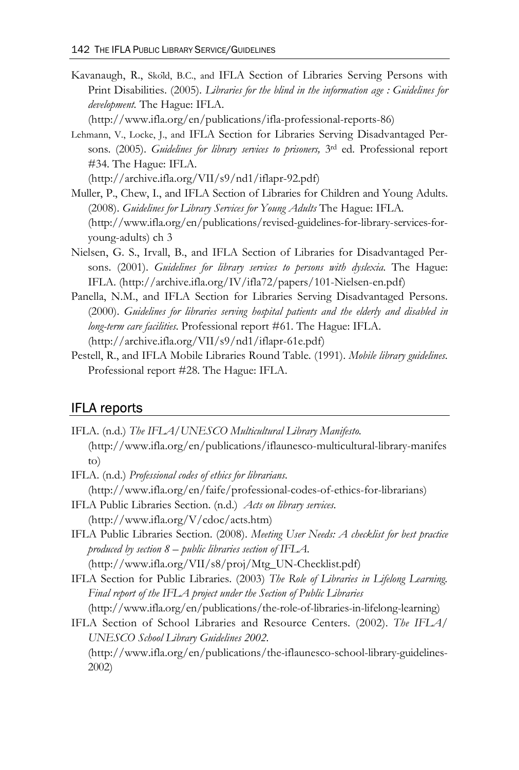Kavanaugh, R., Sköld, B.C., and IFLA Section of Libraries Serving Persons with Print Disabilities. (2005). *Libraries for the blind in the information age : Guidelines for development.* The Hague: IFLA.
(http://www.ifla.org/en/publications/ifla-professional-reports-86)

Lehmann, V., Locke, J., and IFLA Section for Libraries Serving Disadvantaged Persons. (2005). *Guidelines for library services to prisoners,* 3rd ed. Professional report #34. The Hague: IFLA.
(http://archive.ifla.org/VII/s9/nd1/iflapr-92.pdf)

Muller, P., Chew, I., and IFLA Section of Libraries for Children and Young Adults. (2008). *Guidelines for Library Services for Young Adults* The Hague: IFLA. (http://www.ifla.org/en/publications/revised-guidelines-for-library-services-for-young-adults) ch 3

Nielsen, G. S., Irvall, B., and IFLA Section of Libraries for Disadvantaged Persons. (2001). *Guidelines for library services to persons with dyslexia.* The Hague: IFLA. (http://archive.ifla.org/IV/ifla72/papers/101-Nielsen-en.pdf)

Panella, N.M., and IFLA Section for Libraries Serving Disadvantaged Persons. (2000). *Guidelines for libraries serving hospital patients and the elderly and disabled in long-term care facilities.* Professional report #61. The Hague: IFLA.
(http://archive.ifla.org/VII/s9/nd1/iflapr-61e.pdf)

Pestell, R., and IFLA Mobile Libraries Round Table. (1991). *Mobile library guidelines.* Professional report #28. The Hague: IFLA.

## IFLA reports

IFLA. (n.d.) *The IFLA/UNESCO Multicultural Library Manifesto.*
(http://www.ifla.org/en/publications/iflaunesco-multicultural-library-manifesto)

IFLA. (n.d.) *Professional codes of ethics for librarians.*
(http://www.ifla.org/en/faife/professional-codes-of-ethics-for-librarians)

IFLA Public Libraries Section. (n.d.) *Acts on library services.*
(http://www.ifla.org/V/cdoc/acts.htm)

IFLA Public Libraries Section. (2008). *Meeting User Needs: A checklist for best practice produced by section 8 – public libraries section of IFLA.*
(http://www.ifla.org/VII/s8/proj/Mtg_UN-Checklist.pdf)

IFLA Section for Public Libraries. (2003) *The Role of Libraries in Lifelong Learning. Final report of the IFLA project under the Section of Public Libraries*
(http://www.ifla.org/en/publications/the-role-of-libraries-in-lifelong-learning)

IFLA Section of School Libraries and Resource Centers. (2002). *The IFLA/ UNESCO School Library Guidelines 2002.*
(http://www.ifla.org/en/publications/the-iflaunesco-school-library-guidelines-2002)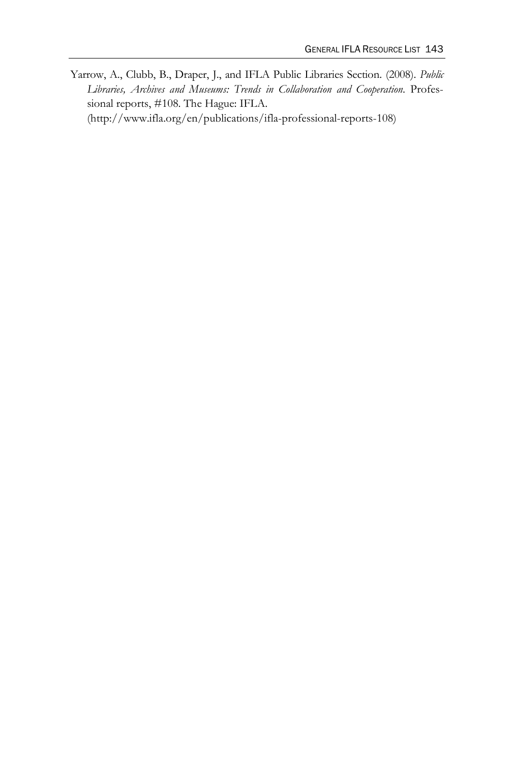Yarrow, A., Clubb, B., Draper, J., and IFLA Public Libraries Section. (2008). *Public Libraries, Archives and Museums: Trends in Collaboration and Cooperation*. Professional reports, #108. The Hague: IFLA. (http://www.ifla.org/en/publications/ifla-professional-reports-108)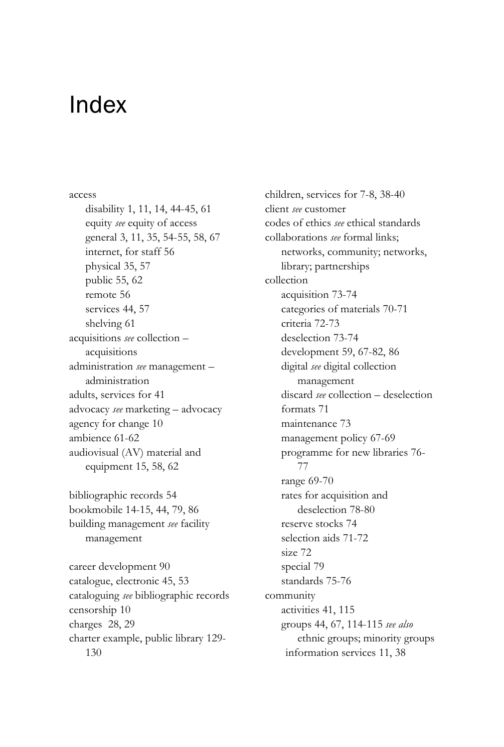# Index

access
- disability 1, 11, 14, 44-45, 61
- equity *see* equity of access
- general 3, 11, 35, 54-55, 58, 67
- internet, for staff 56
- physical 35, 57
- public 55, 62
- remote 56
- services 44, 57
- shelving 61

acquisitions *see* collection – acquisitions
administration *see* management – administration
adults, services for 41
advocacy *see* marketing – advocacy
agency for change 10
ambience 61-62
audiovisual (AV) material and equipment 15, 58, 62

bibliographic records 54
bookmobile 14-15, 44, 79, 86
building management *see* facility management

career development 90
catalogue, electronic 45, 53
cataloguing *see* bibliographic records
censorship 10
charges 28, 29
charter example, public library 129-130
children, services for 7-8, 38-40
client *see* customer
codes of ethics *see* ethical standards
collaborations *see* formal links; networks, community; networks, library; partnerships

collection
- acquisition 73-74
- categories of materials 70-71
- criteria 72-73
- deselection 73-74
- development 59, 67-82, 86
- digital *see* digital collection management
- discard *see* collection – deselection
- formats 71
- maintenance 73
- management policy 67-69
- programme for new libraries 76-77
- range 69-70
- rates for acquisition and deselection 78-80
- reserve stocks 74
- selection aids 71-72
- size 72
- special 79
- standards 75-76

community
- activities 41, 115
- groups 44, 67, 114-115 *see also* ethnic groups; minority groups
- information services 11, 38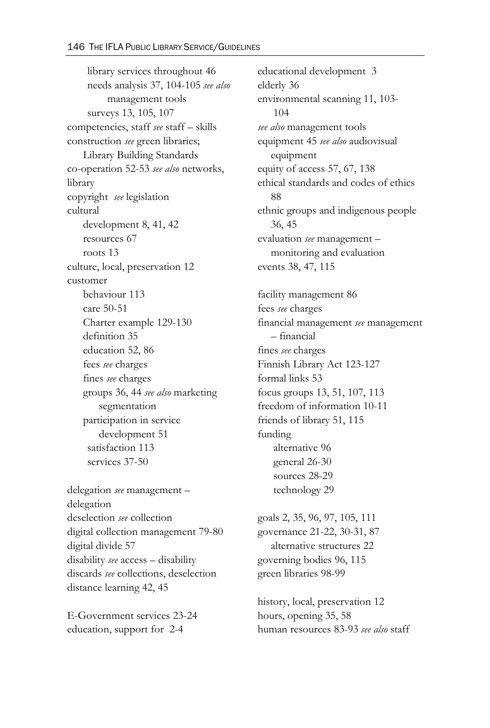library services throughout 46
needs analysis 37, 104-105 *see also* management tools
surveys 13, 105, 107

competencies, staff *see* staff – skills
construction *see* green libraries; Library Building Standards
co-operation 52-53 *see also* networks, library
copyright *see* legislation
cultural
development 8, 41, 42
resources 67
roots 13
culture, local, preservation 12
customer
behaviour 113
care 50-51
Charter example 129-130
definition 35
education 52, 86
fees *see* charges
fines *see* charges
groups 36, 44 *see also* marketing segmentation
participation in service development 51
satisfaction 113
services 37-50

delegation *see* management – delegation
deselection *see* collection
digital collection management 79-80
digital divide 57
disability *see* access – disability
discards *see* collections, deselection
distance learning 42, 45

E-Government services 23-24
education, support for 2-4
educational development 3
elderly 36
environmental scanning 11, 103-104
*see also* management tools
equipment 45 *see also* audiovisual equipment
equity of access 57, 67, 138
ethical standards and codes of ethics 88
ethnic groups and indigenous people 36, 45
evaluation *see* management – monitoring and evaluation
events 38, 47, 115

facility management 86
fees *see* charges
financial management *see* management – financial
fines *see* charges
Finnish Library Act 123-127
formal links 53
focus groups 13, 51, 107, 113
freedom of information 10-11
friends of library 51, 115
funding
alternative 96
general 26-30
sources 28-29
technology 29

goals 2, 35, 96, 97, 105, 111
governance 21-22, 30-31, 87
alternative structures 22
governing bodies 96, 115
green libraries 98-99

history, local, preservation 12
hours, opening 35, 58
human resources 83-93 *see also* staff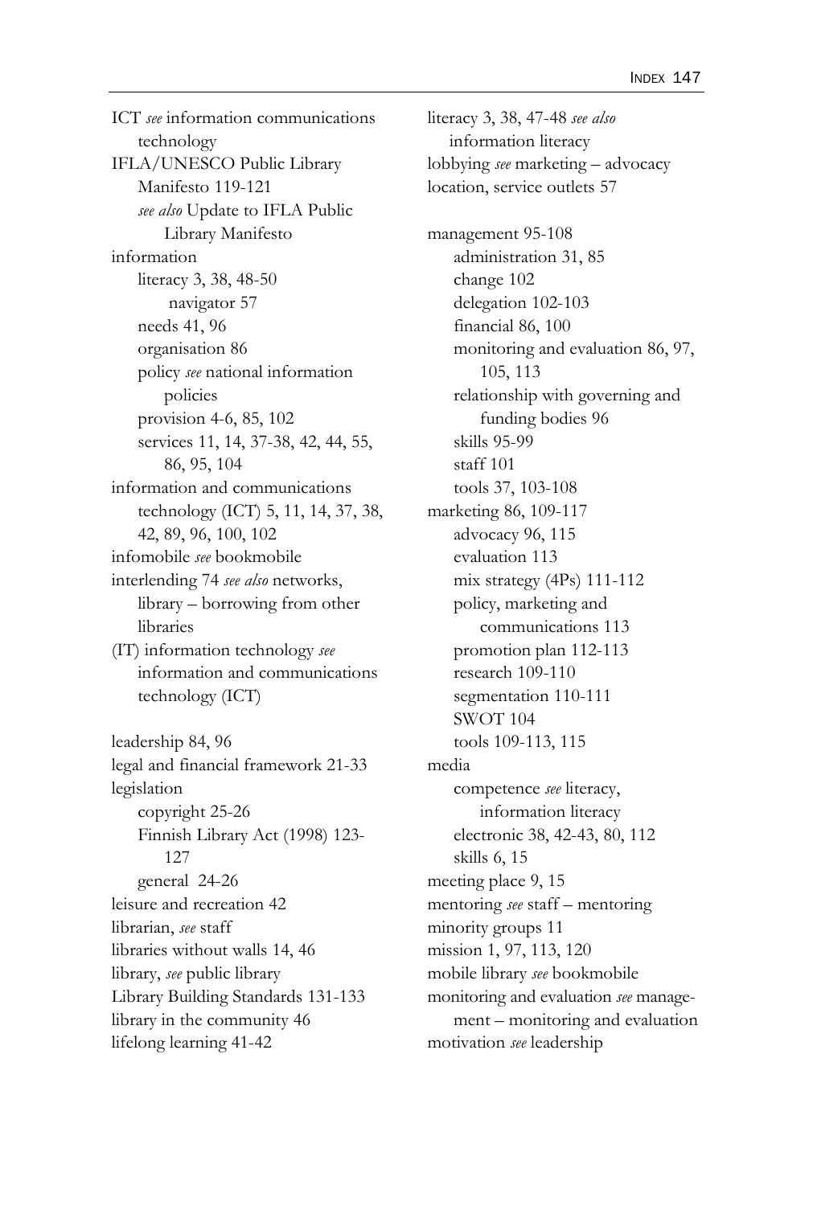ICT *see* information communications technology
IFLA/UNESCO Public Library Manifesto 119-121
    *see also* Update to IFLA Public Library Manifesto
information
    literacy 3, 38, 48-50
        navigator 57
    needs 41, 96
    organisation 86
    policy *see* national information policies
    provision 4-6, 85, 102
    services 11, 14, 37-38, 42, 44, 55, 86, 95, 104
information and communications technology (ICT) 5, 11, 14, 37, 38, 42, 89, 96, 100, 102
infomobile *see* bookmobile
interlending 74 *see also* networks, library – borrowing from other libraries
(IT) information technology *see* information and communications technology (ICT)

leadership 84, 96
legal and financial framework 21-33
legislation
    copyright 25-26
    Finnish Library Act (1998) 123-127
    general 24-26
leisure and recreation 42
librarian, *see* staff
libraries without walls 14, 46
library, *see* public library
Library Building Standards 131-133
library in the community 46
lifelong learning 41-42

literacy 3, 38, 47-48 *see also* information literacy
lobbying *see* marketing – advocacy
location, service outlets 57

management 95-108
    administration 31, 85
    change 102
    delegation 102-103
    financial 86, 100
    monitoring and evaluation 86, 97, 105, 113
    relationship with governing and funding bodies 96
    skills 95-99
    staff 101
    tools 37, 103-108
marketing 86, 109-117
    advocacy 96, 115
    evaluation 113
    mix strategy (4Ps) 111-112
    policy, marketing and communications 113
    promotion plan 112-113
    research 109-110
    segmentation 110-111
    SWOT 104
    tools 109-113, 115
media
    competence *see* literacy, information literacy
    electronic 38, 42-43, 80, 112
    skills 6, 15
meeting place 9, 15
mentoring *see* staff – mentoring
minority groups 11
mission 1, 97, 113, 120
mobile library *see* bookmobile
monitoring and evaluation *see* management – monitoring and evaluation
motivation *see* leadership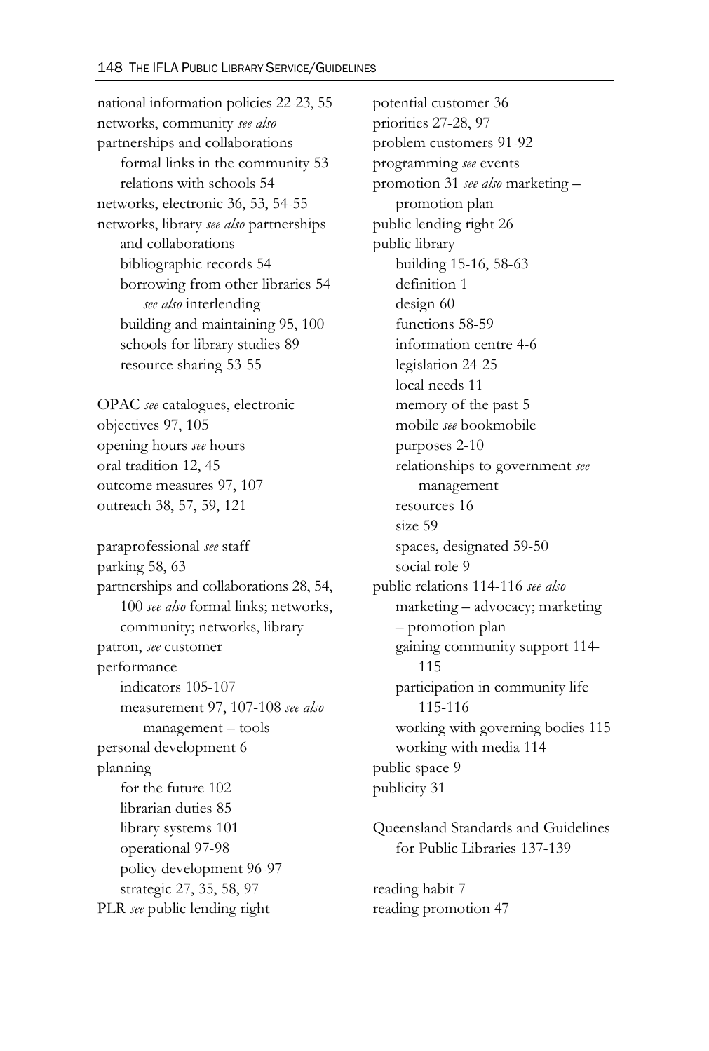national information policies 22-23, 55
networks, community *see also*
    partnerships and collaborations
    formal links in the community 53
    relations with schools 54
networks, electronic 36, 53, 54-55
networks, library *see also* partnerships
    and collaborations
    bibliographic records 54
    borrowing from other libraries 54
        *see also* interlending
    building and maintaining 95, 100
    schools for library studies 89
    resource sharing 53-55

OPAC *see* catalogues, electronic
objectives 97, 105
opening hours *see* hours
oral tradition 12, 45
outcome measures 97, 107
outreach 38, 57, 59, 121

paraprofessional *see* staff
parking 58, 63
partnerships and collaborations 28, 54,
    100 *see also* formal links; networks,
    community; networks, library
patron, *see* customer
performance
    indicators 105-107
    measurement 97, 107-108 *see also*
        management – tools
personal development 6
planning
    for the future 102
    librarian duties 85
    library systems 101
    operational 97-98
    policy development 96-97
    strategic 27, 35, 58, 97
PLR *see* public lending right

potential customer 36
priorities 27-28, 97
problem customers 91-92
programming *see* events
promotion 31 *see also* marketing –
    promotion plan
public lending right 26
public library
    building 15-16, 58-63
    definition 1
    design 60
    functions 58-59
    information centre 4-6
    legislation 24-25
    local needs 11
    memory of the past 5
    mobile *see* bookmobile
    purposes 2-10
    relationships to government *see*
        management
    resources 16
    size 59
    spaces, designated 59-50
    social role 9
public relations 114-116 *see also*
    marketing – advocacy; marketing
    – promotion plan
    gaining community support 114-
        115
    participation in community life
        115-116
    working with governing bodies 115
    working with media 114
public space 9
publicity 31

Queensland Standards and Guidelines
    for Public Libraries 137-139

reading habit 7
reading promotion 47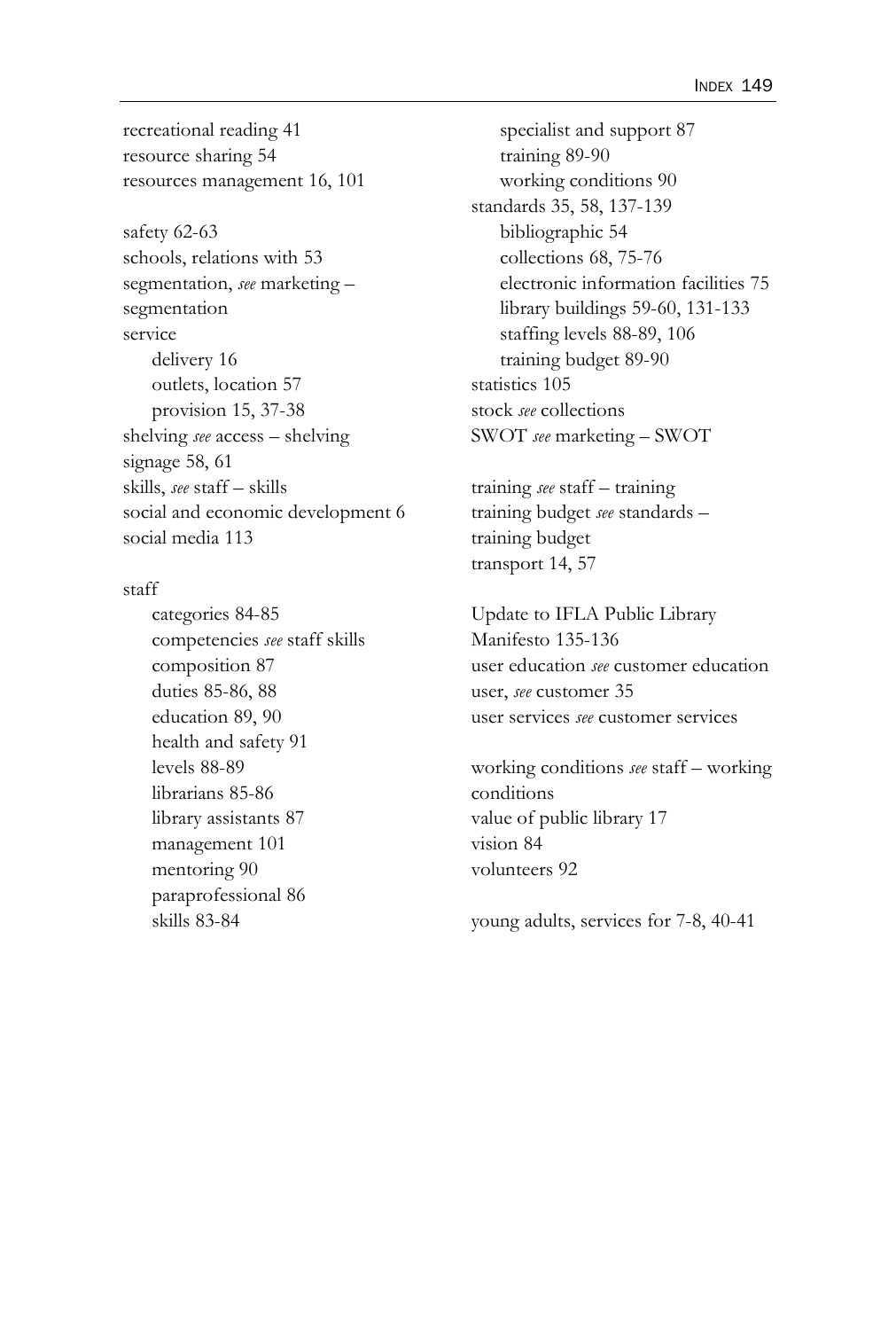recreational reading 41
resource sharing 54
resources management 16, 101

safety 62-63
schools, relations with 53
segmentation, *see* marketing – segmentation
service
  delivery 16
  outlets, location 57
  provision 15, 37-38
shelving *see* access – shelving
signage 58, 61
skills, *see* staff – skills
social and economic development 6
social media 113

staff
  categories 84-85
  competencies *see* staff skills
  composition 87
  duties 85-86, 88
  education 89, 90
  health and safety 91
  levels 88-89
  librarians 85-86
  library assistants 87
  management 101
  mentoring 90
  paraprofessional 86
  skills 83-84
  specialist and support 87
  training 89-90
  working conditions 90
standards 35, 58, 137-139
  bibliographic 54
  collections 68, 75-76
  electronic information facilities 75
  library buildings 59-60, 131-133
  staffing levels 88-89, 106
  training budget 89-90
statistics 105
stock *see* collections
SWOT *see* marketing – SWOT

training *see* staff – training
training budget *see* standards – training budget
transport 14, 57

Update to IFLA Public Library Manifesto 135-136
user education *see* customer education
user, *see* customer 35
user services *see* customer services

working conditions *see* staff – working conditions
value of public library 17
vision 84
volunteers 92

young adults, services for 7-8, 40-41